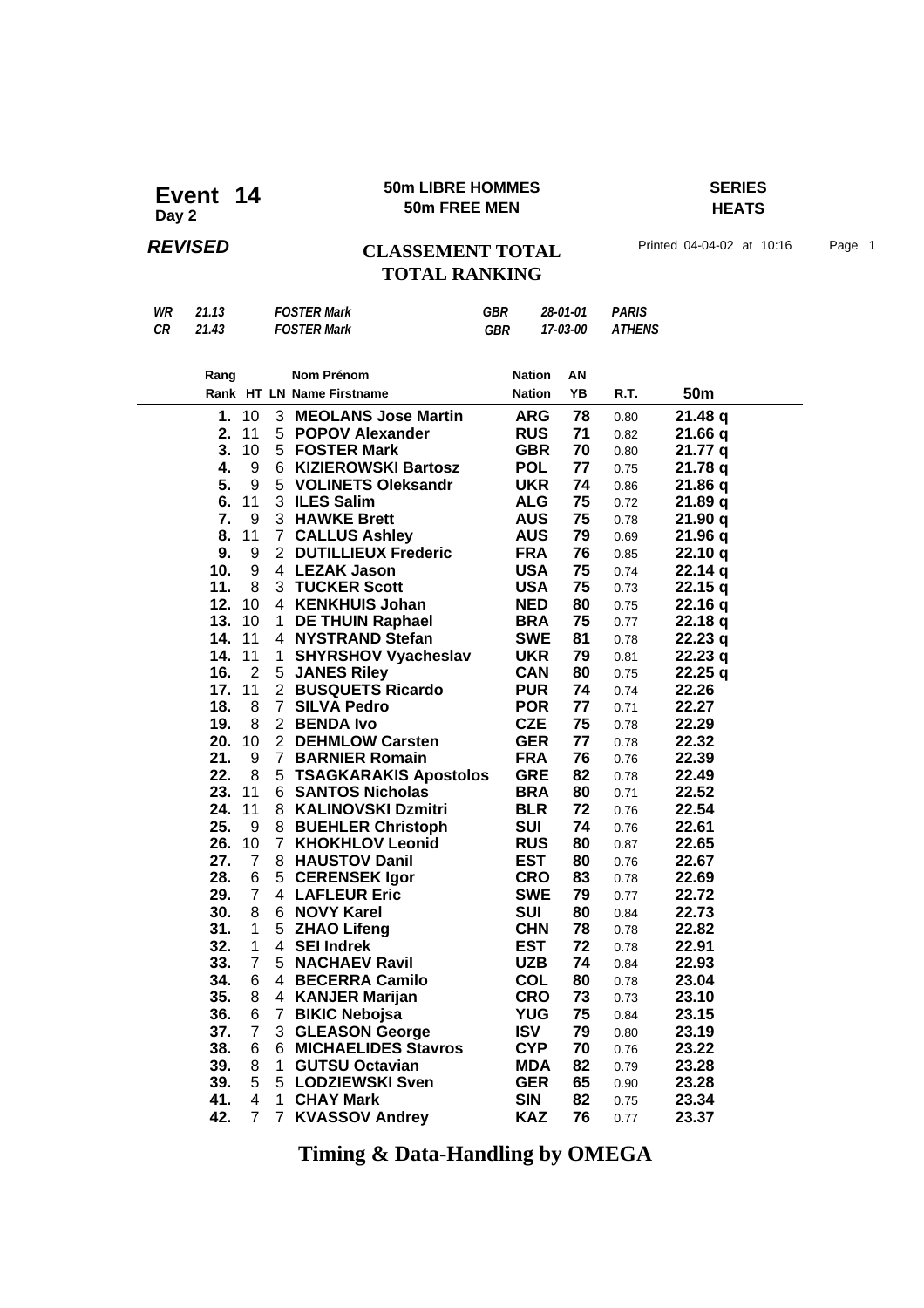# Event 14
**Day 2**

**50m LIBRE HOMMES**
**50m FREE MEN**

**SERIES**
**HEATS**

***REVISED***

## CLASSEMENT TOTAL
## TOTAL RANKING

Printed 04-04-02 at 10:16

| | | | | | |
|---|---|---|---|---|---|
| *WR* | *21.13* | *FOSTER Mark* | *GBR* | *28-01-01* | *PARIS* |
| *CR* | *21.43* | *FOSTER Mark* | *GBR* | *17-03-00* | *ATHENS* |

| Rang<br>Rank | HT | LN | Nom Prénom<br>Name Firstname | Nation<br>Nation | AN<br>YB | R.T. | 50m |
|---|---|---|---|---|---|---|---|
| **1.** | 10 | 3 | **MEOLANS Jose Martin** | **ARG** | **78** | 0.80 | **21.48 q** |
| **2.** | 11 | 5 | **POPOV Alexander** | **RUS** | **71** | 0.82 | **21.66 q** |
| **3.** | 10 | 5 | **FOSTER Mark** | **GBR** | **70** | 0.80 | **21.77 q** |
| **4.** | 9 | 6 | **KIZIEROWSKI Bartosz** | **POL** | **77** | 0.75 | **21.78 q** |
| **5.** | 9 | 5 | **VOLINETS Oleksandr** | **UKR** | **74** | 0.86 | **21.86 q** |
| **6.** | 11 | 3 | **ILES Salim** | **ALG** | **75** | 0.72 | **21.89 q** |
| **7.** | 9 | 3 | **HAWKE Brett** | **AUS** | **75** | 0.78 | **21.90 q** |
| **8.** | 11 | 7 | **CALLUS Ashley** | **AUS** | **79** | 0.69 | **21.96 q** |
| **9.** | 9 | 2 | **DUTILLIEUX Frederic** | **FRA** | **76** | 0.85 | **22.10 q** |
| **10.** | 9 | 4 | **LEZAK Jason** | **USA** | **75** | 0.74 | **22.14 q** |
| **11.** | 8 | 3 | **TUCKER Scott** | **USA** | **75** | 0.73 | **22.15 q** |
| **12.** | 10 | 4 | **KENKHUIS Johan** | **NED** | **80** | 0.75 | **22.16 q** |
| **13.** | 10 | 1 | **DE THUIN Raphael** | **BRA** | **75** | 0.77 | **22.18 q** |
| **14.** | 11 | 4 | **NYSTRAND Stefan** | **SWE** | **81** | 0.78 | **22.23 q** |
| **14.** | 11 | 1 | **SHYRSHOV Vyacheslav** | **UKR** | **79** | 0.81 | **22.23 q** |
| **16.** | 2 | 5 | **JANES Riley** | **CAN** | **80** | 0.75 | **22.25 q** |
| **17.** | 11 | 2 | **BUSQUETS Ricardo** | **PUR** | **74** | 0.74 | **22.26** |
| **18.** | 8 | 7 | **SILVA Pedro** | **POR** | **77** | 0.71 | **22.27** |
| **19.** | 8 | 2 | **BENDA Ivo** | **CZE** | **75** | 0.78 | **22.29** |
| **20.** | 10 | 2 | **DEHMLOW Carsten** | **GER** | **77** | 0.78 | **22.32** |
| **21.** | 9 | 7 | **BARNIER Romain** | **FRA** | **76** | 0.76 | **22.39** |
| **22.** | 8 | 5 | **TSAGKARAKIS Apostolos** | **GRE** | **82** | 0.78 | **22.49** |
| **23.** | 11 | 6 | **SANTOS Nicholas** | **BRA** | **80** | 0.71 | **22.52** |
| **24.** | 11 | 8 | **KALINOVSKI Dzmitri** | **BLR** | **72** | 0.76 | **22.54** |
| **25.** | 9 | 8 | **BUEHLER Christoph** | **SUI** | **74** | 0.76 | **22.61** |
| **26.** | 10 | 7 | **KHOKHLOV Leonid** | **RUS** | **80** | 0.87 | **22.65** |
| **27.** | 7 | 8 | **HAUSTOV Danil** | **EST** | **80** | 0.76 | **22.67** |
| **28.** | 6 | 5 | **CERENSEK Igor** | **CRO** | **83** | 0.78 | **22.69** |
| **29.** | 7 | 4 | **LAFLEUR Eric** | **SWE** | **79** | 0.77 | **22.72** |
| **30.** | 8 | 6 | **NOVY Karel** | **SUI** | **80** | 0.84 | **22.73** |
| **31.** | 1 | 5 | **ZHAO Lifeng** | **CHN** | **78** | 0.78 | **22.82** |
| **32.** | 1 | 4 | **SEI Indrek** | **EST** | **72** | 0.78 | **22.91** |
| **33.** | 7 | 5 | **NACHAEV Ravil** | **UZB** | **74** | 0.84 | **22.93** |
| **34.** | 6 | 4 | **BECERRA Camilo** | **COL** | **80** | 0.78 | **23.04** |
| **35.** | 8 | 4 | **KANJER Marijan** | **CRO** | **73** | 0.73 | **23.10** |
| **36.** | 6 | 7 | **BIKIC Nebojsa** | **YUG** | **75** | 0.84 | **23.15** |
| **37.** | 7 | 3 | **GLEASON George** | **ISV** | **79** | 0.80 | **23.19** |
| **38.** | 6 | 6 | **MICHAELIDES Stavros** | **CYP** | **70** | 0.76 | **23.22** |
| **39.** | 8 | 1 | **GUTSU Octavian** | **MDA** | **82** | 0.79 | **23.28** |
| **39.** | 5 | 5 | **LODZIEWSKI Sven** | **GER** | **65** | 0.90 | **23.28** |
| **41.** | 4 | 1 | **CHAY Mark** | **SIN** | **82** | 0.75 | **23.34** |
| **42.** | 7 | 7 | **KVASSOV Andrey** | **KAZ** | **76** | 0.77 | **23.37** |

**Timing & Data-Handling by OMEGA**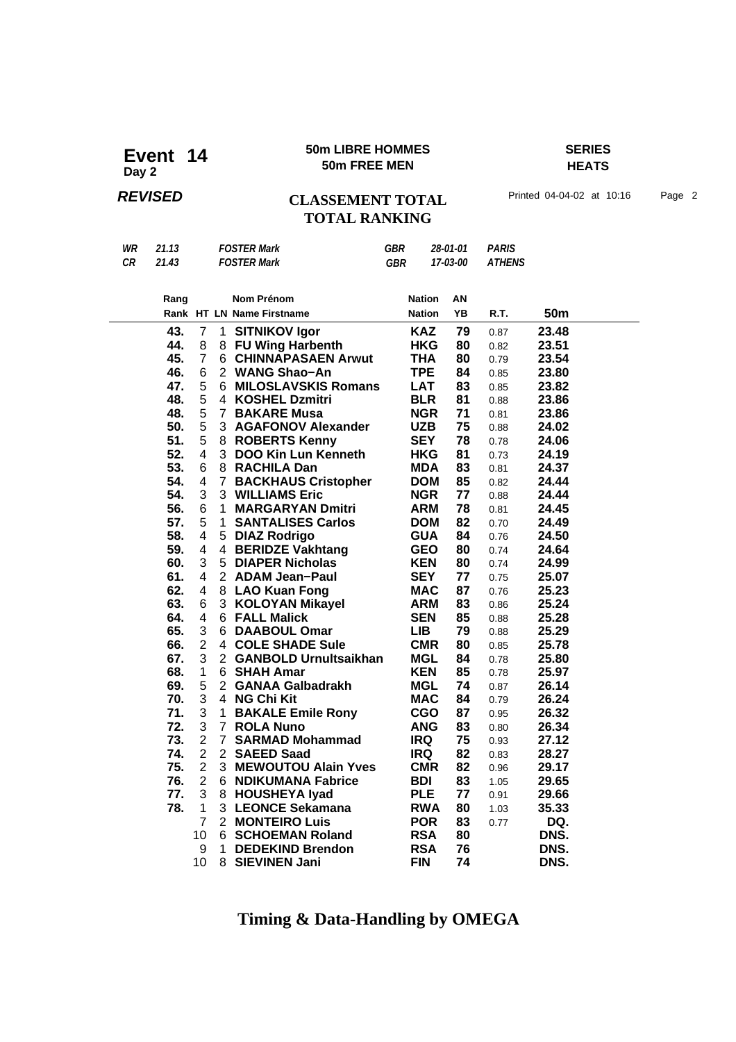**Event 14**
**Day 2**

**50m LIBRE HOMMES**
**50m FREE MEN**

**SERIES**
**HEATS**

***REVISED***

**CLASSEMENT TOTAL**
**TOTAL RANKING**

Printed 04-04-02 at 10:16

| | | | | | |
|---|---|---|---|---|---|
| *WR* | *21.13* | *FOSTER Mark* | *GBR* | *28-01-01* | *PARIS* |
| *CR* | *21.43* | *FOSTER Mark* | *GBR* | *17-03-00* | *ATHENS* |

| Rang / Rank | HT | LN | Nom Prénom / Name Firstname | Nation / Nation | AN / YB | R.T. | 50m |
|---|---|---|---|---|---|---|---|
| **43.** | 7 | 1 | **SITNIKOV Igor** | **KAZ** | **79** | 0.87 | **23.48** |
| **44.** | 8 | 8 | **FU Wing Harbenth** | **HKG** | **80** | 0.82 | **23.51** |
| **45.** | 7 | 6 | **CHINNAPASAEN Arwut** | **THA** | **80** | 0.79 | **23.54** |
| **46.** | 6 | 2 | **WANG Shao−An** | **TPE** | **84** | 0.85 | **23.80** |
| **47.** | 5 | 6 | **MILOSLAVSKIS Romans** | **LAT** | **83** | 0.85 | **23.82** |
| **48.** | 5 | 4 | **KOSHEL Dzmitri** | **BLR** | **81** | 0.88 | **23.86** |
| **48.** | 5 | 7 | **BAKARE Musa** | **NGR** | **71** | 0.81 | **23.86** |
| **50.** | 5 | 3 | **AGAFONOV Alexander** | **UZB** | **75** | 0.88 | **24.02** |
| **51.** | 5 | 8 | **ROBERTS Kenny** | **SEY** | **78** | 0.78 | **24.06** |
| **52.** | 4 | 3 | **DOO Kin Lun Kenneth** | **HKG** | **81** | 0.73 | **24.19** |
| **53.** | 6 | 8 | **RACHILA Dan** | **MDA** | **83** | 0.81 | **24.37** |
| **54.** | 4 | 7 | **BACKHAUS Cristopher** | **DOM** | **85** | 0.82 | **24.44** |
| **54.** | 3 | 3 | **WILLIAMS Eric** | **NGR** | **77** | 0.88 | **24.44** |
| **56.** | 6 | 1 | **MARGARYAN Dmitri** | **ARM** | **78** | 0.81 | **24.45** |
| **57.** | 5 | 1 | **SANTALISES Carlos** | **DOM** | **82** | 0.70 | **24.49** |
| **58.** | 4 | 5 | **DIAZ Rodrigo** | **GUA** | **84** | 0.76 | **24.50** |
| **59.** | 4 | 4 | **BERIDZE Vakhtang** | **GEO** | **80** | 0.74 | **24.64** |
| **60.** | 3 | 5 | **DIAPER Nicholas** | **KEN** | **80** | 0.74 | **24.99** |
| **61.** | 4 | 2 | **ADAM Jean−Paul** | **SEY** | **77** | 0.75 | **25.07** |
| **62.** | 4 | 8 | **LAO Kuan Fong** | **MAC** | **87** | 0.76 | **25.23** |
| **63.** | 6 | 3 | **KOLOYAN Mikayel** | **ARM** | **83** | 0.86 | **25.24** |
| **64.** | 4 | 6 | **FALL Malick** | **SEN** | **85** | 0.88 | **25.28** |
| **65.** | 3 | 6 | **DAABOUL Omar** | **LIB** | **79** | 0.88 | **25.29** |
| **66.** | 2 | 4 | **COLE SHADE Sule** | **CMR** | **80** | 0.85 | **25.78** |
| **67.** | 3 | 2 | **GANBOLD Urnultsaikhan** | **MGL** | **84** | 0.78 | **25.80** |
| **68.** | 1 | 6 | **SHAH Amar** | **KEN** | **85** | 0.78 | **25.97** |
| **69.** | 5 | 2 | **GANAA Galbadrakh** | **MGL** | **74** | 0.87 | **26.14** |
| **70.** | 3 | 4 | **NG Chi Kit** | **MAC** | **84** | 0.79 | **26.24** |
| **71.** | 3 | 1 | **BAKALE Emile Rony** | **CGO** | **87** | 0.95 | **26.32** |
| **72.** | 3 | 7 | **ROLA Nuno** | **ANG** | **83** | 0.80 | **26.34** |
| **73.** | 2 | 7 | **SARMAD Mohammad** | **IRQ** | **75** | 0.93 | **27.12** |
| **74.** | 2 | 2 | **SAEED Saad** | **IRQ** | **82** | 0.83 | **28.27** |
| **75.** | 2 | 3 | **MEWOUTOU Alain Yves** | **CMR** | **82** | 0.96 | **29.17** |
| **76.** | 2 | 6 | **NDIKUMANA Fabrice** | **BDI** | **83** | 1.05 | **29.65** |
| **77.** | 3 | 8 | **HOUSHEYA Iyad** | **PLE** | **77** | 0.91 | **29.66** |
| **78.** | 1 | 3 | **LEONCE Sekamana** | **RWA** | **80** | 1.03 | **35.33** |
| | 7 | 2 | **MONTEIRO Luis** | **POR** | **83** | 0.77 | **DQ.** |
| | 10 | 6 | **SCHOEMAN Roland** | **RSA** | **80** | | **DNS.** |
| | 9 | 1 | **DEDEKIND Brendon** | **RSA** | **76** | | **DNS.** |
| | 10 | 8 | **SIEVINEN Jani** | **FIN** | **74** | | **DNS.** |

**Timing & Data-Handling by OMEGA**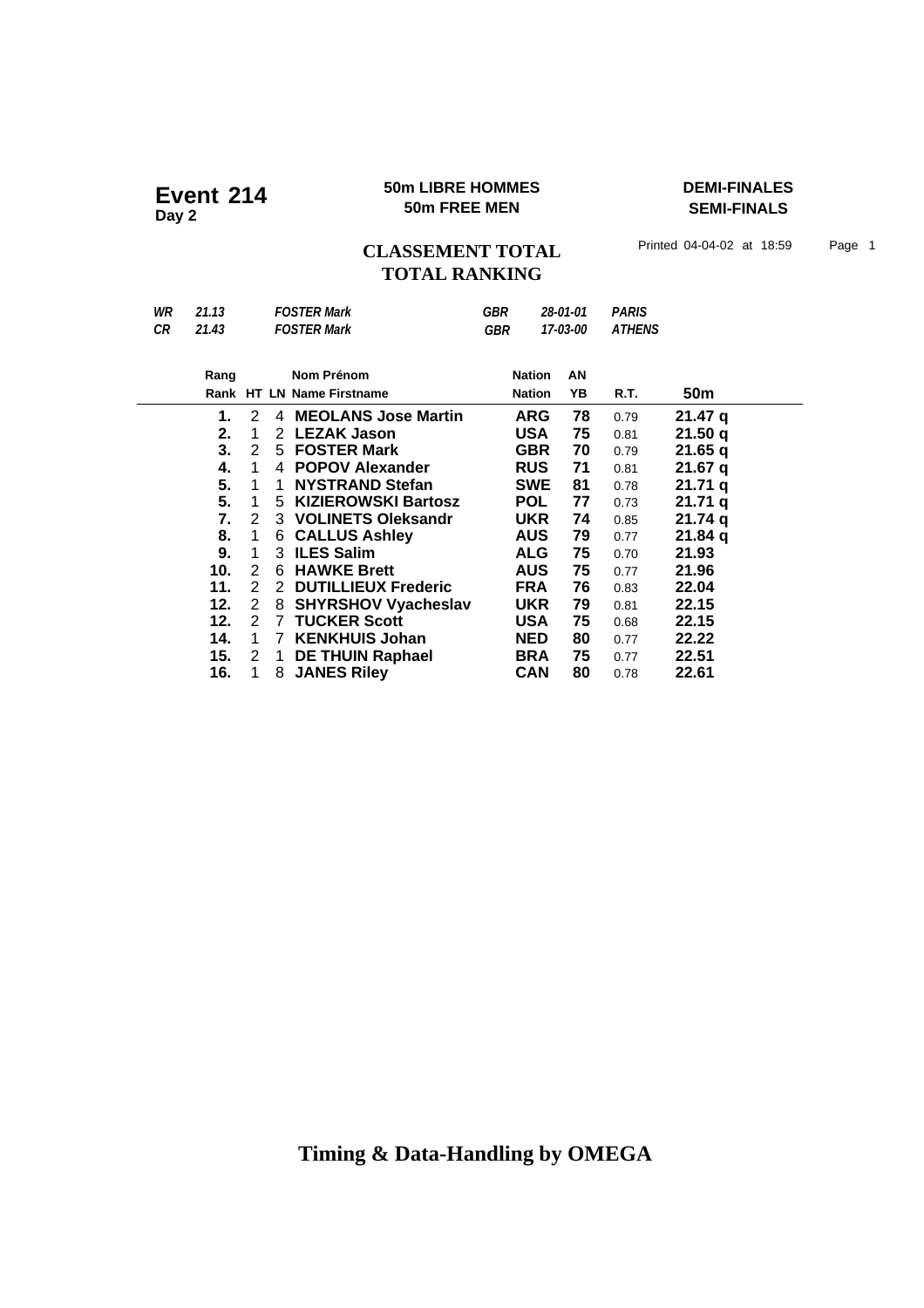# Event 214
**Day 2**

**50m LIBRE HOMMES**
**50m FREE MEN**

**DEMI-FINALES**
**SEMI-FINALS**

## CLASSEMENT TOTAL
## TOTAL RANKING

Printed 04-04-02 at 18:59

| | | | | | |
|---|---|---|---|---|---|
| *WR* | *21.13* | *FOSTER Mark* | *GBR* | *28-01-01* | *PARIS* |
| *CR* | *21.43* | *FOSTER Mark* | *GBR* | *17-03-00* | *ATHENS* |

| Rang<br>Rank | HT | LN | Nom Prénom<br>Name Firstname | Nation<br>Nation | AN<br>YB | R.T. | 50m |
|---|---|---|---|---|---|---|---|
| **1.** | 2 | 4 | **MEOLANS Jose Martin** | **ARG** | **78** | 0.79 | **21.47 q** |
| **2.** | 1 | 2 | **LEZAK Jason** | **USA** | **75** | 0.81 | **21.50 q** |
| **3.** | 2 | 5 | **FOSTER Mark** | **GBR** | **70** | 0.79 | **21.65 q** |
| **4.** | 1 | 4 | **POPOV Alexander** | **RUS** | **71** | 0.81 | **21.67 q** |
| **5.** | 1 | 1 | **NYSTRAND Stefan** | **SWE** | **81** | 0.78 | **21.71 q** |
| **5.** | 1 | 5 | **KIZIEROWSKI Bartosz** | **POL** | **77** | 0.73 | **21.71 q** |
| **7.** | 2 | 3 | **VOLINETS Oleksandr** | **UKR** | **74** | 0.85 | **21.74 q** |
| **8.** | 1 | 6 | **CALLUS Ashley** | **AUS** | **79** | 0.77 | **21.84 q** |
| **9.** | 1 | 3 | **ILES Salim** | **ALG** | **75** | 0.70 | **21.93** |
| **10.** | 2 | 6 | **HAWKE Brett** | **AUS** | **75** | 0.77 | **21.96** |
| **11.** | 2 | 2 | **DUTILLIEUX Frederic** | **FRA** | **76** | 0.83 | **22.04** |
| **12.** | 2 | 8 | **SHYRSHOV Vyacheslav** | **UKR** | **79** | 0.81 | **22.15** |
| **12.** | 2 | 7 | **TUCKER Scott** | **USA** | **75** | 0.68 | **22.15** |
| **14.** | 1 | 7 | **KENKHUIS Johan** | **NED** | **80** | 0.77 | **22.22** |
| **15.** | 2 | 1 | **DE THUIN Raphael** | **BRA** | **75** | 0.77 | **22.51** |
| **16.** | 1 | 8 | **JANES Riley** | **CAN** | **80** | 0.78 | **22.61** |

**Timing & Data-Handling by OMEGA**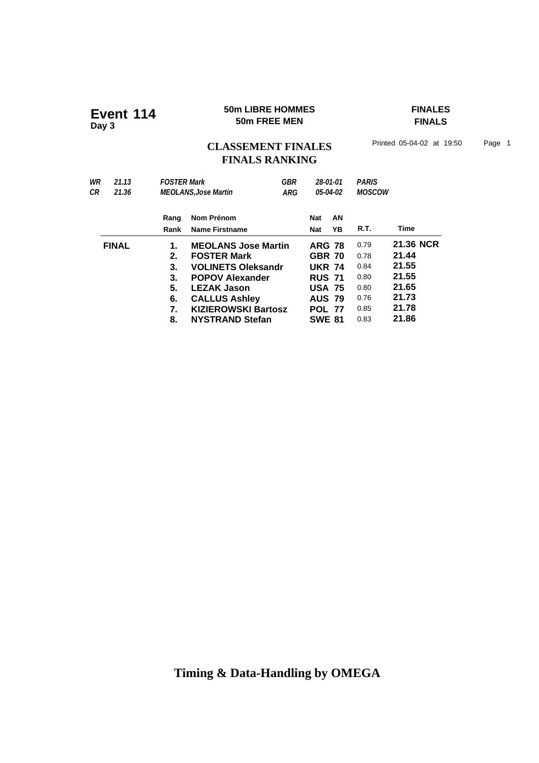# Event 114
**Day 3**

**50m LIBRE HOMMES**
**50m FREE MEN**

**FINALES**
**FINALS**

## CLASSEMENT FINALES
## FINALS RANKING

Printed 05-04-02 at 19:50

| | | | | | |
|---|---|---|---|---|---|
| *WR* | *21.13* | *FOSTER Mark* | *GBR* | *28-01-01* | *PARIS* |
| *CR* | *21.36* | *MEOLANS,Jose Martin* | *ARG* | *05-04-02* | *MOSCOW* |

| | Rang<br>Rank | Nom Prénom<br>Name Firstname | Nat<br>Nat | AN<br>YB | R.T. | Time |
|---|---|---|---|---|---|---|
| **FINAL** | **1.** | **MEOLANS Jose Martin** | **ARG** | **78** | 0.79 | **21.36 NCR** |
| | **2.** | **FOSTER Mark** | **GBR** | **70** | 0.78 | **21.44** |
| | **3.** | **VOLINETS Oleksandr** | **UKR** | **74** | 0.84 | **21.55** |
| | **3.** | **POPOV Alexander** | **RUS** | **71** | 0.80 | **21.55** |
| | **5.** | **LEZAK Jason** | **USA** | **75** | 0.80 | **21.65** |
| | **6.** | **CALLUS Ashley** | **AUS** | **79** | 0.76 | **21.73** |
| | **7.** | **KIZIEROWSKI Bartosz** | **POL** | **77** | 0.85 | **21.78** |
| | **8.** | **NYSTRAND Stefan** | **SWE** | **81** | 0.83 | **21.86** |

**Timing & Data-Handling by OMEGA**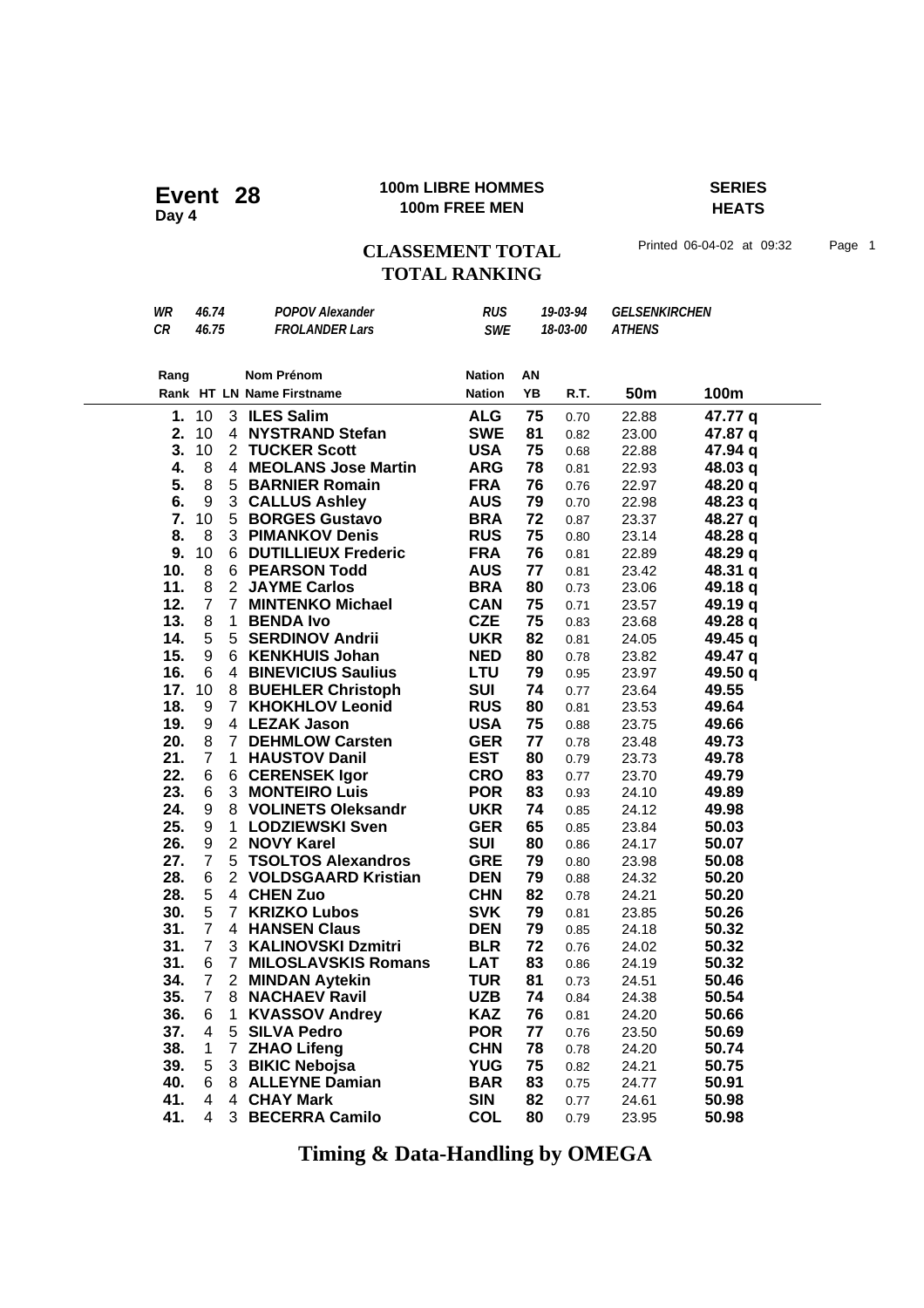**Event 28**
**Day 4**

**100m LIBRE HOMMES**
**100m FREE MEN**

**SERIES**
**HEATS**

## CLASSEMENT TOTAL
## TOTAL RANKING

Printed 06-04-02 at 09:32

| | | | | | |
|---|---|---|---|---|---|
| *WR* | *46.74* | *POPOV Alexander* | *RUS* | *19-03-94* | *GELSENKIRCHEN* |
| *CR* | *46.75* | *FROLANDER Lars* | *SWE* | *18-03-00* | *ATHENS* |

| Rang<br>Rank | HT | LN | Nom Prénom<br>Name Firstname | Nation<br>Nation | AN<br>YB | R.T. | 50m | 100m |
|---|---|---|---|---|---|---|---|---|
| **1.** | 10 | 3 | **ILES Salim** | **ALG** | **75** | 0.70 | 22.88 | **47.77 q** |
| **2.** | 10 | 4 | **NYSTRAND Stefan** | **SWE** | **81** | 0.82 | 23.00 | **47.87 q** |
| **3.** | 10 | 2 | **TUCKER Scott** | **USA** | **75** | 0.68 | 22.88 | **47.94 q** |
| **4.** | 8 | 4 | **MEOLANS Jose Martin** | **ARG** | **78** | 0.81 | 22.93 | **48.03 q** |
| **5.** | 8 | 5 | **BARNIER Romain** | **FRA** | **76** | 0.76 | 22.97 | **48.20 q** |
| **6.** | 9 | 3 | **CALLUS Ashley** | **AUS** | **79** | 0.70 | 22.98 | **48.23 q** |
| **7.** | 10 | 5 | **BORGES Gustavo** | **BRA** | **72** | 0.87 | 23.37 | **48.27 q** |
| **8.** | 8 | 3 | **PIMANKOV Denis** | **RUS** | **75** | 0.80 | 23.14 | **48.28 q** |
| **9.** | 10 | 6 | **DUTILLIEUX Frederic** | **FRA** | **76** | 0.81 | 22.89 | **48.29 q** |
| **10.** | 8 | 6 | **PEARSON Todd** | **AUS** | **77** | 0.81 | 23.42 | **48.31 q** |
| **11.** | 8 | 2 | **JAYME Carlos** | **BRA** | **80** | 0.73 | 23.06 | **49.18 q** |
| **12.** | 7 | 7 | **MINTENKO Michael** | **CAN** | **75** | 0.71 | 23.57 | **49.19 q** |
| **13.** | 8 | 1 | **BENDA Ivo** | **CZE** | **75** | 0.83 | 23.68 | **49.28 q** |
| **14.** | 5 | 5 | **SERDINOV Andrii** | **UKR** | **82** | 0.81 | 24.05 | **49.45 q** |
| **15.** | 9 | 6 | **KENKHUIS Johan** | **NED** | **80** | 0.78 | 23.82 | **49.47 q** |
| **16.** | 6 | 4 | **BINEVICIUS Saulius** | **LTU** | **79** | 0.95 | 23.97 | **49.50 q** |
| **17.** | 10 | 8 | **BUEHLER Christoph** | **SUI** | **74** | 0.77 | 23.64 | **49.55** |
| **18.** | 9 | 7 | **KHOKHLOV Leonid** | **RUS** | **80** | 0.81 | 23.53 | **49.64** |
| **19.** | 9 | 4 | **LEZAK Jason** | **USA** | **75** | 0.88 | 23.75 | **49.66** |
| **20.** | 8 | 7 | **DEHMLOW Carsten** | **GER** | **77** | 0.78 | 23.48 | **49.73** |
| **21.** | 7 | 1 | **HAUSTOV Danil** | **EST** | **80** | 0.79 | 23.73 | **49.78** |
| **22.** | 6 | 6 | **CERENSEK Igor** | **CRO** | **83** | 0.77 | 23.70 | **49.79** |
| **23.** | 6 | 3 | **MONTEIRO Luis** | **POR** | **83** | 0.93 | 24.10 | **49.89** |
| **24.** | 9 | 8 | **VOLINETS Oleksandr** | **UKR** | **74** | 0.85 | 24.12 | **49.98** |
| **25.** | 9 | 1 | **LODZIEWSKI Sven** | **GER** | **65** | 0.85 | 23.84 | **50.03** |
| **26.** | 9 | 2 | **NOVY Karel** | **SUI** | **80** | 0.86 | 24.17 | **50.07** |
| **27.** | 7 | 5 | **TSOLTOS Alexandros** | **GRE** | **79** | 0.80 | 23.98 | **50.08** |
| **28.** | 6 | 2 | **VOLDSGAARD Kristian** | **DEN** | **79** | 0.88 | 24.32 | **50.20** |
| **28.** | 5 | 4 | **CHEN Zuo** | **CHN** | **82** | 0.78 | 24.21 | **50.20** |
| **30.** | 5 | 7 | **KRIZKO Lubos** | **SVK** | **79** | 0.81 | 23.85 | **50.26** |
| **31.** | 7 | 4 | **HANSEN Claus** | **DEN** | **79** | 0.85 | 24.18 | **50.32** |
| **31.** | 7 | 3 | **KALINOVSKI Dzmitri** | **BLR** | **72** | 0.76 | 24.02 | **50.32** |
| **31.** | 6 | 7 | **MILOSLAVSKIS Romans** | **LAT** | **83** | 0.86 | 24.19 | **50.32** |
| **34.** | 7 | 2 | **MINDAN Aytekin** | **TUR** | **81** | 0.73 | 24.51 | **50.46** |
| **35.** | 7 | 8 | **NACHAEV Ravil** | **UZB** | **74** | 0.84 | 24.38 | **50.54** |
| **36.** | 6 | 1 | **KVASSOV Andrey** | **KAZ** | **76** | 0.81 | 24.20 | **50.66** |
| **37.** | 4 | 5 | **SILVA Pedro** | **POR** | **77** | 0.76 | 23.50 | **50.69** |
| **38.** | 1 | 7 | **ZHAO Lifeng** | **CHN** | **78** | 0.78 | 24.20 | **50.74** |
| **39.** | 5 | 3 | **BIKIC Nebojsa** | **YUG** | **75** | 0.82 | 24.21 | **50.75** |
| **40.** | 6 | 8 | **ALLEYNE Damian** | **BAR** | **83** | 0.75 | 24.77 | **50.91** |
| **41.** | 4 | 4 | **CHAY Mark** | **SIN** | **82** | 0.77 | 24.61 | **50.98** |
| **41.** | 4 | 3 | **BECERRA Camilo** | **COL** | **80** | 0.79 | 23.95 | **50.98** |

**Timing & Data-Handling by OMEGA**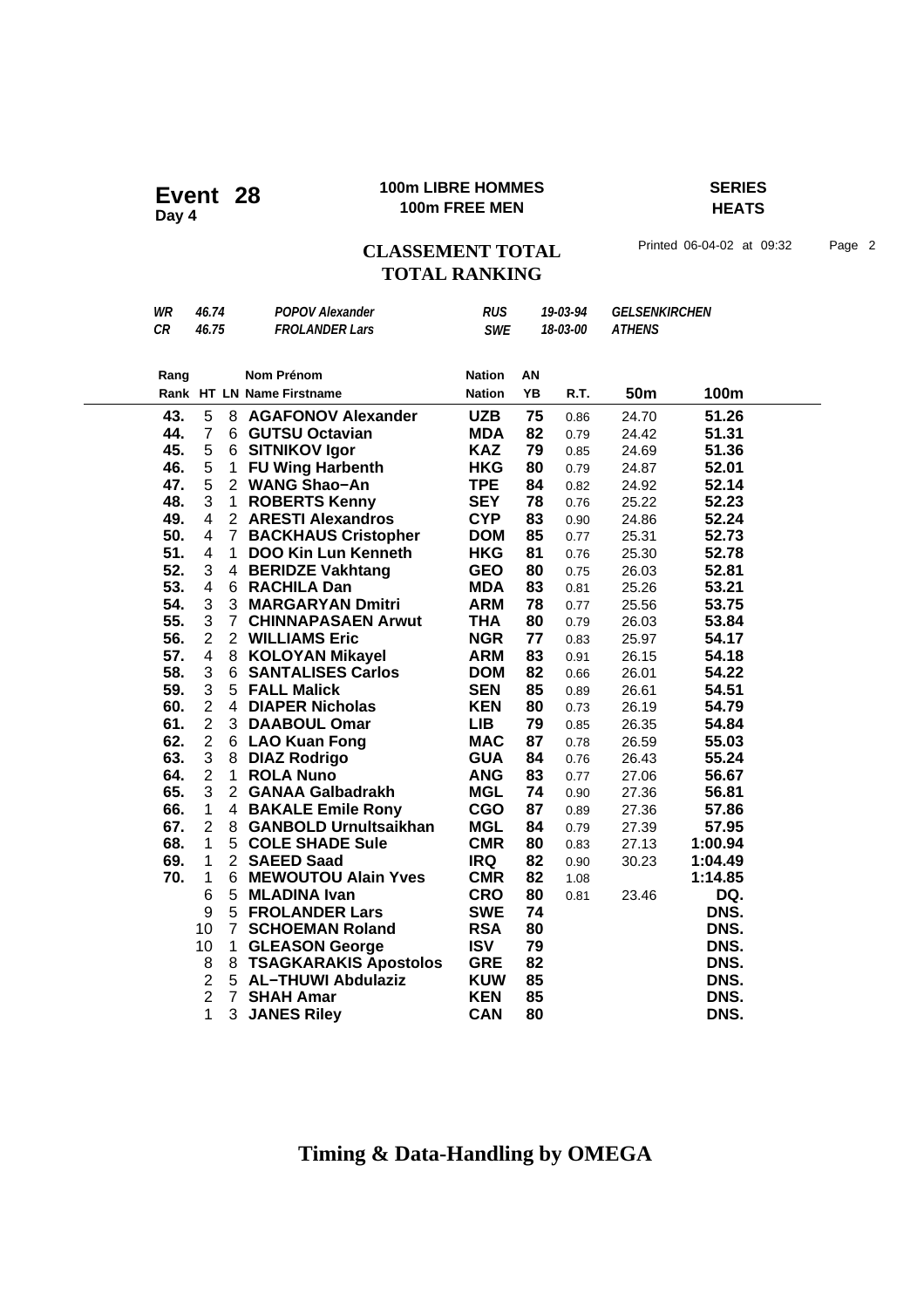# Event 28

**Day 4**

**100m LIBRE HOMMES**
**100m FREE MEN**

**SERIES**
**HEATS**

## CLASSEMENT TOTAL
## TOTAL RANKING

Printed 06-04-02 at 09:32

| | | | | | |
|---|---|---|---|---|---|
| *WR* | *46.74* | *POPOV Alexander* | *RUS* | *19-03-94* | *GELSENKIRCHEN* |
| *CR* | *46.75* | *FROLANDER Lars* | *SWE* | *18-03-00* | *ATHENS* |

| Rang / Rank | HT | LN | Nom Prénom / Name Firstname | Nation / Nation | AN / YB | R.T. | 50m | 100m |
|---|---|---|---|---|---|---|---|---|
| **43.** | 5 | 8 | **AGAFONOV Alexander** | **UZB** | **75** | 0.86 | 24.70 | **51.26** |
| **44.** | 7 | 6 | **GUTSU Octavian** | **MDA** | **82** | 0.79 | 24.42 | **51.31** |
| **45.** | 5 | 6 | **SITNIKOV Igor** | **KAZ** | **79** | 0.85 | 24.69 | **51.36** |
| **46.** | 5 | 1 | **FU Wing Harbenth** | **HKG** | **80** | 0.79 | 24.87 | **52.01** |
| **47.** | 5 | 2 | **WANG Shao−An** | **TPE** | **84** | 0.82 | 24.92 | **52.14** |
| **48.** | 3 | 1 | **ROBERTS Kenny** | **SEY** | **78** | 0.76 | 25.22 | **52.23** |
| **49.** | 4 | 2 | **ARESTI Alexandros** | **CYP** | **83** | 0.90 | 24.86 | **52.24** |
| **50.** | 4 | 7 | **BACKHAUS Cristopher** | **DOM** | **85** | 0.77 | 25.31 | **52.73** |
| **51.** | 4 | 1 | **DOO Kin Lun Kenneth** | **HKG** | **81** | 0.76 | 25.30 | **52.78** |
| **52.** | 3 | 4 | **BERIDZE Vakhtang** | **GEO** | **80** | 0.75 | 26.03 | **52.81** |
| **53.** | 4 | 6 | **RACHILA Dan** | **MDA** | **83** | 0.81 | 25.26 | **53.21** |
| **54.** | 3 | 3 | **MARGARYAN Dmitri** | **ARM** | **78** | 0.77 | 25.56 | **53.75** |
| **55.** | 3 | 7 | **CHINNAPASAEN Arwut** | **THA** | **80** | 0.79 | 26.03 | **53.84** |
| **56.** | 2 | 2 | **WILLIAMS Eric** | **NGR** | **77** | 0.83 | 25.97 | **54.17** |
| **57.** | 4 | 8 | **KOLOYAN Mikayel** | **ARM** | **83** | 0.91 | 26.15 | **54.18** |
| **58.** | 3 | 6 | **SANTALISES Carlos** | **DOM** | **82** | 0.66 | 26.01 | **54.22** |
| **59.** | 3 | 5 | **FALL Malick** | **SEN** | **85** | 0.89 | 26.61 | **54.51** |
| **60.** | 2 | 4 | **DIAPER Nicholas** | **KEN** | **80** | 0.73 | 26.19 | **54.79** |
| **61.** | 2 | 3 | **DAABOUL Omar** | **LIB** | **79** | 0.85 | 26.35 | **54.84** |
| **62.** | 2 | 6 | **LAO Kuan Fong** | **MAC** | **87** | 0.78 | 26.59 | **55.03** |
| **63.** | 3 | 8 | **DIAZ Rodrigo** | **GUA** | **84** | 0.76 | 26.43 | **55.24** |
| **64.** | 2 | 1 | **ROLA Nuno** | **ANG** | **83** | 0.77 | 27.06 | **56.67** |
| **65.** | 3 | 2 | **GANAA Galbadrakh** | **MGL** | **74** | 0.90 | 27.36 | **56.81** |
| **66.** | 1 | 4 | **BAKALE Emile Rony** | **CGO** | **87** | 0.89 | 27.36 | **57.86** |
| **67.** | 2 | 8 | **GANBOLD Urnultsaikhan** | **MGL** | **84** | 0.79 | 27.39 | **57.95** |
| **68.** | 1 | 5 | **COLE SHADE Sule** | **CMR** | **80** | 0.83 | 27.13 | **1:00.94** |
| **69.** | 1 | 2 | **SAEED Saad** | **IRQ** | **82** | 0.90 | 30.23 | **1:04.49** |
| **70.** | 1 | 6 | **MEWOUTOU Alain Yves** | **CMR** | **82** | 1.08 | | **1:14.85** |
| | 6 | 5 | **MLADINA Ivan** | **CRO** | **80** | 0.81 | 23.46 | **DQ.** |
| | 9 | 5 | **FROLANDER Lars** | **SWE** | **74** | | | **DNS.** |
| | 10 | 7 | **SCHOEMAN Roland** | **RSA** | **80** | | | **DNS.** |
| | 10 | 1 | **GLEASON George** | **ISV** | **79** | | | **DNS.** |
| | 8 | 8 | **TSAGKARAKIS Apostolos** | **GRE** | **82** | | | **DNS.** |
| | 2 | 5 | **AL−THUWI Abdulaziz** | **KUW** | **85** | | | **DNS.** |
| | 2 | 7 | **SHAH Amar** | **KEN** | **85** | | | **DNS.** |
| | 1 | 3 | **JANES Riley** | **CAN** | **80** | | | **DNS.** |

**Timing & Data-Handling by OMEGA**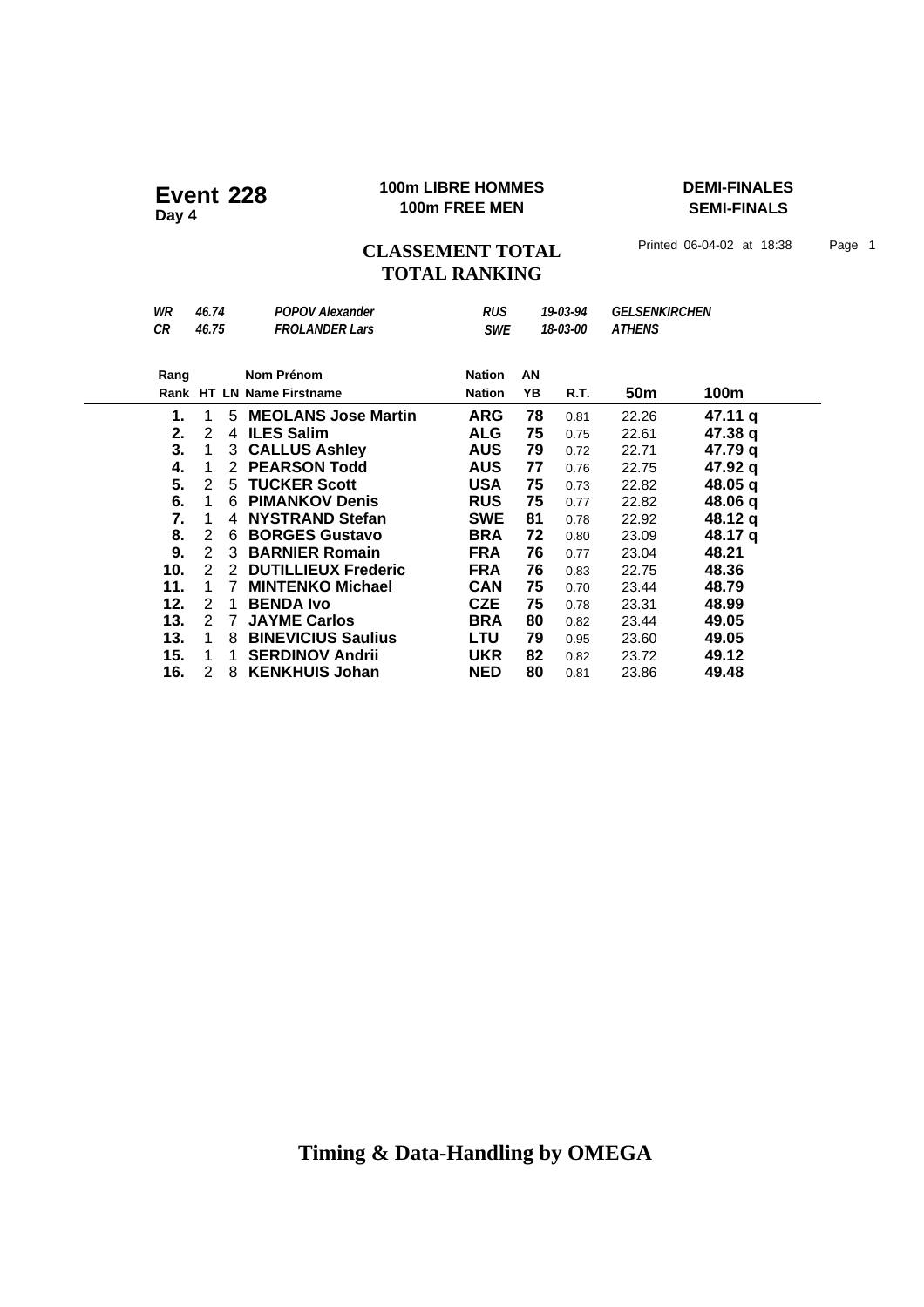# Event 228

**Day 4**

**100m LIBRE HOMMES**
**100m FREE MEN**

**DEMI-FINALES**
**SEMI-FINALS**

## CLASSEMENT TOTAL
## TOTAL RANKING

Printed 06-04-02 at 18:38

| | | | | | |
|---|---|---|---|---|---|
| *WR* | *46.74* | *POPOV Alexander* | *RUS* | *19-03-94* | *GELSENKIRCHEN* |
| *CR* | *46.75* | *FROLANDER Lars* | *SWE* | *18-03-00* | *ATHENS* |

| Rang / Rank | HT | LN | Nom Prénom / Name Firstname | Nation / Nation | AN / YB | R.T. | 50m | 100m |
|---|---|---|---|---|---|---|---|---|
| **1.** | 1 | 5 | **MEOLANS Jose Martin** | **ARG** | **78** | 0.81 | 22.26 | **47.11 q** |
| **2.** | 2 | 4 | **ILES Salim** | **ALG** | **75** | 0.75 | 22.61 | **47.38 q** |
| **3.** | 1 | 3 | **CALLUS Ashley** | **AUS** | **79** | 0.72 | 22.71 | **47.79 q** |
| **4.** | 1 | 2 | **PEARSON Todd** | **AUS** | **77** | 0.76 | 22.75 | **47.92 q** |
| **5.** | 2 | 5 | **TUCKER Scott** | **USA** | **75** | 0.73 | 22.82 | **48.05 q** |
| **6.** | 1 | 6 | **PIMANKOV Denis** | **RUS** | **75** | 0.77 | 22.82 | **48.06 q** |
| **7.** | 1 | 4 | **NYSTRAND Stefan** | **SWE** | **81** | 0.78 | 22.92 | **48.12 q** |
| **8.** | 2 | 6 | **BORGES Gustavo** | **BRA** | **72** | 0.80 | 23.09 | **48.17 q** |
| **9.** | 2 | 3 | **BARNIER Romain** | **FRA** | **76** | 0.77 | 23.04 | **48.21** |
| **10.** | 2 | 2 | **DUTILLIEUX Frederic** | **FRA** | **76** | 0.83 | 22.75 | **48.36** |
| **11.** | 1 | 7 | **MINTENKO Michael** | **CAN** | **75** | 0.70 | 23.44 | **48.79** |
| **12.** | 2 | 1 | **BENDA Ivo** | **CZE** | **75** | 0.78 | 23.31 | **48.99** |
| **13.** | 2 | 7 | **JAYME Carlos** | **BRA** | **80** | 0.82 | 23.44 | **49.05** |
| **13.** | 1 | 8 | **BINEVICIUS Saulius** | **LTU** | **79** | 0.95 | 23.60 | **49.05** |
| **15.** | 1 | 1 | **SERDINOV Andrii** | **UKR** | **82** | 0.82 | 23.72 | **49.12** |
| **16.** | 2 | 8 | **KENKHUIS Johan** | **NED** | **80** | 0.81 | 23.86 | **49.48** |

**Timing & Data-Handling by OMEGA**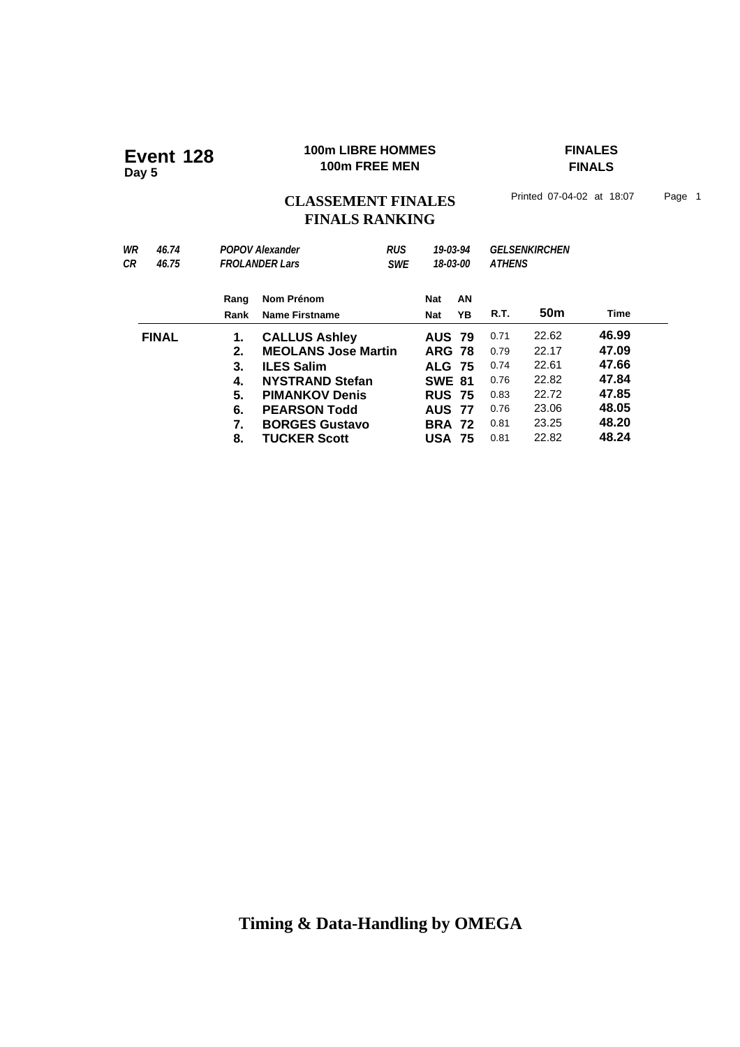# Event 128
**Day 5**

**100m LIBRE HOMMES**
**100m FREE MEN**

**FINALES**
**FINALS**

## CLASSEMENT FINALES
## FINALS RANKING

Printed 07-04-02 at 18:07

| | | | | | |
|---|---|---|---|---|---|
| *WR* | *46.74* | *POPOV Alexander* | *RUS* | *19-03-94* | *GELSENKIRCHEN* |
| *CR* | *46.75* | *FROLANDER Lars* | *SWE* | *18-03-00* | *ATHENS* |

| | Rang / Rank | Nom Prénom / Name Firstname | Nat / Nat | AN / YB | R.T. | 50m | Time |
|---|---|---|---|---|---|---|---|
| **FINAL** | **1.** | **CALLUS Ashley** | **AUS** | **79** | 0.71 | 22.62 | **46.99** |
| | **2.** | **MEOLANS Jose Martin** | **ARG** | **78** | 0.79 | 22.17 | **47.09** |
| | **3.** | **ILES Salim** | **ALG** | **75** | 0.74 | 22.61 | **47.66** |
| | **4.** | **NYSTRAND Stefan** | **SWE** | **81** | 0.76 | 22.82 | **47.84** |
| | **5.** | **PIMANKOV Denis** | **RUS** | **75** | 0.83 | 22.72 | **47.85** |
| | **6.** | **PEARSON Todd** | **AUS** | **77** | 0.76 | 23.06 | **48.05** |
| | **7.** | **BORGES Gustavo** | **BRA** | **72** | 0.81 | 23.25 | **48.20** |
| | **8.** | **TUCKER Scott** | **USA** | **75** | 0.81 | 22.82 | **48.24** |

**Timing & Data-Handling by OMEGA**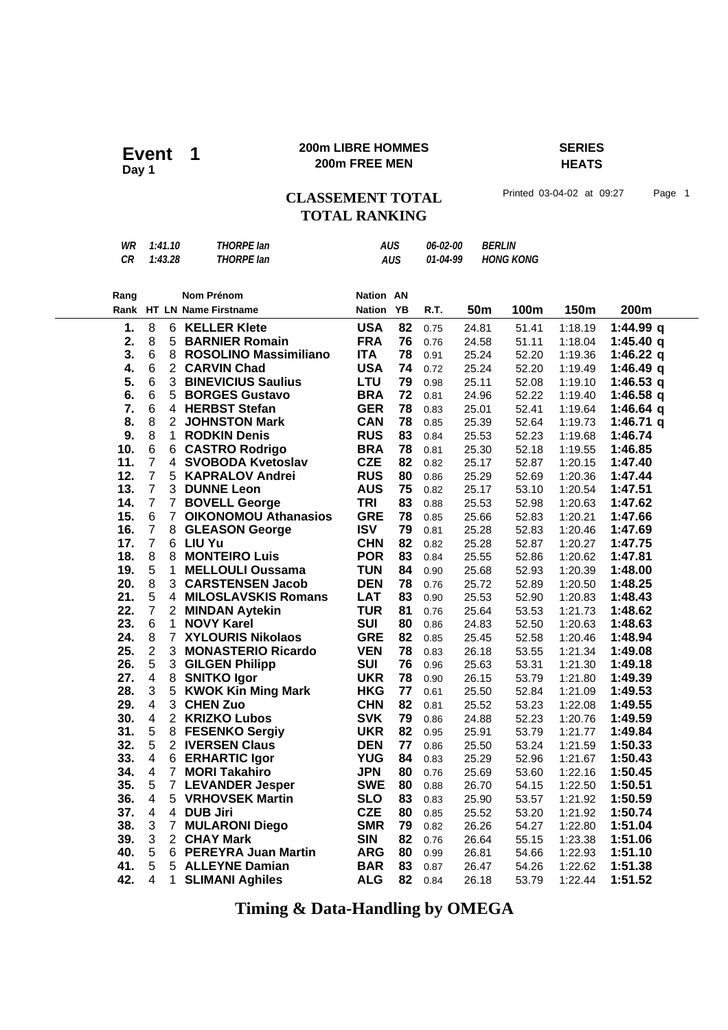# Event 1

Day 1

**200m LIBRE HOMMES**
**200m FREE MEN**

**SERIES**
**HEATS**

## CLASSEMENT TOTAL
## TOTAL RANKING

Printed 03-04-02 at 09:27

| | | | | | |
|---|---|---|---|---|---|
| *WR* | *1:41.10* | *THORPE Ian* | *AUS* | *06-02-00* | *BERLIN* |
| *CR* | *1:43.28* | *THORPE Ian* | *AUS* | *01-04-99* | *HONG KONG* |

| Rang / Rank | HT | LN | Nom Prénom / Name Firstname | Nation | AN / YB | R.T. | 50m | 100m | 150m | 200m |
|---|---|---|---|---|---|---|---|---|---|---|
| **1.** | 8 | 6 | **KELLER Klete** | **USA** | **82** | 0.75 | 24.81 | 51.41 | 1:18.19 | **1:44.99 q** |
| **2.** | 8 | 5 | **BARNIER Romain** | **FRA** | **76** | 0.76 | 24.58 | 51.11 | 1:18.04 | **1:45.40 q** |
| **3.** | 6 | 8 | **ROSOLINO Massimiliano** | **ITA** | **78** | 0.91 | 25.24 | 52.20 | 1:19.36 | **1:46.22 q** |
| **4.** | 6 | 2 | **CARVIN Chad** | **USA** | **74** | 0.72 | 25.24 | 52.20 | 1:19.49 | **1:46.49 q** |
| **5.** | 6 | 3 | **BINEVICIUS Saulius** | **LTU** | **79** | 0.98 | 25.11 | 52.08 | 1:19.10 | **1:46.53 q** |
| **6.** | 6 | 5 | **BORGES Gustavo** | **BRA** | **72** | 0.81 | 24.96 | 52.22 | 1:19.40 | **1:46.58 q** |
| **7.** | 6 | 4 | **HERBST Stefan** | **GER** | **78** | 0.83 | 25.01 | 52.41 | 1:19.64 | **1:46.64 q** |
| **8.** | 8 | 2 | **JOHNSTON Mark** | **CAN** | **78** | 0.85 | 25.39 | 52.64 | 1:19.73 | **1:46.71 q** |
| **9.** | 8 | 1 | **RODKIN Denis** | **RUS** | **83** | 0.84 | 25.53 | 52.23 | 1:19.68 | **1:46.74** |
| **10.** | 6 | 6 | **CASTRO Rodrigo** | **BRA** | **78** | 0.81 | 25.30 | 52.18 | 1:19.55 | **1:46.85** |
| **11.** | 7 | 4 | **SVOBODA Kvetoslav** | **CZE** | **82** | 0.82 | 25.17 | 52.87 | 1:20.15 | **1:47.40** |
| **12.** | 7 | 5 | **KAPRALOV Andrei** | **RUS** | **80** | 0.86 | 25.29 | 52.69 | 1:20.36 | **1:47.44** |
| **13.** | 7 | 3 | **DUNNE Leon** | **AUS** | **75** | 0.82 | 25.17 | 53.10 | 1:20.54 | **1:47.51** |
| **14.** | 7 | 7 | **BOVELL George** | **TRI** | **83** | 0.88 | 25.53 | 52.98 | 1:20.63 | **1:47.62** |
| **15.** | 6 | 7 | **OIKONOMOU Athanasios** | **GRE** | **78** | 0.85 | 25.66 | 52.83 | 1:20.21 | **1:47.66** |
| **16.** | 7 | 8 | **GLEASON George** | **ISV** | **79** | 0.81 | 25.28 | 52.83 | 1:20.46 | **1:47.69** |
| **17.** | 7 | 6 | **LIU Yu** | **CHN** | **82** | 0.82 | 25.28 | 52.87 | 1:20.27 | **1:47.75** |
| **18.** | 8 | 8 | **MONTEIRO Luis** | **POR** | **83** | 0.84 | 25.55 | 52.86 | 1:20.62 | **1:47.81** |
| **19.** | 5 | 1 | **MELLOULI Oussama** | **TUN** | **84** | 0.90 | 25.68 | 52.93 | 1:20.39 | **1:48.00** |
| **20.** | 8 | 3 | **CARSTENSEN Jacob** | **DEN** | **78** | 0.76 | 25.72 | 52.89 | 1:20.50 | **1:48.25** |
| **21.** | 5 | 4 | **MILOSLAVSKIS Romans** | **LAT** | **83** | 0.90 | 25.53 | 52.90 | 1:20.83 | **1:48.43** |
| **22.** | 7 | 2 | **MINDAN Aytekin** | **TUR** | **81** | 0.76 | 25.64 | 53.53 | 1:21.73 | **1:48.62** |
| **23.** | 6 | 1 | **NOVY Karel** | **SUI** | **80** | 0.86 | 24.83 | 52.50 | 1:20.63 | **1:48.63** |
| **24.** | 8 | 7 | **XYLOURIS Nikolaos** | **GRE** | **82** | 0.85 | 25.45 | 52.58 | 1:20.46 | **1:48.94** |
| **25.** | 2 | 3 | **MONASTERIO Ricardo** | **VEN** | **78** | 0.83 | 26.18 | 53.55 | 1:21.34 | **1:49.08** |
| **26.** | 5 | 3 | **GILGEN Philipp** | **SUI** | **76** | 0.96 | 25.63 | 53.31 | 1:21.30 | **1:49.18** |
| **27.** | 4 | 8 | **SNITKO Igor** | **UKR** | **78** | 0.90 | 26.15 | 53.79 | 1:21.80 | **1:49.39** |
| **28.** | 3 | 5 | **KWOK Kin Ming Mark** | **HKG** | **77** | 0.61 | 25.50 | 52.84 | 1:21.09 | **1:49.53** |
| **29.** | 4 | 3 | **CHEN Zuo** | **CHN** | **82** | 0.81 | 25.52 | 53.23 | 1:22.08 | **1:49.55** |
| **30.** | 4 | 2 | **KRIZKO Lubos** | **SVK** | **79** | 0.86 | 24.88 | 52.23 | 1:20.76 | **1:49.59** |
| **31.** | 5 | 8 | **FESENKO Sergiy** | **UKR** | **82** | 0.95 | 25.91 | 53.79 | 1:21.77 | **1:49.84** |
| **32.** | 5 | 2 | **IVERSEN Claus** | **DEN** | **77** | 0.86 | 25.50 | 53.24 | 1:21.59 | **1:50.33** |
| **33.** | 4 | 6 | **ERHARTIC Igor** | **YUG** | **84** | 0.83 | 25.29 | 52.96 | 1:21.67 | **1:50.43** |
| **34.** | 4 | 7 | **MORI Takahiro** | **JPN** | **80** | 0.76 | 25.69 | 53.60 | 1:22.16 | **1:50.45** |
| **35.** | 5 | 7 | **LEVANDER Jesper** | **SWE** | **80** | 0.88 | 26.70 | 54.15 | 1:22.50 | **1:50.51** |
| **36.** | 4 | 5 | **VRHOVSEK Martin** | **SLO** | **83** | 0.83 | 25.90 | 53.57 | 1:21.92 | **1:50.59** |
| **37.** | 4 | 4 | **DUB Jiri** | **CZE** | **80** | 0.85 | 25.52 | 53.20 | 1:21.92 | **1:50.74** |
| **38.** | 3 | 7 | **MULARONI Diego** | **SMR** | **79** | 0.82 | 26.26 | 54.27 | 1:22.80 | **1:51.04** |
| **39.** | 3 | 2 | **CHAY Mark** | **SIN** | **82** | 0.76 | 26.64 | 55.15 | 1:23.38 | **1:51.06** |
| **40.** | 5 | 6 | **PEREYRA Juan Martin** | **ARG** | **80** | 0.99 | 26.81 | 54.66 | 1:22.93 | **1:51.10** |
| **41.** | 5 | 5 | **ALLEYNE Damian** | **BAR** | **83** | 0.87 | 26.47 | 54.26 | 1:22.62 | **1:51.38** |
| **42.** | 4 | 1 | **SLIMANI Aghiles** | **ALG** | **82** | 0.84 | 26.18 | 53.79 | 1:22.44 | **1:51.52** |

**Timing & Data-Handling by OMEGA**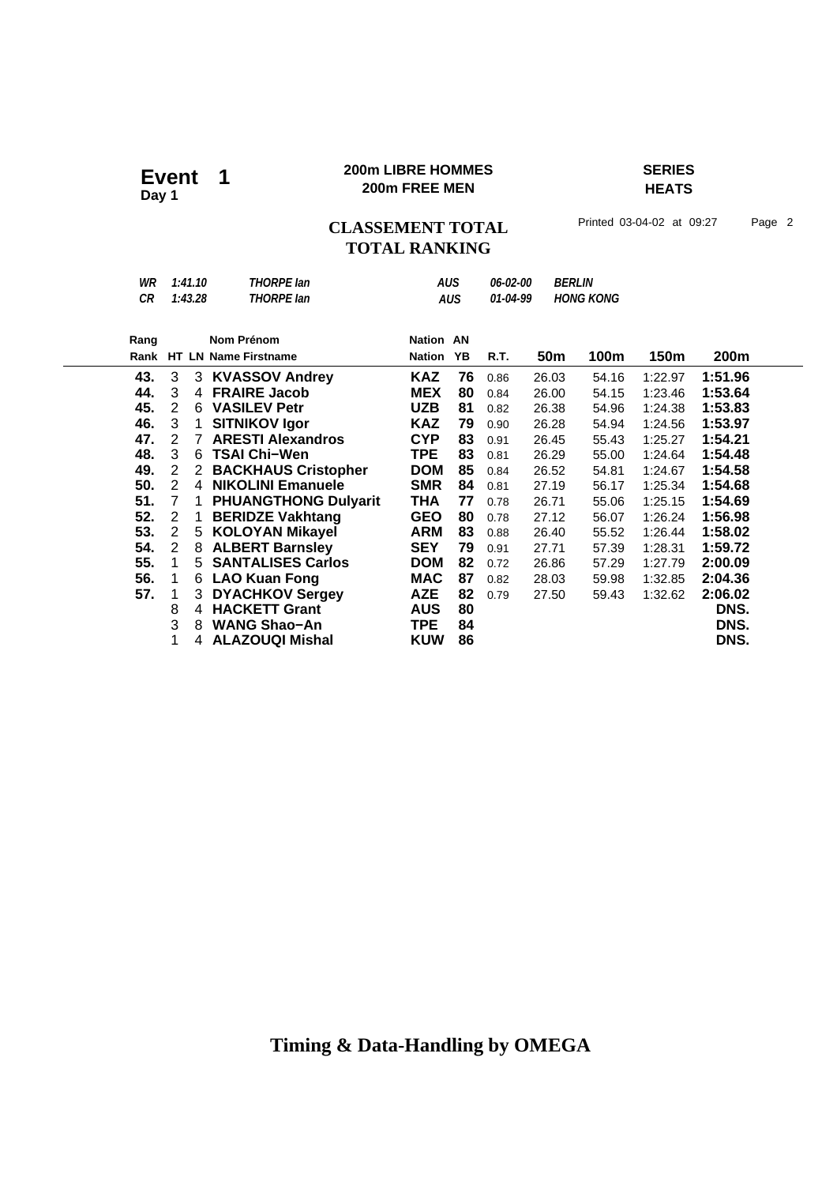# Event 1

**Day 1**

**200m LIBRE HOMMES**
**200m FREE MEN**

**SERIES**
**HEATS**

## CLASSEMENT TOTAL
## TOTAL RANKING

Printed 03-04-02 at 09:27

| | | | | | |
|---|---|---|---|---|---|
| *WR* | *1:41.10* | *THORPE Ian* | *AUS* | *06-02-00* | *BERLIN* |
| *CR* | *1:43.28* | *THORPE Ian* | *AUS* | *01-04-99* | *HONG KONG* |

| Rang / Rank | HT | LN | Nom Prénom / Name Firstname | Nation | AN / YB | R.T. | 50m | 100m | 150m | 200m |
|---|---|---|---|---|---|---|---|---|---|---|
| **43.** | 3 | 3 | **KVASSOV Andrey** | **KAZ** | **76** | 0.86 | 26.03 | 54.16 | 1:22.97 | **1:51.96** |
| **44.** | 3 | 4 | **FRAIRE Jacob** | **MEX** | **80** | 0.84 | 26.00 | 54.15 | 1:23.46 | **1:53.64** |
| **45.** | 2 | 6 | **VASILEV Petr** | **UZB** | **81** | 0.82 | 26.38 | 54.96 | 1:24.38 | **1:53.83** |
| **46.** | 3 | 1 | **SITNIKOV Igor** | **KAZ** | **79** | 0.90 | 26.28 | 54.94 | 1:24.56 | **1:53.97** |
| **47.** | 2 | 7 | **ARESTI Alexandros** | **CYP** | **83** | 0.91 | 26.45 | 55.43 | 1:25.27 | **1:54.21** |
| **48.** | 3 | 6 | **TSAI Chi−Wen** | **TPE** | **83** | 0.81 | 26.29 | 55.00 | 1:24.64 | **1:54.48** |
| **49.** | 2 | 2 | **BACKHAUS Cristopher** | **DOM** | **85** | 0.84 | 26.52 | 54.81 | 1:24.67 | **1:54.58** |
| **50.** | 2 | 4 | **NIKOLINI Emanuele** | **SMR** | **84** | 0.81 | 27.19 | 56.17 | 1:25.34 | **1:54.68** |
| **51.** | 7 | 1 | **PHUANGTHONG Dulyarit** | **THA** | **77** | 0.78 | 26.71 | 55.06 | 1:25.15 | **1:54.69** |
| **52.** | 2 | 1 | **BERIDZE Vakhtang** | **GEO** | **80** | 0.78 | 27.12 | 56.07 | 1:26.24 | **1:56.98** |
| **53.** | 2 | 5 | **KOLOYAN Mikayel** | **ARM** | **83** | 0.88 | 26.40 | 55.52 | 1:26.44 | **1:58.02** |
| **54.** | 2 | 8 | **ALBERT Barnsley** | **SEY** | **79** | 0.91 | 27.71 | 57.39 | 1:28.31 | **1:59.72** |
| **55.** | 1 | 5 | **SANTALISES Carlos** | **DOM** | **82** | 0.72 | 26.86 | 57.29 | 1:27.79 | **2:00.09** |
| **56.** | 1 | 6 | **LAO Kuan Fong** | **MAC** | **87** | 0.82 | 28.03 | 59.98 | 1:32.85 | **2:04.36** |
| **57.** | 1 | 3 | **DYACHKOV Sergey** | **AZE** | **82** | 0.79 | 27.50 | 59.43 | 1:32.62 | **2:06.02** |
| | 8 | 4 | **HACKETT Grant** | **AUS** | **80** | | | | | **DNS.** |
| | 3 | 8 | **WANG Shao−An** | **TPE** | **84** | | | | | **DNS.** |
| | 1 | 4 | **ALAZOUQI Mishal** | **KUW** | **86** | | | | | **DNS.** |

**Timing & Data-Handling by OMEGA**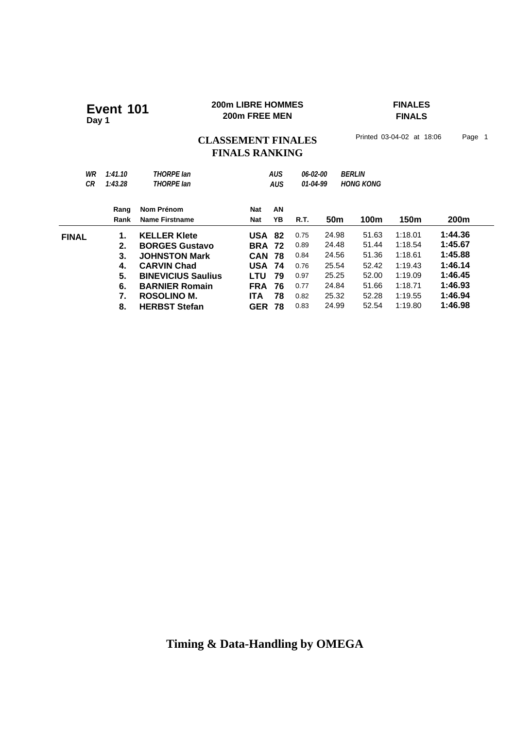# Event 101
**Day 1**

**200m LIBRE HOMMES**
**200m FREE MEN**

**FINALES**
**FINALS**

## CLASSEMENT FINALES
## FINALS RANKING

Printed 03-04-02 at 18:06 Page 1

| | | | | | |
|---|---|---|---|---|---|
| *WR* | *1:41.10* | *THORPE Ian* | *AUS* | *06-02-00* | *BERLIN* |
| *CR* | *1:43.28* | *THORPE Ian* | *AUS* | *01-04-99* | *HONG KONG* |

| | Rang<br>Rank | Nom Prénom<br>Name Firstname | Nat<br>Nat | AN<br>YB | R.T. | 50m | 100m | 150m | 200m |
|---|---|---|---|---|---|---|---|---|---|
| **FINAL** | **1.** | **KELLER Klete** | **USA** | **82** | 0.75 | 24.98 | 51.63 | 1:18.01 | **1:44.36** |
| | **2.** | **BORGES Gustavo** | **BRA** | **72** | 0.89 | 24.48 | 51.44 | 1:18.54 | **1:45.67** |
| | **3.** | **JOHNSTON Mark** | **CAN** | **78** | 0.84 | 24.56 | 51.36 | 1:18.61 | **1:45.88** |
| | **4.** | **CARVIN Chad** | **USA** | **74** | 0.76 | 25.54 | 52.42 | 1:19.43 | **1:46.14** |
| | **5.** | **BINEVICIUS Saulius** | **LTU** | **79** | 0.97 | 25.25 | 52.00 | 1:19.09 | **1:46.45** |
| | **6.** | **BARNIER Romain** | **FRA** | **76** | 0.77 | 24.84 | 51.66 | 1:18.71 | **1:46.93** |
| | **7.** | **ROSOLINO M.** | **ITA** | **78** | 0.82 | 25.32 | 52.28 | 1:19.55 | **1:46.94** |
| | **8.** | **HERBST Stefan** | **GER** | **78** | 0.83 | 24.99 | 52.54 | 1:19.80 | **1:46.98** |

**Timing & Data-Handling by OMEGA**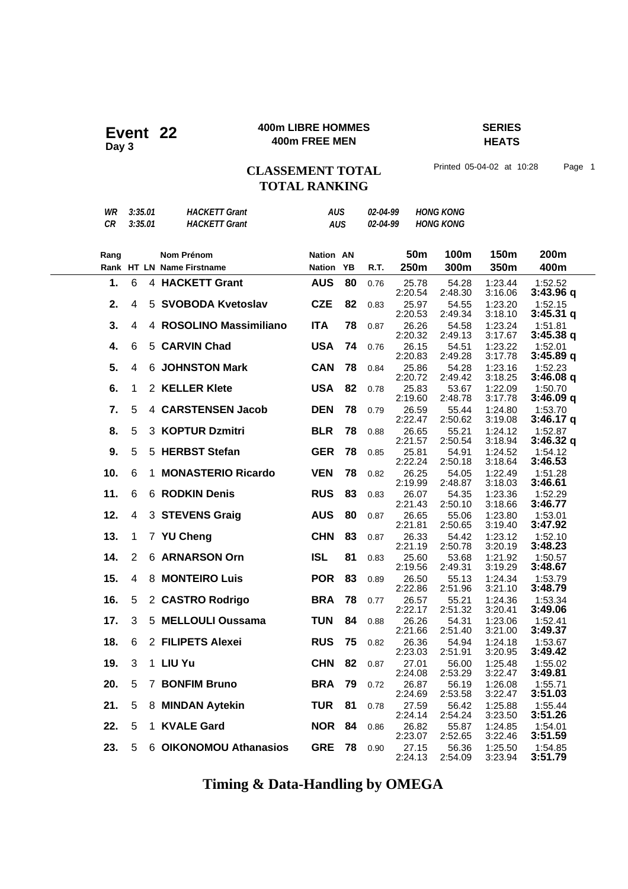# Event 22
**Day 3**

**400m LIBRE HOMMES**
**400m FREE MEN**

**SERIES**
**HEATS**

## CLASSEMENT TOTAL
## TOTAL RANKING

Printed 05-04-02 at 10:28

| | | | | | |
|---|---|---|---|---|---|
| *WR* | *3:35.01* | *HACKETT Grant* | *AUS* | *02-04-99* | *HONG KONG* |
| *CR* | *3:35.01* | *HACKETT Grant* | *AUS* | *02-04-99* | *HONG KONG* |

| Rang / Rank | HT | LN | Nom Prénom / Name Firstname | Nation | AN / YB | R.T. | 50m / 250m | 100m / 300m | 150m / 350m | 200m / 400m |
|---|---|---|---|---|---|---|---|---|---|---|
| **1.** | 6 | 4 | **HACKETT Grant** | **AUS** | **80** | 0.76 | 25.78 / 2:20.54 | 54.28 / 2:48.30 | 1:23.44 / 3:16.06 | 1:52.52 / **3:43.96 q** |
| **2.** | 4 | 5 | **SVOBODA Kvetoslav** | **CZE** | **82** | 0.83 | 25.97 / 2:20.53 | 54.55 / 2:49.34 | 1:23.20 / 3:18.10 | 1:52.15 / **3:45.31 q** |
| **3.** | 4 | 4 | **ROSOLINO Massimiliano** | **ITA** | **78** | 0.87 | 26.26 / 2:20.32 | 54.58 / 2:49.13 | 1:23.24 / 3:17.67 | 1:51.81 / **3:45.38 q** |
| **4.** | 6 | 5 | **CARVIN Chad** | **USA** | **74** | 0.76 | 26.15 / 2:20.83 | 54.51 / 2:49.28 | 1:23.22 / 3:17.78 | 1:52.01 / **3:45.89 q** |
| **5.** | 4 | 6 | **JOHNSTON Mark** | **CAN** | **78** | 0.84 | 25.86 / 2:20.72 | 54.28 / 2:49.42 | 1:23.16 / 3:18.25 | 1:52.23 / **3:46.08 q** |
| **6.** | 1 | 2 | **KELLER Klete** | **USA** | **82** | 0.78 | 25.83 / 2:19.60 | 53.67 / 2:48.78 | 1:22.09 / 3:17.78 | 1:50.70 / **3:46.09 q** |
| **7.** | 5 | 4 | **CARSTENSEN Jacob** | **DEN** | **78** | 0.79 | 26.59 / 2:22.47 | 55.44 / 2:50.62 | 1:24.80 / 3:19.08 | 1:53.70 / **3:46.17 q** |
| **8.** | 5 | 3 | **KOPTUR Dzmitri** | **BLR** | **78** | 0.88 | 26.65 / 2:21.57 | 55.21 / 2:50.54 | 1:24.12 / 3:18.94 | 1:52.87 / **3:46.32 q** |
| **9.** | 5 | 5 | **HERBST Stefan** | **GER** | **78** | 0.85 | 25.81 / 2:22.24 | 54.91 / 2:50.18 | 1:24.52 / 3:18.64 | 1:54.12 / **3:46.53** |
| **10.** | 6 | 1 | **MONASTERIO Ricardo** | **VEN** | **78** | 0.82 | 26.25 / 2:19.99 | 54.05 / 2:48.87 | 1:22.49 / 3:18.03 | 1:51.28 / **3:46.61** |
| **11.** | 6 | 6 | **RODKIN Denis** | **RUS** | **83** | 0.83 | 26.07 / 2:21.43 | 54.35 / 2:50.10 | 1:23.36 / 3:18.66 | 1:52.29 / **3:46.77** |
| **12.** | 4 | 3 | **STEVENS Graig** | **AUS** | **80** | 0.87 | 26.65 / 2:21.81 | 55.06 / 2:50.65 | 1:23.80 / 3:19.40 | 1:53.01 / **3:47.92** |
| **13.** | 1 | 7 | **YU Cheng** | **CHN** | **83** | 0.87 | 26.33 / 2:21.19 | 54.42 / 2:50.78 | 1:23.12 / 3:20.19 | 1:52.10 / **3:48.23** |
| **14.** | 2 | 6 | **ARNARSON Orn** | **ISL** | **81** | 0.83 | 25.60 / 2:19.56 | 53.68 / 2:49.31 | 1:21.92 / 3:19.29 | 1:50.57 / **3:48.67** |
| **15.** | 4 | 8 | **MONTEIRO Luis** | **POR** | **83** | 0.89 | 26.50 / 2:22.86 | 55.13 / 2:51.96 | 1:24.34 / 3:21.10 | 1:53.79 / **3:48.79** |
| **16.** | 5 | 2 | **CASTRO Rodrigo** | **BRA** | **78** | 0.77 | 26.57 / 2:22.17 | 55.21 / 2:51.32 | 1:24.36 / 3:20.41 | 1:53.34 / **3:49.06** |
| **17.** | 3 | 5 | **MELLOULI Oussama** | **TUN** | **84** | 0.88 | 26.26 / 2:21.66 | 54.31 / 2:51.40 | 1:23.06 / 3:21.00 | 1:52.41 / **3:49.37** |
| **18.** | 6 | 2 | **FILIPETS Alexei** | **RUS** | **75** | 0.82 | 26.36 / 2:23.03 | 54.94 / 2:51.91 | 1:24.18 / 3:20.95 | 1:53.67 / **3:49.42** |
| **19.** | 3 | 1 | **LIU Yu** | **CHN** | **82** | 0.87 | 27.01 / 2:24.08 | 56.00 / 2:53.29 | 1:25.48 / 3:22.47 | 1:55.02 / **3:49.81** |
| **20.** | 5 | 7 | **BONFIM Bruno** | **BRA** | **79** | 0.72 | 26.87 / 2:24.69 | 56.19 / 2:53.58 | 1:26.08 / 3:22.47 | 1:55.71 / **3:51.03** |
| **21.** | 5 | 8 | **MINDAN Aytekin** | **TUR** | **81** | 0.78 | 27.59 / 2:24.14 | 56.42 / 2:54.24 | 1:25.88 / 3:23.50 | 1:55.44 / **3:51.26** |
| **22.** | 5 | 1 | **KVALE Gard** | **NOR** | **84** | 0.86 | 26.82 / 2:23.07 | 55.87 / 2:52.65 | 1:24.85 / 3:22.46 | 1:54.01 / **3:51.59** |
| **23.** | 5 | 6 | **OIKONOMOU Athanasios** | **GRE** | **78** | 0.90 | 27.15 / 2:24.13 | 56.36 / 2:54.09 | 1:25.50 / 3:23.94 | 1:54.85 / **3:51.79** |

**Timing & Data-Handling by OMEGA**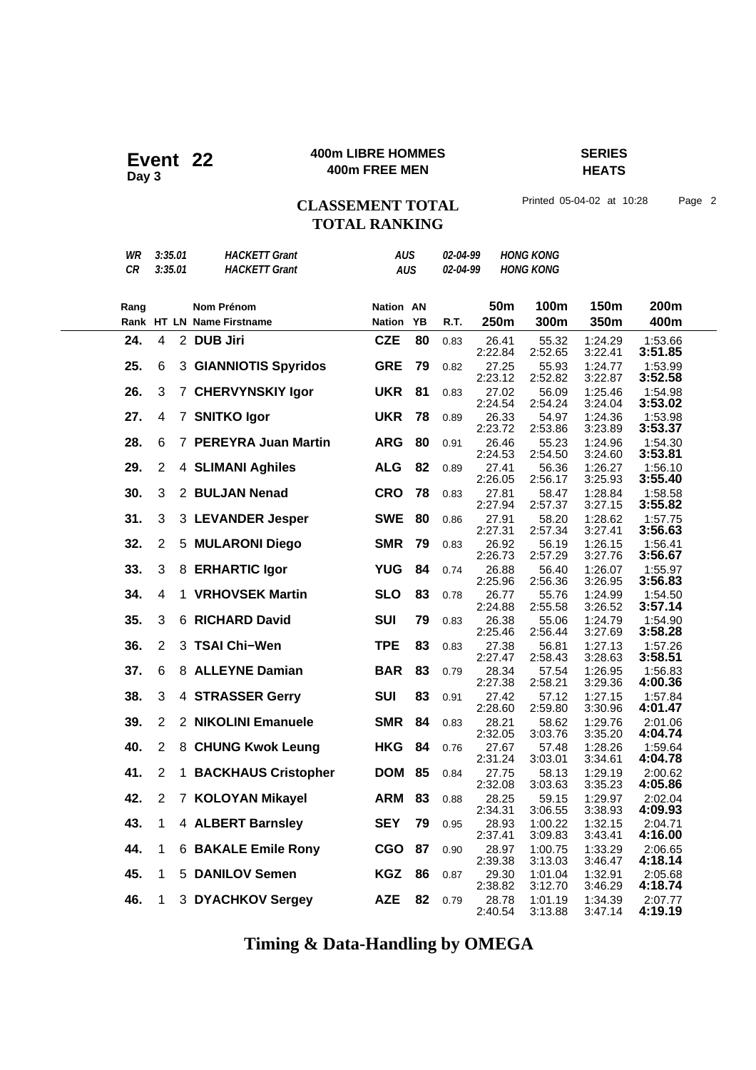# Event 22

**Day 3**

**400m LIBRE HOMMES**
**400m FREE MEN**

**SERIES**
**HEATS**

## CLASSEMENT TOTAL
## TOTAL RANKING

Printed 05-04-02 at 10:28

| | | | | | |
|---|---|---|---|---|---|
| *WR* | *3:35.01* | *HACKETT Grant* | *AUS* | *02-04-99* | *HONG KONG* |
| *CR* | *3:35.01* | *HACKETT Grant* | *AUS* | *02-04-99* | *HONG KONG* |

| Rang / Rank | HT | LN | Nom Prénom / Name Firstname | Nation | AN / YB | R.T. | 50m / 250m | 100m / 300m | 150m / 350m | 200m / 400m |
|---|---|---|---|---|---|---|---|---|---|---|
| **24.** | 4 | 2 | **DUB Jiri** | **CZE** | **80** | 0.83 | 26.41 / 2:22.84 | 55.32 / 2:52.65 | 1:24.29 / 3:22.41 | 1:53.66 / **3:51.85** |
| **25.** | 6 | 3 | **GIANNIOTIS Spyridos** | **GRE** | **79** | 0.82 | 27.25 / 2:23.12 | 55.93 / 2:52.82 | 1:24.77 / 3:22.87 | 1:53.99 / **3:52.58** |
| **26.** | 3 | 7 | **CHERVYNSKIY Igor** | **UKR** | **81** | 0.83 | 27.02 / 2:24.54 | 56.09 / 2:54.24 | 1:25.46 / 3:24.04 | 1:54.98 / **3:53.02** |
| **27.** | 4 | 7 | **SNITKO Igor** | **UKR** | **78** | 0.89 | 26.33 / 2:23.72 | 54.97 / 2:53.86 | 1:24.36 / 3:23.89 | 1:53.98 / **3:53.37** |
| **28.** | 6 | 7 | **PEREYRA Juan Martin** | **ARG** | **80** | 0.91 | 26.46 / 2:24.53 | 55.23 / 2:54.50 | 1:24.96 / 3:24.60 | 1:54.30 / **3:53.81** |
| **29.** | 2 | 4 | **SLIMANI Aghiles** | **ALG** | **82** | 0.89 | 27.41 / 2:26.05 | 56.36 / 2:56.17 | 1:26.27 / 3:25.93 | 1:56.10 / **3:55.40** |
| **30.** | 3 | 2 | **BULJAN Nenad** | **CRO** | **78** | 0.83 | 27.81 / 2:27.94 | 58.47 / 2:57.37 | 1:28.84 / 3:27.15 | 1:58.58 / **3:55.82** |
| **31.** | 3 | 3 | **LEVANDER Jesper** | **SWE** | **80** | 0.86 | 27.91 / 2:27.31 | 58.20 / 2:57.34 | 1:28.62 / 3:27.41 | 1:57.75 / **3:56.63** |
| **32.** | 2 | 5 | **MULARONI Diego** | **SMR** | **79** | 0.83 | 26.92 / 2:26.73 | 56.19 / 2:57.29 | 1:26.15 / 3:27.76 | 1:56.41 / **3:56.67** |
| **33.** | 3 | 8 | **ERHARTIC Igor** | **YUG** | **84** | 0.74 | 26.88 / 2:25.96 | 56.40 / 2:56.36 | 1:26.07 / 3:26.95 | 1:55.97 / **3:56.83** |
| **34.** | 4 | 1 | **VRHOVSEK Martin** | **SLO** | **83** | 0.78 | 26.77 / 2:24.88 | 55.76 / 2:55.58 | 1:24.99 / 3:26.52 | 1:54.50 / **3:57.14** |
| **35.** | 3 | 6 | **RICHARD David** | **SUI** | **79** | 0.83 | 26.38 / 2:25.46 | 55.06 / 2:56.44 | 1:24.79 / 3:27.69 | 1:54.90 / **3:58.28** |
| **36.** | 2 | 3 | **TSAI Chi−Wen** | **TPE** | **83** | 0.83 | 27.38 / 2:27.47 | 56.81 / 2:58.43 | 1:27.13 / 3:28.63 | 1:57.26 / **3:58.51** |
| **37.** | 6 | 8 | **ALLEYNE Damian** | **BAR** | **83** | 0.79 | 28.34 / 2:27.38 | 57.54 / 2:58.21 | 1:26.95 / 3:29.36 | 1:56.83 / **4:00.36** |
| **38.** | 3 | 4 | **STRASSER Gerry** | **SUI** | **83** | 0.91 | 27.42 / 2:28.60 | 57.12 / 2:59.80 | 1:27.15 / 3:30.96 | 1:57.84 / **4:01.47** |
| **39.** | 2 | 2 | **NIKOLINI Emanuele** | **SMR** | **84** | 0.83 | 28.21 / 2:32.05 | 58.62 / 3:03.76 | 1:29.76 / 3:35.20 | 2:01.06 / **4:04.74** |
| **40.** | 2 | 8 | **CHUNG Kwok Leung** | **HKG** | **84** | 0.76 | 27.67 / 2:31.24 | 57.48 / 3:03.01 | 1:28.26 / 3:34.61 | 1:59.64 / **4:04.78** |
| **41.** | 2 | 1 | **BACKHAUS Cristopher** | **DOM** | **85** | 0.84 | 27.75 / 2:32.08 | 58.13 / 3:03.63 | 1:29.19 / 3:35.23 | 2:00.62 / **4:05.86** |
| **42.** | 2 | 7 | **KOLOYAN Mikayel** | **ARM** | **83** | 0.88 | 28.25 / 2:34.31 | 59.15 / 3:06.55 | 1:29.97 / 3:38.93 | 2:02.04 / **4:09.93** |
| **43.** | 1 | 4 | **ALBERT Barnsley** | **SEY** | **79** | 0.95 | 28.93 / 2:37.41 | 1:00.22 / 3:09.83 | 1:32.15 / 3:43.41 | 2:04.71 / **4:16.00** |
| **44.** | 1 | 6 | **BAKALE Emile Rony** | **CGO** | **87** | 0.90 | 28.97 / 2:39.38 | 1:00.75 / 3:13.03 | 1:33.29 / 3:46.47 | 2:06.65 / **4:18.14** |
| **45.** | 1 | 5 | **DANILOV Semen** | **KGZ** | **86** | 0.87 | 29.30 / 2:38.82 | 1:01.04 / 3:12.70 | 1:32.91 / 3:46.29 | 2:05.68 / **4:18.74** |
| **46.** | 1 | 3 | **DYACHKOV Sergey** | **AZE** | **82** | 0.79 | 28.78 / 2:40.54 | 1:01.19 / 3:13.88 | 1:34.39 / 3:47.14 | 2:07.77 / **4:19.19** |

**Timing & Data-Handling by OMEGA**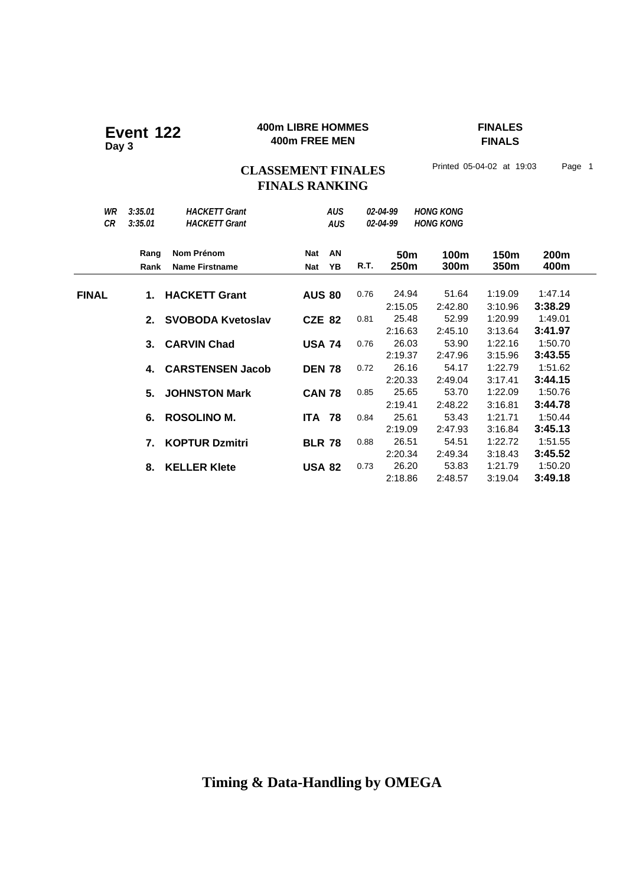**Event 122**
**Day 3**

**400m LIBRE HOMMES**
**400m FREE MEN**

**FINALES**
**FINALS**

## CLASSEMENT FINALES
## FINALS RANKING

Printed 05-04-02 at 19:03

| | | | | | |
|---|---|---|---|---|---|
| *WR* | *3:35.01* | *HACKETT Grant* | *AUS* | *02-04-99* | *HONG KONG* |
| *CR* | *3:35.01* | *HACKETT Grant* | *AUS* | *02-04-99* | *HONG KONG* |

| | Rang / Rank | Nom Prénom / Name Firstname | Nat | AN / YB | R.T. | 50m / 250m | 100m / 300m | 150m / 350m | 200m / 400m |
|---|---|---|---|---|---|---|---|---|---|
| **FINAL** | **1.** | **HACKETT Grant** | **AUS** | **80** | 0.76 | 24.94 | 51.64 | 1:19.09 | 1:47.14 |
| | | | | | | 2:15.05 | 2:42.80 | 3:10.96 | **3:38.29** |
| | **2.** | **SVOBODA Kvetoslav** | **CZE** | **82** | 0.81 | 25.48 | 52.99 | 1:20.99 | 1:49.01 |
| | | | | | | 2:16.63 | 2:45.10 | 3:13.64 | **3:41.97** |
| | **3.** | **CARVIN Chad** | **USA** | **74** | 0.76 | 26.03 | 53.90 | 1:22.16 | 1:50.70 |
| | | | | | | 2:19.37 | 2:47.96 | 3:15.96 | **3:43.55** |
| | **4.** | **CARSTENSEN Jacob** | **DEN** | **78** | 0.72 | 26.16 | 54.17 | 1:22.79 | 1:51.62 |
| | | | | | | 2:20.33 | 2:49.04 | 3:17.41 | **3:44.15** |
| | **5.** | **JOHNSTON Mark** | **CAN** | **78** | 0.85 | 25.65 | 53.70 | 1:22.09 | 1:50.76 |
| | | | | | | 2:19.41 | 2:48.22 | 3:16.81 | **3:44.78** |
| | **6.** | **ROSOLINO M.** | **ITA** | **78** | 0.84 | 25.61 | 53.43 | 1:21.71 | 1:50.44 |
| | | | | | | 2:19.09 | 2:47.93 | 3:16.84 | **3:45.13** |
| | **7.** | **KOPTUR Dzmitri** | **BLR** | **78** | 0.88 | 26.51 | 54.51 | 1:22.72 | 1:51.55 |
| | | | | | | 2:20.34 | 2:49.34 | 3:18.43 | **3:45.52** |
| | **8.** | **KELLER Klete** | **USA** | **82** | 0.73 | 26.20 | 53.83 | 1:21.79 | 1:50.20 |
| | | | | | | 2:18.86 | 2:48.57 | 3:19.04 | **3:49.18** |

**Timing & Data-Handling by OMEGA**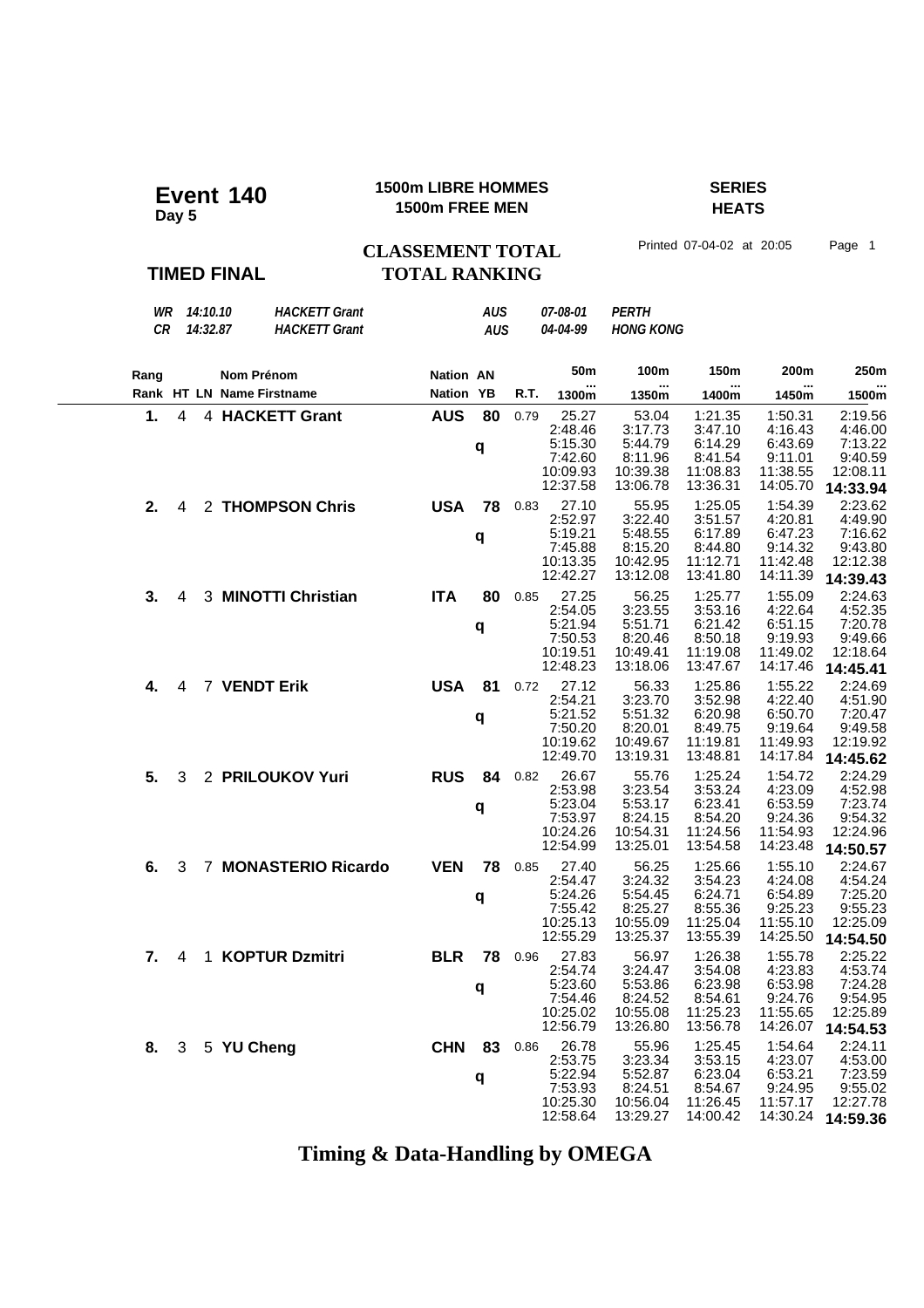# Event 140
**Day 5**

**1500m LIBRE HOMMES**
**1500m FREE MEN**

**SERIES**
**HEATS**

**CLASSEMENT TOTAL**
**TOTAL RANKING**

**TIMED FINAL**

Printed 07-04-02 at 20:05 Page 1

| | | | | | |
|---|---|---|---|---|---|
| *WR* | *14:10.10* | *HACKETT Grant* | *AUS* | *07-08-01* | *PERTH* |
| *CR* | *14:32.87* | *HACKETT Grant* | *AUS* | *04-04-99* | *HONG KONG* |

| Rang / Rank | HT | LN | Nom Prénom / Name Firstname | Nation | AN / YB | R.T. | 50m ... 1300m | 100m ... 1350m | 150m ... 1400m | 200m ... 1450m | 250m ... 1500m |
|---|---|---|---|---|---|---|---|---|---|---|---|
| **1.** | 4 | 4 | **HACKETT Grant** | **AUS** | **80** | 0.79 | 25.27 | 53.04 | 1:21.35 | 1:50.31 | 2:19.56 |
| | | | | | | | 2:48.46 | 3:17.73 | 3:47.10 | 4:16.43 | 4:46.00 |
| | | | | | **q** | | 5:15.30 | 5:44.79 | 6:14.29 | 6:43.69 | 7:13.22 |
| | | | | | | | 7:42.60 | 8:11.96 | 8:41.54 | 9:11.01 | 9:40.59 |
| | | | | | | | 10:09.93 | 10:39.38 | 11:08.83 | 11:38.55 | 12:08.11 |
| | | | | | | | 12:37.58 | 13:06.78 | 13:36.31 | 14:05.70 | **14:33.94** |
| **2.** | 4 | 2 | **THOMPSON Chris** | **USA** | **78** | 0.83 | 27.10 | 55.95 | 1:25.05 | 1:54.39 | 2:23.62 |
| | | | | | | | 2:52.97 | 3:22.40 | 3:51.57 | 4:20.81 | 4:49.90 |
| | | | | | **q** | | 5:19.21 | 5:48.55 | 6:17.89 | 6:47.23 | 7:16.62 |
| | | | | | | | 7:45.88 | 8:15.20 | 8:44.80 | 9:14.32 | 9:43.80 |
| | | | | | | | 10:13.35 | 10:42.95 | 11:12.71 | 11:42.48 | 12:12.38 |
| | | | | | | | 12:42.27 | 13:12.08 | 13:41.80 | 14:11.39 | **14:39.43** |
| **3.** | 4 | 3 | **MINOTTI Christian** | **ITA** | **80** | 0.85 | 27.25 | 56.25 | 1:25.77 | 1:55.09 | 2:24.63 |
| | | | | | | | 2:54.05 | 3:23.55 | 3:53.16 | 4:22.64 | 4:52.35 |
| | | | | | **q** | | 5:21.94 | 5:51.71 | 6:21.42 | 6:51.15 | 7:20.78 |
| | | | | | | | 7:50.53 | 8:20.46 | 8:50.18 | 9:19.93 | 9:49.66 |
| | | | | | | | 10:19.51 | 10:49.41 | 11:19.08 | 11:49.02 | 12:18.64 |
| | | | | | | | 12:48.23 | 13:18.06 | 13:47.67 | 14:17.46 | **14:45.41** |
| **4.** | 4 | 7 | **VENDT Erik** | **USA** | **81** | 0.72 | 27.12 | 56.33 | 1:25.86 | 1:55.22 | 2:24.69 |
| | | | | | | | 2:54.21 | 3:23.70 | 3:52.98 | 4:22.40 | 4:51.90 |
| | | | | | **q** | | 5:21.52 | 5:51.32 | 6:20.98 | 6:50.70 | 7:20.47 |
| | | | | | | | 7:50.20 | 8:20.01 | 8:49.75 | 9:19.64 | 9:49.58 |
| | | | | | | | 10:19.62 | 10:49.67 | 11:19.81 | 11:49.93 | 12:19.92 |
| | | | | | | | 12:49.70 | 13:19.31 | 13:48.81 | 14:17.84 | **14:45.62** |
| **5.** | 3 | 2 | **PRILOUKOV Yuri** | **RUS** | **84** | 0.82 | 26.67 | 55.76 | 1:25.24 | 1:54.72 | 2:24.29 |
| | | | | | | | 2:53.98 | 3:23.54 | 3:53.24 | 4:23.09 | 4:52.98 |
| | | | | | **q** | | 5:23.04 | 5:53.17 | 6:23.41 | 6:53.59 | 7:23.74 |
| | | | | | | | 7:53.97 | 8:24.15 | 8:54.20 | 9:24.36 | 9:54.32 |
| | | | | | | | 10:24.26 | 10:54.31 | 11:24.56 | 11:54.93 | 12:24.96 |
| | | | | | | | 12:54.99 | 13:25.01 | 13:54.58 | 14:23.48 | **14:50.57** |
| **6.** | 3 | 7 | **MONASTERIO Ricardo** | **VEN** | **78** | 0.85 | 27.40 | 56.25 | 1:25.66 | 1:55.10 | 2:24.67 |
| | | | | | | | 2:54.47 | 3:24.32 | 3:54.23 | 4:24.08 | 4:54.24 |
| | | | | | **q** | | 5:24.26 | 5:54.45 | 6:24.71 | 6:54.89 | 7:25.20 |
| | | | | | | | 7:55.42 | 8:25.27 | 8:55.36 | 9:25.23 | 9:55.23 |
| | | | | | | | 10:25.13 | 10:55.09 | 11:25.04 | 11:55.10 | 12:25.09 |
| | | | | | | | 12:55.29 | 13:25.37 | 13:55.39 | 14:25.50 | **14:54.50** |
| **7.** | 4 | 1 | **KOPTUR Dzmitri** | **BLR** | **78** | 0.96 | 27.83 | 56.97 | 1:26.38 | 1:55.78 | 2:25.22 |
| | | | | | | | 2:54.74 | 3:24.47 | 3:54.08 | 4:23.83 | 4:53.74 |
| | | | | | **q** | | 5:23.60 | 5:53.86 | 6:23.98 | 6:53.98 | 7:24.28 |
| | | | | | | | 7:54.46 | 8:24.52 | 8:54.61 | 9:24.76 | 9:54.95 |
| | | | | | | | 10:25.02 | 10:55.08 | 11:25.23 | 11:55.65 | 12:25.89 |
| | | | | | | | 12:56.79 | 13:26.80 | 13:56.78 | 14:26.07 | **14:54.53** |
| **8.** | 3 | 5 | **YU Cheng** | **CHN** | **83** | 0.86 | 26.78 | 55.96 | 1:25.45 | 1:54.64 | 2:24.11 |
| | | | | | | | 2:53.75 | 3:23.34 | 3:53.15 | 4:23.07 | 4:53.00 |
| | | | | | **q** | | 5:22.94 | 5:52.87 | 6:23.04 | 6:53.21 | 7:23.59 |
| | | | | | | | 7:53.93 | 8:24.51 | 8:54.67 | 9:24.95 | 9:55.02 |
| | | | | | | | 10:25.30 | 10:56.04 | 11:26.45 | 11:57.17 | 12:27.78 |
| | | | | | | | 12:58.64 | 13:29.27 | 14:00.42 | 14:30.24 | **14:59.36** |

**Timing & Data-Handling by OMEGA**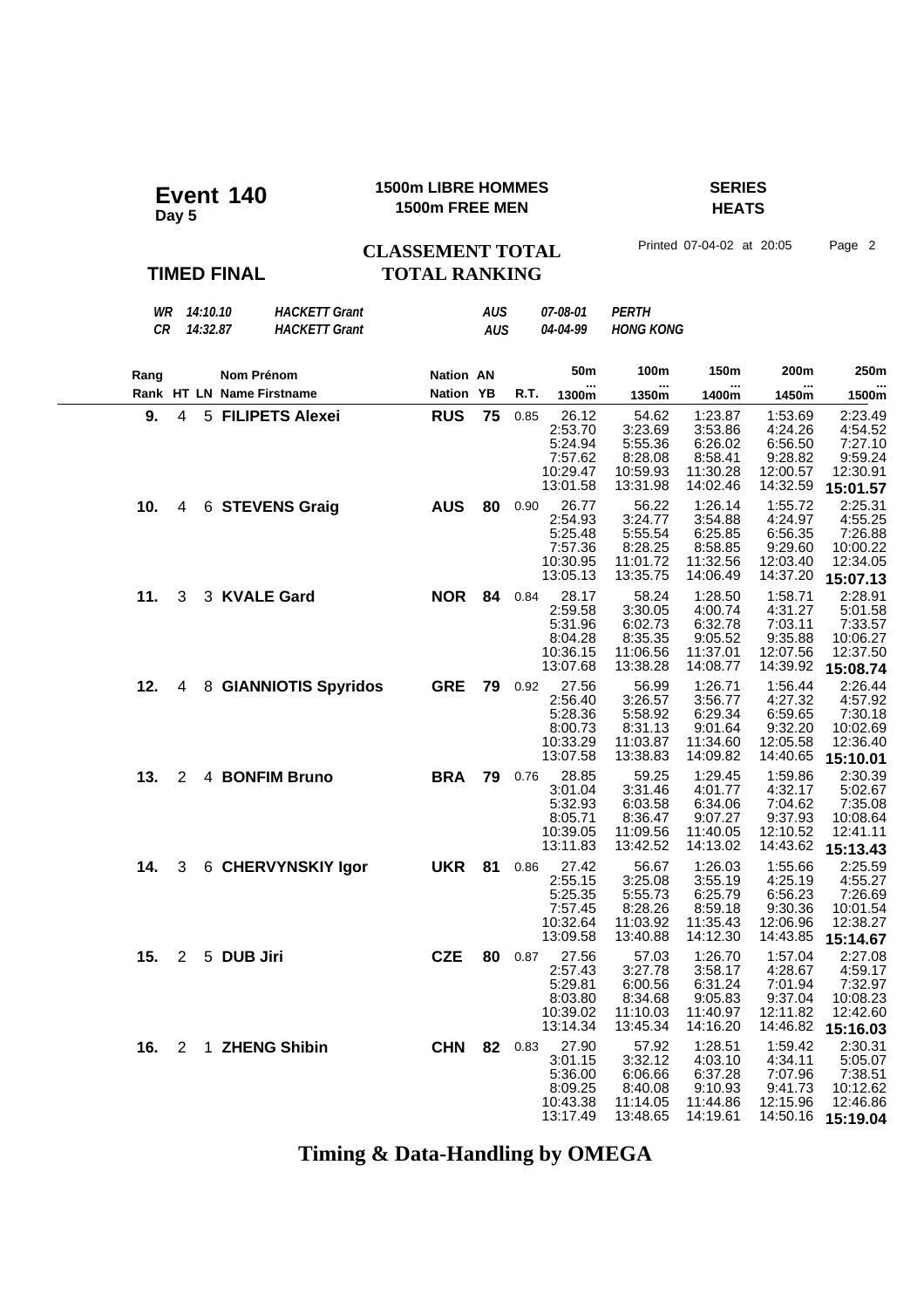# Event 140
**Day 5**

**1500m LIBRE HOMMES**
**1500m FREE MEN**

**SERIES**
**HEATS**

**CLASSEMENT TOTAL**
**TOTAL RANKING**

Printed 07-04-02 at 20:05

**TIMED FINAL**

| | | | | |
|---|---|---|---|---|
| *WR* | *14:10.10* | *HACKETT Grant* | *AUS* | *07-08-01* | *PERTH* |
| *CR* | *14:32.87* | *HACKETT Grant* | *AUS* | *04-04-99* | *HONG KONG* |

| Rang / Rank | HT | LN | Nom Prénom / Name Firstname | Nation | AN / YB | R.T. | 50m ... 1300m | 100m ... 1350m | 150m ... 1400m | 200m ... 1450m | 250m ... 1500m |
|---|---|---|---|---|---|---|---|---|---|---|---|
| **9.** | 4 | 5 | **FILIPETS Alexei** | **RUS** | **75** | 0.85 | 26.12 | 54.62 | 1:23.87 | 1:53.69 | 2:23.49 |
| | | | | | | | 2:53.70 | 3:23.69 | 3:53.86 | 4:24.26 | 4:54.52 |
| | | | | | | | 5:24.94 | 5:55.36 | 6:26.02 | 6:56.50 | 7:27.10 |
| | | | | | | | 7:57.62 | 8:28.08 | 8:58.41 | 9:28.82 | 9:59.24 |
| | | | | | | | 10:29.47 | 10:59.93 | 11:30.28 | 12:00.57 | 12:30.91 |
| | | | | | | | 13:01.58 | 13:31.98 | 14:02.46 | 14:32.59 | **15:01.57** |
| **10.** | 4 | 6 | **STEVENS Graig** | **AUS** | **80** | 0.90 | 26.77 | 56.22 | 1:26.14 | 1:55.72 | 2:25.31 |
| | | | | | | | 2:54.93 | 3:24.77 | 3:54.88 | 4:24.97 | 4:55.25 |
| | | | | | | | 5:25.48 | 5:55.54 | 6:25.85 | 6:56.35 | 7:26.88 |
| | | | | | | | 7:57.36 | 8:28.25 | 8:58.85 | 9:29.60 | 10:00.22 |
| | | | | | | | 10:30.95 | 11:01.72 | 11:32.56 | 12:03.40 | 12:34.05 |
| | | | | | | | 13:05.13 | 13:35.75 | 14:06.49 | 14:37.20 | **15:07.13** |
| **11.** | 3 | 3 | **KVALE Gard** | **NOR** | **84** | 0.84 | 28.17 | 58.24 | 1:28.50 | 1:58.71 | 2:28.91 |
| | | | | | | | 2:59.58 | 3:30.05 | 4:00.74 | 4:31.27 | 5:01.58 |
| | | | | | | | 5:31.96 | 6:02.73 | 6:32.78 | 7:03.11 | 7:33.57 |
| | | | | | | | 8:04.28 | 8:35.35 | 9:05.52 | 9:35.88 | 10:06.27 |
| | | | | | | | 10:36.15 | 11:06.56 | 11:37.01 | 12:07.56 | 12:37.50 |
| | | | | | | | 13:07.68 | 13:38.28 | 14:08.77 | 14:39.92 | **15:08.74** |
| **12.** | 4 | 8 | **GIANNIOTIS Spyridos** | **GRE** | **79** | 0.92 | 27.56 | 56.99 | 1:26.71 | 1:56.44 | 2:26.44 |
| | | | | | | | 2:56.40 | 3:26.57 | 3:56.77 | 4:27.32 | 4:57.92 |
| | | | | | | | 5:28.36 | 5:58.92 | 6:29.34 | 6:59.65 | 7:30.18 |
| | | | | | | | 8:00.73 | 8:31.13 | 9:01.64 | 9:32.20 | 10:02.69 |
| | | | | | | | 10:33.29 | 11:03.87 | 11:34.60 | 12:05.58 | 12:36.40 |
| | | | | | | | 13:07.58 | 13:38.83 | 14:09.82 | 14:40.65 | **15:10.01** |
| **13.** | 2 | 4 | **BONFIM Bruno** | **BRA** | **79** | 0.76 | 28.85 | 59.25 | 1:29.45 | 1:59.86 | 2:30.39 |
| | | | | | | | 3:01.04 | 3:31.46 | 4:01.77 | 4:32.17 | 5:02.67 |
| | | | | | | | 5:32.93 | 6:03.58 | 6:34.06 | 7:04.62 | 7:35.08 |
| | | | | | | | 8:05.71 | 8:36.47 | 9:07.27 | 9:37.93 | 10:08.64 |
| | | | | | | | 10:39.05 | 11:09.56 | 11:40.05 | 12:10.52 | 12:41.11 |
| | | | | | | | 13:11.83 | 13:42.52 | 14:13.02 | 14:43.62 | **15:13.43** |
| **14.** | 3 | 6 | **CHERVYNSKIY Igor** | **UKR** | **81** | 0.86 | 27.42 | 56.67 | 1:26.03 | 1:55.66 | 2:25.59 |
| | | | | | | | 2:55.15 | 3:25.08 | 3:55.19 | 4:25.19 | 4:55.27 |
| | | | | | | | 5:25.35 | 5:55.73 | 6:25.79 | 6:56.23 | 7:26.69 |
| | | | | | | | 7:57.45 | 8:28.26 | 8:59.18 | 9:30.36 | 10:01.54 |
| | | | | | | | 10:32.64 | 11:03.92 | 11:35.43 | 12:06.96 | 12:38.27 |
| | | | | | | | 13:09.58 | 13:40.88 | 14:12.30 | 14:43.85 | **15:14.67** |
| **15.** | 2 | 5 | **DUB Jiri** | **CZE** | **80** | 0.87 | 27.56 | 57.03 | 1:26.70 | 1:57.04 | 2:27.08 |
| | | | | | | | 2:57.43 | 3:27.78 | 3:58.17 | 4:28.67 | 4:59.17 |
| | | | | | | | 5:29.81 | 6:00.56 | 6:31.24 | 7:01.94 | 7:32.97 |
| | | | | | | | 8:03.80 | 8:34.68 | 9:05.83 | 9:37.04 | 10:08.23 |
| | | | | | | | 10:39.02 | 11:10.03 | 11:40.97 | 12:11.82 | 12:42.60 |
| | | | | | | | 13:14.34 | 13:45.34 | 14:16.20 | 14:46.82 | **15:16.03** |
| **16.** | 2 | 1 | **ZHENG Shibin** | **CHN** | **82** | 0.83 | 27.90 | 57.92 | 1:28.51 | 1:59.42 | 2:30.31 |
| | | | | | | | 3:01.15 | 3:32.12 | 4:03.10 | 4:34.11 | 5:05.07 |
| | | | | | | | 5:36.00 | 6:06.66 | 6:37.28 | 7:07.96 | 7:38.51 |
| | | | | | | | 8:09.25 | 8:40.08 | 9:10.93 | 9:41.73 | 10:12.62 |
| | | | | | | | 10:43.38 | 11:14.05 | 11:44.86 | 12:15.96 | 12:46.86 |
| | | | | | | | 13:17.49 | 13:48.65 | 14:19.61 | 14:50.16 | **15:19.04** |

**Timing & Data-Handling by OMEGA**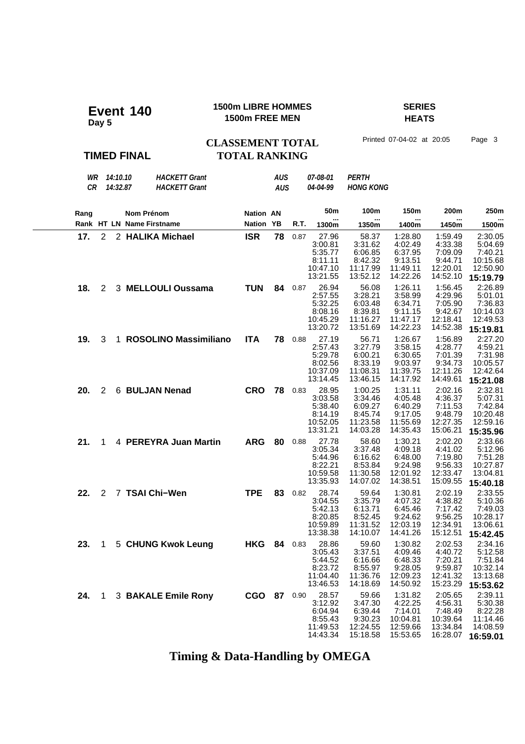# Event 140
**Day 5**

**1500m LIBRE HOMMES**
**1500m FREE MEN**

**SERIES**
**HEATS**

**CLASSEMENT TOTAL**
**TOTAL RANKING**

**TIMED FINAL**

Printed 07-04-02 at 20:05

| | | | | | |
|---|---|---|---|---|---|
| *WR* | *14:10.10* | *HACKETT Grant* | *AUS* | *07-08-01* | *PERTH* |
| *CR* | *14:32.87* | *HACKETT Grant* | *AUS* | *04-04-99* | *HONG KONG* |

| Rang / Rank | HT | LN | Nom Prénom / Name Firstname | Nation | AN / YB | R.T. | 50m ... 1300m | 100m ... 1350m | 150m ... 1400m | 200m ... 1450m | 250m ... 1500m |
|---|---|---|---|---|---|---|---|---|---|---|---|
| **17.** | 2 | 2 | **HALIKA Michael** | **ISR** | **78** | 0.87 | 27.96 | 58.37 | 1:28.80 | 1:59.49 | 2:30.05 |
| | | | | | | | 3:00.81 | 3:31.62 | 4:02.49 | 4:33.38 | 5:04.69 |
| | | | | | | | 5:35.77 | 6:06.85 | 6:37.95 | 7:09.09 | 7:40.21 |
| | | | | | | | 8:11.11 | 8:42.32 | 9:13.51 | 9:44.71 | 10:15.68 |
| | | | | | | | 10:47.10 | 11:17.99 | 11:49.11 | 12:20.01 | 12:50.90 |
| | | | | | | | 13:21.55 | 13:52.12 | 14:22.26 | 14:52.10 | **15:19.79** |
| **18.** | 2 | 3 | **MELLOULI Oussama** | **TUN** | **84** | 0.87 | 26.94 | 56.08 | 1:26.11 | 1:56.45 | 2:26.89 |
| | | | | | | | 2:57.55 | 3:28.21 | 3:58.99 | 4:29.96 | 5:01.01 |
| | | | | | | | 5:32.25 | 6:03.48 | 6:34.71 | 7:05.90 | 7:36.83 |
| | | | | | | | 8:08.16 | 8:39.81 | 9:11.15 | 9:42.67 | 10:14.03 |
| | | | | | | | 10:45.29 | 11:16.27 | 11:47.17 | 12:18.41 | 12:49.53 |
| | | | | | | | 13:20.72 | 13:51.69 | 14:22.23 | 14:52.38 | **15:19.81** |
| **19.** | 3 | 1 | **ROSOLINO Massimiliano** | **ITA** | **78** | 0.88 | 27.19 | 56.71 | 1:26.67 | 1:56.89 | 2:27.20 |
| | | | | | | | 2:57.43 | 3:27.79 | 3:58.15 | 4:28.77 | 4:59.21 |
| | | | | | | | 5:29.78 | 6:00.21 | 6:30.65 | 7:01.39 | 7:31.98 |
| | | | | | | | 8:02.56 | 8:33.19 | 9:03.97 | 9:34.73 | 10:05.57 |
| | | | | | | | 10:37.09 | 11:08.31 | 11:39.75 | 12:11.26 | 12:42.64 |
| | | | | | | | 13:14.45 | 13:46.15 | 14:17.92 | 14:49.61 | **15:21.08** |
| **20.** | 2 | 6 | **BULJAN Nenad** | **CRO** | **78** | 0.83 | 28.95 | 1:00.25 | 1:31.11 | 2:02.16 | 2:32.81 |
| | | | | | | | 3:03.58 | 3:34.46 | 4:05.48 | 4:36.37 | 5:07.31 |
| | | | | | | | 5:38.40 | 6:09.27 | 6:40.29 | 7:11.53 | 7:42.84 |
| | | | | | | | 8:14.19 | 8:45.74 | 9:17.05 | 9:48.79 | 10:20.48 |
| | | | | | | | 10:52.05 | 11:23.58 | 11:55.69 | 12:27.35 | 12:59.16 |
| | | | | | | | 13:31.21 | 14:03.28 | 14:35.43 | 15:06.21 | **15:35.96** |
| **21.** | 1 | 4 | **PEREYRA Juan Martin** | **ARG** | **80** | 0.88 | 27.78 | 58.60 | 1:30.21 | 2:02.20 | 2:33.66 |
| | | | | | | | 3:05.34 | 3:37.48 | 4:09.18 | 4:41.02 | 5:12.96 |
| | | | | | | | 5:44.96 | 6:16.62 | 6:48.00 | 7:19.80 | 7:51.28 |
| | | | | | | | 8:22.21 | 8:53.84 | 9:24.98 | 9:56.33 | 10:27.87 |
| | | | | | | | 10:59.58 | 11:30.58 | 12:01.92 | 12:33.47 | 13:04.81 |
| | | | | | | | 13:35.93 | 14:07.02 | 14:38.51 | 15:09.55 | **15:40.18** |
| **22.** | 2 | 7 | **TSAI Chi−Wen** | **TPE** | **83** | 0.82 | 28.74 | 59.64 | 1:30.81 | 2:02.19 | 2:33.55 |
| | | | | | | | 3:04.55 | 3:35.79 | 4:07.32 | 4:38.82 | 5:10.36 |
| | | | | | | | 5:42.13 | 6:13.71 | 6:45.46 | 7:17.42 | 7:49.03 |
| | | | | | | | 8:20.85 | 8:52.45 | 9:24.62 | 9:56.25 | 10:28.17 |
| | | | | | | | 10:59.89 | 11:31.52 | 12:03.19 | 12:34.91 | 13:06.61 |
| | | | | | | | 13:38.38 | 14:10.07 | 14:41.26 | 15:12.51 | **15:42.45** |
| **23.** | 1 | 5 | **CHUNG Kwok Leung** | **HKG** | **84** | 0.83 | 28.86 | 59.60 | 1:30.82 | 2:02.53 | 2:34.16 |
| | | | | | | | 3:05.43 | 3:37.51 | 4:09.46 | 4:40.72 | 5:12.58 |
| | | | | | | | 5:44.52 | 6:16.66 | 6:48.33 | 7:20.21 | 7:51.84 |
| | | | | | | | 8:23.72 | 8:55.97 | 9:28.05 | 9:59.87 | 10:32.14 |
| | | | | | | | 11:04.40 | 11:36.76 | 12:09.23 | 12:41.32 | 13:13.68 |
| | | | | | | | 13:46.53 | 14:18.69 | 14:50.92 | 15:23.29 | **15:53.62** |
| **24.** | 1 | 3 | **BAKALE Emile Rony** | **CGO** | **87** | 0.90 | 28.57 | 59.66 | 1:31.82 | 2:05.65 | 2:39.11 |
| | | | | | | | 3:12.92 | 3:47.30 | 4:22.25 | 4:56.31 | 5:30.38 |
| | | | | | | | 6:04.94 | 6:39.44 | 7:14.01 | 7:48.49 | 8:22.28 |
| | | | | | | | 8:55.43 | 9:30.23 | 10:04.81 | 10:39.64 | 11:14.46 |
| | | | | | | | 11:49.53 | 12:24.55 | 12:59.66 | 13:34.84 | 14:08.59 |
| | | | | | | | 14:43.34 | 15:18.58 | 15:53.65 | 16:28.07 | **16:59.01** |

**Timing & Data-Handling by OMEGA**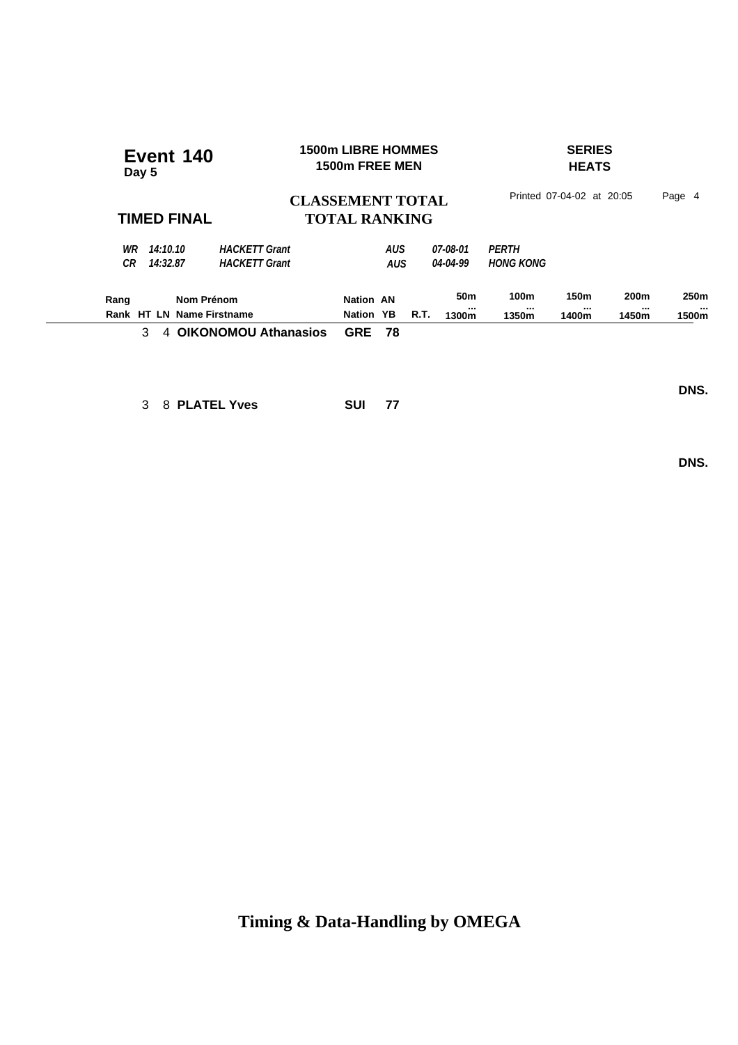# Event 140
**Day 5**

**1500m LIBRE HOMMES**
**1500m FREE MEN**

**SERIES**
**HEATS**

## TIMED FINAL

**CLASSEMENT TOTAL**
**TOTAL RANKING**

Printed 07-04-02 at 20:05

| | | | | | |
|---|---|---|---|---|---|
| *WR* | *14:10.10* | *HACKETT Grant* | *AUS* | *07-08-01* | *PERTH* |
| *CR* | *14:32.87* | *HACKETT Grant* | *AUS* | *04-04-99* | *HONG KONG* |

| Rang / Rank | HT | LN | Nom Prénom / Name Firstname | Nation | AN / YB | R.T. | 50m ... 1300m | 100m ... 1350m | 150m ... 1400m | 200m ... 1450m | 250m ... 1500m |
|---|---|---|---|---|---|---|---|---|---|---|---|
| | 3 | 4 | **OIKONOMOU Athanasios** | **GRE** | **78** | | | | | | |
| | | | | | | | | | | | **DNS.** |
| | 3 | 8 | **PLATEL Yves** | **SUI** | **77** | | | | | | |
| | | | | | | | | | | | **DNS.** |

**Timing & Data-Handling by OMEGA**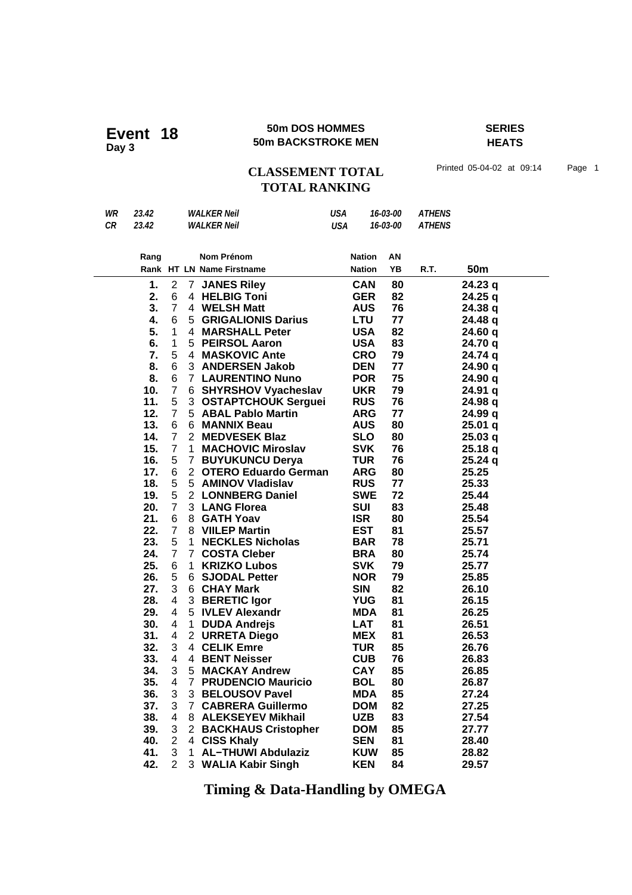# Event 18

**Day 3**

**50m DOS HOMMES**
**50m BACKSTROKE MEN**

**SERIES**
**HEATS**

## CLASSEMENT TOTAL
## TOTAL RANKING

Printed 05-04-02 at 09:14

| | | | | | |
|---|---|---|---|---|---|
| *WR* | *23.42* | *WALKER Neil* | *USA* | *16-03-00* | *ATHENS* |
| *CR* | *23.42* | *WALKER Neil* | *USA* | *16-03-00* | *ATHENS* |

| Rang / Rank | HT | LN | Nom Prénom / Name Firstname | Nation / Nation | AN / YB | R.T. | 50m |
|---|---|---|---|---|---|---|---|
| 1. | 2 | 7 | **JANES Riley** | **CAN** | 80 | | 24.23 q |
| 2. | 6 | 4 | **HELBIG Toni** | **GER** | 82 | | 24.25 q |
| 3. | 7 | 4 | **WELSH Matt** | **AUS** | 76 | | 24.38 q |
| 4. | 6 | 5 | **GRIGALIONIS Darius** | **LTU** | 77 | | 24.48 q |
| 5. | 1 | 4 | **MARSHALL Peter** | **USA** | 82 | | 24.60 q |
| 6. | 1 | 5 | **PEIRSOL Aaron** | **USA** | 83 | | 24.70 q |
| 7. | 5 | 4 | **MASKOVIC Ante** | **CRO** | 79 | | 24.74 q |
| 8. | 6 | 3 | **ANDERSEN Jakob** | **DEN** | 77 | | 24.90 q |
| 8. | 6 | 7 | **LAURENTINO Nuno** | **POR** | 75 | | 24.90 q |
| 10. | 7 | 6 | **SHYRSHOV Vyacheslav** | **UKR** | 79 | | 24.91 q |
| 11. | 5 | 3 | **OSTAPTCHOUK Serguei** | **RUS** | 76 | | 24.98 q |
| 12. | 7 | 5 | **ABAL Pablo Martin** | **ARG** | 77 | | 24.99 q |
| 13. | 6 | 6 | **MANNIX Beau** | **AUS** | 80 | | 25.01 q |
| 14. | 7 | 2 | **MEDVESEK Blaz** | **SLO** | 80 | | 25.03 q |
| 15. | 7 | 1 | **MACHOVIC Miroslav** | **SVK** | 76 | | 25.18 q |
| 16. | 5 | 7 | **BUYUKUNCU Derya** | **TUR** | 76 | | 25.24 q |
| 17. | 6 | 2 | **OTERO Eduardo German** | **ARG** | 80 | | 25.25 |
| 18. | 5 | 5 | **AMINOV Vladislav** | **RUS** | 77 | | 25.33 |
| 19. | 5 | 2 | **LONNBERG Daniel** | **SWE** | 72 | | 25.44 |
| 20. | 7 | 3 | **LANG Florea** | **SUI** | 83 | | 25.48 |
| 21. | 6 | 8 | **GATH Yoav** | **ISR** | 80 | | 25.54 |
| 22. | 7 | 8 | **VIILEP Martin** | **EST** | 81 | | 25.57 |
| 23. | 5 | 1 | **NECKLES Nicholas** | **BAR** | 78 | | 25.71 |
| 24. | 7 | 7 | **COSTA Cleber** | **BRA** | 80 | | 25.74 |
| 25. | 6 | 1 | **KRIZKO Lubos** | **SVK** | 79 | | 25.77 |
| 26. | 5 | 6 | **SJODAL Petter** | **NOR** | 79 | | 25.85 |
| 27. | 3 | 6 | **CHAY Mark** | **SIN** | 82 | | 26.10 |
| 28. | 4 | 3 | **BERETIC Igor** | **YUG** | 81 | | 26.15 |
| 29. | 4 | 5 | **IVLEV Alexandr** | **MDA** | 81 | | 26.25 |
| 30. | 4 | 1 | **DUDA Andrejs** | **LAT** | 81 | | 26.51 |
| 31. | 4 | 2 | **URRETA Diego** | **MEX** | 81 | | 26.53 |
| 32. | 3 | 4 | **CELIK Emre** | **TUR** | 85 | | 26.76 |
| 33. | 4 | 4 | **BENT Neisser** | **CUB** | 76 | | 26.83 |
| 34. | 3 | 5 | **MACKAY Andrew** | **CAY** | 85 | | 26.85 |
| 35. | 4 | 7 | **PRUDENCIO Mauricio** | **BOL** | 80 | | 26.87 |
| 36. | 3 | 3 | **BELOUSOV Pavel** | **MDA** | 85 | | 27.24 |
| 37. | 3 | 7 | **CABRERA Guillermo** | **DOM** | 82 | | 27.25 |
| 38. | 4 | 8 | **ALEKSEYEV Mikhail** | **UZB** | 83 | | 27.54 |
| 39. | 3 | 2 | **BACKHAUS Cristopher** | **DOM** | 85 | | 27.77 |
| 40. | 2 | 4 | **CISS Khaly** | **SEN** | 81 | | 28.40 |
| 41. | 3 | 1 | **AL−THUWI Abdulaziz** | **KUW** | 85 | | 28.82 |
| 42. | 2 | 3 | **WALIA Kabir Singh** | **KEN** | 84 | | 29.57 |

**Timing & Data-Handling by OMEGA**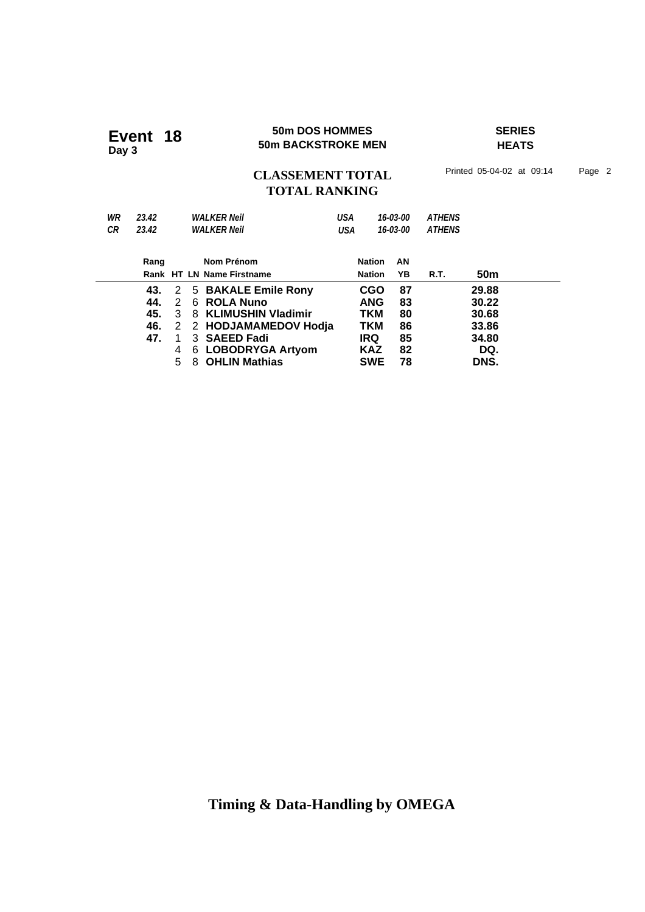**Event 18**
**Day 3**

**50m DOS HOMMES**
**50m BACKSTROKE MEN**

**SERIES**
**HEATS**

## CLASSEMENT TOTAL
## TOTAL RANKING

Printed 05-04-02 at 09:14

| | | | | | |
|---|---|---|---|---|---|
| *WR* | *23.42* | *WALKER Neil* | *USA* | *16-03-00* | *ATHENS* |
| *CR* | *23.42* | *WALKER Neil* | *USA* | *16-03-00* | *ATHENS* |

| Rang / Rank | HT | LN | Nom Prénom / Name Firstname | Nation / Nation | AN / YB | R.T. | 50m |
|---|---|---|---|---|---|---|---|
| **43.** | 2 | 5 | **BAKALE Emile Rony** | **CGO** | **87** | | **29.88** |
| **44.** | 2 | 6 | **ROLA Nuno** | **ANG** | **83** | | **30.22** |
| **45.** | 3 | 8 | **KLIMUSHIN Vladimir** | **TKM** | **80** | | **30.68** |
| **46.** | 2 | 2 | **HODJAMAMEDOV Hodja** | **TKM** | **86** | | **33.86** |
| **47.** | 1 | 3 | **SAEED Fadi** | **IRQ** | **85** | | **34.80** |
| | 4 | 6 | **LOBODRYGA Artyom** | **KAZ** | **82** | | **DQ.** |
| | 5 | 8 | **OHLIN Mathias** | **SWE** | **78** | | **DNS.** |

**Timing & Data-Handling by OMEGA**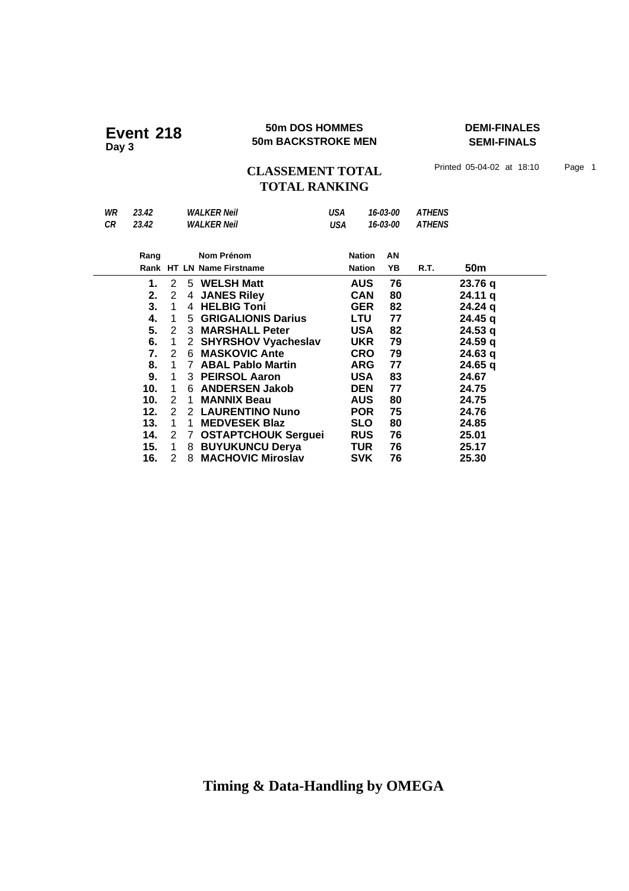# Event 218
**Day 3**

**50m DOS HOMMES**
**50m BACKSTROKE MEN**

**DEMI-FINALES**
**SEMI-FINALS**

## CLASSEMENT TOTAL
## TOTAL RANKING

Printed 05-04-02 at 18:10

| | | | | | |
|---|---|---|---|---|---|
| *WR* | *23.42* | *WALKER Neil* | *USA* | *16-03-00* | *ATHENS* |
| *CR* | *23.42* | *WALKER Neil* | *USA* | *16-03-00* | *ATHENS* |

| Rang<br>Rank | HT | LN | Nom Prénom<br>Name Firstname | Nation<br>Nation | AN<br>YB | R.T. | 50m |
|---|---|---|---|---|---|---|---|
| **1.** | 2 | 5 | **WELSH Matt** | **AUS** | **76** | | **23.76 q** |
| **2.** | 2 | 4 | **JANES Riley** | **CAN** | **80** | | **24.11 q** |
| **3.** | 1 | 4 | **HELBIG Toni** | **GER** | **82** | | **24.24 q** |
| **4.** | 1 | 5 | **GRIGALIONIS Darius** | **LTU** | **77** | | **24.45 q** |
| **5.** | 2 | 3 | **MARSHALL Peter** | **USA** | **82** | | **24.53 q** |
| **6.** | 1 | 2 | **SHYRSHOV Vyacheslav** | **UKR** | **79** | | **24.59 q** |
| **7.** | 2 | 6 | **MASKOVIC Ante** | **CRO** | **79** | | **24.63 q** |
| **8.** | 1 | 7 | **ABAL Pablo Martin** | **ARG** | **77** | | **24.65 q** |
| **9.** | 1 | 3 | **PEIRSOL Aaron** | **USA** | **83** | | **24.67** |
| **10.** | 1 | 6 | **ANDERSEN Jakob** | **DEN** | **77** | | **24.75** |
| **10.** | 2 | 1 | **MANNIX Beau** | **AUS** | **80** | | **24.75** |
| **12.** | 2 | 2 | **LAURENTINO Nuno** | **POR** | **75** | | **24.76** |
| **13.** | 1 | 1 | **MEDVESEK Blaz** | **SLO** | **80** | | **24.85** |
| **14.** | 2 | 7 | **OSTAPTCHOUK Serguei** | **RUS** | **76** | | **25.01** |
| **15.** | 1 | 8 | **BUYUKUNCU Derya** | **TUR** | **76** | | **25.17** |
| **16.** | 2 | 8 | **MACHOVIC Miroslav** | **SVK** | **76** | | **25.30** |

**Timing & Data-Handling by OMEGA**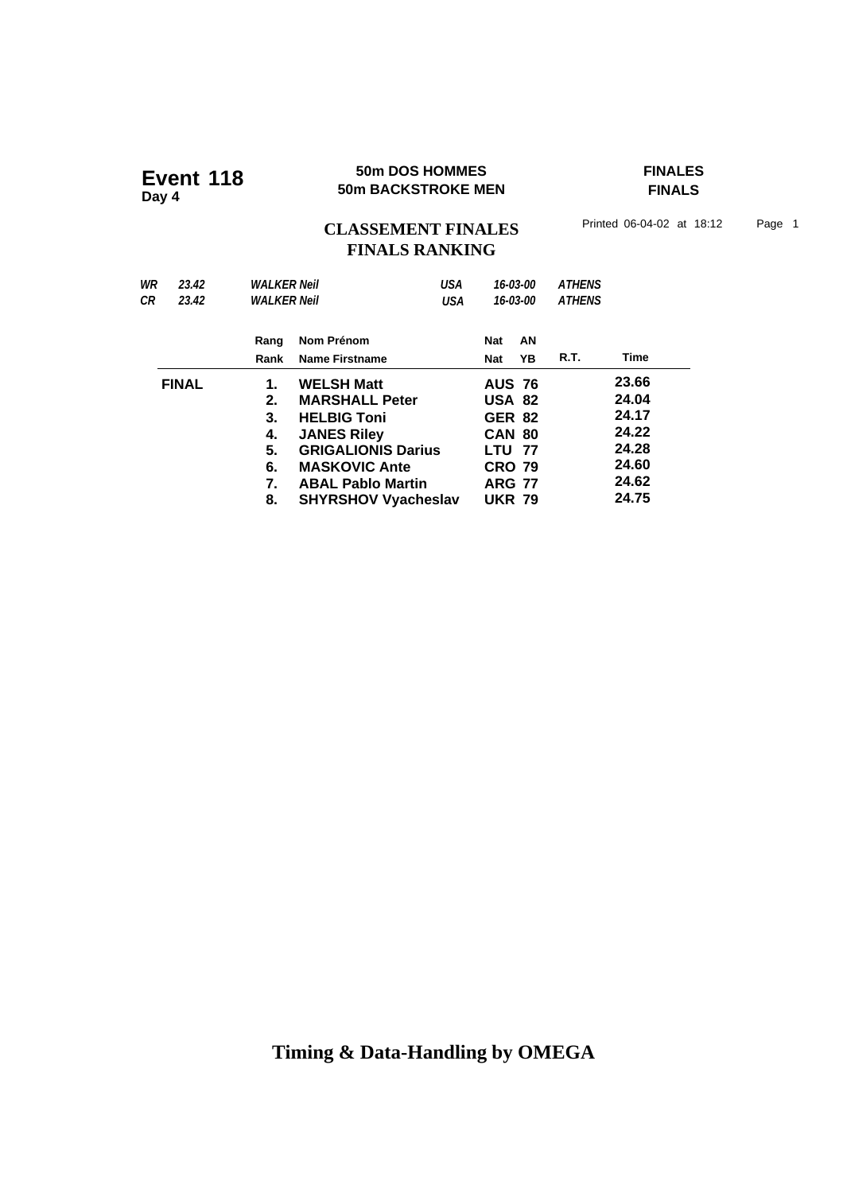# Event 118
**Day 4**

**50m DOS HOMMES**
**50m BACKSTROKE MEN**

**FINALES**
**FINALS**

## CLASSEMENT FINALES
## FINALS RANKING

Printed 06-04-02 at 18:12

| | | | | | |
|---|---|---|---|---|---|
| *WR* | *23.42* | *WALKER Neil* | *USA* | *16-03-00* | *ATHENS* |
| *CR* | *23.42* | *WALKER Neil* | *USA* | *16-03-00* | *ATHENS* |

| | Rang / Rank | Nom Prénom / Name Firstname | Nat / Nat | AN / YB | R.T. | Time |
|---|---|---|---|---|---|---|
| **FINAL** | **1.** | **WELSH Matt** | **AUS** | **76** | | **23.66** |
| | **2.** | **MARSHALL Peter** | **USA** | **82** | | **24.04** |
| | **3.** | **HELBIG Toni** | **GER** | **82** | | **24.17** |
| | **4.** | **JANES Riley** | **CAN** | **80** | | **24.22** |
| | **5.** | **GRIGALIONIS Darius** | **LTU** | **77** | | **24.28** |
| | **6.** | **MASKOVIC Ante** | **CRO** | **79** | | **24.60** |
| | **7.** | **ABAL Pablo Martin** | **ARG** | **77** | | **24.62** |
| | **8.** | **SHYRSHOV Vyacheslav** | **UKR** | **79** | | **24.75** |

**Timing & Data-Handling by OMEGA**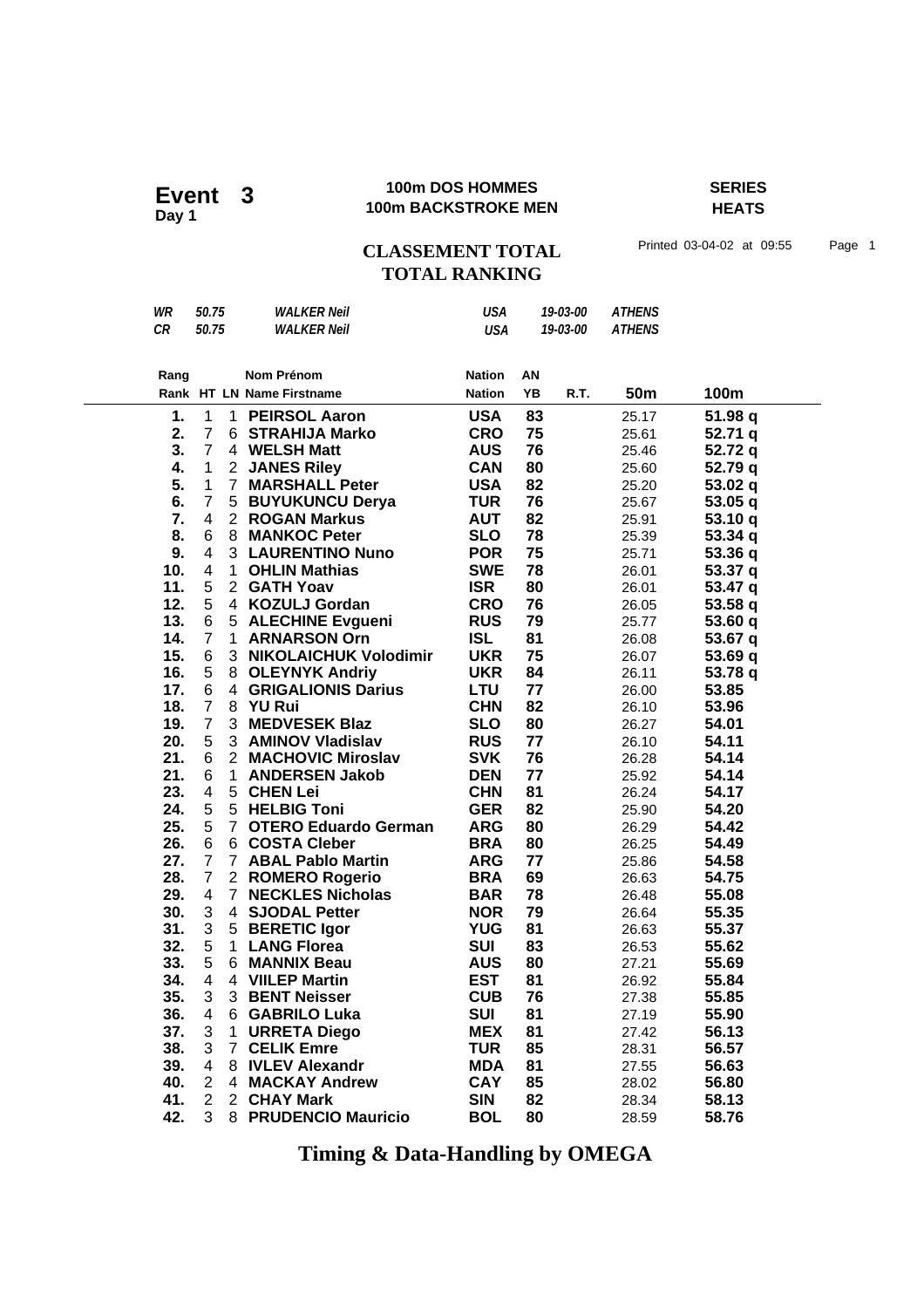# Event 3

**Day 1**

**100m DOS HOMMES**
**100m BACKSTROKE MEN**

**SERIES**
**HEATS**

## CLASSEMENT TOTAL
## TOTAL RANKING

Printed 03-04-02 at 09:55

| | | | | | |
|---|---|---|---|---|---|
| *WR* | *50.75* | *WALKER Neil* | *USA* | *19-03-00* | *ATHENS* |
| *CR* | *50.75* | *WALKER Neil* | *USA* | *19-03-00* | *ATHENS* |

| Rang / Rank | HT | LN | Nom Prénom / Name Firstname | Nation | AN / YB | R.T. | 50m | 100m |
|---|---|---|---|---|---|---|---|---|
| 1. | 1 | 1 | **PEIRSOL Aaron** | **USA** | **83** | | 25.17 | **51.98 q** |
| 2. | 7 | 6 | **STRAHIJA Marko** | **CRO** | **75** | | 25.61 | **52.71 q** |
| 3. | 7 | 4 | **WELSH Matt** | **AUS** | **76** | | 25.46 | **52.72 q** |
| 4. | 1 | 2 | **JANES Riley** | **CAN** | **80** | | 25.60 | **52.79 q** |
| 5. | 1 | 7 | **MARSHALL Peter** | **USA** | **82** | | 25.20 | **53.02 q** |
| 6. | 7 | 5 | **BUYUKUNCU Derya** | **TUR** | **76** | | 25.67 | **53.05 q** |
| 7. | 4 | 2 | **ROGAN Markus** | **AUT** | **82** | | 25.91 | **53.10 q** |
| 8. | 6 | 8 | **MANKOC Peter** | **SLO** | **78** | | 25.39 | **53.34 q** |
| 9. | 4 | 3 | **LAURENTINO Nuno** | **POR** | **75** | | 25.71 | **53.36 q** |
| 10. | 4 | 1 | **OHLIN Mathias** | **SWE** | **78** | | 26.01 | **53.37 q** |
| 11. | 5 | 2 | **GATH Yoav** | **ISR** | **80** | | 26.01 | **53.47 q** |
| 12. | 5 | 4 | **KOZULJ Gordan** | **CRO** | **76** | | 26.05 | **53.58 q** |
| 13. | 6 | 5 | **ALECHINE Evgueni** | **RUS** | **79** | | 25.77 | **53.60 q** |
| 14. | 7 | 1 | **ARNARSON Orn** | **ISL** | **81** | | 26.08 | **53.67 q** |
| 15. | 6 | 3 | **NIKOLAICHUK Volodimir** | **UKR** | **75** | | 26.07 | **53.69 q** |
| 16. | 5 | 8 | **OLEYNYK Andriy** | **UKR** | **84** | | 26.11 | **53.78 q** |
| 17. | 6 | 4 | **GRIGALIONIS Darius** | **LTU** | **77** | | 26.00 | **53.85** |
| 18. | 7 | 8 | **YU Rui** | **CHN** | **82** | | 26.10 | **53.96** |
| 19. | 7 | 3 | **MEDVESEK Blaz** | **SLO** | **80** | | 26.27 | **54.01** |
| 20. | 5 | 3 | **AMINOV Vladislav** | **RUS** | **77** | | 26.10 | **54.11** |
| 21. | 6 | 2 | **MACHOVIC Miroslav** | **SVK** | **76** | | 26.28 | **54.14** |
| 21. | 6 | 1 | **ANDERSEN Jakob** | **DEN** | **77** | | 25.92 | **54.14** |
| 23. | 4 | 5 | **CHEN Lei** | **CHN** | **81** | | 26.24 | **54.17** |
| 24. | 5 | 5 | **HELBIG Toni** | **GER** | **82** | | 25.90 | **54.20** |
| 25. | 5 | 7 | **OTERO Eduardo German** | **ARG** | **80** | | 26.29 | **54.42** |
| 26. | 6 | 6 | **COSTA Cleber** | **BRA** | **80** | | 26.25 | **54.49** |
| 27. | 7 | 7 | **ABAL Pablo Martin** | **ARG** | **77** | | 25.86 | **54.58** |
| 28. | 7 | 2 | **ROMERO Rogerio** | **BRA** | **69** | | 26.63 | **54.75** |
| 29. | 4 | 7 | **NECKLES Nicholas** | **BAR** | **78** | | 26.48 | **55.08** |
| 30. | 3 | 4 | **SJODAL Petter** | **NOR** | **79** | | 26.64 | **55.35** |
| 31. | 3 | 5 | **BERETIC Igor** | **YUG** | **81** | | 26.63 | **55.37** |
| 32. | 5 | 1 | **LANG Florea** | **SUI** | **83** | | 26.53 | **55.62** |
| 33. | 5 | 6 | **MANNIX Beau** | **AUS** | **80** | | 27.21 | **55.69** |
| 34. | 4 | 4 | **VIILEP Martin** | **EST** | **81** | | 26.92 | **55.84** |
| 35. | 3 | 3 | **BENT Neisser** | **CUB** | **76** | | 27.38 | **55.85** |
| 36. | 4 | 6 | **GABRILO Luka** | **SUI** | **81** | | 27.19 | **55.90** |
| 37. | 3 | 1 | **URRETA Diego** | **MEX** | **81** | | 27.42 | **56.13** |
| 38. | 3 | 7 | **CELIK Emre** | **TUR** | **85** | | 28.31 | **56.57** |
| 39. | 4 | 8 | **IVLEV Alexandr** | **MDA** | **81** | | 27.55 | **56.63** |
| 40. | 2 | 4 | **MACKAY Andrew** | **CAY** | **85** | | 28.02 | **56.80** |
| 41. | 2 | 2 | **CHAY Mark** | **SIN** | **82** | | 28.34 | **58.13** |
| 42. | 3 | 8 | **PRUDENCIO Mauricio** | **BOL** | **80** | | 28.59 | **58.76** |

**Timing & Data-Handling by OMEGA**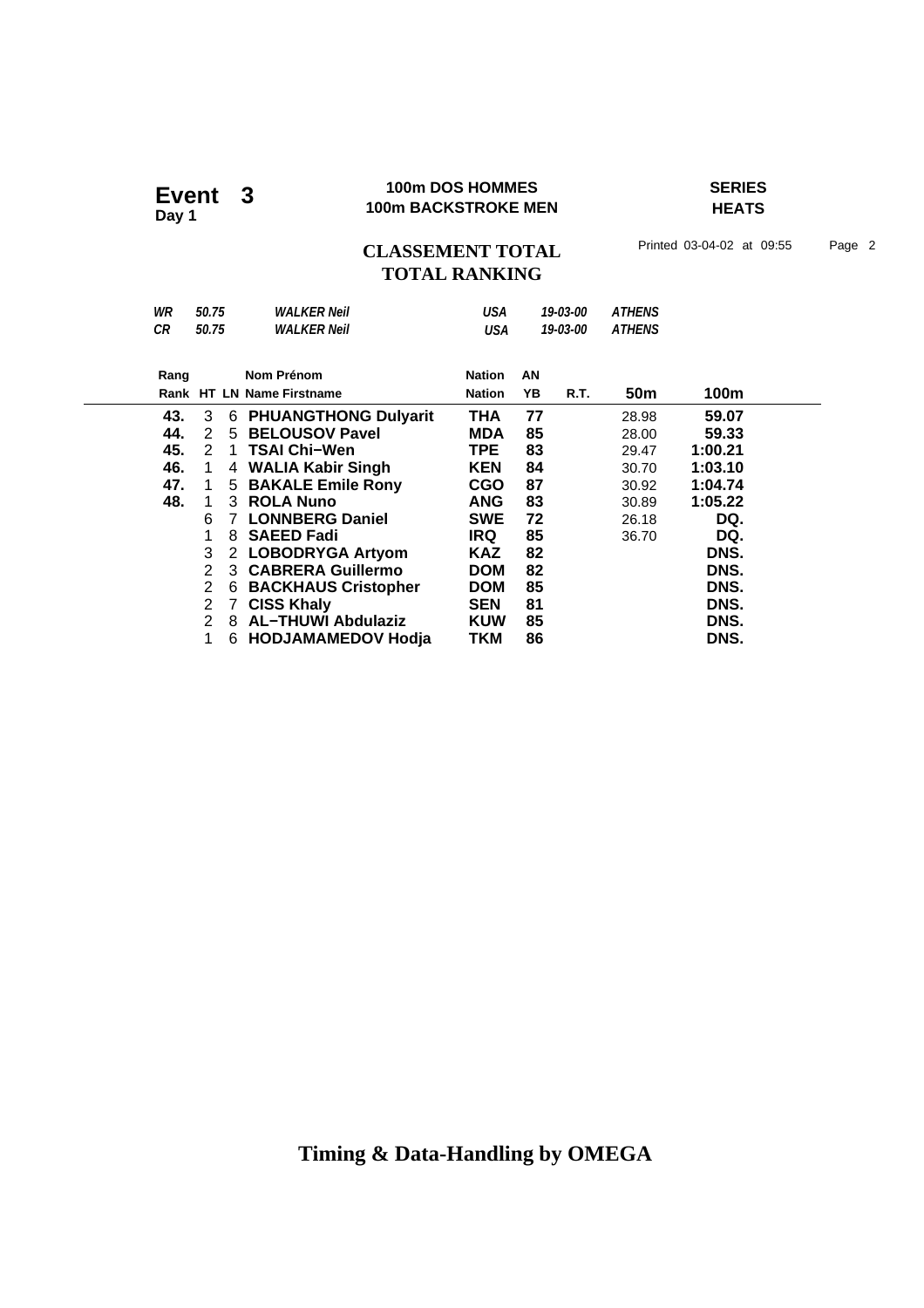# Event 3

**Day 1**

**100m DOS HOMMES**
**100m BACKSTROKE MEN**

**SERIES**
**HEATS**

## CLASSEMENT TOTAL
## TOTAL RANKING

Printed 03-04-02 at 09:55

| | | | | | | |
|---|---|---|---|---|---|---|
| *WR* | *50.75* | *WALKER Neil* | *USA* | *19-03-00* | *ATHENS* |
| *CR* | *50.75* | *WALKER Neil* | *USA* | *19-03-00* | *ATHENS* |

| Rang<br>Rank | HT | LN | Nom Prénom<br>Name Firstname | Nation<br>Nation | AN<br>YB | R.T. | 50m | 100m |
|---|---|---|---|---|---|---|---|---|
| **43.** | 3 | 6 | **PHUANGTHONG Dulyarit** | **THA** | **77** | | 28.98 | **59.07** |
| **44.** | 2 | 5 | **BELOUSOV Pavel** | **MDA** | **85** | | 28.00 | **59.33** |
| **45.** | 2 | 1 | **TSAI Chi−Wen** | **TPE** | **83** | | 29.47 | **1:00.21** |
| **46.** | 1 | 4 | **WALIA Kabir Singh** | **KEN** | **84** | | 30.70 | **1:03.10** |
| **47.** | 1 | 5 | **BAKALE Emile Rony** | **CGO** | **87** | | 30.92 | **1:04.74** |
| **48.** | 1 | 3 | **ROLA Nuno** | **ANG** | **83** | | 30.89 | **1:05.22** |
| | 6 | 7 | **LONNBERG Daniel** | **SWE** | **72** | | 26.18 | **DQ.** |
| | 1 | 8 | **SAEED Fadi** | **IRQ** | **85** | | 36.70 | **DQ.** |
| | 3 | 2 | **LOBODRYGA Artyom** | **KAZ** | **82** | | | **DNS.** |
| | 2 | 3 | **CABRERA Guillermo** | **DOM** | **82** | | | **DNS.** |
| | 2 | 6 | **BACKHAUS Cristopher** | **DOM** | **85** | | | **DNS.** |
| | 2 | 7 | **CISS Khaly** | **SEN** | **81** | | | **DNS.** |
| | 2 | 8 | **AL−THUWI Abdulaziz** | **KUW** | **85** | | | **DNS.** |
| | 1 | 6 | **HODJAMAMEDOV Hodja** | **TKM** | **86** | | | **DNS.** |

**Timing & Data-Handling by OMEGA**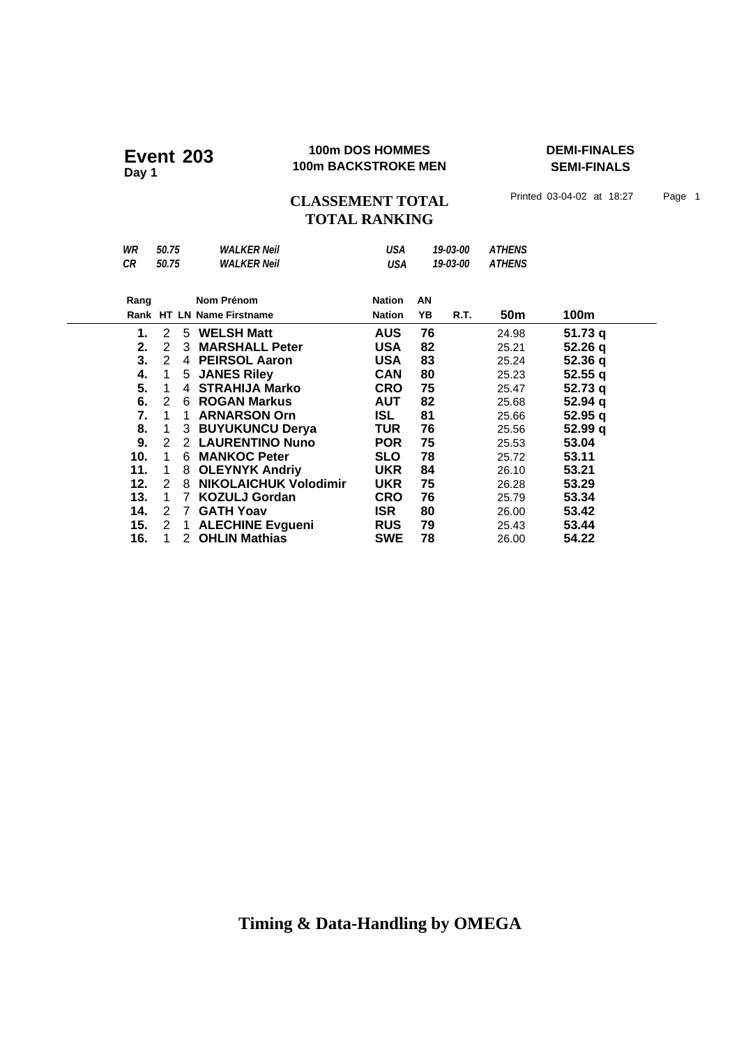# Event 203
**Day 1**

**100m DOS HOMMES**
**100m BACKSTROKE MEN**

**DEMI-FINALES**
**SEMI-FINALS**

## CLASSEMENT TOTAL
## TOTAL RANKING

Printed 03-04-02 at 18:27

| | | | | | |
|---|---|---|---|---|---|
| *WR* | *50.75* | *WALKER Neil* | *USA* | *19-03-00* | *ATHENS* |
| *CR* | *50.75* | *WALKER Neil* | *USA* | *19-03-00* | *ATHENS* |

| Rang / Rank | HT | LN | Nom Prénom / Name Firstname | Nation / Nation | AN / YB | R.T. | 50m | 100m |
|---|---|---|---|---|---|---|---|---|
| **1.** | 2 | 5 | **WELSH Matt** | **AUS** | **76** | | 24.98 | **51.73 q** |
| **2.** | 2 | 3 | **MARSHALL Peter** | **USA** | **82** | | 25.21 | **52.26 q** |
| **3.** | 2 | 4 | **PEIRSOL Aaron** | **USA** | **83** | | 25.24 | **52.36 q** |
| **4.** | 1 | 5 | **JANES Riley** | **CAN** | **80** | | 25.23 | **52.55 q** |
| **5.** | 1 | 4 | **STRAHIJA Marko** | **CRO** | **75** | | 25.47 | **52.73 q** |
| **6.** | 2 | 6 | **ROGAN Markus** | **AUT** | **82** | | 25.68 | **52.94 q** |
| **7.** | 1 | 1 | **ARNARSON Orn** | **ISL** | **81** | | 25.66 | **52.95 q** |
| **8.** | 1 | 3 | **BUYUKUNCU Derya** | **TUR** | **76** | | 25.56 | **52.99 q** |
| **9.** | 2 | 2 | **LAURENTINO Nuno** | **POR** | **75** | | 25.53 | **53.04** |
| **10.** | 1 | 6 | **MANKOC Peter** | **SLO** | **78** | | 25.72 | **53.11** |
| **11.** | 1 | 8 | **OLEYNYK Andriy** | **UKR** | **84** | | 26.10 | **53.21** |
| **12.** | 2 | 8 | **NIKOLAICHUK Volodimir** | **UKR** | **75** | | 26.28 | **53.29** |
| **13.** | 1 | 7 | **KOZULJ Gordan** | **CRO** | **76** | | 25.79 | **53.34** |
| **14.** | 2 | 7 | **GATH Yoav** | **ISR** | **80** | | 26.00 | **53.42** |
| **15.** | 2 | 1 | **ALECHINE Evgueni** | **RUS** | **79** | | 25.43 | **53.44** |
| **16.** | 1 | 2 | **OHLIN Mathias** | **SWE** | **78** | | 26.00 | **54.22** |

**Timing & Data-Handling by OMEGA**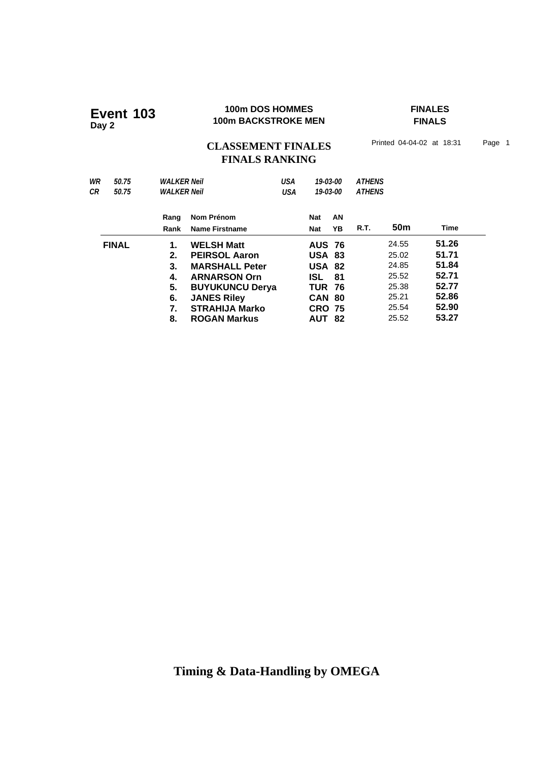**Event 103**
**Day 2**

**100m DOS HOMMES**
**100m BACKSTROKE MEN**

**FINALES**
**FINALS**

## CLASSEMENT FINALES
## FINALS RANKING

Printed 04-04-02 at 18:31 Page 1

| | | | | | |
|---|---|---|---|---|---|
| *WR* | *50.75* | *WALKER Neil* | *USA* | *19-03-00* | *ATHENS* |
| *CR* | *50.75* | *WALKER Neil* | *USA* | *19-03-00* | *ATHENS* |

| | Rang<br>Rank | Nom Prénom<br>Name Firstname | Nat<br>Nat | AN<br>YB | R.T. | 50m | Time |
|---|---|---|---|---|---|---|---|
| **FINAL** | **1.** | **WELSH Matt** | **AUS** | **76** | | 24.55 | **51.26** |
| | **2.** | **PEIRSOL Aaron** | **USA** | **83** | | 25.02 | **51.71** |
| | **3.** | **MARSHALL Peter** | **USA** | **82** | | 24.85 | **51.84** |
| | **4.** | **ARNARSON Orn** | **ISL** | **81** | | 25.52 | **52.71** |
| | **5.** | **BUYUKUNCU Derya** | **TUR** | **76** | | 25.38 | **52.77** |
| | **6.** | **JANES Riley** | **CAN** | **80** | | 25.21 | **52.86** |
| | **7.** | **STRAHIJA Marko** | **CRO** | **75** | | 25.54 | **52.90** |
| | **8.** | **ROGAN Markus** | **AUT** | **82** | | 25.52 | **53.27** |

**Timing & Data-Handling by OMEGA**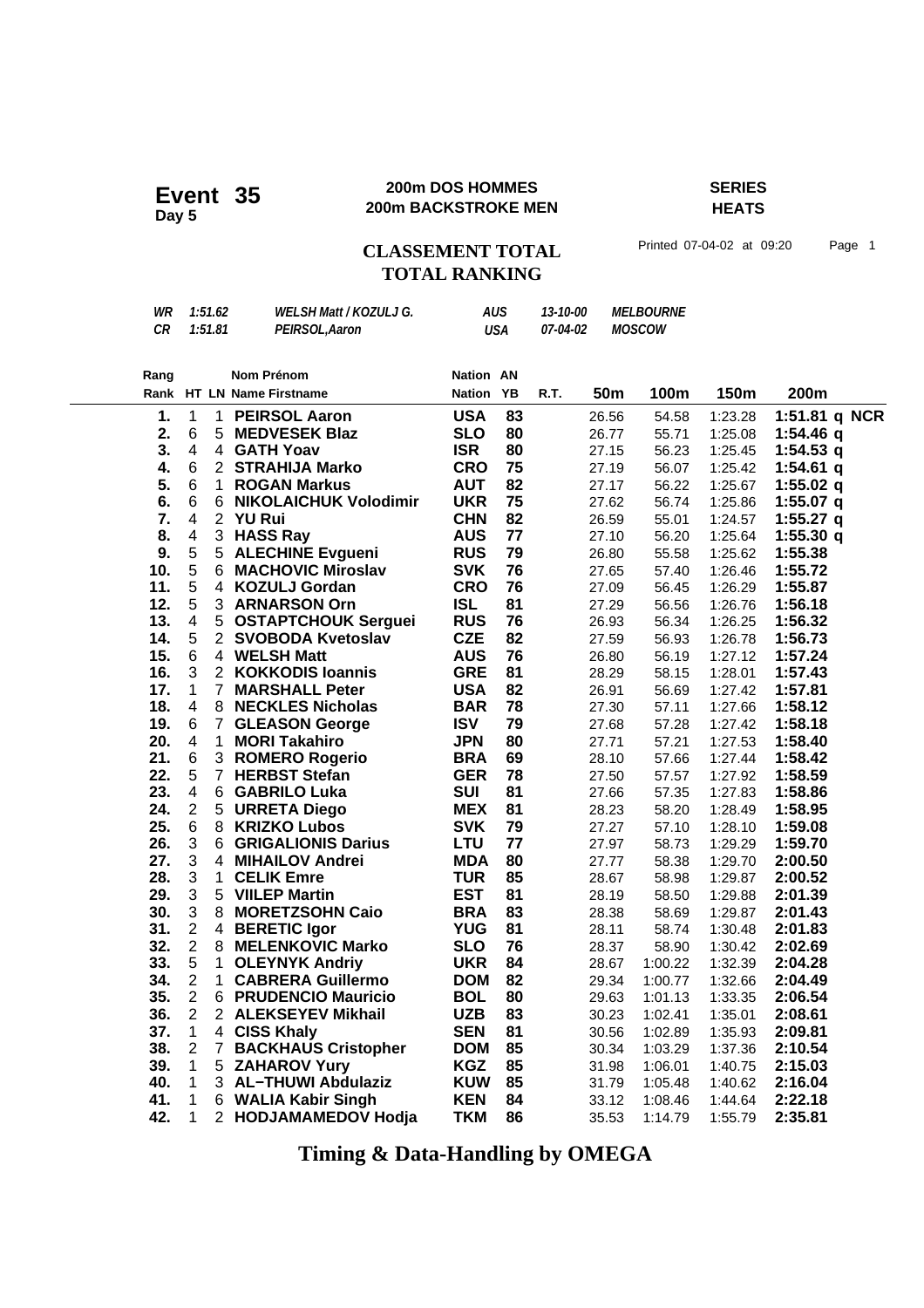# Event 35

**Day 5**

**200m DOS HOMMES**
**200m BACKSTROKE MEN**

**SERIES**
**HEATS**

## CLASSEMENT TOTAL
## TOTAL RANKING

Printed 07-04-02 at 09:20

| | | | | | |
|---|---|---|---|---|---|
| *WR* | *1:51.62* | *WELSH Matt / KOZULJ G.* | *AUS* | *13-10-00* | *MELBOURNE* |
| *CR* | *1:51.81* | *PEIRSOL,Aaron* | *USA* | *07-04-02* | *MOSCOW* |

| Rang<br>Rank | HT | LN | Nom Prénom<br>Name Firstname | Nation<br>Nation | AN<br>YB | R.T. | 50m | 100m | 150m | 200m |
|---|---|---|---|---|---|---|---|---|---|---|
| **1.** | 1 | 1 | **PEIRSOL Aaron** | **USA** | **83** | | 26.56 | 54.58 | 1:23.28 | **1:51.81 q NCR** |
| **2.** | 6 | 5 | **MEDVESEK Blaz** | **SLO** | **80** | | 26.77 | 55.71 | 1:25.08 | **1:54.46 q** |
| **3.** | 4 | 4 | **GATH Yoav** | **ISR** | **80** | | 27.15 | 56.23 | 1:25.45 | **1:54.53 q** |
| **4.** | 6 | 2 | **STRAHIJA Marko** | **CRO** | **75** | | 27.19 | 56.07 | 1:25.42 | **1:54.61 q** |
| **5.** | 6 | 1 | **ROGAN Markus** | **AUT** | **82** | | 27.17 | 56.22 | 1:25.67 | **1:55.02 q** |
| **6.** | 6 | 6 | **NIKOLAICHUK Volodimir** | **UKR** | **75** | | 27.62 | 56.74 | 1:25.86 | **1:55.07 q** |
| **7.** | 4 | 2 | **YU Rui** | **CHN** | **82** | | 26.59 | 55.01 | 1:24.57 | **1:55.27 q** |
| **8.** | 4 | 3 | **HASS Ray** | **AUS** | **77** | | 27.10 | 56.20 | 1:25.64 | **1:55.30 q** |
| **9.** | 5 | 5 | **ALECHINE Evgueni** | **RUS** | **79** | | 26.80 | 55.58 | 1:25.62 | **1:55.38** |
| **10.** | 5 | 6 | **MACHOVIC Miroslav** | **SVK** | **76** | | 27.65 | 57.40 | 1:26.46 | **1:55.72** |
| **11.** | 5 | 4 | **KOZULJ Gordan** | **CRO** | **76** | | 27.09 | 56.45 | 1:26.29 | **1:55.87** |
| **12.** | 5 | 3 | **ARNARSON Orn** | **ISL** | **81** | | 27.29 | 56.56 | 1:26.76 | **1:56.18** |
| **13.** | 4 | 5 | **OSTAPTCHOUK Serguei** | **RUS** | **76** | | 26.93 | 56.34 | 1:26.25 | **1:56.32** |
| **14.** | 5 | 2 | **SVOBODA Kvetoslav** | **CZE** | **82** | | 27.59 | 56.93 | 1:26.78 | **1:56.73** |
| **15.** | 6 | 4 | **WELSH Matt** | **AUS** | **76** | | 26.80 | 56.19 | 1:27.12 | **1:57.24** |
| **16.** | 3 | 2 | **KOKKODIS Ioannis** | **GRE** | **81** | | 28.29 | 58.15 | 1:28.01 | **1:57.43** |
| **17.** | 1 | 7 | **MARSHALL Peter** | **USA** | **82** | | 26.91 | 56.69 | 1:27.42 | **1:57.81** |
| **18.** | 4 | 8 | **NECKLES Nicholas** | **BAR** | **78** | | 27.30 | 57.11 | 1:27.66 | **1:58.12** |
| **19.** | 6 | 7 | **GLEASON George** | **ISV** | **79** | | 27.68 | 57.28 | 1:27.42 | **1:58.18** |
| **20.** | 4 | 1 | **MORI Takahiro** | **JPN** | **80** | | 27.71 | 57.21 | 1:27.53 | **1:58.40** |
| **21.** | 6 | 3 | **ROMERO Rogerio** | **BRA** | **69** | | 28.10 | 57.66 | 1:27.44 | **1:58.42** |
| **22.** | 5 | 7 | **HERBST Stefan** | **GER** | **78** | | 27.50 | 57.57 | 1:27.92 | **1:58.59** |
| **23.** | 4 | 6 | **GABRILO Luka** | **SUI** | **81** | | 27.66 | 57.35 | 1:27.83 | **1:58.86** |
| **24.** | 2 | 5 | **URRETA Diego** | **MEX** | **81** | | 28.23 | 58.20 | 1:28.49 | **1:58.95** |
| **25.** | 6 | 8 | **KRIZKO Lubos** | **SVK** | **79** | | 27.27 | 57.10 | 1:28.10 | **1:59.08** |
| **26.** | 3 | 6 | **GRIGALIONIS Darius** | **LTU** | **77** | | 27.97 | 58.73 | 1:29.29 | **1:59.70** |
| **27.** | 3 | 4 | **MIHAILOV Andrei** | **MDA** | **80** | | 27.77 | 58.38 | 1:29.70 | **2:00.50** |
| **28.** | 3 | 1 | **CELIK Emre** | **TUR** | **85** | | 28.67 | 58.98 | 1:29.87 | **2:00.52** |
| **29.** | 3 | 5 | **VIILEP Martin** | **EST** | **81** | | 28.19 | 58.50 | 1:29.88 | **2:01.39** |
| **30.** | 3 | 8 | **MORETZSOHN Caio** | **BRA** | **83** | | 28.38 | 58.69 | 1:29.87 | **2:01.43** |
| **31.** | 2 | 4 | **BERETIC Igor** | **YUG** | **81** | | 28.11 | 58.74 | 1:30.48 | **2:01.83** |
| **32.** | 2 | 8 | **MELENKOVIC Marko** | **SLO** | **76** | | 28.37 | 58.90 | 1:30.42 | **2:02.69** |
| **33.** | 5 | 1 | **OLEYNYK Andriy** | **UKR** | **84** | | 28.67 | 1:00.22 | 1:32.39 | **2:04.28** |
| **34.** | 2 | 1 | **CABRERA Guillermo** | **DOM** | **82** | | 29.34 | 1:00.77 | 1:32.66 | **2:04.49** |
| **35.** | 2 | 6 | **PRUDENCIO Mauricio** | **BOL** | **80** | | 29.63 | 1:01.13 | 1:33.35 | **2:06.54** |
| **36.** | 2 | 2 | **ALEKSEYEV Mikhail** | **UZB** | **83** | | 30.23 | 1:02.41 | 1:35.01 | **2:08.61** |
| **37.** | 1 | 4 | **CISS Khaly** | **SEN** | **81** | | 30.56 | 1:02.89 | 1:35.93 | **2:09.81** |
| **38.** | 2 | 7 | **BACKHAUS Cristopher** | **DOM** | **85** | | 30.34 | 1:03.29 | 1:37.36 | **2:10.54** |
| **39.** | 1 | 5 | **ZAHAROV Yury** | **KGZ** | **85** | | 31.98 | 1:06.01 | 1:40.75 | **2:15.03** |
| **40.** | 1 | 3 | **AL−THUWI Abdulaziz** | **KUW** | **85** | | 31.79 | 1:05.48 | 1:40.62 | **2:16.04** |
| **41.** | 1 | 6 | **WALIA Kabir Singh** | **KEN** | **84** | | 33.12 | 1:08.46 | 1:44.64 | **2:22.18** |
| **42.** | 1 | 2 | **HODJAMAMEDOV Hodja** | **TKM** | **86** | | 35.53 | 1:14.79 | 1:55.79 | **2:35.81** |

**Timing & Data-Handling by OMEGA**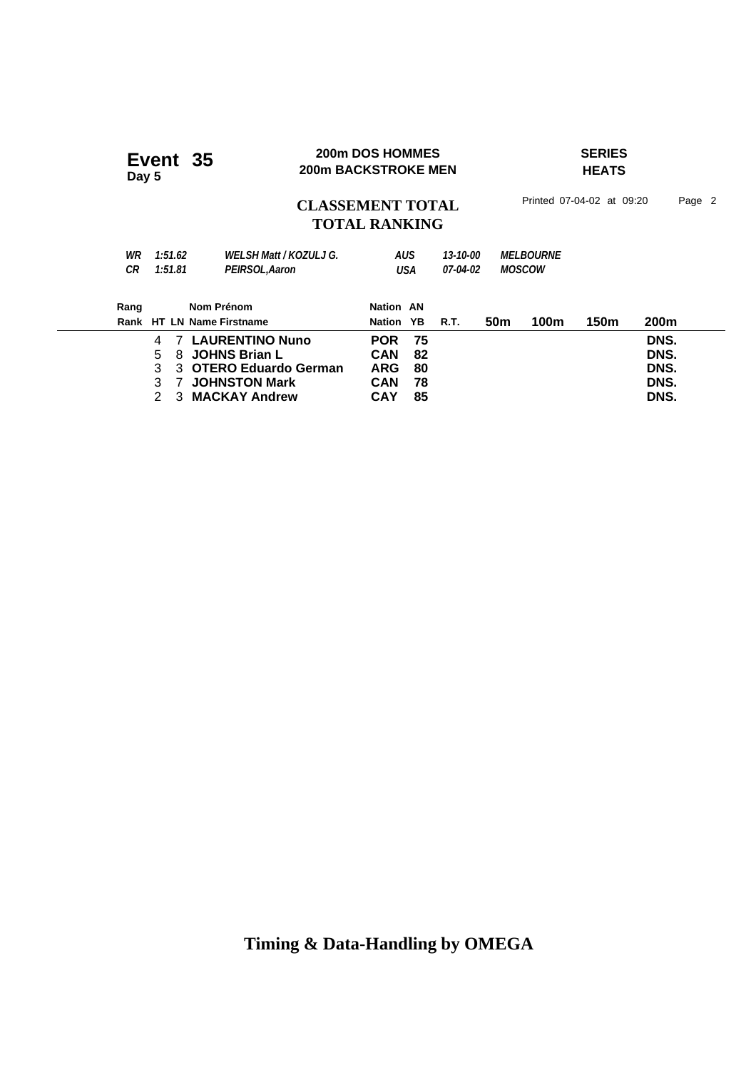**Event 35**
**Day 5**

**200m DOS HOMMES**
**200m BACKSTROKE MEN**

**SERIES**
**HEATS**

## CLASSEMENT TOTAL
## TOTAL RANKING

Printed 07-04-02 at 09:20

| | | | | | |
|---|---|---|---|---|---|
| *WR* | *1:51.62* | *WELSH Matt / KOZULJ G.* | *AUS* | *13-10-00* | *MELBOURNE* |
| *CR* | *1:51.81* | *PEIRSOL,Aaron* | *USA* | *07-04-02* | *MOSCOW* |

| Rang / Rank | HT | LN | Nom Prénom / Name Firstname | Nation / Nation | AN / YB | R.T. | 50m | 100m | 150m | 200m |
|---|---|---|---|---|---|---|---|---|---|---|
| | 4 | 7 | **LAURENTINO Nuno** | **POR** | **75** | | | | | **DNS.** |
| | 5 | 8 | **JOHNS Brian L** | **CAN** | **82** | | | | | **DNS.** |
| | 3 | 3 | **OTERO Eduardo German** | **ARG** | **80** | | | | | **DNS.** |
| | 3 | 7 | **JOHNSTON Mark** | **CAN** | **78** | | | | | **DNS.** |
| | 2 | 3 | **MACKAY Andrew** | **CAY** | **85** | | | | | **DNS.** |

**Timing & Data-Handling by OMEGA**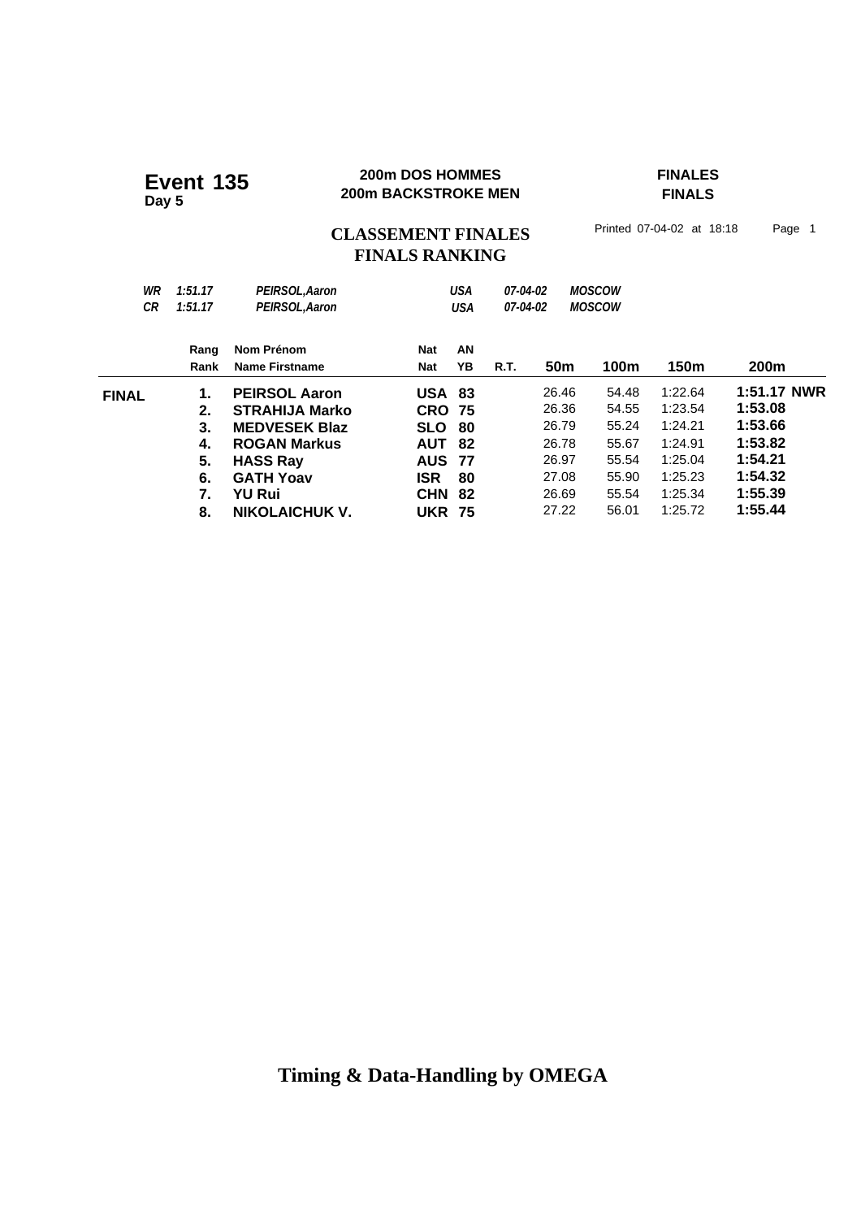# Event 135
**Day 5**

**200m DOS HOMMES**
**200m BACKSTROKE MEN**

**FINALES**
**FINALS**

## CLASSEMENT FINALES
## FINALS RANKING

Printed 07-04-02 at 18:18

| | | | | | | |
|---|---|---|---|---|---|---|
| *WR* | *1:51.17* | *PEIRSOL,Aaron* | *USA* | *07-04-02* | *MOSCOW* |
| *CR* | *1:51.17* | *PEIRSOL,Aaron* | *USA* | *07-04-02* | *MOSCOW* |

| | Rang<br>Rank | Nom Prénom<br>Name Firstname | Nat<br>Nat | AN<br>YB | R.T. | 50m | 100m | 150m | 200m |
|---|---|---|---|---|---|---|---|---|---|
| **FINAL** | **1.** | **PEIRSOL Aaron** | **USA** | **83** | | 26.46 | 54.48 | 1:22.64 | **1:51.17 NWR** |
| | **2.** | **STRAHIJA Marko** | **CRO** | **75** | | 26.36 | 54.55 | 1:23.54 | **1:53.08** |
| | **3.** | **MEDVESEK Blaz** | **SLO** | **80** | | 26.79 | 55.24 | 1:24.21 | **1:53.66** |
| | **4.** | **ROGAN Markus** | **AUT** | **82** | | 26.78 | 55.67 | 1:24.91 | **1:53.82** |
| | **5.** | **HASS Ray** | **AUS** | **77** | | 26.97 | 55.54 | 1:25.04 | **1:54.21** |
| | **6.** | **GATH Yoav** | **ISR** | **80** | | 27.08 | 55.90 | 1:25.23 | **1:54.32** |
| | **7.** | **YU Rui** | **CHN** | **82** | | 26.69 | 55.54 | 1:25.34 | **1:55.39** |
| | **8.** | **NIKOLAICHUK V.** | **UKR** | **75** | | 27.22 | 56.01 | 1:25.72 | **1:55.44** |

**Timing & Data-Handling by OMEGA**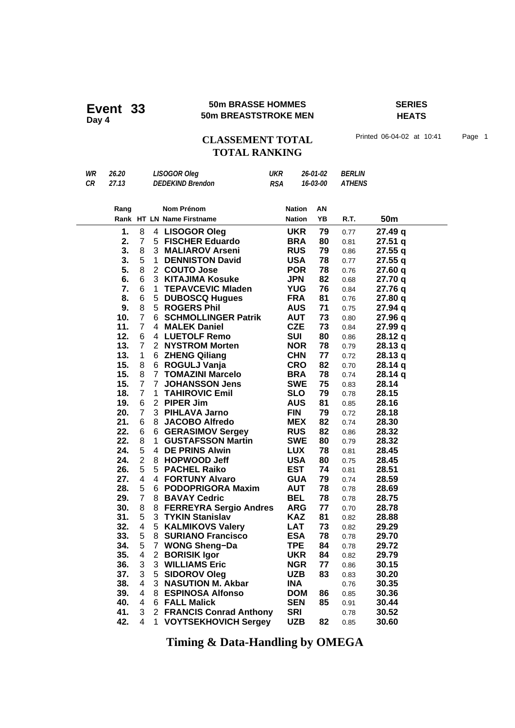# Event 33

**Day 4**

**50m BRASSE HOMMES**
**50m BREASTSTROKE MEN**

**SERIES**
**HEATS**

## CLASSEMENT TOTAL
## TOTAL RANKING

Printed 06-04-02 at 10:41

| | | | | | |
|---|---|---|---|---|---|
| *WR* | *26.20* | *LISOGOR Oleg* | *UKR* | *26-01-02* | *BERLIN* |
| *CR* | *27.13* | *DEDEKIND Brendon* | *RSA* | *16-03-00* | *ATHENS* |

| Rang<br>Rank | HT | LN | Nom Prénom<br>Name Firstname | Nation<br>Nation | AN<br>YB | R.T. | 50m |
|---|---|---|---|---|---|---|---|
| **1.** | 8 | 4 | **LISOGOR Oleg** | **UKR** | **79** | 0.77 | **27.49 q** |
| **2.** | 7 | 5 | **FISCHER Eduardo** | **BRA** | **80** | 0.81 | **27.51 q** |
| **3.** | 8 | 3 | **MALIAROV Arseni** | **RUS** | **79** | 0.86 | **27.55 q** |
| **3.** | 5 | 1 | **DENNISTON David** | **USA** | **78** | 0.77 | **27.55 q** |
| **5.** | 8 | 2 | **COUTO Jose** | **POR** | **78** | 0.76 | **27.60 q** |
| **6.** | 6 | 3 | **KITAJIMA Kosuke** | **JPN** | **82** | 0.68 | **27.70 q** |
| **7.** | 6 | 1 | **TEPAVCEVIC Mladen** | **YUG** | **76** | 0.84 | **27.76 q** |
| **8.** | 6 | 5 | **DUBOSCQ Hugues** | **FRA** | **81** | 0.76 | **27.80 q** |
| **9.** | 8 | 5 | **ROGERS Phil** | **AUS** | **71** | 0.75 | **27.94 q** |
| **10.** | 7 | 6 | **SCHMOLLINGER Patrik** | **AUT** | **73** | 0.80 | **27.96 q** |
| **11.** | 7 | 4 | **MALEK Daniel** | **CZE** | **73** | 0.84 | **27.99 q** |
| **12.** | 6 | 4 | **LUETOLF Remo** | **SUI** | **80** | 0.86 | **28.12 q** |
| **13.** | 7 | 2 | **NYSTROM Morten** | **NOR** | **78** | 0.79 | **28.13 q** |
| **13.** | 1 | 6 | **ZHENG Qiliang** | **CHN** | **77** | 0.72 | **28.13 q** |
| **15.** | 8 | 6 | **ROGULJ Vanja** | **CRO** | **82** | 0.70 | **28.14 q** |
| **15.** | 8 | 7 | **TOMAZINI Marcelo** | **BRA** | **78** | 0.74 | **28.14 q** |
| **15.** | 7 | 7 | **JOHANSSON Jens** | **SWE** | **75** | 0.83 | **28.14** |
| **18.** | 7 | 1 | **TAHIROVIC Emil** | **SLO** | **79** | 0.78 | **28.15** |
| **19.** | 6 | 2 | **PIPER Jim** | **AUS** | **81** | 0.85 | **28.16** |
| **20.** | 7 | 3 | **PIHLAVA Jarno** | **FIN** | **79** | 0.72 | **28.18** |
| **21.** | 6 | 8 | **JACOBO Alfredo** | **MEX** | **82** | 0.74 | **28.30** |
| **22.** | 6 | 6 | **GERASIMOV Sergey** | **RUS** | **82** | 0.86 | **28.32** |
| **22.** | 8 | 1 | **GUSTAFSSON Martin** | **SWE** | **80** | 0.79 | **28.32** |
| **24.** | 5 | 4 | **DE PRINS Alwin** | **LUX** | **78** | 0.81 | **28.45** |
| **24.** | 2 | 8 | **HOPWOOD Jeff** | **USA** | **80** | 0.75 | **28.45** |
| **26.** | 5 | 5 | **PACHEL Raiko** | **EST** | **74** | 0.81 | **28.51** |
| **27.** | 4 | 4 | **FORTUNY Alvaro** | **GUA** | **79** | 0.74 | **28.59** |
| **28.** | 5 | 6 | **PODOPRIGORA Maxim** | **AUT** | **78** | 0.78 | **28.69** |
| **29.** | 7 | 8 | **BAVAY Cedric** | **BEL** | **78** | 0.78 | **28.75** |
| **30.** | 8 | 8 | **FERREYRA Sergio Andres** | **ARG** | **77** | 0.70 | **28.78** |
| **31.** | 5 | 3 | **TYKIN Stanislav** | **KAZ** | **81** | 0.82 | **28.88** |
| **32.** | 4 | 5 | **KALMIKOVS Valery** | **LAT** | **73** | 0.82 | **29.29** |
| **33.** | 5 | 8 | **SURIANO Francisco** | **ESA** | **78** | 0.78 | **29.70** |
| **34.** | 5 | 7 | **WONG Sheng-Da** | **TPE** | **84** | 0.78 | **29.72** |
| **35.** | 4 | 2 | **BORISIK Igor** | **UKR** | **84** | 0.82 | **29.79** |
| **36.** | 3 | 3 | **WILLIAMS Eric** | **NGR** | **77** | 0.86 | **30.15** |
| **37.** | 3 | 5 | **SIDOROV Oleg** | **UZB** | **83** | 0.83 | **30.20** |
| **38.** | 4 | 3 | **NASUTION M. Akbar** | **INA** | | 0.76 | **30.35** |
| **39.** | 4 | 8 | **ESPINOSA Alfonso** | **DOM** | **86** | 0.85 | **30.36** |
| **40.** | 4 | 6 | **FALL Malick** | **SEN** | **85** | 0.91 | **30.44** |
| **41.** | 3 | 2 | **FRANCIS Conrad Anthony** | **SRI** | | 0.78 | **30.52** |
| **42.** | 4 | 1 | **VOYTSEKHOVICH Sergey** | **UZB** | **82** | 0.85 | **30.60** |

**Timing & Data-Handling by OMEGA**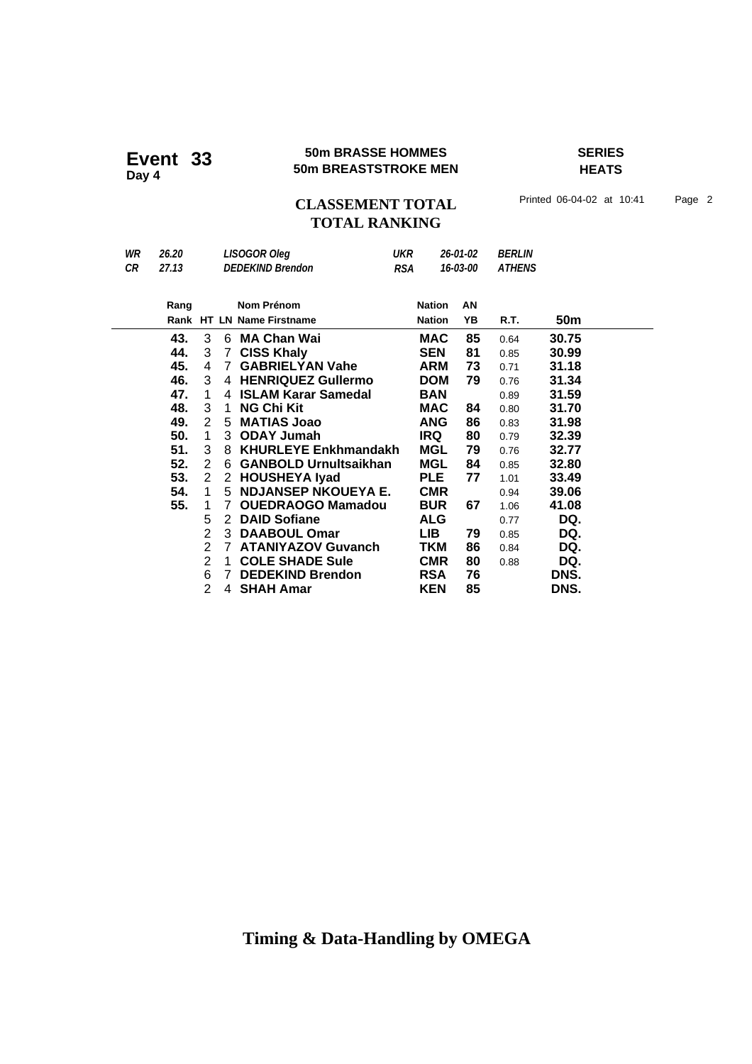# Event 33
**Day 4**

**50m BRASSE HOMMES**
**50m BREASTSTROKE MEN**

**SERIES**
**HEATS**

## CLASSEMENT TOTAL
## TOTAL RANKING

Printed 06-04-02 at 10:41

| | | | | | |
|---|---|---|---|---|---|
| *WR* | *26.20* | *LISOGOR Oleg* | *UKR* | *26-01-02* | *BERLIN* |
| *CR* | *27.13* | *DEDEKIND Brendon* | *RSA* | *16-03-00* | *ATHENS* |

| Rang / Rank | HT | LN | Nom Prénom / Name Firstname | Nation | AN / YB | R.T. | 50m |
|---|---|---|---|---|---|---|---|
| 43. | 3 | 6 | MA Chan Wai | MAC | 85 | 0.64 | 30.75 |
| 44. | 3 | 7 | CISS Khaly | SEN | 81 | 0.85 | 30.99 |
| 45. | 4 | 7 | GABRIELYAN Vahe | ARM | 73 | 0.71 | 31.18 |
| 46. | 3 | 4 | HENRIQUEZ Gullermo | DOM | 79 | 0.76 | 31.34 |
| 47. | 1 | 4 | ISLAM Karar Samedal | BAN | | 0.89 | 31.59 |
| 48. | 3 | 1 | NG Chi Kit | MAC | 84 | 0.80 | 31.70 |
| 49. | 2 | 5 | MATIAS Joao | ANG | 86 | 0.83 | 31.98 |
| 50. | 1 | 3 | ODAY Jumah | IRQ | 80 | 0.79 | 32.39 |
| 51. | 3 | 8 | KHURLEYE Enkhmandakh | MGL | 79 | 0.76 | 32.77 |
| 52. | 2 | 6 | GANBOLD Urnultsaikhan | MGL | 84 | 0.85 | 32.80 |
| 53. | 2 | 2 | HOUSHEYA Iyad | PLE | 77 | 1.01 | 33.49 |
| 54. | 1 | 5 | NDJANSEP NKOUEYA E. | CMR | | 0.94 | 39.06 |
| 55. | 1 | 7 | OUEDRAOGO Mamadou | BUR | 67 | 1.06 | 41.08 |
| | 5 | 2 | DAID Sofiane | ALG | | 0.77 | DQ. |
| | 2 | 3 | DAABOUL Omar | LIB | 79 | 0.85 | DQ. |
| | 2 | 7 | ATANIYAZOV Guvanch | TKM | 86 | 0.84 | DQ. |
| | 2 | 1 | COLE SHADE Sule | CMR | 80 | 0.88 | DQ. |
| | 6 | 7 | DEDEKIND Brendon | RSA | 76 | | DNS. |
| | 2 | 4 | SHAH Amar | KEN | 85 | | DNS. |

**Timing & Data-Handling by OMEGA**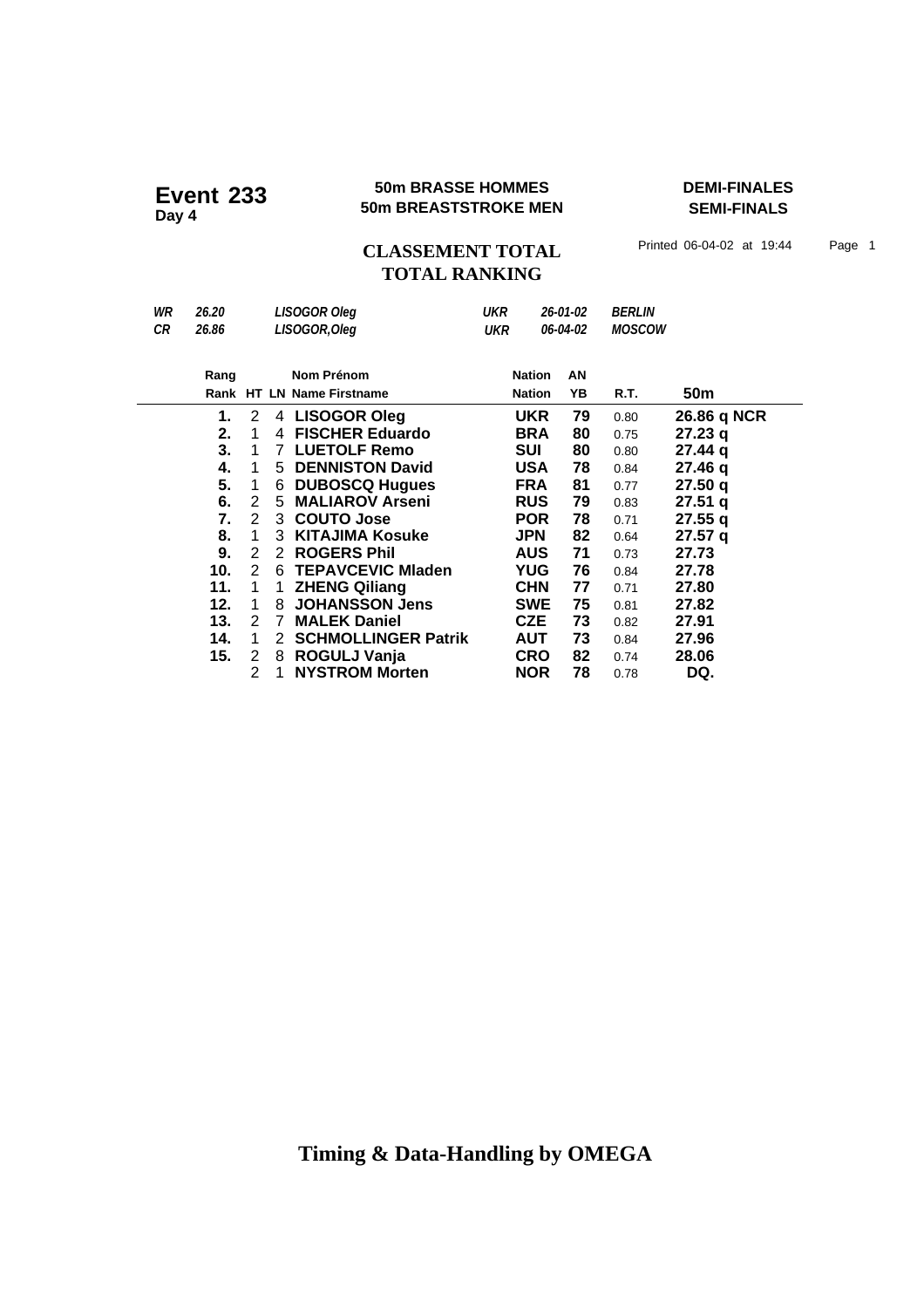# Event 233
Day 4

**50m BRASSE HOMMES**
**50m BREASTSTROKE MEN**

**DEMI-FINALES**
**SEMI-FINALS**

## CLASSEMENT TOTAL
## TOTAL RANKING

Printed 06-04-02 at 19:44

| | | | | | |
|---|---|---|---|---|---|
| *WR* | *26.20* | *LISOGOR Oleg* | *UKR* | *26-01-02* | *BERLIN* |
| *CR* | *26.86* | *LISOGOR,Oleg* | *UKR* | *06-04-02* | *MOSCOW* |

| Rang / Rank | HT | LN | Nom Prénom / Name Firstname | Nation / Nation | AN / YB | R.T. | 50m |
|---|---|---|---|---|---|---|---|
| **1.** | 2 | 4 | **LISOGOR Oleg** | **UKR** | **79** | 0.80 | **26.86 q NCR** |
| **2.** | 1 | 4 | **FISCHER Eduardo** | **BRA** | **80** | 0.75 | **27.23 q** |
| **3.** | 1 | 7 | **LUETOLF Remo** | **SUI** | **80** | 0.80 | **27.44 q** |
| **4.** | 1 | 5 | **DENNISTON David** | **USA** | **78** | 0.84 | **27.46 q** |
| **5.** | 1 | 6 | **DUBOSCQ Hugues** | **FRA** | **81** | 0.77 | **27.50 q** |
| **6.** | 2 | 5 | **MALIAROV Arseni** | **RUS** | **79** | 0.83 | **27.51 q** |
| **7.** | 2 | 3 | **COUTO Jose** | **POR** | **78** | 0.71 | **27.55 q** |
| **8.** | 1 | 3 | **KITAJIMA Kosuke** | **JPN** | **82** | 0.64 | **27.57 q** |
| **9.** | 2 | 2 | **ROGERS Phil** | **AUS** | **71** | 0.73 | **27.73** |
| **10.** | 2 | 6 | **TEPAVCEVIC Mladen** | **YUG** | **76** | 0.84 | **27.78** |
| **11.** | 1 | 1 | **ZHENG Qiliang** | **CHN** | **77** | 0.71 | **27.80** |
| **12.** | 1 | 8 | **JOHANSSON Jens** | **SWE** | **75** | 0.81 | **27.82** |
| **13.** | 2 | 7 | **MALEK Daniel** | **CZE** | **73** | 0.82 | **27.91** |
| **14.** | 1 | 2 | **SCHMOLLINGER Patrik** | **AUT** | **73** | 0.84 | **27.96** |
| **15.** | 2 | 8 | **ROGULJ Vanja** | **CRO** | **82** | 0.74 | **28.06** |
| | 2 | 1 | **NYSTROM Morten** | **NOR** | **78** | 0.78 | **DQ.** |

**Timing & Data-Handling by OMEGA**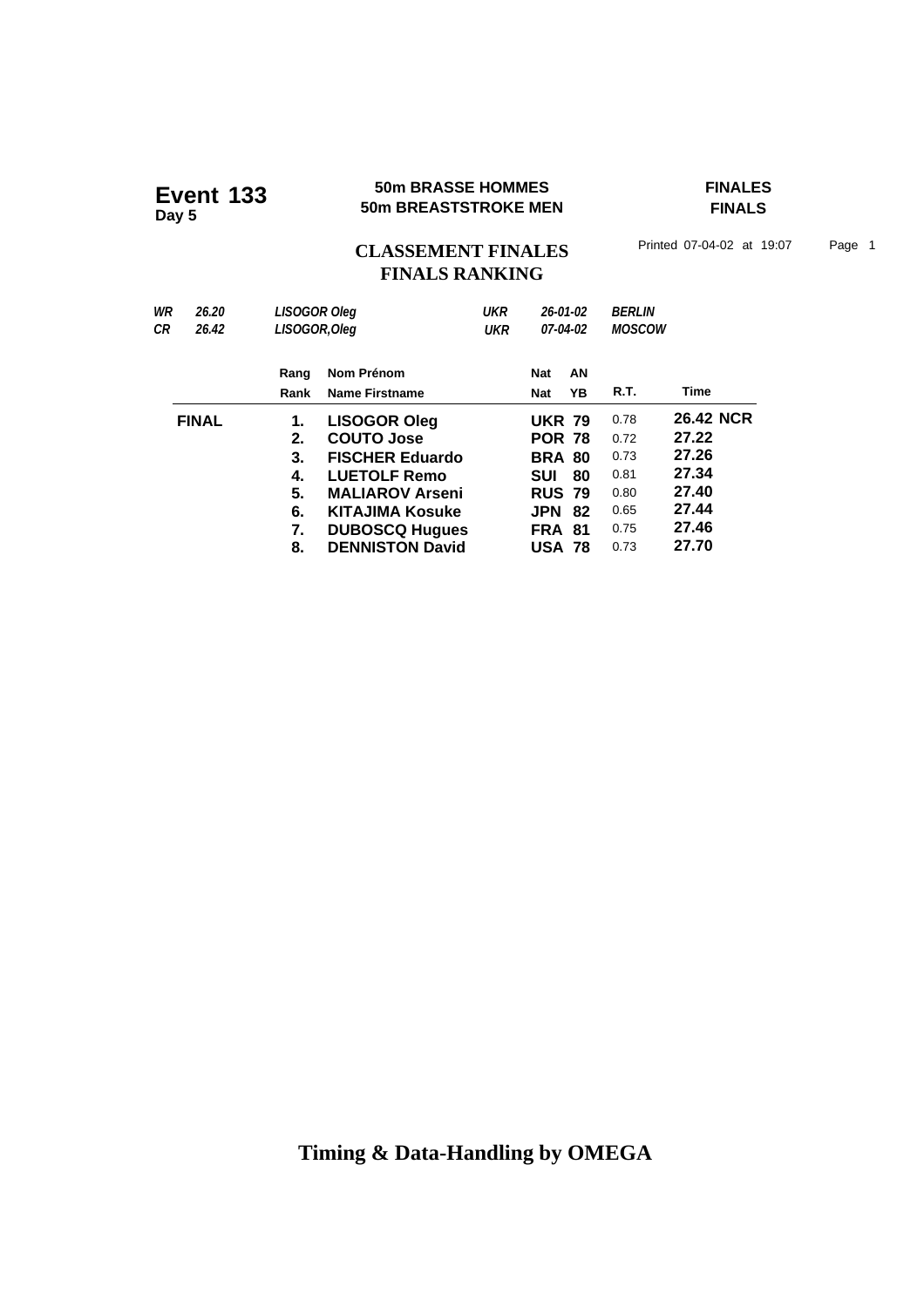**Event 133**
**Day 5**

**50m BRASSE HOMMES**
**50m BREASTSTROKE MEN**

**FINALES**
**FINALS**

## CLASSEMENT FINALES
## FINALS RANKING

Printed 07-04-02 at 19:07

| | | | | | |
|---|---|---|---|---|---|
| *WR* | *26.20* | *LISOGOR Oleg* | *UKR* | *26-01-02* | *BERLIN* |
| *CR* | *26.42* | *LISOGOR,Oleg* | *UKR* | *07-04-02* | *MOSCOW* |

| | Rang / Rank | Nom Prénom / Name Firstname | Nat / Nat | AN / YB | R.T. | Time |
|---|---|---|---|---|---|---|
| **FINAL** | **1.** | **LISOGOR Oleg** | **UKR** | **79** | 0.78 | **26.42 NCR** |
| | **2.** | **COUTO Jose** | **POR** | **78** | 0.72 | **27.22** |
| | **3.** | **FISCHER Eduardo** | **BRA** | **80** | 0.73 | **27.26** |
| | **4.** | **LUETOLF Remo** | **SUI** | **80** | 0.81 | **27.34** |
| | **5.** | **MALIAROV Arseni** | **RUS** | **79** | 0.80 | **27.40** |
| | **6.** | **KITAJIMA Kosuke** | **JPN** | **82** | 0.65 | **27.44** |
| | **7.** | **DUBOSCQ Hugues** | **FRA** | **81** | 0.75 | **27.46** |
| | **8.** | **DENNISTON David** | **USA** | **78** | 0.73 | **27.70** |

**Timing & Data-Handling by OMEGA**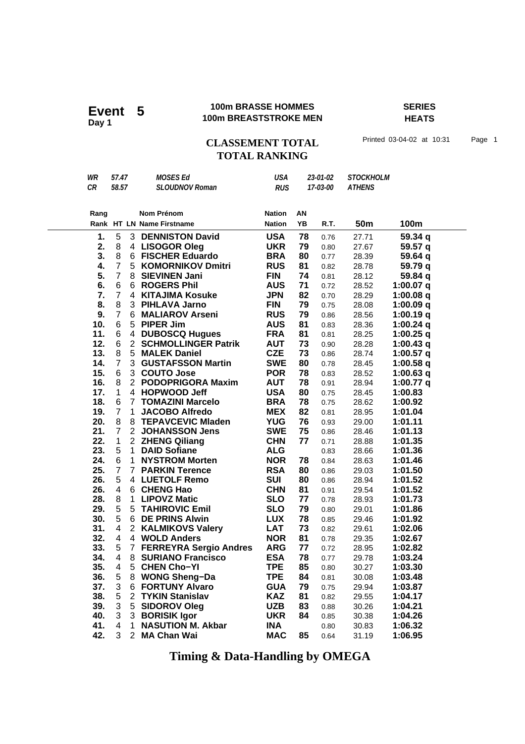# Event 5

**Day 1**

**100m BRASSE HOMMES**
**100m BREASTSTROKE MEN**

**SERIES**
**HEATS**

## CLASSEMENT TOTAL
## TOTAL RANKING

Printed 03-04-02 at 10:31

| | | | | | |
|---|---|---|---|---|---|
| *WR* | *57.47* | *MOSES Ed* | *USA* | *23-01-02* | *STOCKHOLM* |
| *CR* | *58.57* | *SLOUDNOV Roman* | *RUS* | *17-03-00* | *ATHENS* |

| Rang<br>Rank | HT | LN | Nom Prénom<br>Name Firstname | Nation<br>Nation | AN<br>YB | R.T. | 50m | 100m |
|---|---|---|---|---|---|---|---|---|
| **1.** | 5 | 3 | **DENNISTON David** | **USA** | **78** | 0.76 | 27.71 | **59.34 q** |
| **2.** | 8 | 4 | **LISOGOR Oleg** | **UKR** | **79** | 0.80 | 27.67 | **59.57 q** |
| **3.** | 8 | 6 | **FISCHER Eduardo** | **BRA** | **80** | 0.77 | 28.39 | **59.64 q** |
| **4.** | 7 | 5 | **KOMORNIKOV Dmitri** | **RUS** | **81** | 0.82 | 28.78 | **59.79 q** |
| **5.** | 7 | 8 | **SIEVINEN Jani** | **FIN** | **74** | 0.81 | 28.12 | **59.84 q** |
| **6.** | 6 | 6 | **ROGERS Phil** | **AUS** | **71** | 0.72 | 28.52 | **1:00.07 q** |
| **7.** | 7 | 4 | **KITAJIMA Kosuke** | **JPN** | **82** | 0.70 | 28.29 | **1:00.08 q** |
| **8.** | 8 | 3 | **PIHLAVA Jarno** | **FIN** | **79** | 0.75 | 28.08 | **1:00.09 q** |
| **9.** | 7 | 6 | **MALIAROV Arseni** | **RUS** | **79** | 0.86 | 28.56 | **1:00.19 q** |
| **10.** | 6 | 5 | **PIPER Jim** | **AUS** | **81** | 0.83 | 28.36 | **1:00.24 q** |
| **11.** | 6 | 4 | **DUBOSCQ Hugues** | **FRA** | **81** | 0.81 | 28.25 | **1:00.25 q** |
| **12.** | 6 | 2 | **SCHMOLLINGER Patrik** | **AUT** | **73** | 0.90 | 28.28 | **1:00.43 q** |
| **13.** | 8 | 5 | **MALEK Daniel** | **CZE** | **73** | 0.86 | 28.74 | **1:00.57 q** |
| **14.** | 7 | 3 | **GUSTAFSSON Martin** | **SWE** | **80** | 0.78 | 28.45 | **1:00.58 q** |
| **15.** | 6 | 3 | **COUTO Jose** | **POR** | **78** | 0.83 | 28.52 | **1:00.63 q** |
| **16.** | 8 | 2 | **PODOPRIGORA Maxim** | **AUT** | **78** | 0.91 | 28.94 | **1:00.77 q** |
| **17.** | 1 | 4 | **HOPWOOD Jeff** | **USA** | **80** | 0.75 | 28.45 | **1:00.83** |
| **18.** | 6 | 7 | **TOMAZINI Marcelo** | **BRA** | **78** | 0.75 | 28.62 | **1:00.92** |
| **19.** | 7 | 1 | **JACOBO Alfredo** | **MEX** | **82** | 0.81 | 28.95 | **1:01.04** |
| **20.** | 8 | 8 | **TEPAVCEVIC Mladen** | **YUG** | **76** | 0.93 | 29.00 | **1:01.11** |
| **21.** | 7 | 2 | **JOHANSSON Jens** | **SWE** | **75** | 0.86 | 28.46 | **1:01.13** |
| **22.** | 1 | 2 | **ZHENG Qiliang** | **CHN** | **77** | 0.71 | 28.88 | **1:01.35** |
| **23.** | 5 | 1 | **DAID Sofiane** | **ALG** | | 0.83 | 28.66 | **1:01.36** |
| **24.** | 6 | 1 | **NYSTROM Morten** | **NOR** | **78** | 0.84 | 28.63 | **1:01.46** |
| **25.** | 7 | 7 | **PARKIN Terence** | **RSA** | **80** | 0.86 | 29.03 | **1:01.50** |
| **26.** | 5 | 4 | **LUETOLF Remo** | **SUI** | **80** | 0.86 | 28.94 | **1:01.52** |
| **26.** | 4 | 6 | **CHENG Hao** | **CHN** | **81** | 0.91 | 29.54 | **1:01.52** |
| **28.** | 8 | 1 | **LIPOVZ Matic** | **SLO** | **77** | 0.78 | 28.93 | **1:01.73** |
| **29.** | 5 | 5 | **TAHIROVIC Emil** | **SLO** | **79** | 0.80 | 29.01 | **1:01.86** |
| **30.** | 5 | 6 | **DE PRINS Alwin** | **LUX** | **78** | 0.85 | 29.46 | **1:01.92** |
| **31.** | 4 | 2 | **KALMIKOVS Valery** | **LAT** | **73** | 0.82 | 29.61 | **1:02.06** |
| **32.** | 4 | 4 | **WOLD Anders** | **NOR** | **81** | 0.78 | 29.35 | **1:02.67** |
| **33.** | 5 | 7 | **FERREYRA Sergio Andres** | **ARG** | **77** | 0.72 | 28.95 | **1:02.82** |
| **34.** | 4 | 8 | **SURIANO Francisco** | **ESA** | **78** | 0.77 | 29.78 | **1:03.24** |
| **35.** | 4 | 5 | **CHEN Cho−YI** | **TPE** | **85** | 0.80 | 30.27 | **1:03.30** |
| **36.** | 5 | 8 | **WONG Sheng−Da** | **TPE** | **84** | 0.81 | 30.08 | **1:03.48** |
| **37.** | 3 | 6 | **FORTUNY Alvaro** | **GUA** | **79** | 0.75 | 29.94 | **1:03.87** |
| **38.** | 5 | 2 | **TYKIN Stanislav** | **KAZ** | **81** | 0.82 | 29.55 | **1:04.17** |
| **39.** | 3 | 5 | **SIDOROV Oleg** | **UZB** | **83** | 0.88 | 30.26 | **1:04.21** |
| **40.** | 3 | 3 | **BORISIK Igor** | **UKR** | **84** | 0.85 | 30.38 | **1:04.26** |
| **41.** | 4 | 1 | **NASUTION M. Akbar** | **INA** | | 0.80 | 30.83 | **1:06.32** |
| **42.** | 3 | 2 | **MA Chan Wai** | **MAC** | **85** | 0.64 | 31.19 | **1:06.95** |

**Timing & Data-Handling by OMEGA**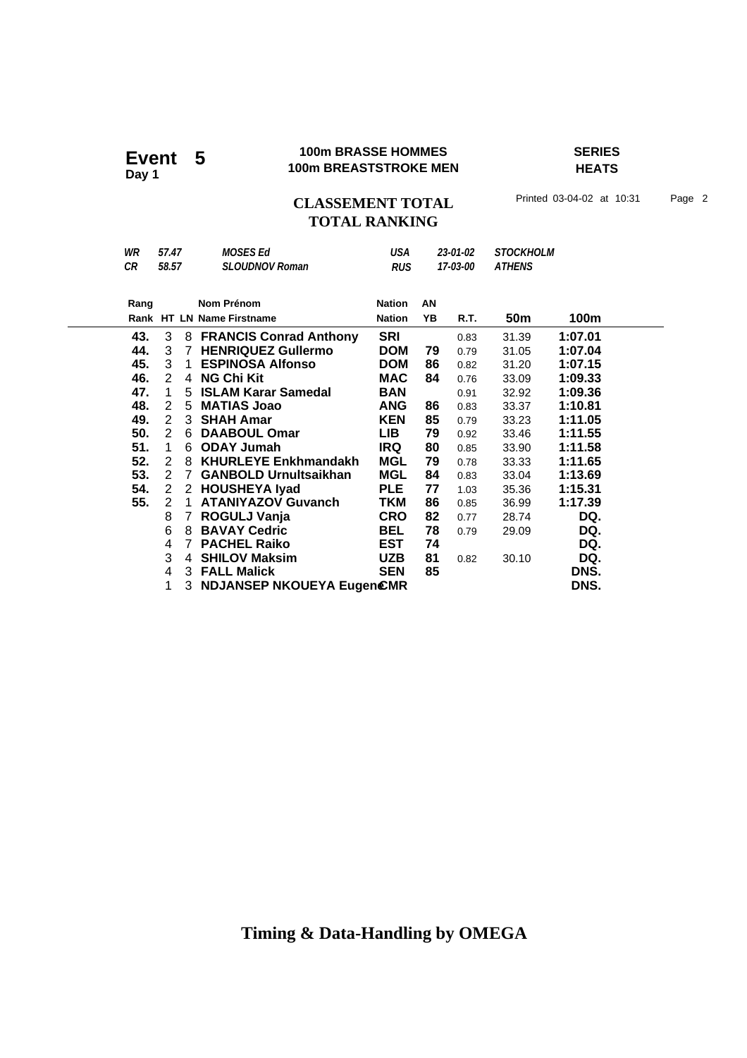# Event 5
**Day 1**

**100m BRASSE HOMMES**
**100m BREASTSTROKE MEN**

**SERIES**
**HEATS**

## CLASSEMENT TOTAL
## TOTAL RANKING

Printed 03-04-02 at 10:31

| | | | | | |
|---|---|---|---|---|---|
| *WR* | *57.47* | *MOSES Ed* | *USA* | *23-01-02* | *STOCKHOLM* |
| *CR* | *58.57* | *SLOUDNOV Roman* | *RUS* | *17-03-00* | *ATHENS* |

| Rang / Rank | HT | LN | Nom Prénom / Name Firstname | Nation / Nation | AN / YB | R.T. | 50m | 100m |
|---|---|---|---|---|---|---|---|---|
| **43.** | 3 | 8 | **FRANCIS Conrad Anthony** | **SRI** | | 0.83 | 31.39 | **1:07.01** |
| **44.** | 3 | 7 | **HENRIQUEZ Gullermo** | **DOM** | **79** | 0.79 | 31.05 | **1:07.04** |
| **45.** | 3 | 1 | **ESPINOSA Alfonso** | **DOM** | **86** | 0.82 | 31.20 | **1:07.15** |
| **46.** | 2 | 4 | **NG Chi Kit** | **MAC** | **84** | 0.76 | 33.09 | **1:09.33** |
| **47.** | 1 | 5 | **ISLAM Karar Samedal** | **BAN** | | 0.91 | 32.92 | **1:09.36** |
| **48.** | 2 | 5 | **MATIAS Joao** | **ANG** | **86** | 0.83 | 33.37 | **1:10.81** |
| **49.** | 2 | 3 | **SHAH Amar** | **KEN** | **85** | 0.79 | 33.23 | **1:11.05** |
| **50.** | 2 | 6 | **DAABOUL Omar** | **LIB** | **79** | 0.92 | 33.46 | **1:11.55** |
| **51.** | 1 | 6 | **ODAY Jumah** | **IRQ** | **80** | 0.85 | 33.90 | **1:11.58** |
| **52.** | 2 | 8 | **KHURLEYE Enkhmandakh** | **MGL** | **79** | 0.78 | 33.33 | **1:11.65** |
| **53.** | 2 | 7 | **GANBOLD Urnultsaikhan** | **MGL** | **84** | 0.83 | 33.04 | **1:13.69** |
| **54.** | 2 | 2 | **HOUSHEYA Iyad** | **PLE** | **77** | 1.03 | 35.36 | **1:15.31** |
| **55.** | 2 | 1 | **ATANIYAZOV Guvanch** | **TKM** | **86** | 0.85 | 36.99 | **1:17.39** |
| | 8 | 7 | **ROGULJ Vanja** | **CRO** | **82** | 0.77 | 28.74 | **DQ.** |
| | 6 | 8 | **BAVAY Cedric** | **BEL** | **78** | 0.79 | 29.09 | **DQ.** |
| | 4 | 7 | **PACHEL Raiko** | **EST** | **74** | | | **DQ.** |
| | 3 | 4 | **SHILOV Maksim** | **UZB** | **81** | 0.82 | 30.10 | **DQ.** |
| | 4 | 3 | **FALL Malick** | **SEN** | **85** | | | **DNS.** |
| | 1 | 3 | **NDJANSEP NKOUEYA Eugene** | **CMR** | | | | **DNS.** |

**Timing & Data-Handling by OMEGA**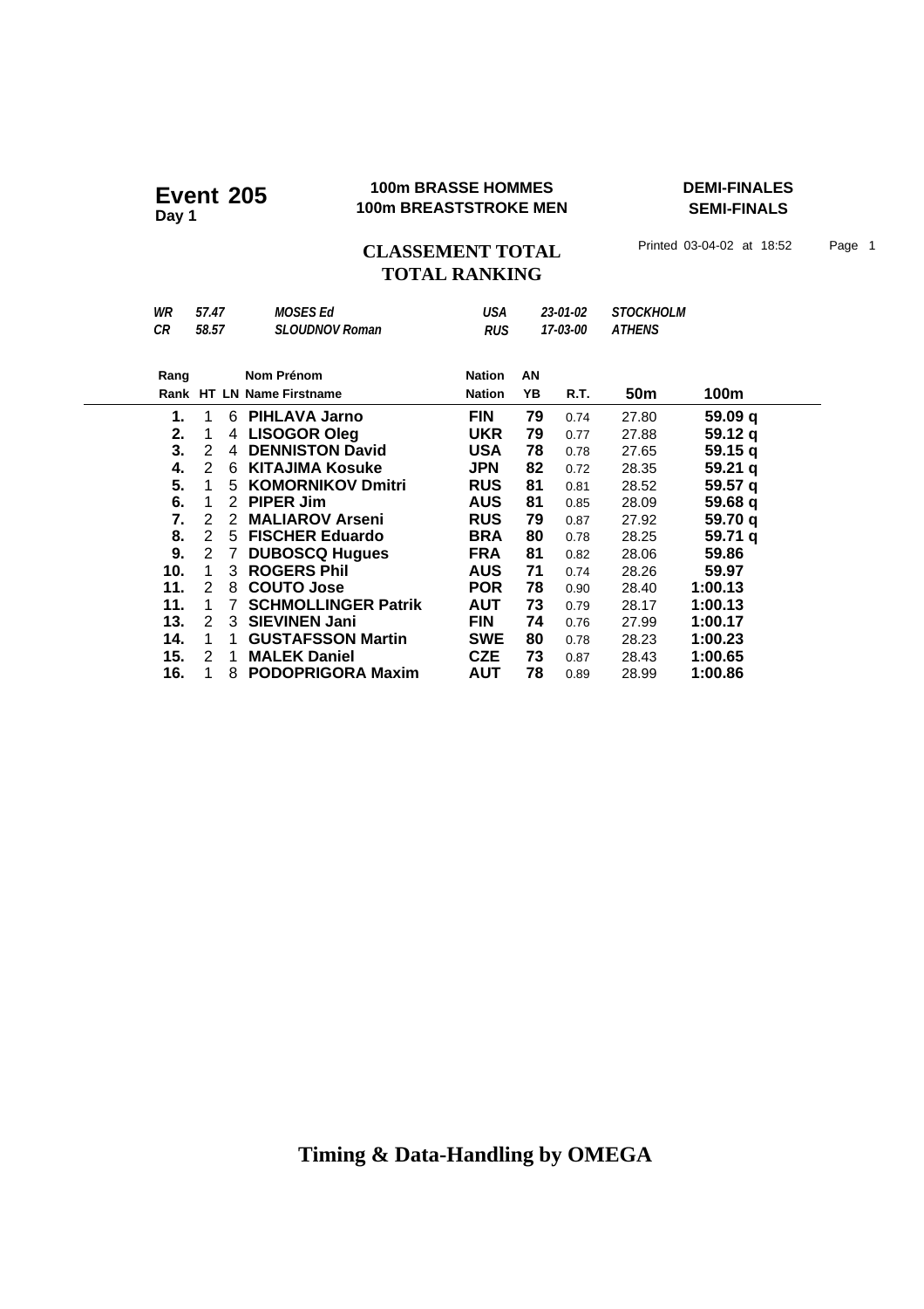# Event 205
**Day 1**

**100m BRASSE HOMMES**
**100m BREASTSTROKE MEN**

**DEMI-FINALES**
**SEMI-FINALS**

## CLASSEMENT TOTAL
## TOTAL RANKING

Printed 03-04-02 at 18:52

| | | | | | |
|---|---|---|---|---|---|
| *WR* | *57.47* | *MOSES Ed* | *USA* | *23-01-02* | *STOCKHOLM* |
| *CR* | *58.57* | *SLOUDNOV Roman* | *RUS* | *17-03-00* | *ATHENS* |

| Rang / Rank | HT | LN | Nom Prénom / Name Firstname | Nation / Nation | AN / YB | R.T. | 50m | 100m |
|---|---|---|---|---|---|---|---|---|
| **1.** | 1 | 6 | **PIHLAVA Jarno** | **FIN** | **79** | 0.74 | 27.80 | **59.09 q** |
| **2.** | 1 | 4 | **LISOGOR Oleg** | **UKR** | **79** | 0.77 | 27.88 | **59.12 q** |
| **3.** | 2 | 4 | **DENNISTON David** | **USA** | **78** | 0.78 | 27.65 | **59.15 q** |
| **4.** | 2 | 6 | **KITAJIMA Kosuke** | **JPN** | **82** | 0.72 | 28.35 | **59.21 q** |
| **5.** | 1 | 5 | **KOMORNIKOV Dmitri** | **RUS** | **81** | 0.81 | 28.52 | **59.57 q** |
| **6.** | 1 | 2 | **PIPER Jim** | **AUS** | **81** | 0.85 | 28.09 | **59.68 q** |
| **7.** | 2 | 2 | **MALIAROV Arseni** | **RUS** | **79** | 0.87 | 27.92 | **59.70 q** |
| **8.** | 2 | 5 | **FISCHER Eduardo** | **BRA** | **80** | 0.78 | 28.25 | **59.71 q** |
| **9.** | 2 | 7 | **DUBOSCQ Hugues** | **FRA** | **81** | 0.82 | 28.06 | **59.86** |
| **10.** | 1 | 3 | **ROGERS Phil** | **AUS** | **71** | 0.74 | 28.26 | **59.97** |
| **11.** | 2 | 8 | **COUTO Jose** | **POR** | **78** | 0.90 | 28.40 | **1:00.13** |
| **11.** | 1 | 7 | **SCHMOLLINGER Patrik** | **AUT** | **73** | 0.79 | 28.17 | **1:00.13** |
| **13.** | 2 | 3 | **SIEVINEN Jani** | **FIN** | **74** | 0.76 | 27.99 | **1:00.17** |
| **14.** | 1 | 1 | **GUSTAFSSON Martin** | **SWE** | **80** | 0.78 | 28.23 | **1:00.23** |
| **15.** | 2 | 1 | **MALEK Daniel** | **CZE** | **73** | 0.87 | 28.43 | **1:00.65** |
| **16.** | 1 | 8 | **PODOPRIGORA Maxim** | **AUT** | **78** | 0.89 | 28.99 | **1:00.86** |

**Timing & Data-Handling by OMEGA**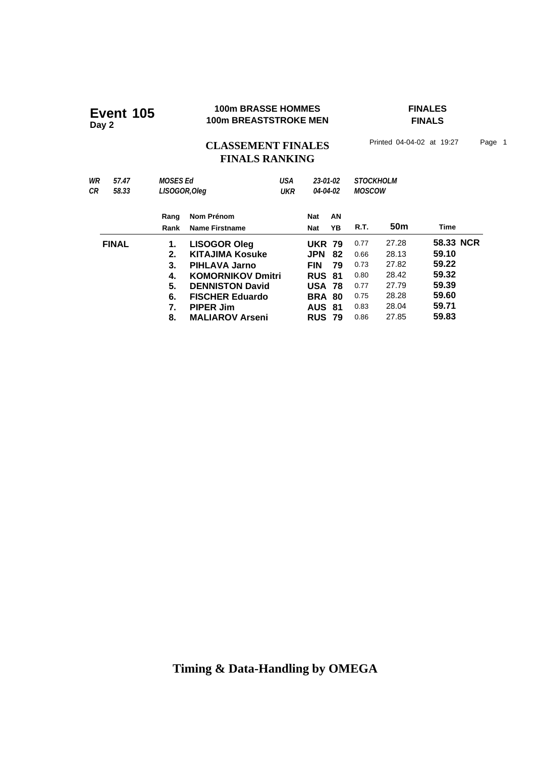# Event 105
**Day 2**

**100m BRASSE HOMMES**
**100m BREASTSTROKE MEN**

**FINALES**
**FINALS**

## CLASSEMENT FINALES
## FINALS RANKING

Printed 04-04-02 at 19:27

| | | | | | |
|---|---|---|---|---|---|
| *WR* | *57.47* | *MOSES Ed* | *USA* | *23-01-02* | *STOCKHOLM* |
| *CR* | *58.33* | *LISOGOR,Oleg* | *UKR* | *04-04-02* | *MOSCOW* |

| | Rang / Rank | Nom Prénom / Name Firstname | Nat / Nat | AN / YB | R.T. | 50m | Time |
|---|---|---|---|---|---|---|---|
| **FINAL** | **1.** | **LISOGOR Oleg** | **UKR** | **79** | 0.77 | 27.28 | **58.33 NCR** |
| | **2.** | **KITAJIMA Kosuke** | **JPN** | **82** | 0.66 | 28.13 | **59.10** |
| | **3.** | **PIHLAVA Jarno** | **FIN** | **79** | 0.73 | 27.82 | **59.22** |
| | **4.** | **KOMORNIKOV Dmitri** | **RUS** | **81** | 0.80 | 28.42 | **59.32** |
| | **5.** | **DENNISTON David** | **USA** | **78** | 0.77 | 27.79 | **59.39** |
| | **6.** | **FISCHER Eduardo** | **BRA** | **80** | 0.75 | 28.28 | **59.60** |
| | **7.** | **PIPER Jim** | **AUS** | **81** | 0.83 | 28.04 | **59.71** |
| | **8.** | **MALIAROV Arseni** | **RUS** | **79** | 0.86 | 27.85 | **59.83** |

**Timing & Data-Handling by OMEGA**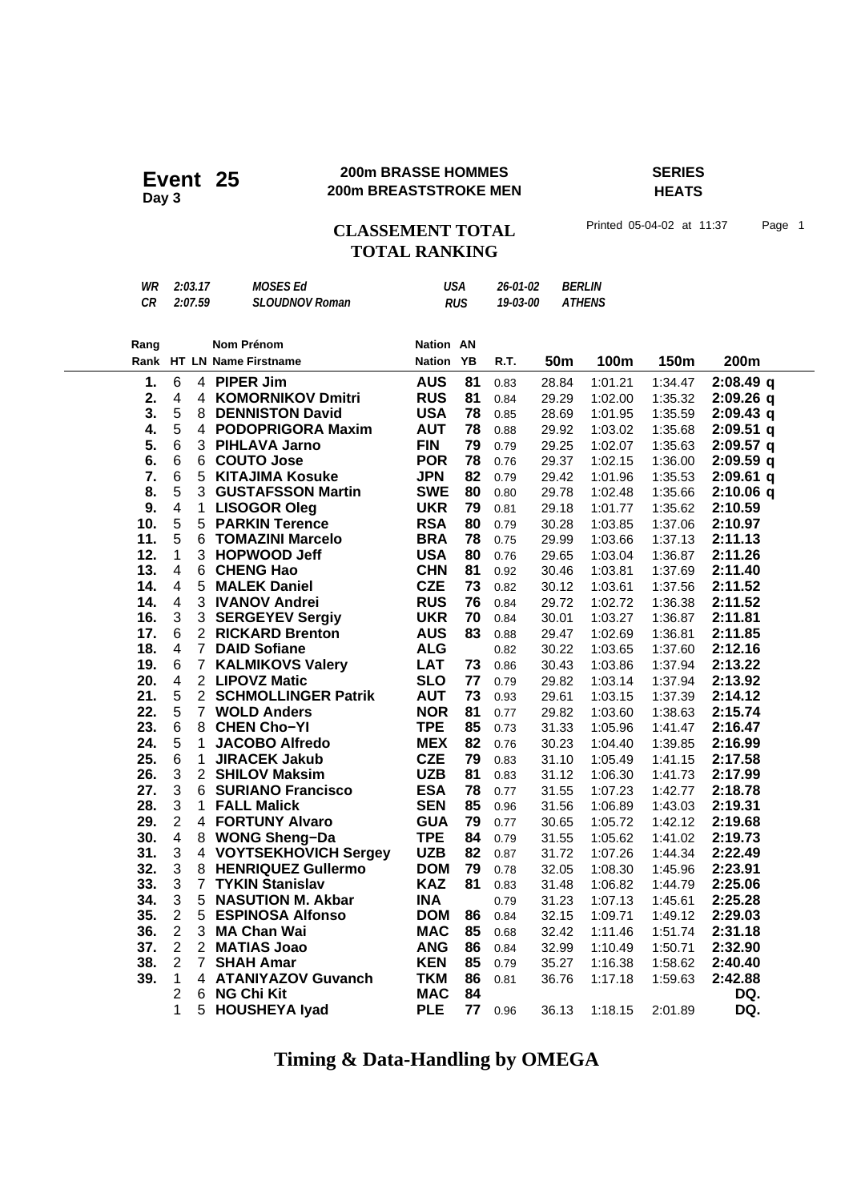# Event 25

**Day 3**

**200m BRASSE HOMMES**
**200m BREASTSTROKE MEN**

**SERIES**
**HEATS**

## CLASSEMENT TOTAL
## TOTAL RANKING

Printed 05-04-02 at 11:37 Page 1

| | | | | | |
|---|---|---|---|---|---|
| *WR* | *2:03.17* | *MOSES Ed* | *USA* | *26-01-02* | *BERLIN* |
| *CR* | *2:07.59* | *SLOUDNOV Roman* | *RUS* | *19-03-00* | *ATHENS* |

| Rang / Rank | HT | LN | Nom Prénom / Name Firstname | Nation / Nation | AN / YB | R.T. | 50m | 100m | 150m | 200m |
|---|---|---|---|---|---|---|---|---|---|---|
| **1.** | 6 | 4 | **PIPER Jim** | **AUS** | **81** | 0.83 | 28.84 | 1:01.21 | 1:34.47 | **2:08.49 q** |
| **2.** | 4 | 4 | **KOMORNIKOV Dmitri** | **RUS** | **81** | 0.84 | 29.29 | 1:02.00 | 1:35.32 | **2:09.26 q** |
| **3.** | 5 | 8 | **DENNISTON David** | **USA** | **78** | 0.85 | 28.69 | 1:01.95 | 1:35.59 | **2:09.43 q** |
| **4.** | 5 | 4 | **PODOPRIGORA Maxim** | **AUT** | **78** | 0.88 | 29.92 | 1:03.02 | 1:35.68 | **2:09.51 q** |
| **5.** | 6 | 3 | **PIHLAVA Jarno** | **FIN** | **79** | 0.79 | 29.25 | 1:02.07 | 1:35.63 | **2:09.57 q** |
| **6.** | 6 | 6 | **COUTO Jose** | **POR** | **78** | 0.76 | 29.37 | 1:02.15 | 1:36.00 | **2:09.59 q** |
| **7.** | 6 | 5 | **KITAJIMA Kosuke** | **JPN** | **82** | 0.79 | 29.42 | 1:01.96 | 1:35.53 | **2:09.61 q** |
| **8.** | 5 | 3 | **GUSTAFSSON Martin** | **SWE** | **80** | 0.80 | 29.78 | 1:02.48 | 1:35.66 | **2:10.06 q** |
| **9.** | 4 | 1 | **LISOGOR Oleg** | **UKR** | **79** | 0.81 | 29.18 | 1:01.77 | 1:35.62 | **2:10.59** |
| **10.** | 5 | 5 | **PARKIN Terence** | **RSA** | **80** | 0.79 | 30.28 | 1:03.85 | 1:37.06 | **2:10.97** |
| **11.** | 5 | 6 | **TOMAZINI Marcelo** | **BRA** | **78** | 0.75 | 29.99 | 1:03.66 | 1:37.13 | **2:11.13** |
| **12.** | 1 | 3 | **HOPWOOD Jeff** | **USA** | **80** | 0.76 | 29.65 | 1:03.04 | 1:36.87 | **2:11.26** |
| **13.** | 4 | 6 | **CHENG Hao** | **CHN** | **81** | 0.92 | 30.46 | 1:03.81 | 1:37.69 | **2:11.40** |
| **14.** | 4 | 5 | **MALEK Daniel** | **CZE** | **73** | 0.82 | 30.12 | 1:03.61 | 1:37.56 | **2:11.52** |
| **14.** | 4 | 3 | **IVANOV Andrei** | **RUS** | **76** | 0.84 | 29.72 | 1:02.72 | 1:36.38 | **2:11.52** |
| **16.** | 3 | 3 | **SERGEYEV Sergiy** | **UKR** | **70** | 0.84 | 30.01 | 1:03.27 | 1:36.87 | **2:11.81** |
| **17.** | 6 | 2 | **RICKARD Brenton** | **AUS** | **83** | 0.88 | 29.47 | 1:02.69 | 1:36.81 | **2:11.85** |
| **18.** | 4 | 7 | **DAID Sofiane** | **ALG** | | 0.82 | 30.22 | 1:03.65 | 1:37.60 | **2:12.16** |
| **19.** | 6 | 7 | **KALMIKOVS Valery** | **LAT** | **73** | 0.86 | 30.43 | 1:03.86 | 1:37.94 | **2:13.22** |
| **20.** | 4 | 2 | **LIPOVZ Matic** | **SLO** | **77** | 0.79 | 29.82 | 1:03.14 | 1:37.94 | **2:13.92** |
| **21.** | 5 | 2 | **SCHMOLLINGER Patrik** | **AUT** | **73** | 0.93 | 29.61 | 1:03.15 | 1:37.39 | **2:14.12** |
| **22.** | 5 | 7 | **WOLD Anders** | **NOR** | **81** | 0.77 | 29.82 | 1:03.60 | 1:38.63 | **2:15.74** |
| **23.** | 6 | 8 | **CHEN Cho−YI** | **TPE** | **85** | 0.73 | 31.33 | 1:05.96 | 1:41.47 | **2:16.47** |
| **24.** | 5 | 1 | **JACOBO Alfredo** | **MEX** | **82** | 0.76 | 30.23 | 1:04.40 | 1:39.85 | **2:16.99** |
| **25.** | 6 | 1 | **JIRACEK Jakub** | **CZE** | **79** | 0.83 | 31.10 | 1:05.49 | 1:41.15 | **2:17.58** |
| **26.** | 3 | 2 | **SHILOV Maksim** | **UZB** | **81** | 0.83 | 31.12 | 1:06.30 | 1:41.73 | **2:17.99** |
| **27.** | 3 | 6 | **SURIANO Francisco** | **ESA** | **78** | 0.77 | 31.55 | 1:07.23 | 1:42.77 | **2:18.78** |
| **28.** | 3 | 1 | **FALL Malick** | **SEN** | **85** | 0.96 | 31.56 | 1:06.89 | 1:43.03 | **2:19.31** |
| **29.** | 2 | 4 | **FORTUNY Alvaro** | **GUA** | **79** | 0.77 | 30.65 | 1:05.72 | 1:42.12 | **2:19.68** |
| **30.** | 4 | 8 | **WONG Sheng−Da** | **TPE** | **84** | 0.79 | 31.55 | 1:05.62 | 1:41.02 | **2:19.73** |
| **31.** | 3 | 4 | **VOYTSEKHOVICH Sergey** | **UZB** | **82** | 0.87 | 31.72 | 1:07.26 | 1:44.34 | **2:22.49** |
| **32.** | 3 | 8 | **HENRIQUEZ Gullermo** | **DOM** | **79** | 0.78 | 32.05 | 1:08.30 | 1:45.96 | **2:23.91** |
| **33.** | 3 | 7 | **TYKIN Stanislav** | **KAZ** | **81** | 0.83 | 31.48 | 1:06.82 | 1:44.79 | **2:25.06** |
| **34.** | 3 | 5 | **NASUTION M. Akbar** | **INA** | | 0.79 | 31.23 | 1:07.13 | 1:45.61 | **2:25.28** |
| **35.** | 2 | 5 | **ESPINOSA Alfonso** | **DOM** | **86** | 0.84 | 32.15 | 1:09.71 | 1:49.12 | **2:29.03** |
| **36.** | 2 | 3 | **MA Chan Wai** | **MAC** | **85** | 0.68 | 32.42 | 1:11.46 | 1:51.74 | **2:31.18** |
| **37.** | 2 | 2 | **MATIAS Joao** | **ANG** | **86** | 0.84 | 32.99 | 1:10.49 | 1:50.71 | **2:32.90** |
| **38.** | 2 | 7 | **SHAH Amar** | **KEN** | **85** | 0.79 | 35.27 | 1:16.38 | 1:58.62 | **2:40.40** |
| **39.** | 1 | 4 | **ATANIYAZOV Guvanch** | **TKM** | **86** | 0.81 | 36.76 | 1:17.18 | 1:59.63 | **2:42.88** |
| | 2 | 6 | **NG Chi Kit** | **MAC** | **84** | | | | | **DQ.** |
| | 1 | 5 | **HOUSHEYA Iyad** | **PLE** | **77** | 0.96 | 36.13 | 1:18.15 | 2:01.89 | **DQ.** |

**Timing & Data-Handling by OMEGA**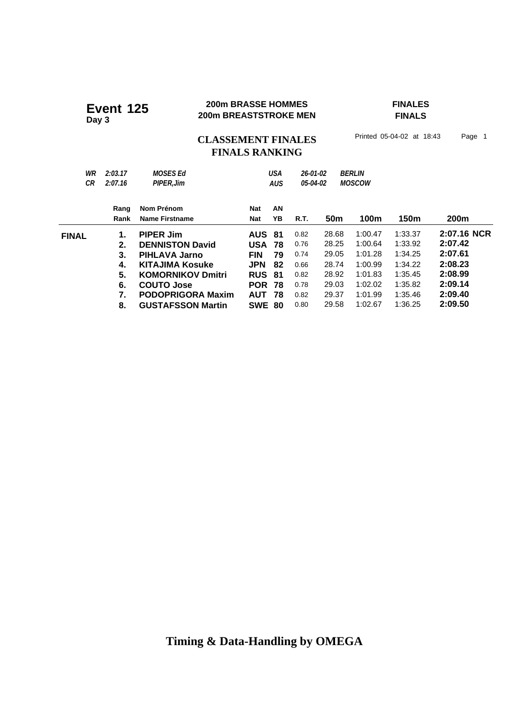# Event 125

**Day 3**

**200m BRASSE HOMMES**
**200m BREASTSTROKE MEN**

**FINALES**
**FINALS**

## CLASSEMENT FINALES
## FINALS RANKING

Printed 05-04-02 at 18:43 Page 1

| | | | | | |
|---|---|---|---|---|---|
| *WR* | *2:03.17* | *MOSES Ed* | *USA* | *26-01-02* | *BERLIN* |
| *CR* | *2:07.16* | *PIPER,Jim* | *AUS* | *05-04-02* | *MOSCOW* |

| | Rang / Rank | Nom Prénom / Name Firstname | Nat / Nat | AN / YB | R.T. | 50m | 100m | 150m | 200m |
|---|---|---|---|---|---|---|---|---|---|
| **FINAL** | **1.** | **PIPER Jim** | **AUS** | **81** | 0.82 | 28.68 | 1:00.47 | 1:33.37 | **2:07.16 NCR** |
| | **2.** | **DENNISTON David** | **USA** | **78** | 0.76 | 28.25 | 1:00.64 | 1:33.92 | **2:07.42** |
| | **3.** | **PIHLAVA Jarno** | **FIN** | **79** | 0.74 | 29.05 | 1:01.28 | 1:34.25 | **2:07.61** |
| | **4.** | **KITAJIMA Kosuke** | **JPN** | **82** | 0.66 | 28.74 | 1:00.99 | 1:34.22 | **2:08.23** |
| | **5.** | **KOMORNIKOV Dmitri** | **RUS** | **81** | 0.82 | 28.92 | 1:01.83 | 1:35.45 | **2:08.99** |
| | **6.** | **COUTO Jose** | **POR** | **78** | 0.78 | 29.03 | 1:02.02 | 1:35.82 | **2:09.14** |
| | **7.** | **PODOPRIGORA Maxim** | **AUT** | **78** | 0.82 | 29.37 | 1:01.99 | 1:35.46 | **2:09.40** |
| | **8.** | **GUSTAFSSON Martin** | **SWE** | **80** | 0.80 | 29.58 | 1:02.67 | 1:36.25 | **2:09.50** |

**Timing & Data-Handling by OMEGA**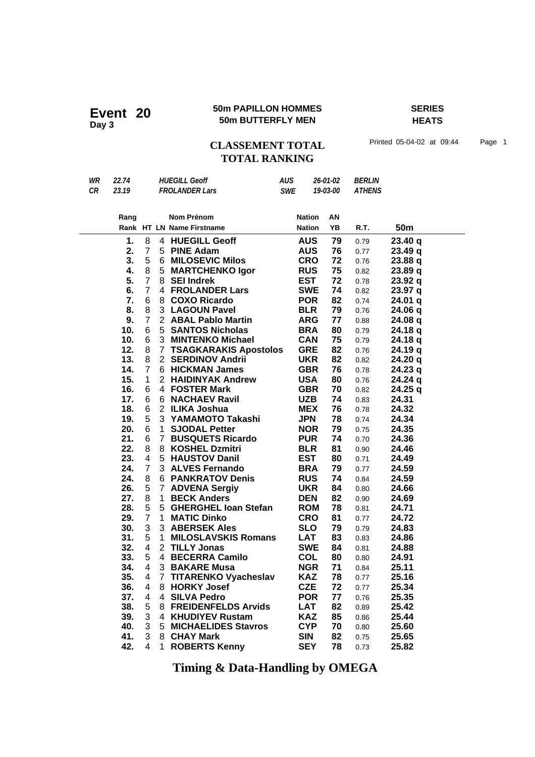# Event 20

**Day 3**

**50m PAPILLON HOMMES**
**50m BUTTERFLY MEN**

**SERIES**
**HEATS**

## CLASSEMENT TOTAL
## TOTAL RANKING

Printed 05-04-02 at 09:44

| | | | | | |
|---|---|---|---|---|---|
| *WR* | *22.74* | *HUEGILL Geoff* | *AUS* | *26-01-02* | *BERLIN* |
| *CR* | *23.19* | *FROLANDER Lars* | *SWE* | *19-03-00* | *ATHENS* |

| Rang / Rank | HT | LN | Nom Prénom / Name Firstname | Nation / Nation | AN / YB | R.T. | 50m |
|---|---|---|---|---|---|---|---|
| 1. | 8 | 4 | **HUEGILL Geoff** | **AUS** | **79** | 0.79 | **23.40 q** |
| 2. | 7 | 5 | **PINE Adam** | **AUS** | **76** | 0.77 | **23.49 q** |
| 3. | 5 | 6 | **MILOSEVIC Milos** | **CRO** | **72** | 0.76 | **23.88 q** |
| 4. | 8 | 5 | **MARTCHENKO Igor** | **RUS** | **75** | 0.82 | **23.89 q** |
| 5. | 7 | 8 | **SEI Indrek** | **EST** | **72** | 0.78 | **23.92 q** |
| 6. | 7 | 4 | **FROLANDER Lars** | **SWE** | **74** | 0.82 | **23.97 q** |
| 7. | 6 | 8 | **COXO Ricardo** | **POR** | **82** | 0.74 | **24.01 q** |
| 8. | 8 | 3 | **LAGOUN Pavel** | **BLR** | **79** | 0.76 | **24.06 q** |
| 9. | 7 | 2 | **ABAL Pablo Martin** | **ARG** | **77** | 0.88 | **24.08 q** |
| 10. | 6 | 5 | **SANTOS Nicholas** | **BRA** | **80** | 0.79 | **24.18 q** |
| 10. | 6 | 3 | **MINTENKO Michael** | **CAN** | **75** | 0.79 | **24.18 q** |
| 12. | 8 | 7 | **TSAGKARAKIS Apostolos** | **GRE** | **82** | 0.76 | **24.19 q** |
| 13. | 8 | 2 | **SERDINOV Andrii** | **UKR** | **82** | 0.82 | **24.20 q** |
| 14. | 7 | 6 | **HICKMAN James** | **GBR** | **76** | 0.78 | **24.23 q** |
| 15. | 1 | 2 | **HAIDINYAK Andrew** | **USA** | **80** | 0.76 | **24.24 q** |
| 16. | 6 | 4 | **FOSTER Mark** | **GBR** | **70** | 0.82 | **24.25 q** |
| 17. | 6 | 6 | **NACHAEV Ravil** | **UZB** | **74** | 0.83 | **24.31** |
| 18. | 6 | 2 | **ILIKA Joshua** | **MEX** | **76** | 0.78 | **24.32** |
| 19. | 5 | 3 | **YAMAMOTO Takashi** | **JPN** | **78** | 0.74 | **24.34** |
| 20. | 6 | 1 | **SJODAL Petter** | **NOR** | **79** | 0.75 | **24.35** |
| 21. | 6 | 7 | **BUSQUETS Ricardo** | **PUR** | **74** | 0.70 | **24.36** |
| 22. | 8 | 8 | **KOSHEL Dzmitri** | **BLR** | **81** | 0.90 | **24.46** |
| 23. | 4 | 5 | **HAUSTOV Danil** | **EST** | **80** | 0.71 | **24.49** |
| 24. | 7 | 3 | **ALVES Fernando** | **BRA** | **79** | 0.77 | **24.59** |
| 24. | 8 | 6 | **PANKRATOV Denis** | **RUS** | **74** | 0.84 | **24.59** |
| 26. | 5 | 7 | **ADVENA Sergiy** | **UKR** | **84** | 0.80 | **24.66** |
| 27. | 8 | 1 | **BECK Anders** | **DEN** | **82** | 0.90 | **24.69** |
| 28. | 5 | 5 | **GHERGHEL Ioan Stefan** | **ROM** | **78** | 0.81 | **24.71** |
| 29. | 7 | 1 | **MATIC Dinko** | **CRO** | **81** | 0.77 | **24.72** |
| 30. | 3 | 3 | **ABERSEK Ales** | **SLO** | **79** | 0.79 | **24.83** |
| 31. | 5 | 1 | **MILOSLAVSKIS Romans** | **LAT** | **83** | 0.83 | **24.86** |
| 32. | 4 | 2 | **TILLY Jonas** | **SWE** | **84** | 0.81 | **24.88** |
| 33. | 5 | 4 | **BECERRA Camilo** | **COL** | **80** | 0.80 | **24.91** |
| 34. | 4 | 3 | **BAKARE Musa** | **NGR** | **71** | 0.84 | **25.11** |
| 35. | 4 | 7 | **TITARENKO Vyacheslav** | **KAZ** | **78** | 0.77 | **25.16** |
| 36. | 4 | 8 | **HORKY Josef** | **CZE** | **72** | 0.77 | **25.34** |
| 37. | 4 | 4 | **SILVA Pedro** | **POR** | **77** | 0.76 | **25.35** |
| 38. | 5 | 8 | **FREIDENFELDS Arvids** | **LAT** | **82** | 0.89 | **25.42** |
| 39. | 3 | 4 | **KHUDIYEV Rustam** | **KAZ** | **85** | 0.86 | **25.44** |
| 40. | 3 | 5 | **MICHAELIDES Stavros** | **CYP** | **70** | 0.80 | **25.60** |
| 41. | 3 | 8 | **CHAY Mark** | **SIN** | **82** | 0.75 | **25.65** |
| 42. | 4 | 1 | **ROBERTS Kenny** | **SEY** | **78** | 0.73 | **25.82** |

**Timing & Data-Handling by OMEGA**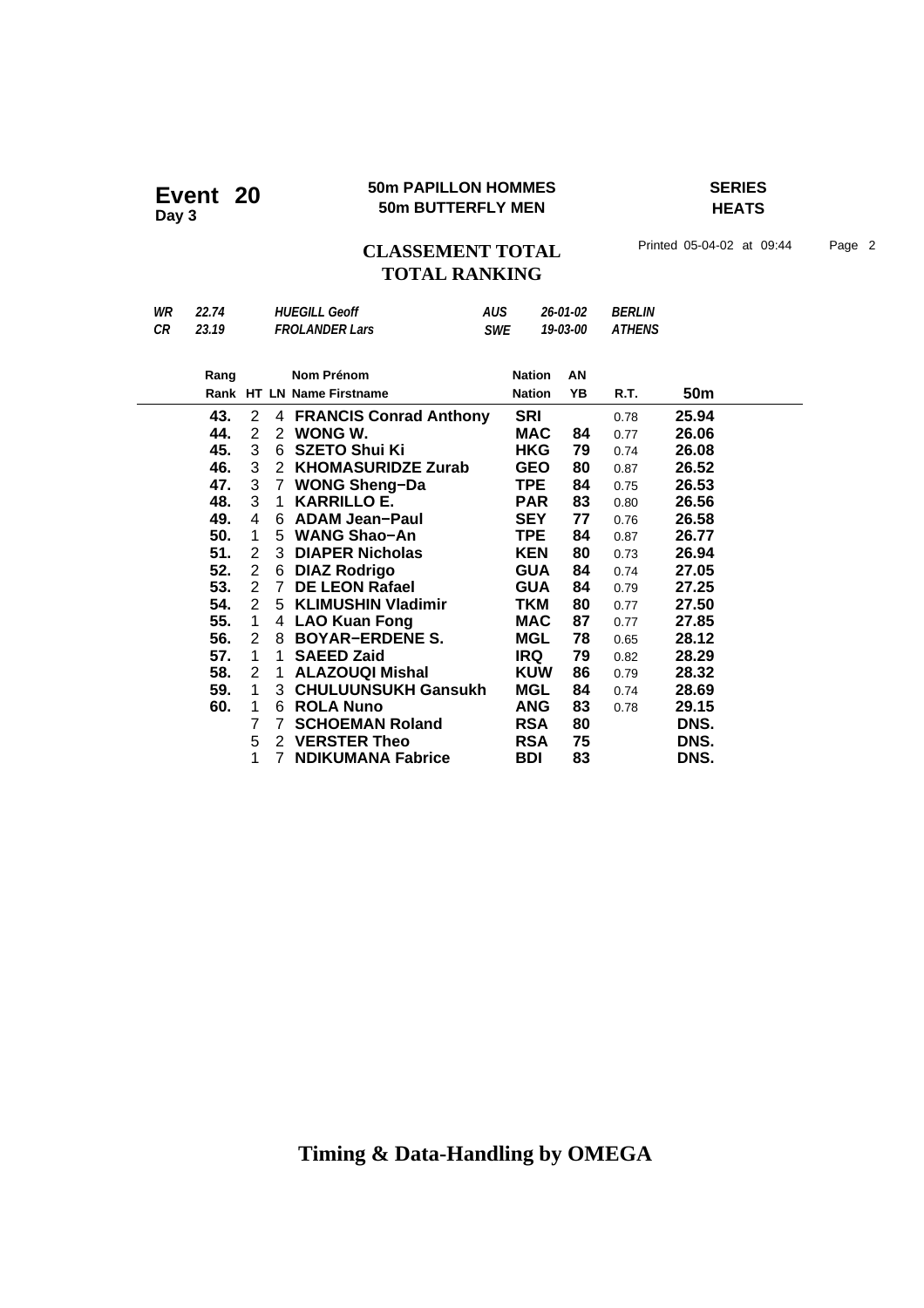**Event 20**
**Day 3**

**50m PAPILLON HOMMES**
**50m BUTTERFLY MEN**

**SERIES**
**HEATS**

## CLASSEMENT TOTAL
## TOTAL RANKING

Printed 05-04-02 at 09:44

| | | | | | |
|---|---|---|---|---|---|
| *WR* | *22.74* | *HUEGILL Geoff* | *AUS* | *26-01-02* | *BERLIN* |
| *CR* | *23.19* | *FROLANDER Lars* | *SWE* | *19-03-00* | *ATHENS* |

| Rang / Rank | HT | LN | Nom Prénom / Name Firstname | Nation / Nation | AN / YB | R.T. | 50m |
|---|---|---|---|---|---|---|---|
| **43.** | 2 | 4 | **FRANCIS Conrad Anthony** | **SRI** | | 0.78 | **25.94** |
| **44.** | 2 | 2 | **WONG W.** | **MAC** | **84** | 0.77 | **26.06** |
| **45.** | 3 | 6 | **SZETO Shui Ki** | **HKG** | **79** | 0.74 | **26.08** |
| **46.** | 3 | 2 | **KHOMASURIDZE Zurab** | **GEO** | **80** | 0.87 | **26.52** |
| **47.** | 3 | 7 | **WONG Sheng−Da** | **TPE** | **84** | 0.75 | **26.53** |
| **48.** | 3 | 1 | **KARRILLO E.** | **PAR** | **83** | 0.80 | **26.56** |
| **49.** | 4 | 6 | **ADAM Jean−Paul** | **SEY** | **77** | 0.76 | **26.58** |
| **50.** | 1 | 5 | **WANG Shao−An** | **TPE** | **84** | 0.87 | **26.77** |
| **51.** | 2 | 3 | **DIAPER Nicholas** | **KEN** | **80** | 0.73 | **26.94** |
| **52.** | 2 | 6 | **DIAZ Rodrigo** | **GUA** | **84** | 0.74 | **27.05** |
| **53.** | 2 | 7 | **DE LEON Rafael** | **GUA** | **84** | 0.79 | **27.25** |
| **54.** | 2 | 5 | **KLIMUSHIN Vladimir** | **TKM** | **80** | 0.77 | **27.50** |
| **55.** | 1 | 4 | **LAO Kuan Fong** | **MAC** | **87** | 0.77 | **27.85** |
| **56.** | 2 | 8 | **BOYAR−ERDENE S.** | **MGL** | **78** | 0.65 | **28.12** |
| **57.** | 1 | 1 | **SAEED Zaid** | **IRQ** | **79** | 0.82 | **28.29** |
| **58.** | 2 | 1 | **ALAZOUQI Mishal** | **KUW** | **86** | 0.79 | **28.32** |
| **59.** | 1 | 3 | **CHULUUNSUKH Gansukh** | **MGL** | **84** | 0.74 | **28.69** |
| **60.** | 1 | 6 | **ROLA Nuno** | **ANG** | **83** | 0.78 | **29.15** |
| | 7 | 7 | **SCHOEMAN Roland** | **RSA** | **80** | | **DNS.** |
| | 5 | 2 | **VERSTER Theo** | **RSA** | **75** | | **DNS.** |
| | 1 | 7 | **NDIKUMANA Fabrice** | **BDI** | **83** | | **DNS.** |

**Timing & Data-Handling by OMEGA**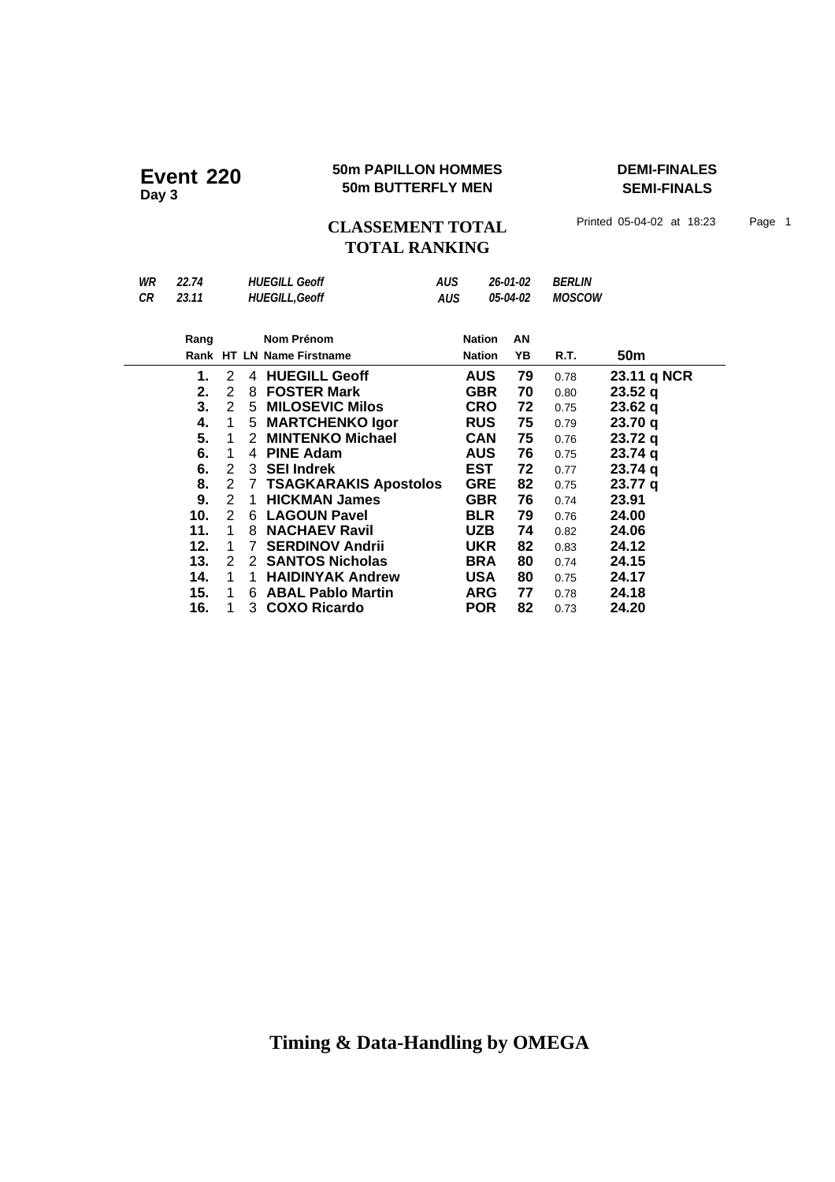# Event 220
**Day 3**

**50m PAPILLON HOMMES**
**50m BUTTERFLY MEN**

**DEMI-FINALES**
**SEMI-FINALS**

## CLASSEMENT TOTAL
## TOTAL RANKING

Printed 05-04-02 at 18:23

| | | | | | |
|---|---|---|---|---|---|
| *WR* | *22.74* | *HUEGILL Geoff* | *AUS* | *26-01-02* | *BERLIN* |
| *CR* | *23.11* | *HUEGILL,Geoff* | *AUS* | *05-04-02* | *MOSCOW* |

| Rang / Rank | HT | LN | Nom Prénom / Name Firstname | Nation / Nation | AN / YB | R.T. | 50m |
|---|---|---|---|---|---|---|---|
| **1.** | 2 | 4 | **HUEGILL Geoff** | **AUS** | **79** | 0.78 | **23.11 q NCR** |
| **2.** | 2 | 8 | **FOSTER Mark** | **GBR** | **70** | 0.80 | **23.52 q** |
| **3.** | 2 | 5 | **MILOSEVIC Milos** | **CRO** | **72** | 0.75 | **23.62 q** |
| **4.** | 1 | 5 | **MARTCHENKO Igor** | **RUS** | **75** | 0.79 | **23.70 q** |
| **5.** | 1 | 2 | **MINTENKO Michael** | **CAN** | **75** | 0.76 | **23.72 q** |
| **6.** | 1 | 4 | **PINE Adam** | **AUS** | **76** | 0.75 | **23.74 q** |
| **6.** | 2 | 3 | **SEI Indrek** | **EST** | **72** | 0.77 | **23.74 q** |
| **8.** | 2 | 7 | **TSAGKARAKIS Apostolos** | **GRE** | **82** | 0.75 | **23.77 q** |
| **9.** | 2 | 1 | **HICKMAN James** | **GBR** | **76** | 0.74 | **23.91** |
| **10.** | 2 | 6 | **LAGOUN Pavel** | **BLR** | **79** | 0.76 | **24.00** |
| **11.** | 1 | 8 | **NACHAEV Ravil** | **UZB** | **74** | 0.82 | **24.06** |
| **12.** | 1 | 7 | **SERDINOV Andrii** | **UKR** | **82** | 0.83 | **24.12** |
| **13.** | 2 | 2 | **SANTOS Nicholas** | **BRA** | **80** | 0.74 | **24.15** |
| **14.** | 1 | 1 | **HAIDINYAK Andrew** | **USA** | **80** | 0.75 | **24.17** |
| **15.** | 1 | 6 | **ABAL Pablo Martin** | **ARG** | **77** | 0.78 | **24.18** |
| **16.** | 1 | 3 | **COXO Ricardo** | **POR** | **82** | 0.73 | **24.20** |

**Timing & Data-Handling by OMEGA**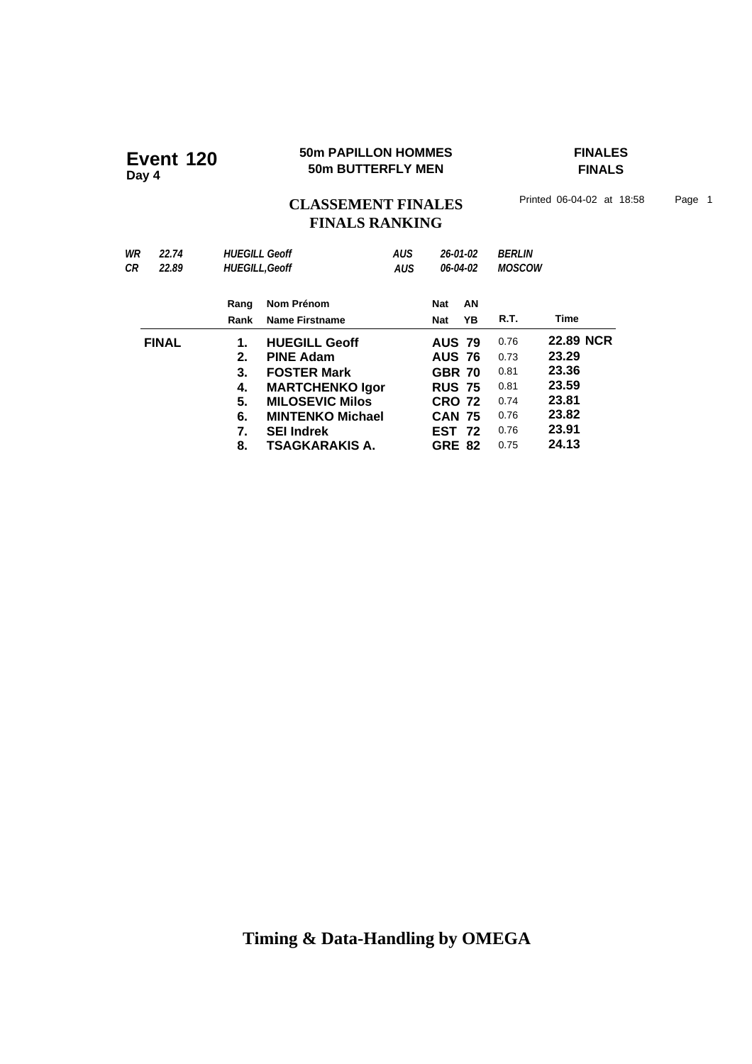# Event 120
**Day 4**

**50m PAPILLON HOMMES**
**50m BUTTERFLY MEN**

**FINALES**
**FINALS**

## CLASSEMENT FINALES
## FINALS RANKING

Printed 06-04-02 at 18:58

| | | | | | |
|---|---|---|---|---|---|
| *WR* | *22.74* | *HUEGILL Geoff* | *AUS* | *26-01-02* | *BERLIN* |
| *CR* | *22.89* | *HUEGILL,Geoff* | *AUS* | *06-04-02* | *MOSCOW* |

| | Rang<br>Rank | Nom Prénom<br>Name Firstname | Nat<br>Nat | AN<br>YB | R.T. | Time |
|---|---|---|---|---|---|---|
| **FINAL** | **1.** | **HUEGILL Geoff** | **AUS** | **79** | 0.76 | **22.89 NCR** |
| | **2.** | **PINE Adam** | **AUS** | **76** | 0.73 | **23.29** |
| | **3.** | **FOSTER Mark** | **GBR** | **70** | 0.81 | **23.36** |
| | **4.** | **MARTCHENKO Igor** | **RUS** | **75** | 0.81 | **23.59** |
| | **5.** | **MILOSEVIC Milos** | **CRO** | **72** | 0.74 | **23.81** |
| | **6.** | **MINTENKO Michael** | **CAN** | **75** | 0.76 | **23.82** |
| | **7.** | **SEI Indrek** | **EST** | **72** | 0.76 | **23.91** |
| | **8.** | **TSAGKARAKIS A.** | **GRE** | **82** | 0.75 | **24.13** |

**Timing & Data-Handling by OMEGA**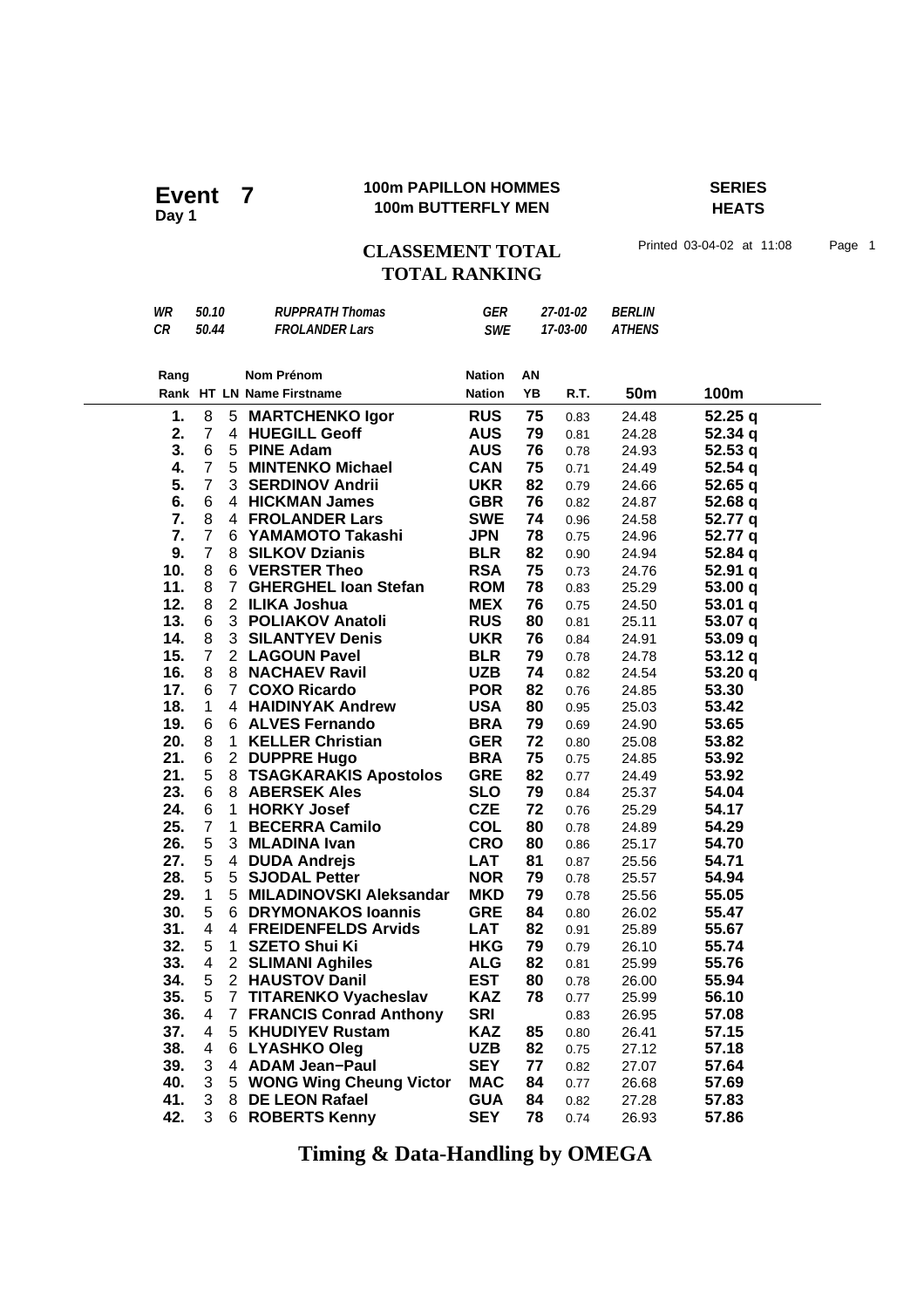**Event 7**
**Day 1**

**100m PAPILLON HOMMES**
**100m BUTTERFLY MEN**

**SERIES**
**HEATS**

## CLASSEMENT TOTAL
## TOTAL RANKING

Printed 03-04-02 at 11:08

| | | | | | |
|---|---|---|---|---|---|
| *WR* | *50.10* | *RUPPRATH Thomas* | *GER* | *27-01-02* | *BERLIN* |
| *CR* | *50.44* | *FROLANDER Lars* | *SWE* | *17-03-00* | *ATHENS* |

| Rang<br>Rank | HT | LN | Nom Prénom<br>Name Firstname | Nation<br>Nation | AN<br>YB | R.T. | 50m | 100m |
|---|---|---|---|---|---|---|---|---|
| **1.** | 8 | 5 | **MARTCHENKO Igor** | **RUS** | **75** | 0.83 | 24.48 | **52.25 q** |
| **2.** | 7 | 4 | **HUEGILL Geoff** | **AUS** | **79** | 0.81 | 24.28 | **52.34 q** |
| **3.** | 6 | 5 | **PINE Adam** | **AUS** | **76** | 0.78 | 24.93 | **52.53 q** |
| **4.** | 7 | 5 | **MINTENKO Michael** | **CAN** | **75** | 0.71 | 24.49 | **52.54 q** |
| **5.** | 7 | 3 | **SERDINOV Andrii** | **UKR** | **82** | 0.79 | 24.66 | **52.65 q** |
| **6.** | 6 | 4 | **HICKMAN James** | **GBR** | **76** | 0.82 | 24.87 | **52.68 q** |
| **7.** | 8 | 4 | **FROLANDER Lars** | **SWE** | **74** | 0.96 | 24.58 | **52.77 q** |
| **7.** | 7 | 6 | **YAMAMOTO Takashi** | **JPN** | **78** | 0.75 | 24.96 | **52.77 q** |
| **9.** | 7 | 8 | **SILKOV Dzianis** | **BLR** | **82** | 0.90 | 24.94 | **52.84 q** |
| **10.** | 8 | 6 | **VERSTER Theo** | **RSA** | **75** | 0.73 | 24.76 | **52.91 q** |
| **11.** | 8 | 7 | **GHERGHEL Ioan Stefan** | **ROM** | **78** | 0.83 | 25.29 | **53.00 q** |
| **12.** | 8 | 2 | **ILIKA Joshua** | **MEX** | **76** | 0.75 | 24.50 | **53.01 q** |
| **13.** | 6 | 3 | **POLIAKOV Anatoli** | **RUS** | **80** | 0.81 | 25.11 | **53.07 q** |
| **14.** | 8 | 3 | **SILANTYEV Denis** | **UKR** | **76** | 0.84 | 24.91 | **53.09 q** |
| **15.** | 7 | 2 | **LAGOUN Pavel** | **BLR** | **79** | 0.78 | 24.78 | **53.12 q** |
| **16.** | 8 | 8 | **NACHAEV Ravil** | **UZB** | **74** | 0.82 | 24.54 | **53.20 q** |
| **17.** | 6 | 7 | **COXO Ricardo** | **POR** | **82** | 0.76 | 24.85 | **53.30** |
| **18.** | 1 | 4 | **HAIDINYAK Andrew** | **USA** | **80** | 0.95 | 25.03 | **53.42** |
| **19.** | 6 | 6 | **ALVES Fernando** | **BRA** | **79** | 0.69 | 24.90 | **53.65** |
| **20.** | 8 | 1 | **KELLER Christian** | **GER** | **72** | 0.80 | 25.08 | **53.82** |
| **21.** | 6 | 2 | **DUPPRE Hugo** | **BRA** | **75** | 0.75 | 24.85 | **53.92** |
| **21.** | 5 | 8 | **TSAGKARAKIS Apostolos** | **GRE** | **82** | 0.77 | 24.49 | **53.92** |
| **23.** | 6 | 8 | **ABERSEK Ales** | **SLO** | **79** | 0.84 | 25.37 | **54.04** |
| **24.** | 6 | 1 | **HORKY Josef** | **CZE** | **72** | 0.76 | 25.29 | **54.17** |
| **25.** | 7 | 1 | **BECERRA Camilo** | **COL** | **80** | 0.78 | 24.89 | **54.29** |
| **26.** | 5 | 3 | **MLADINA Ivan** | **CRO** | **80** | 0.86 | 25.17 | **54.70** |
| **27.** | 5 | 4 | **DUDA Andrejs** | **LAT** | **81** | 0.87 | 25.56 | **54.71** |
| **28.** | 5 | 5 | **SJODAL Petter** | **NOR** | **79** | 0.78 | 25.57 | **54.94** |
| **29.** | 1 | 5 | **MILADINOVSKI Aleksandar** | **MKD** | **79** | 0.78 | 25.56 | **55.05** |
| **30.** | 5 | 6 | **DRYMONAKOS Ioannis** | **GRE** | **84** | 0.80 | 26.02 | **55.47** |
| **31.** | 4 | 4 | **FREIDENFELDS Arvids** | **LAT** | **82** | 0.91 | 25.89 | **55.67** |
| **32.** | 5 | 1 | **SZETO Shui Ki** | **HKG** | **79** | 0.79 | 26.10 | **55.74** |
| **33.** | 4 | 2 | **SLIMANI Aghiles** | **ALG** | **82** | 0.81 | 25.99 | **55.76** |
| **34.** | 5 | 2 | **HAUSTOV Danil** | **EST** | **80** | 0.78 | 26.00 | **55.94** |
| **35.** | 5 | 7 | **TITARENKO Vyacheslav** | **KAZ** | **78** | 0.77 | 25.99 | **56.10** |
| **36.** | 4 | 7 | **FRANCIS Conrad Anthony** | **SRI** | | 0.83 | 26.95 | **57.08** |
| **37.** | 4 | 5 | **KHUDIYEV Rustam** | **KAZ** | **85** | 0.80 | 26.41 | **57.15** |
| **38.** | 4 | 6 | **LYASHKO Oleg** | **UZB** | **82** | 0.75 | 27.12 | **57.18** |
| **39.** | 3 | 4 | **ADAM Jean-Paul** | **SEY** | **77** | 0.82 | 27.07 | **57.64** |
| **40.** | 3 | 5 | **WONG Wing Cheung Victor** | **MAC** | **84** | 0.77 | 26.68 | **57.69** |
| **41.** | 3 | 8 | **DE LEON Rafael** | **GUA** | **84** | 0.82 | 27.28 | **57.83** |
| **42.** | 3 | 6 | **ROBERTS Kenny** | **SEY** | **78** | 0.74 | 26.93 | **57.86** |

**Timing & Data-Handling by OMEGA**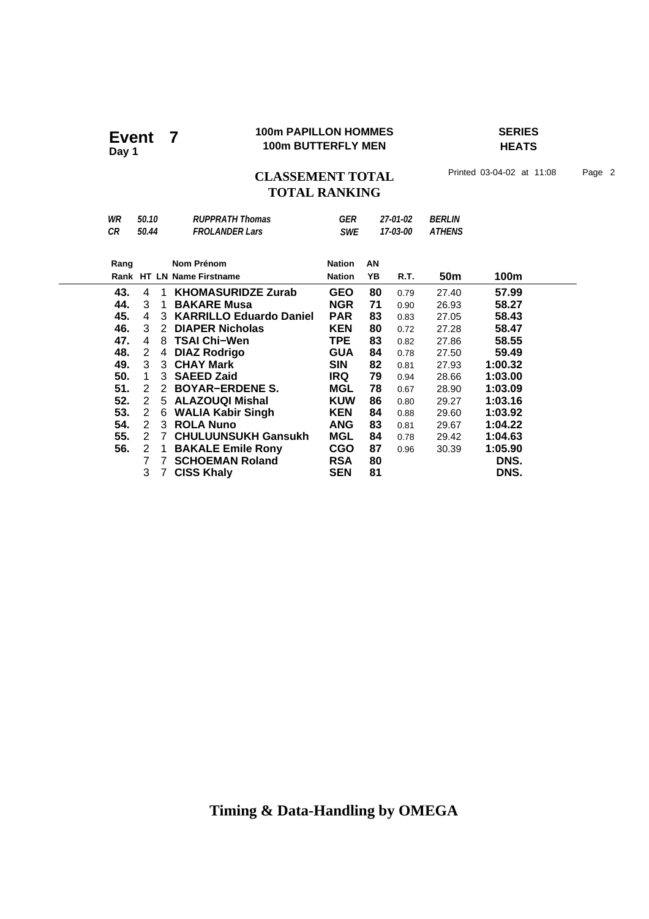# Event 7

**Day 1**

**100m PAPILLON HOMMES**
**100m BUTTERFLY MEN**

**SERIES**
**HEATS**

## CLASSEMENT TOTAL
## TOTAL RANKING

Printed 03-04-02 at 11:08

| | | | | | |
|---|---|---|---|---|---|
| *WR* | *50.10* | *RUPPRATH Thomas* | *GER* | *27-01-02* | *BERLIN* |
| *CR* | *50.44* | *FROLANDER Lars* | *SWE* | *17-03-00* | *ATHENS* |

| Rang<br>Rank | HT | LN | Nom Prénom<br>Name Firstname | Nation<br>Nation | AN<br>YB | R.T. | 50m | 100m |
|---|---|---|---|---|---|---|---|---|
| **43.** | 4 | 1 | **KHOMASURIDZE Zurab** | **GEO** | **80** | 0.79 | 27.40 | **57.99** |
| **44.** | 3 | 1 | **BAKARE Musa** | **NGR** | **71** | 0.90 | 26.93 | **58.27** |
| **45.** | 4 | 3 | **KARRILLO Eduardo Daniel** | **PAR** | **83** | 0.83 | 27.05 | **58.43** |
| **46.** | 3 | 2 | **DIAPER Nicholas** | **KEN** | **80** | 0.72 | 27.28 | **58.47** |
| **47.** | 4 | 8 | **TSAI Chi−Wen** | **TPE** | **83** | 0.82 | 27.86 | **58.55** |
| **48.** | 2 | 4 | **DIAZ Rodrigo** | **GUA** | **84** | 0.78 | 27.50 | **59.49** |
| **49.** | 3 | 3 | **CHAY Mark** | **SIN** | **82** | 0.81 | 27.93 | **1:00.32** |
| **50.** | 1 | 3 | **SAEED Zaid** | **IRQ** | **79** | 0.94 | 28.66 | **1:03.00** |
| **51.** | 2 | 2 | **BOYAR−ERDENE S.** | **MGL** | **78** | 0.67 | 28.90 | **1:03.09** |
| **52.** | 2 | 5 | **ALAZOUQI Mishal** | **KUW** | **86** | 0.80 | 29.27 | **1:03.16** |
| **53.** | 2 | 6 | **WALIA Kabir Singh** | **KEN** | **84** | 0.88 | 29.60 | **1:03.92** |
| **54.** | 2 | 3 | **ROLA Nuno** | **ANG** | **83** | 0.81 | 29.67 | **1:04.22** |
| **55.** | 2 | 7 | **CHULUUNSUKH Gansukh** | **MGL** | **84** | 0.78 | 29.42 | **1:04.63** |
| **56.** | 2 | 1 | **BAKALE Emile Rony** | **CGO** | **87** | 0.96 | 30.39 | **1:05.90** |
| | 7 | 7 | **SCHOEMAN Roland** | **RSA** | **80** | | | **DNS.** |
| | 3 | 7 | **CISS Khaly** | **SEN** | **81** | | | **DNS.** |

**Timing & Data-Handling by OMEGA**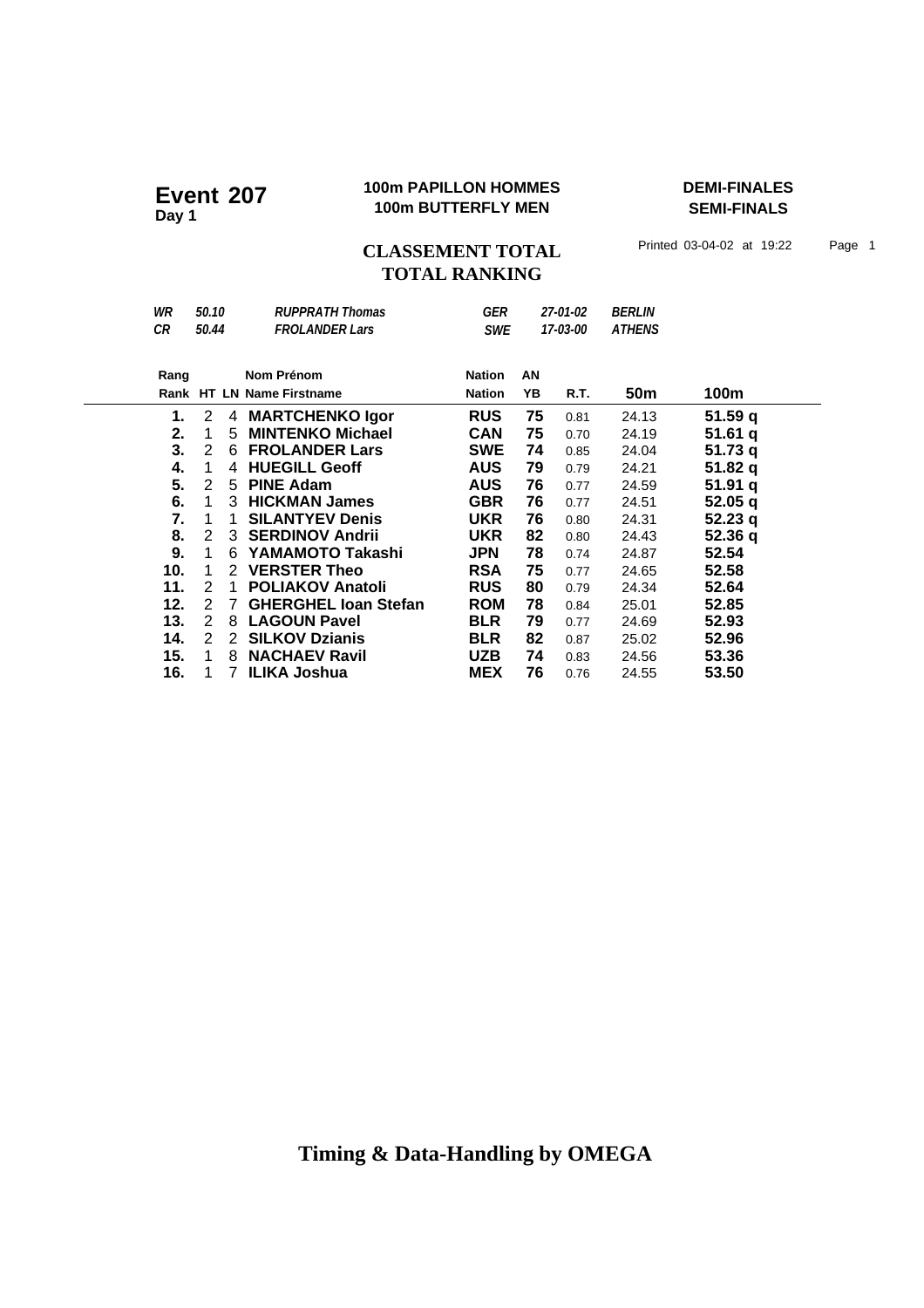# Event 207

**Day 1**

**100m PAPILLON HOMMES**
**100m BUTTERFLY MEN**

**DEMI-FINALES**
**SEMI-FINALS**

## CLASSEMENT TOTAL
## TOTAL RANKING

Printed 03-04-02 at 19:22

| | | | | | |
|---|---|---|---|---|---|
| *WR* | *50.10* | *RUPPRATH Thomas* | *GER* | *27-01-02* | *BERLIN* |
| *CR* | *50.44* | *FROLANDER Lars* | *SWE* | *17-03-00* | *ATHENS* |

| Rang Rank | HT | LN | Nom Prénom Name Firstname | Nation Nation | AN YB | R.T. | 50m | 100m |
|---|---|---|---|---|---|---|---|---|
| **1.** | 2 | 4 | **MARTCHENKO Igor** | **RUS** | **75** | 0.81 | 24.13 | **51.59 q** |
| **2.** | 1 | 5 | **MINTENKO Michael** | **CAN** | **75** | 0.70 | 24.19 | **51.61 q** |
| **3.** | 2 | 6 | **FROLANDER Lars** | **SWE** | **74** | 0.85 | 24.04 | **51.73 q** |
| **4.** | 1 | 4 | **HUEGILL Geoff** | **AUS** | **79** | 0.79 | 24.21 | **51.82 q** |
| **5.** | 2 | 5 | **PINE Adam** | **AUS** | **76** | 0.77 | 24.59 | **51.91 q** |
| **6.** | 1 | 3 | **HICKMAN James** | **GBR** | **76** | 0.77 | 24.51 | **52.05 q** |
| **7.** | 1 | 1 | **SILANTYEV Denis** | **UKR** | **76** | 0.80 | 24.31 | **52.23 q** |
| **8.** | 2 | 3 | **SERDINOV Andrii** | **UKR** | **82** | 0.80 | 24.43 | **52.36 q** |
| **9.** | 1 | 6 | **YAMAMOTO Takashi** | **JPN** | **78** | 0.74 | 24.87 | **52.54** |
| **10.** | 1 | 2 | **VERSTER Theo** | **RSA** | **75** | 0.77 | 24.65 | **52.58** |
| **11.** | 2 | 1 | **POLIAKOV Anatoli** | **RUS** | **80** | 0.79 | 24.34 | **52.64** |
| **12.** | 2 | 7 | **GHERGHEL Ioan Stefan** | **ROM** | **78** | 0.84 | 25.01 | **52.85** |
| **13.** | 2 | 8 | **LAGOUN Pavel** | **BLR** | **79** | 0.77 | 24.69 | **52.93** |
| **14.** | 2 | 2 | **SILKOV Dzianis** | **BLR** | **82** | 0.87 | 25.02 | **52.96** |
| **15.** | 1 | 8 | **NACHAEV Ravil** | **UZB** | **74** | 0.83 | 24.56 | **53.36** |
| **16.** | 1 | 7 | **ILIKA Joshua** | **MEX** | **76** | 0.76 | 24.55 | **53.50** |

**Timing & Data-Handling by OMEGA**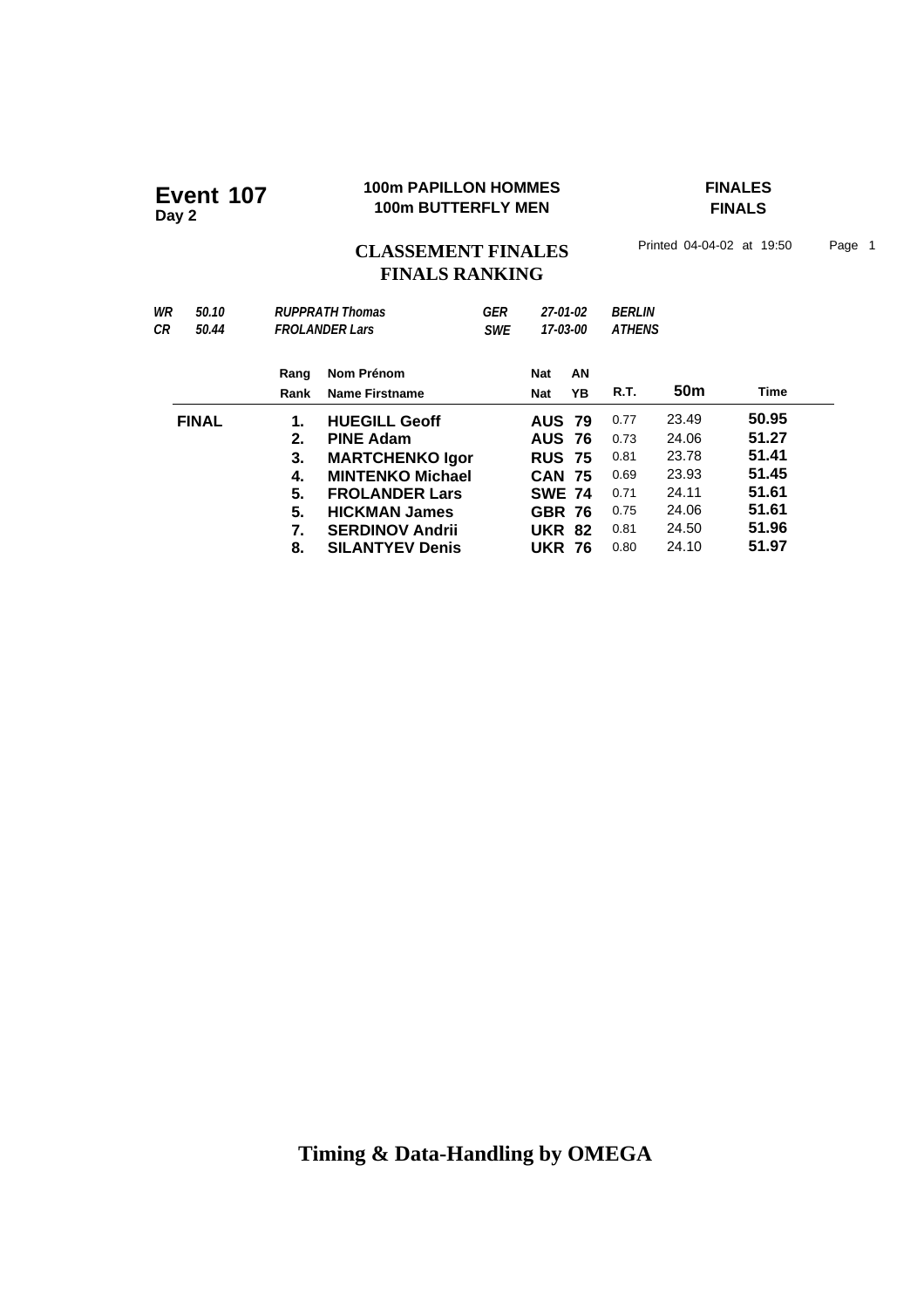# Event 107
**Day 2**

**100m PAPILLON HOMMES**
**100m BUTTERFLY MEN**

**FINALES**
**FINALS**

## CLASSEMENT FINALES
## FINALS RANKING

Printed 04-04-02 at 19:50 Page 1

| | | | | | |
|---|---|---|---|---|---|
| *WR* | *50.10* | *RUPPRATH Thomas* | *GER* | *27-01-02* | *BERLIN* |
| *CR* | *50.44* | *FROLANDER Lars* | *SWE* | *17-03-00* | *ATHENS* |

| | Rang<br>Rank | Nom Prénom<br>Name Firstname | Nat<br>Nat | AN<br>YB | R.T. | 50m | Time |
|---|---|---|---|---|---|---|---|
| **FINAL** | **1.** | **HUEGILL Geoff** | **AUS** | **79** | 0.77 | 23.49 | **50.95** |
| | **2.** | **PINE Adam** | **AUS** | **76** | 0.73 | 24.06 | **51.27** |
| | **3.** | **MARTCHENKO Igor** | **RUS** | **75** | 0.81 | 23.78 | **51.41** |
| | **4.** | **MINTENKO Michael** | **CAN** | **75** | 0.69 | 23.93 | **51.45** |
| | **5.** | **FROLANDER Lars** | **SWE** | **74** | 0.71 | 24.11 | **51.61** |
| | **5.** | **HICKMAN James** | **GBR** | **76** | 0.75 | 24.06 | **51.61** |
| | **7.** | **SERDINOV Andrii** | **UKR** | **82** | 0.81 | 24.50 | **51.96** |
| | **8.** | **SILANTYEV Denis** | **UKR** | **76** | 0.80 | 24.10 | **51.97** |

**Timing & Data-Handling by OMEGA**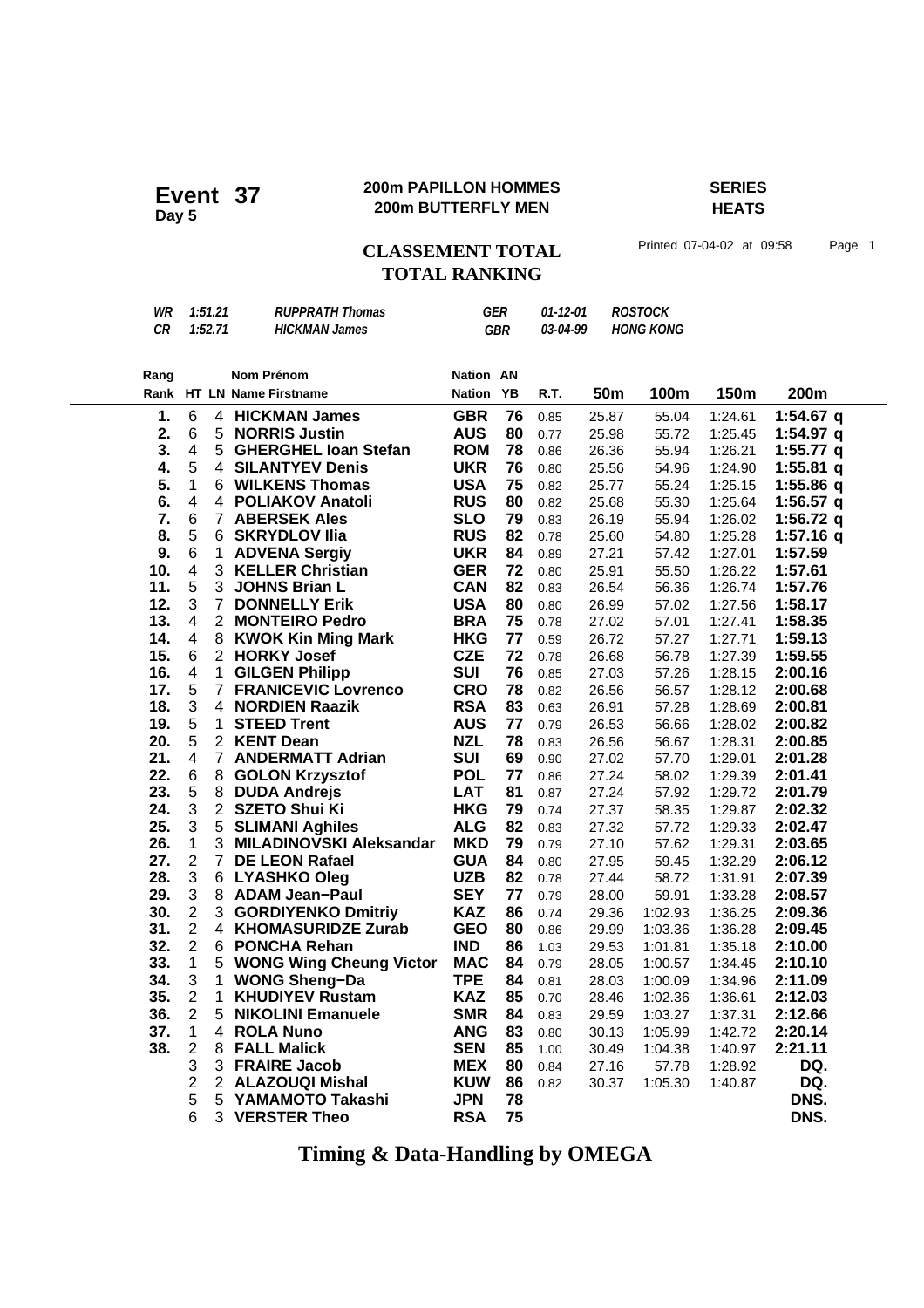# Event 37
**Day 5**

**200m PAPILLON HOMMES**
**200m BUTTERFLY MEN**

**SERIES**
**HEATS**

## CLASSEMENT TOTAL
## TOTAL RANKING

Printed 07-04-02 at 09:58

| | | | | | |
|---|---|---|---|---|---|
| *WR* | *1:51.21* | *RUPPRATH Thomas* | *GER* | *01-12-01* | *ROSTOCK* |
| *CR* | *1:52.71* | *HICKMAN James* | *GBR* | *03-04-99* | *HONG KONG* |

| Rang / Rank | HT | LN | Nom Prénom / Name Firstname | Nation | AN / YB | R.T. | 50m | 100m | 150m | 200m |
|---|---|---|---|---|---|---|---|---|---|---|
| **1.** | 6 | 4 | **HICKMAN James** | **GBR** | **76** | 0.85 | 25.87 | 55.04 | 1:24.61 | **1:54.67 q** |
| **2.** | 6 | 5 | **NORRIS Justin** | **AUS** | **80** | 0.77 | 25.98 | 55.72 | 1:25.45 | **1:54.97 q** |
| **3.** | 4 | 5 | **GHERGHEL Ioan Stefan** | **ROM** | **78** | 0.86 | 26.36 | 55.94 | 1:26.21 | **1:55.77 q** |
| **4.** | 5 | 4 | **SILANTYEV Denis** | **UKR** | **76** | 0.80 | 25.56 | 54.96 | 1:24.90 | **1:55.81 q** |
| **5.** | 1 | 6 | **WILKENS Thomas** | **USA** | **75** | 0.82 | 25.77 | 55.24 | 1:25.15 | **1:55.86 q** |
| **6.** | 4 | 4 | **POLIAKOV Anatoli** | **RUS** | **80** | 0.82 | 25.68 | 55.30 | 1:25.64 | **1:56.57 q** |
| **7.** | 6 | 7 | **ABERSEK Ales** | **SLO** | **79** | 0.83 | 26.19 | 55.94 | 1:26.02 | **1:56.72 q** |
| **8.** | 5 | 6 | **SKRYDLOV Ilia** | **RUS** | **82** | 0.78 | 25.60 | 54.80 | 1:25.28 | **1:57.16 q** |
| **9.** | 6 | 1 | **ADVENA Sergiy** | **UKR** | **84** | 0.89 | 27.21 | 57.42 | 1:27.01 | **1:57.59** |
| **10.** | 4 | 3 | **KELLER Christian** | **GER** | **72** | 0.80 | 25.91 | 55.50 | 1:26.22 | **1:57.61** |
| **11.** | 5 | 3 | **JOHNS Brian L** | **CAN** | **82** | 0.83 | 26.54 | 56.36 | 1:26.74 | **1:57.76** |
| **12.** | 3 | 7 | **DONNELLY Erik** | **USA** | **80** | 0.80 | 26.99 | 57.02 | 1:27.56 | **1:58.17** |
| **13.** | 4 | 2 | **MONTEIRO Pedro** | **BRA** | **75** | 0.78 | 27.02 | 57.01 | 1:27.41 | **1:58.35** |
| **14.** | 4 | 8 | **KWOK Kin Ming Mark** | **HKG** | **77** | 0.59 | 26.72 | 57.27 | 1:27.71 | **1:59.13** |
| **15.** | 6 | 2 | **HORKY Josef** | **CZE** | **72** | 0.78 | 26.68 | 56.78 | 1:27.39 | **1:59.55** |
| **16.** | 4 | 1 | **GILGEN Philipp** | **SUI** | **76** | 0.85 | 27.03 | 57.26 | 1:28.15 | **2:00.16** |
| **17.** | 5 | 7 | **FRANICEVIC Lovrenco** | **CRO** | **78** | 0.82 | 26.56 | 56.57 | 1:28.12 | **2:00.68** |
| **18.** | 3 | 4 | **NORDIEN Raazik** | **RSA** | **83** | 0.63 | 26.91 | 57.28 | 1:28.69 | **2:00.81** |
| **19.** | 5 | 1 | **STEED Trent** | **AUS** | **77** | 0.79 | 26.53 | 56.66 | 1:28.02 | **2:00.82** |
| **20.** | 5 | 2 | **KENT Dean** | **NZL** | **78** | 0.83 | 26.56 | 56.67 | 1:28.31 | **2:00.85** |
| **21.** | 4 | 7 | **ANDERMATT Adrian** | **SUI** | **69** | 0.90 | 27.02 | 57.70 | 1:29.01 | **2:01.28** |
| **22.** | 6 | 8 | **GOLON Krzysztof** | **POL** | **77** | 0.86 | 27.24 | 58.02 | 1:29.39 | **2:01.41** |
| **23.** | 5 | 8 | **DUDA Andrejs** | **LAT** | **81** | 0.87 | 27.24 | 57.92 | 1:29.72 | **2:01.79** |
| **24.** | 3 | 2 | **SZETO Shui Ki** | **HKG** | **79** | 0.74 | 27.37 | 58.35 | 1:29.87 | **2:02.32** |
| **25.** | 3 | 5 | **SLIMANI Aghiles** | **ALG** | **82** | 0.83 | 27.32 | 57.72 | 1:29.33 | **2:02.47** |
| **26.** | 1 | 3 | **MILADINOVSKI Aleksandar** | **MKD** | **79** | 0.79 | 27.10 | 57.62 | 1:29.31 | **2:03.65** |
| **27.** | 2 | 7 | **DE LEON Rafael** | **GUA** | **84** | 0.80 | 27.95 | 59.45 | 1:32.29 | **2:06.12** |
| **28.** | 3 | 6 | **LYASHKO Oleg** | **UZB** | **82** | 0.78 | 27.44 | 58.72 | 1:31.91 | **2:07.39** |
| **29.** | 3 | 8 | **ADAM Jean−Paul** | **SEY** | **77** | 0.79 | 28.00 | 59.91 | 1:33.28 | **2:08.57** |
| **30.** | 2 | 3 | **GORDIYENKO Dmitriy** | **KAZ** | **86** | 0.74 | 29.36 | 1:02.93 | 1:36.25 | **2:09.36** |
| **31.** | 2 | 4 | **KHOMASURIDZE Zurab** | **GEO** | **80** | 0.86 | 29.99 | 1:03.36 | 1:36.28 | **2:09.45** |
| **32.** | 2 | 6 | **PONCHA Rehan** | **IND** | **86** | 1.03 | 29.53 | 1:01.81 | 1:35.18 | **2:10.00** |
| **33.** | 1 | 5 | **WONG Wing Cheung Victor** | **MAC** | **84** | 0.79 | 28.05 | 1:00.57 | 1:34.45 | **2:10.10** |
| **34.** | 3 | 1 | **WONG Sheng−Da** | **TPE** | **84** | 0.81 | 28.03 | 1:00.09 | 1:34.96 | **2:11.09** |
| **35.** | 2 | 1 | **KHUDIYEV Rustam** | **KAZ** | **85** | 0.70 | 28.46 | 1:02.36 | 1:36.61 | **2:12.03** |
| **36.** | 2 | 5 | **NIKOLINI Emanuele** | **SMR** | **84** | 0.83 | 29.59 | 1:03.27 | 1:37.31 | **2:12.66** |
| **37.** | 1 | 4 | **ROLA Nuno** | **ANG** | **83** | 0.80 | 30.13 | 1:05.99 | 1:42.72 | **2:20.14** |
| **38.** | 2 | 8 | **FALL Malick** | **SEN** | **85** | 1.00 | 30.49 | 1:04.38 | 1:40.97 | **2:21.11** |
| | 3 | 3 | **FRAIRE Jacob** | **MEX** | **80** | 0.84 | 27.16 | 57.78 | 1:28.92 | **DQ.** |
| | 2 | 2 | **ALAZOUQI Mishal** | **KUW** | **86** | 0.82 | 30.37 | 1:05.30 | 1:40.87 | **DQ.** |
| | 5 | 5 | **YAMAMOTO Takashi** | **JPN** | **78** | | | | | **DNS.** |
| | 6 | 3 | **VERSTER Theo** | **RSA** | **75** | | | | | **DNS.** |

**Timing & Data-Handling by OMEGA**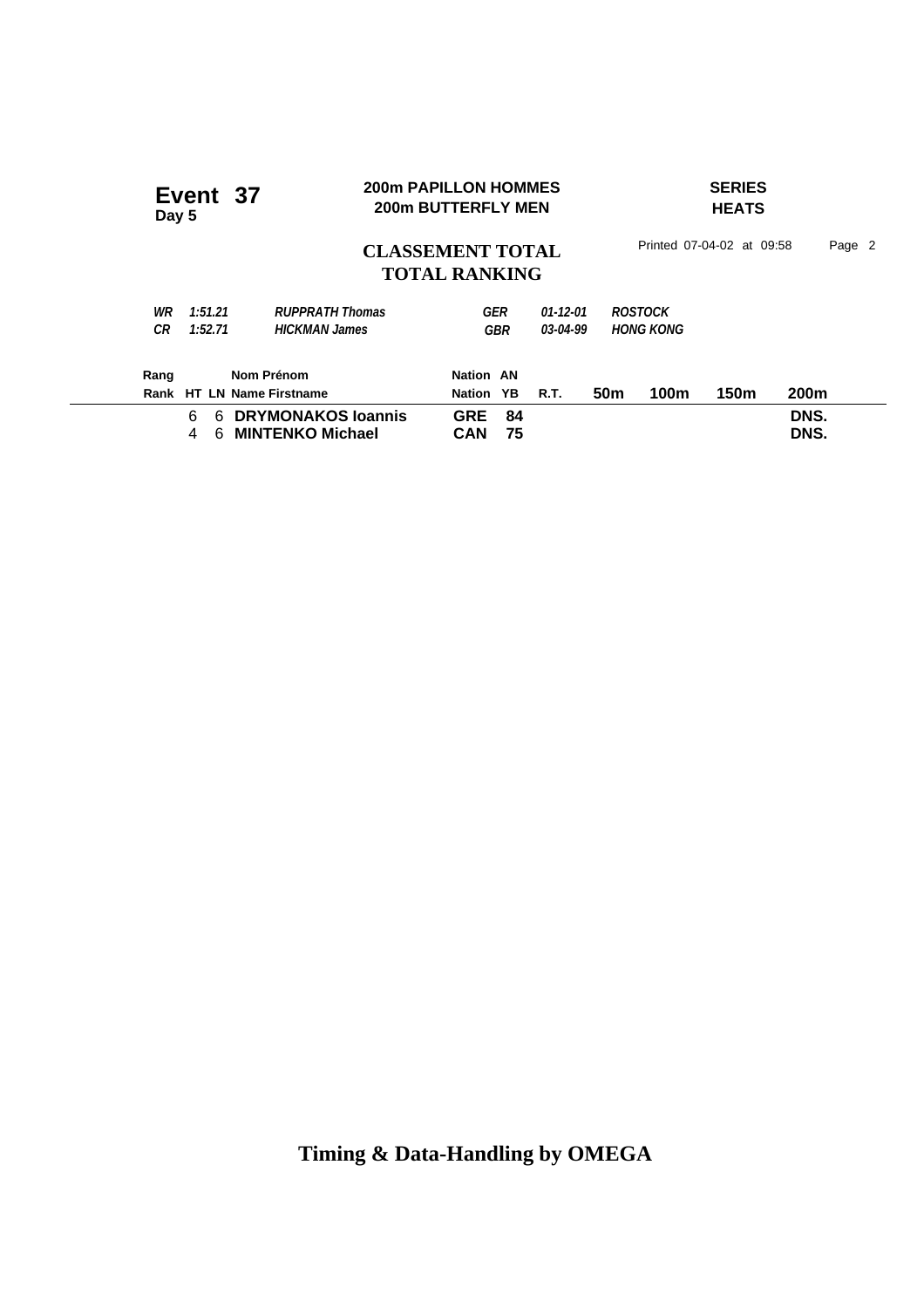**Event 37**
**Day 5**

**200m PAPILLON HOMMES**
**200m BUTTERFLY MEN**

**SERIES**
**HEATS**

## CLASSEMENT TOTAL
## TOTAL RANKING

Printed 07-04-02 at 09:58

| | | | | | |
|---|---|---|---|---|---|
| *WR* | *1:51.21* | *RUPPRATH Thomas* | *GER* | *01-12-01* | *ROSTOCK* |
| *CR* | *1:52.71* | *HICKMAN James* | *GBR* | *03-04-99* | *HONG KONG* |

| Rang / Rank | HT | LN | Nom Prénom / Name Firstname | Nation | AN / YB | R.T. | 50m | 100m | 150m | 200m |
|---|---|---|---|---|---|---|---|---|---|---|
| | 6 | 6 | **DRYMONAKOS Ioannis** | **GRE** | **84** | | | | | **DNS.** |
| | 4 | 6 | **MINTENKO Michael** | **CAN** | **75** | | | | | **DNS.** |

**Timing & Data-Handling by OMEGA**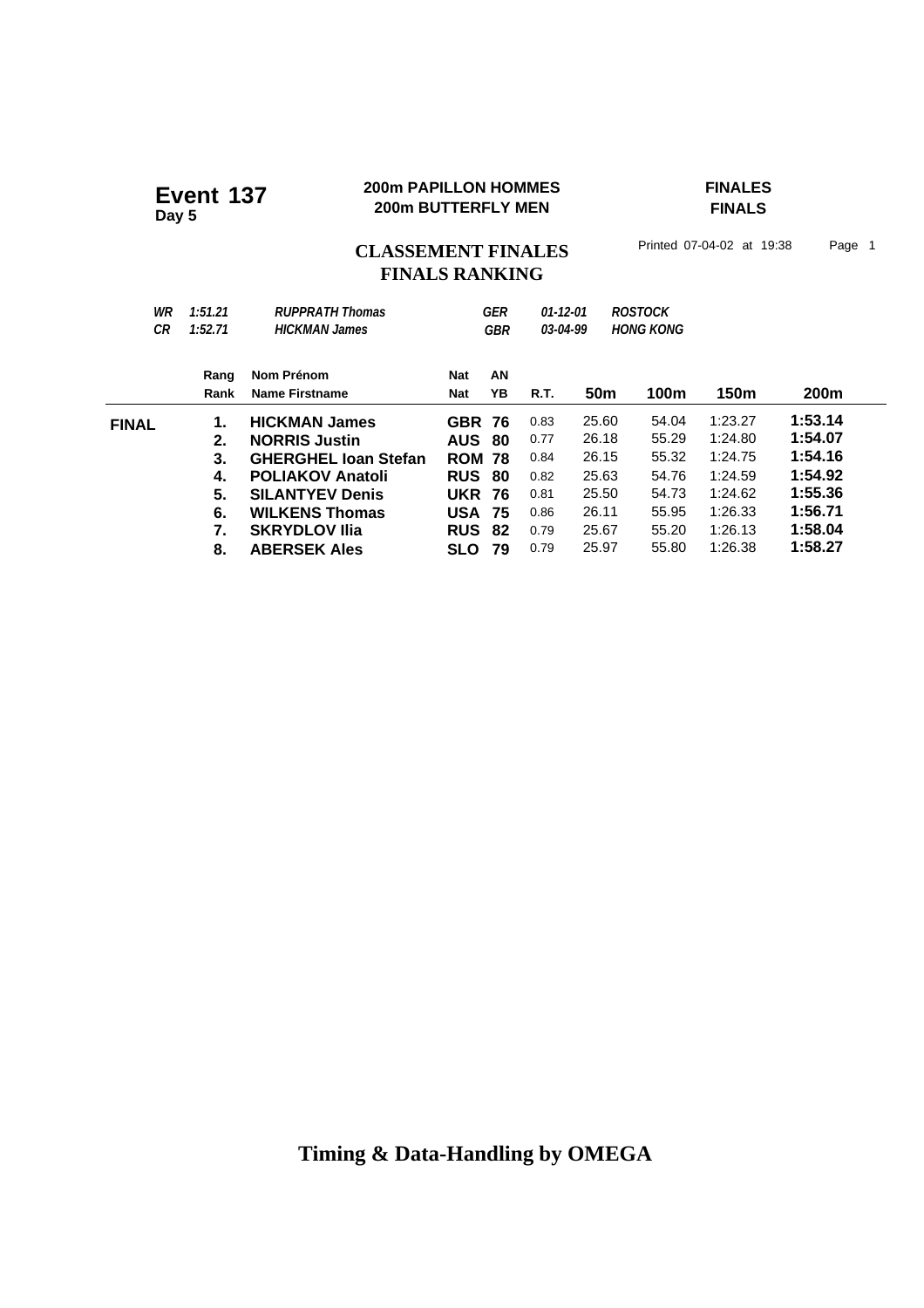# Event 137
**Day 5**

**200m PAPILLON HOMMES**
**200m BUTTERFLY MEN**

**FINALES**
**FINALS**

## CLASSEMENT FINALES
## FINALS RANKING

Printed 07-04-02 at 19:38 Page 1

| | | | | | |
|---|---|---|---|---|---|
| *WR* | *1:51.21* | *RUPPRATH Thomas* | *GER* | *01-12-01* | *ROSTOCK* |
| *CR* | *1:52.71* | *HICKMAN James* | *GBR* | *03-04-99* | *HONG KONG* |

| | Rang / Rank | Nom Prénom / Name Firstname | Nat / Nat | AN / YB | R.T. | 50m | 100m | 150m | 200m |
|---|---|---|---|---|---|---|---|---|---|
| **FINAL** | **1.** | **HICKMAN James** | **GBR** | **76** | 0.83 | 25.60 | 54.04 | 1:23.27 | **1:53.14** |
| | **2.** | **NORRIS Justin** | **AUS** | **80** | 0.77 | 26.18 | 55.29 | 1:24.80 | **1:54.07** |
| | **3.** | **GHERGHEL Ioan Stefan** | **ROM** | **78** | 0.84 | 26.15 | 55.32 | 1:24.75 | **1:54.16** |
| | **4.** | **POLIAKOV Anatoli** | **RUS** | **80** | 0.82 | 25.63 | 54.76 | 1:24.59 | **1:54.92** |
| | **5.** | **SILANTYEV Denis** | **UKR** | **76** | 0.81 | 25.50 | 54.73 | 1:24.62 | **1:55.36** |
| | **6.** | **WILKENS Thomas** | **USA** | **75** | 0.86 | 26.11 | 55.95 | 1:26.33 | **1:56.71** |
| | **7.** | **SKRYDLOV Ilia** | **RUS** | **82** | 0.79 | 25.67 | 55.20 | 1:26.13 | **1:58.04** |
| | **8.** | **ABERSEK Ales** | **SLO** | **79** | 0.79 | 25.97 | 55.80 | 1:26.38 | **1:58.27** |

**Timing & Data-Handling by OMEGA**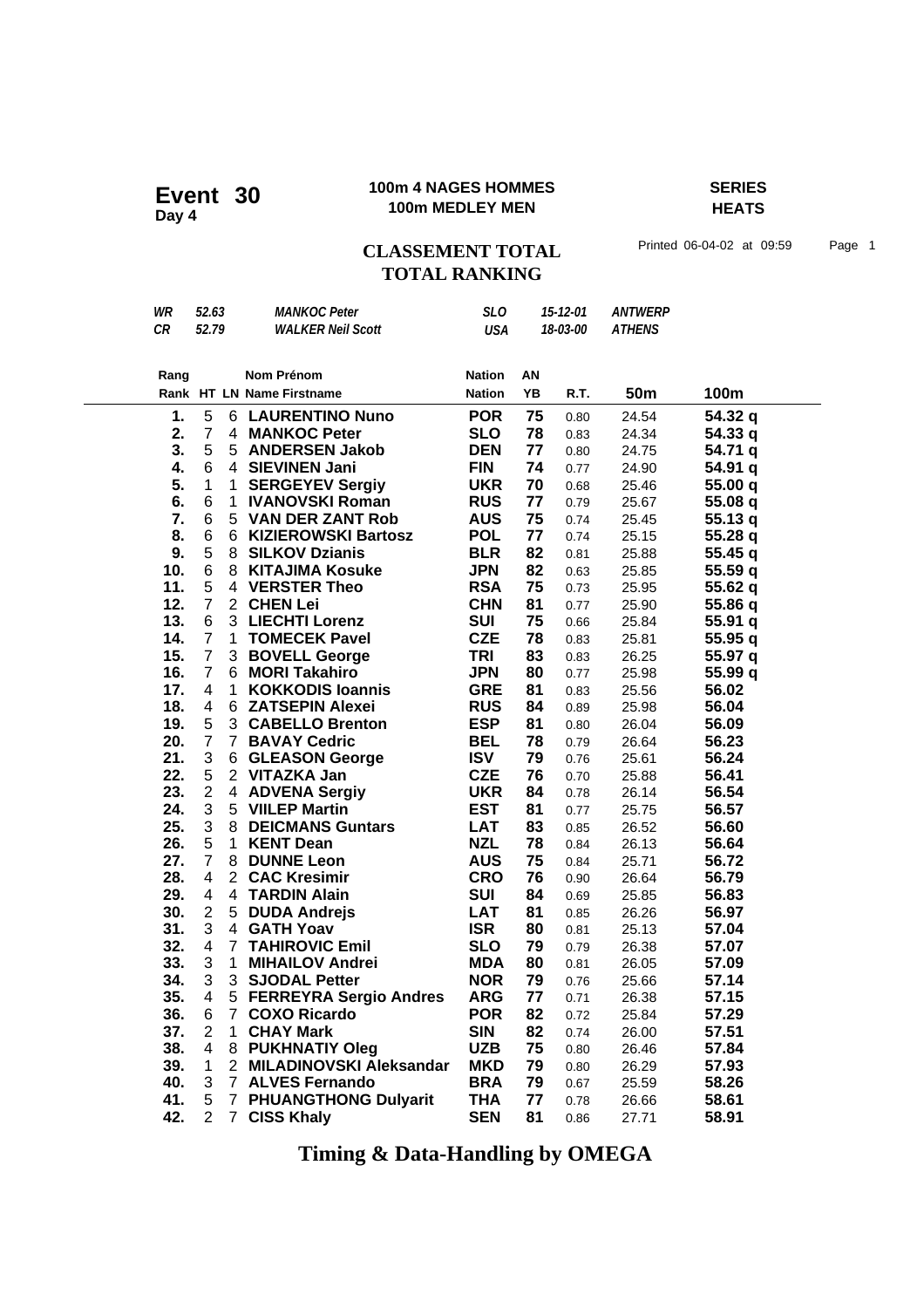# Event 30

**Day 4**

**100m 4 NAGES HOMMES**
**100m MEDLEY MEN**

**SERIES**
**HEATS**

## CLASSEMENT TOTAL
## TOTAL RANKING

Printed 06-04-02 at 09:59

| | | | | | |
|---|---|---|---|---|---|
| *WR* | *52.63* | *MANKOC Peter* | *SLO* | *15-12-01* | *ANTWERP* |
| *CR* | *52.79* | *WALKER Neil Scott* | *USA* | *18-03-00* | *ATHENS* |

| Rang / Rank | HT | LN | Nom Prénom / Name Firstname | Nation / Nation | AN / YB | R.T. | 50m | 100m |
|---|---|---|---|---|---|---|---|---|
| **1.** | 5 | 6 | **LAURENTINO Nuno** | **POR** | **75** | 0.80 | 24.54 | **54.32 q** |
| **2.** | 7 | 4 | **MANKOC Peter** | **SLO** | **78** | 0.83 | 24.34 | **54.33 q** |
| **3.** | 5 | 5 | **ANDERSEN Jakob** | **DEN** | **77** | 0.80 | 24.75 | **54.71 q** |
| **4.** | 6 | 4 | **SIEVINEN Jani** | **FIN** | **74** | 0.77 | 24.90 | **54.91 q** |
| **5.** | 1 | 1 | **SERGEYEV Sergiy** | **UKR** | **70** | 0.68 | 25.46 | **55.00 q** |
| **6.** | 6 | 1 | **IVANOVSKI Roman** | **RUS** | **77** | 0.79 | 25.67 | **55.08 q** |
| **7.** | 6 | 5 | **VAN DER ZANT Rob** | **AUS** | **75** | 0.74 | 25.45 | **55.13 q** |
| **8.** | 6 | 6 | **KIZIEROWSKI Bartosz** | **POL** | **77** | 0.74 | 25.15 | **55.28 q** |
| **9.** | 5 | 8 | **SILKOV Dzianis** | **BLR** | **82** | 0.81 | 25.88 | **55.45 q** |
| **10.** | 6 | 8 | **KITAJIMA Kosuke** | **JPN** | **82** | 0.63 | 25.85 | **55.59 q** |
| **11.** | 5 | 4 | **VERSTER Theo** | **RSA** | **75** | 0.73 | 25.95 | **55.62 q** |
| **12.** | 7 | 2 | **CHEN Lei** | **CHN** | **81** | 0.77 | 25.90 | **55.86 q** |
| **13.** | 6 | 3 | **LIECHTI Lorenz** | **SUI** | **75** | 0.66 | 25.84 | **55.91 q** |
| **14.** | 7 | 1 | **TOMECEK Pavel** | **CZE** | **78** | 0.83 | 25.81 | **55.95 q** |
| **15.** | 7 | 3 | **BOVELL George** | **TRI** | **83** | 0.83 | 26.25 | **55.97 q** |
| **16.** | 7 | 6 | **MORI Takahiro** | **JPN** | **80** | 0.77 | 25.98 | **55.99 q** |
| **17.** | 4 | 1 | **KOKKODIS Ioannis** | **GRE** | **81** | 0.83 | 25.56 | **56.02** |
| **18.** | 4 | 6 | **ZATSEPIN Alexei** | **RUS** | **84** | 0.89 | 25.98 | **56.04** |
| **19.** | 5 | 3 | **CABELLO Brenton** | **ESP** | **81** | 0.80 | 26.04 | **56.09** |
| **20.** | 7 | 7 | **BAVAY Cedric** | **BEL** | **78** | 0.79 | 26.64 | **56.23** |
| **21.** | 3 | 6 | **GLEASON George** | **ISV** | **79** | 0.76 | 25.61 | **56.24** |
| **22.** | 5 | 2 | **VITAZKA Jan** | **CZE** | **76** | 0.70 | 25.88 | **56.41** |
| **23.** | 2 | 4 | **ADVENA Sergiy** | **UKR** | **84** | 0.78 | 26.14 | **56.54** |
| **24.** | 3 | 5 | **VIILEP Martin** | **EST** | **81** | 0.77 | 25.75 | **56.57** |
| **25.** | 3 | 8 | **DEICMANS Guntars** | **LAT** | **83** | 0.85 | 26.52 | **56.60** |
| **26.** | 5 | 1 | **KENT Dean** | **NZL** | **78** | 0.84 | 26.13 | **56.64** |
| **27.** | 7 | 8 | **DUNNE Leon** | **AUS** | **75** | 0.84 | 25.71 | **56.72** |
| **28.** | 4 | 2 | **CAC Kresimir** | **CRO** | **76** | 0.90 | 26.64 | **56.79** |
| **29.** | 4 | 4 | **TARDIN Alain** | **SUI** | **84** | 0.69 | 25.85 | **56.83** |
| **30.** | 2 | 5 | **DUDA Andrejs** | **LAT** | **81** | 0.85 | 26.26 | **56.97** |
| **31.** | 3 | 4 | **GATH Yoav** | **ISR** | **80** | 0.81 | 25.13 | **57.04** |
| **32.** | 4 | 7 | **TAHIROVIC Emil** | **SLO** | **79** | 0.79 | 26.38 | **57.07** |
| **33.** | 3 | 1 | **MIHAILOV Andrei** | **MDA** | **80** | 0.81 | 26.05 | **57.09** |
| **34.** | 3 | 3 | **SJODAL Petter** | **NOR** | **79** | 0.76 | 25.66 | **57.14** |
| **35.** | 4 | 5 | **FERREYRA Sergio Andres** | **ARG** | **77** | 0.71 | 26.38 | **57.15** |
| **36.** | 6 | 7 | **COXO Ricardo** | **POR** | **82** | 0.72 | 25.84 | **57.29** |
| **37.** | 2 | 1 | **CHAY Mark** | **SIN** | **82** | 0.74 | 26.00 | **57.51** |
| **38.** | 4 | 8 | **PUKHNATIY Oleg** | **UZB** | **75** | 0.80 | 26.46 | **57.84** |
| **39.** | 1 | 2 | **MILADINOVSKI Aleksandar** | **MKD** | **79** | 0.80 | 26.29 | **57.93** |
| **40.** | 3 | 7 | **ALVES Fernando** | **BRA** | **79** | 0.67 | 25.59 | **58.26** |
| **41.** | 5 | 7 | **PHUANGTHONG Dulyarit** | **THA** | **77** | 0.78 | 26.66 | **58.61** |
| **42.** | 2 | 7 | **CISS Khaly** | **SEN** | **81** | 0.86 | 27.71 | **58.91** |

**Timing & Data-Handling by OMEGA**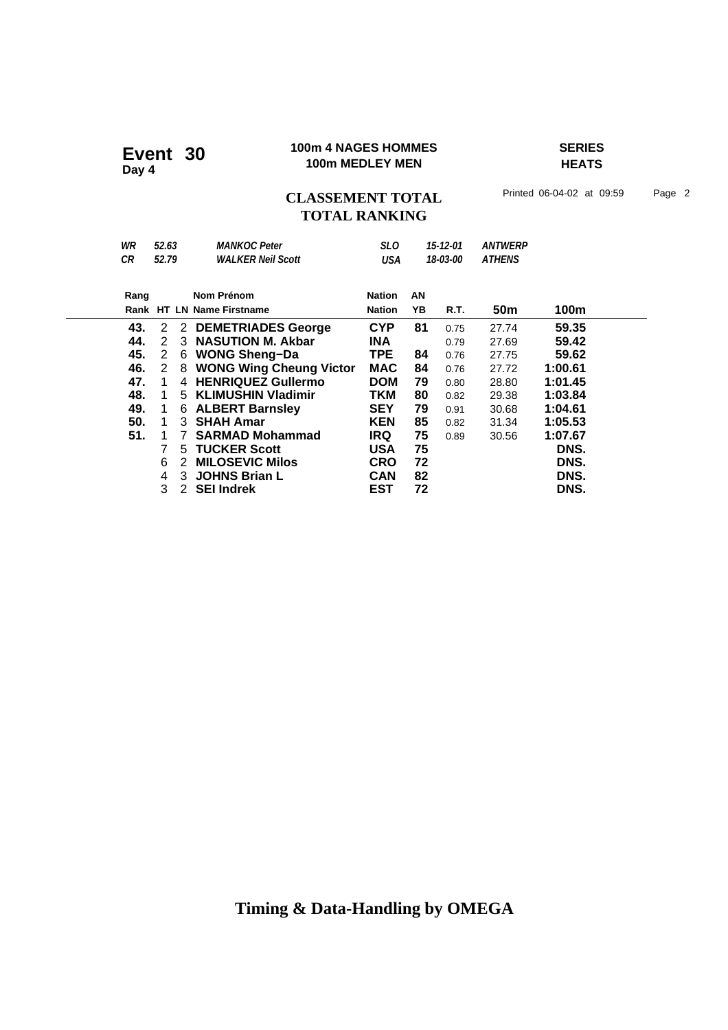**Event 30**
**Day 4**

**100m 4 NAGES HOMMES**
**100m MEDLEY MEN**

**SERIES**
**HEATS**

## CLASSEMENT TOTAL
## TOTAL RANKING

Printed 06-04-02 at 09:59

| | | | | | |
|---|---|---|---|---|---|
| *WR* | *52.63* | *MANKOC Peter* | *SLO* | *15-12-01* | *ANTWERP* |
| *CR* | *52.79* | *WALKER Neil Scott* | *USA* | *18-03-00* | *ATHENS* |

| Rang / Rank | HT | LN | Nom Prénom / Name Firstname | Nation / Nation | AN / YB | R.T. | 50m | 100m |
|---|---|---|---|---|---|---|---|---|
| **43.** | 2 | 2 | **DEMETRIADES George** | **CYP** | **81** | 0.75 | 27.74 | **59.35** |
| **44.** | 2 | 3 | **NASUTION M. Akbar** | **INA** | | 0.79 | 27.69 | **59.42** |
| **45.** | 2 | 6 | **WONG Sheng−Da** | **TPE** | **84** | 0.76 | 27.75 | **59.62** |
| **46.** | 2 | 8 | **WONG Wing Cheung Victor** | **MAC** | **84** | 0.76 | 27.72 | **1:00.61** |
| **47.** | 1 | 4 | **HENRIQUEZ Gullermo** | **DOM** | **79** | 0.80 | 28.80 | **1:01.45** |
| **48.** | 1 | 5 | **KLIMUSHIN Vladimir** | **TKM** | **80** | 0.82 | 29.38 | **1:03.84** |
| **49.** | 1 | 6 | **ALBERT Barnsley** | **SEY** | **79** | 0.91 | 30.68 | **1:04.61** |
| **50.** | 1 | 3 | **SHAH Amar** | **KEN** | **85** | 0.82 | 31.34 | **1:05.53** |
| **51.** | 1 | 7 | **SARMAD Mohammad** | **IRQ** | **75** | 0.89 | 30.56 | **1:07.67** |
| | 7 | 5 | **TUCKER Scott** | **USA** | **75** | | | **DNS.** |
| | 6 | 2 | **MILOSEVIC Milos** | **CRO** | **72** | | | **DNS.** |
| | 4 | 3 | **JOHNS Brian L** | **CAN** | **82** | | | **DNS.** |
| | 3 | 2 | **SEI Indrek** | **EST** | **72** | | | **DNS.** |

**Timing & Data-Handling by OMEGA**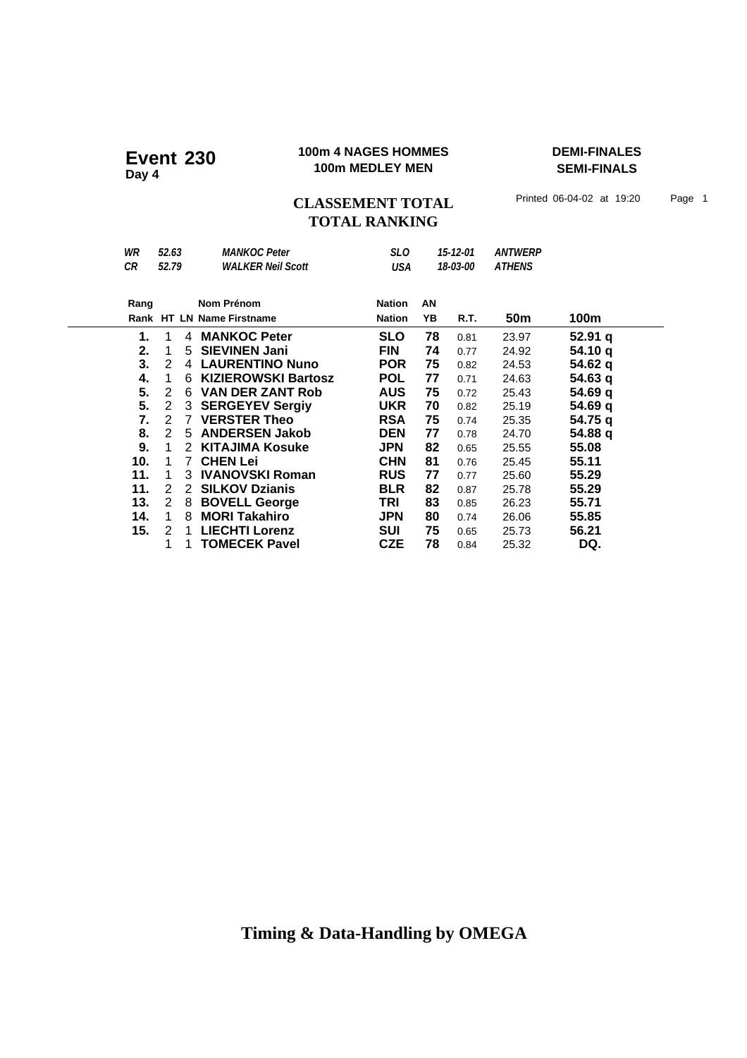# Event 230
**Day 4**

**100m 4 NAGES HOMMES**
**100m MEDLEY MEN**

**DEMI-FINALES**
**SEMI-FINALS**

## CLASSEMENT TOTAL
## TOTAL RANKING

Printed 06-04-02 at 19:20

| | | | | | |
|---|---|---|---|---|---|
| *WR* | *52.63* | *MANKOC Peter* | *SLO* | *15-12-01* | *ANTWERP* |
| *CR* | *52.79* | *WALKER Neil Scott* | *USA* | *18-03-00* | *ATHENS* |

| Rang<br>Rank | HT | LN | Nom Prénom<br>Name Firstname | Nation<br>Nation | AN<br>YB | R.T. | 50m | 100m |
|---|---|---|---|---|---|---|---|---|
| **1.** | 1 | 4 | **MANKOC Peter** | **SLO** | **78** | 0.81 | 23.97 | **52.91 q** |
| **2.** | 1 | 5 | **SIEVINEN Jani** | **FIN** | **74** | 0.77 | 24.92 | **54.10 q** |
| **3.** | 2 | 4 | **LAURENTINO Nuno** | **POR** | **75** | 0.82 | 24.53 | **54.62 q** |
| **4.** | 1 | 6 | **KIZIEROWSKI Bartosz** | **POL** | **77** | 0.71 | 24.63 | **54.63 q** |
| **5.** | 2 | 6 | **VAN DER ZANT Rob** | **AUS** | **75** | 0.72 | 25.43 | **54.69 q** |
| **5.** | 2 | 3 | **SERGEYEV Sergiy** | **UKR** | **70** | 0.82 | 25.19 | **54.69 q** |
| **7.** | 2 | 7 | **VERSTER Theo** | **RSA** | **75** | 0.74 | 25.35 | **54.75 q** |
| **8.** | 2 | 5 | **ANDERSEN Jakob** | **DEN** | **77** | 0.78 | 24.70 | **54.88 q** |
| **9.** | 1 | 2 | **KITAJIMA Kosuke** | **JPN** | **82** | 0.65 | 25.55 | **55.08** |
| **10.** | 1 | 7 | **CHEN Lei** | **CHN** | **81** | 0.76 | 25.45 | **55.11** |
| **11.** | 1 | 3 | **IVANOVSKI Roman** | **RUS** | **77** | 0.77 | 25.60 | **55.29** |
| **11.** | 2 | 2 | **SILKOV Dzianis** | **BLR** | **82** | 0.87 | 25.78 | **55.29** |
| **13.** | 2 | 8 | **BOVELL George** | **TRI** | **83** | 0.85 | 26.23 | **55.71** |
| **14.** | 1 | 8 | **MORI Takahiro** | **JPN** | **80** | 0.74 | 26.06 | **55.85** |
| **15.** | 2 | 1 | **LIECHTI Lorenz** | **SUI** | **75** | 0.65 | 25.73 | **56.21** |
| | 1 | 1 | **TOMECEK Pavel** | **CZE** | **78** | 0.84 | 25.32 | **DQ.** |

**Timing & Data-Handling by OMEGA**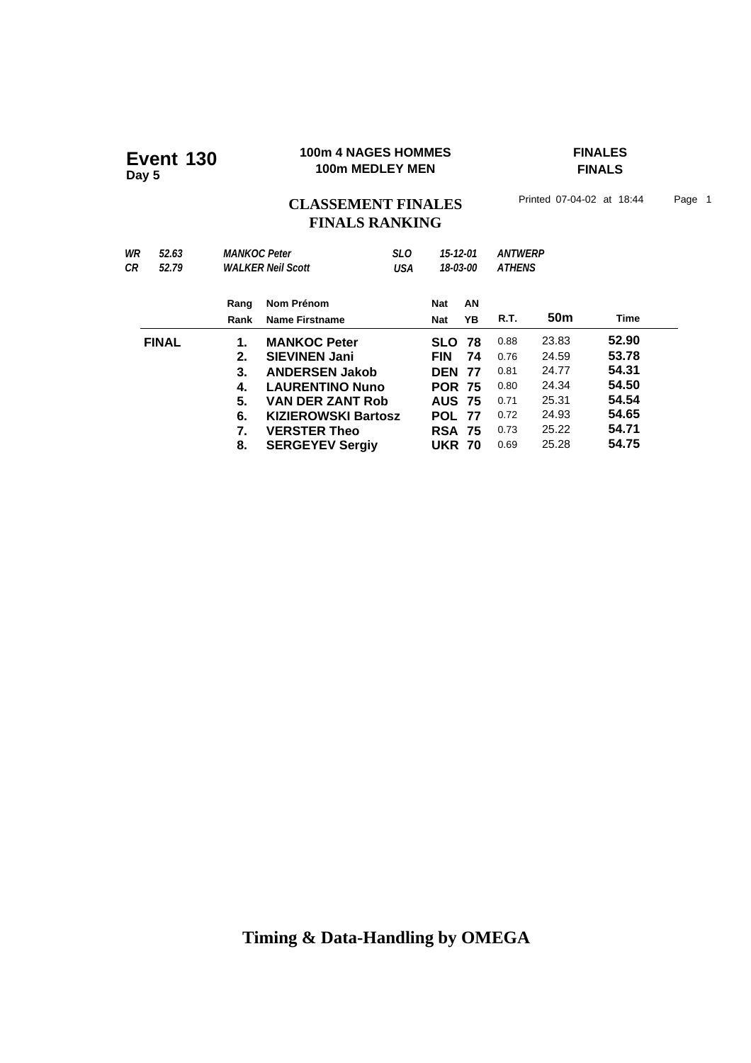# Event 130
**Day 5**

**100m 4 NAGES HOMMES**
**100m MEDLEY MEN**

**FINALES**
**FINALS**

## CLASSEMENT FINALES
## FINALS RANKING

Printed 07-04-02 at 18:44 Page 1

| | | | | | |
|---|---|---|---|---|---|
| *WR* | *52.63* | *MANKOC Peter* | *SLO* | *15-12-01* | *ANTWERP* |
| *CR* | *52.79* | *WALKER Neil Scott* | *USA* | *18-03-00* | *ATHENS* |

| | Rang | Nom Prénom | Nat | AN | | | |
|---|---|---|---|---|---|---|---|
| | **Rank** | **Name Firstname** | **Nat** | **YB** | **R.T.** | **50m** | **Time** |
| **FINAL** | **1.** | **MANKOC Peter** | **SLO** | **78** | 0.88 | 23.83 | **52.90** |
| | **2.** | **SIEVINEN Jani** | **FIN** | **74** | 0.76 | 24.59 | **53.78** |
| | **3.** | **ANDERSEN Jakob** | **DEN** | **77** | 0.81 | 24.77 | **54.31** |
| | **4.** | **LAURENTINO Nuno** | **POR** | **75** | 0.80 | 24.34 | **54.50** |
| | **5.** | **VAN DER ZANT Rob** | **AUS** | **75** | 0.71 | 25.31 | **54.54** |
| | **6.** | **KIZIEROWSKI Bartosz** | **POL** | **77** | 0.72 | 24.93 | **54.65** |
| | **7.** | **VERSTER Theo** | **RSA** | **75** | 0.73 | 25.22 | **54.71** |
| | **8.** | **SERGEYEV Sergiy** | **UKR** | **70** | 0.69 | 25.28 | **54.75** |

**Timing & Data-Handling by OMEGA**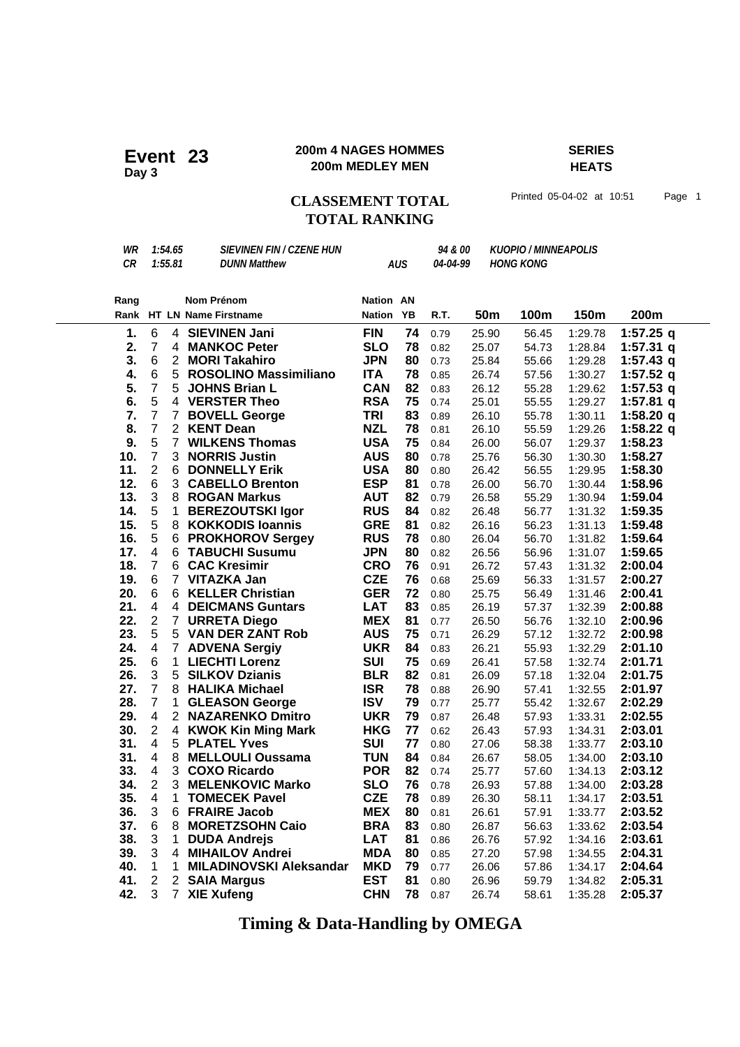# Event 23

**Day 3**

**200m 4 NAGES HOMMES**
**200m MEDLEY MEN**

**SERIES**
**HEATS**

## CLASSEMENT TOTAL
## TOTAL RANKING

Printed 05-04-02 at 10:51

| | | | | | |
|---|---|---|---|---|---|
| WR | 1:54.65 | SIEVINEN FIN / CZENE HUN | | 94 & 00 | KUOPIO / MINNEAPOLIS |
| CR | 1:55.81 | DUNN Matthew | AUS | 04-04-99 | HONG KONG |

| Rang<br>Rank | HT | LN | Nom Prénom<br>Name Firstname | Nation<br>Nation | AN<br>YB | R.T. | 50m | 100m | 150m | 200m |
|---|---|---|---|---|---|---|---|---|---|---|
| 1. | 6 | 4 | **SIEVINEN Jani** | **FIN** | **74** | 0.79 | 25.90 | 56.45 | 1:29.78 | **1:57.25 q** |
| 2. | 7 | 4 | **MANKOC Peter** | **SLO** | **78** | 0.82 | 25.07 | 54.73 | 1:28.84 | **1:57.31 q** |
| 3. | 6 | 2 | **MORI Takahiro** | **JPN** | **80** | 0.73 | 25.84 | 55.66 | 1:29.28 | **1:57.43 q** |
| 4. | 6 | 5 | **ROSOLINO Massimiliano** | **ITA** | **78** | 0.85 | 26.74 | 57.56 | 1:30.27 | **1:57.52 q** |
| 5. | 7 | 5 | **JOHNS Brian L** | **CAN** | **82** | 0.83 | 26.12 | 55.28 | 1:29.62 | **1:57.53 q** |
| 6. | 5 | 4 | **VERSTER Theo** | **RSA** | **75** | 0.74 | 25.01 | 55.55 | 1:29.27 | **1:57.81 q** |
| 7. | 7 | 7 | **BOVELL George** | **TRI** | **83** | 0.89 | 26.10 | 55.78 | 1:30.11 | **1:58.20 q** |
| 8. | 7 | 2 | **KENT Dean** | **NZL** | **78** | 0.81 | 26.10 | 55.59 | 1:29.26 | **1:58.22 q** |
| 9. | 5 | 7 | **WILKENS Thomas** | **USA** | **75** | 0.84 | 26.00 | 56.07 | 1:29.37 | **1:58.23** |
| 10. | 7 | 3 | **NORRIS Justin** | **AUS** | **80** | 0.78 | 25.76 | 56.30 | 1:30.30 | **1:58.27** |
| 11. | 2 | 6 | **DONNELLY Erik** | **USA** | **80** | 0.80 | 26.42 | 56.55 | 1:29.95 | **1:58.30** |
| 12. | 6 | 3 | **CABELLO Brenton** | **ESP** | **81** | 0.78 | 26.00 | 56.70 | 1:30.44 | **1:58.96** |
| 13. | 3 | 8 | **ROGAN Markus** | **AUT** | **82** | 0.79 | 26.58 | 55.29 | 1:30.94 | **1:59.04** |
| 14. | 5 | 1 | **BEREZOUTSKI Igor** | **RUS** | **84** | 0.82 | 26.48 | 56.77 | 1:31.32 | **1:59.35** |
| 15. | 5 | 8 | **KOKKODIS Ioannis** | **GRE** | **81** | 0.82 | 26.16 | 56.23 | 1:31.13 | **1:59.48** |
| 16. | 5 | 6 | **PROKHOROV Sergey** | **RUS** | **78** | 0.80 | 26.04 | 56.70 | 1:31.82 | **1:59.64** |
| 17. | 4 | 6 | **TABUCHI Susumu** | **JPN** | **80** | 0.82 | 26.56 | 56.96 | 1:31.07 | **1:59.65** |
| 18. | 7 | 6 | **CAC Kresimir** | **CRO** | **76** | 0.91 | 26.72 | 57.43 | 1:31.32 | **2:00.04** |
| 19. | 6 | 7 | **VITAZKA Jan** | **CZE** | **76** | 0.68 | 25.69 | 56.33 | 1:31.57 | **2:00.27** |
| 20. | 6 | 6 | **KELLER Christian** | **GER** | **72** | 0.80 | 25.75 | 56.49 | 1:31.46 | **2:00.41** |
| 21. | 4 | 4 | **DEICMANS Guntars** | **LAT** | **83** | 0.85 | 26.19 | 57.37 | 1:32.39 | **2:00.88** |
| 22. | 2 | 7 | **URRETA Diego** | **MEX** | **81** | 0.77 | 26.50 | 56.76 | 1:32.10 | **2:00.96** |
| 23. | 5 | 5 | **VAN DER ZANT Rob** | **AUS** | **75** | 0.71 | 26.29 | 57.12 | 1:32.72 | **2:00.98** |
| 24. | 4 | 7 | **ADVENA Sergiy** | **UKR** | **84** | 0.83 | 26.21 | 55.93 | 1:32.29 | **2:01.10** |
| 25. | 6 | 1 | **LIECHTI Lorenz** | **SUI** | **75** | 0.69 | 26.41 | 57.58 | 1:32.74 | **2:01.71** |
| 26. | 3 | 5 | **SILKOV Dzianis** | **BLR** | **82** | 0.81 | 26.09 | 57.18 | 1:32.04 | **2:01.75** |
| 27. | 7 | 8 | **HALIKA Michael** | **ISR** | **78** | 0.88 | 26.90 | 57.41 | 1:32.55 | **2:01.97** |
| 28. | 7 | 1 | **GLEASON George** | **ISV** | **79** | 0.77 | 25.77 | 55.42 | 1:32.67 | **2:02.29** |
| 29. | 4 | 2 | **NAZARENKO Dmitro** | **UKR** | **79** | 0.87 | 26.48 | 57.93 | 1:33.31 | **2:02.55** |
| 30. | 2 | 4 | **KWOK Kin Ming Mark** | **HKG** | **77** | 0.62 | 26.43 | 57.93 | 1:34.31 | **2:03.01** |
| 31. | 4 | 5 | **PLATEL Yves** | **SUI** | **77** | 0.80 | 27.06 | 58.38 | 1:33.77 | **2:03.10** |
| 31. | 4 | 8 | **MELLOULI Oussama** | **TUN** | **84** | 0.84 | 26.67 | 58.05 | 1:34.00 | **2:03.10** |
| 33. | 4 | 3 | **COXO Ricardo** | **POR** | **82** | 0.74 | 25.77 | 57.60 | 1:34.13 | **2:03.12** |
| 34. | 2 | 3 | **MELENKOVIC Marko** | **SLO** | **76** | 0.78 | 26.93 | 57.88 | 1:34.00 | **2:03.28** |
| 35. | 4 | 1 | **TOMECEK Pavel** | **CZE** | **78** | 0.89 | 26.30 | 58.11 | 1:34.17 | **2:03.51** |
| 36. | 3 | 6 | **FRAIRE Jacob** | **MEX** | **80** | 0.81 | 26.61 | 57.91 | 1:33.77 | **2:03.52** |
| 37. | 6 | 8 | **MORETZSOHN Caio** | **BRA** | **83** | 0.80 | 26.87 | 56.63 | 1:33.62 | **2:03.54** |
| 38. | 3 | 1 | **DUDA Andrejs** | **LAT** | **81** | 0.86 | 26.76 | 57.92 | 1:34.16 | **2:03.61** |
| 39. | 3 | 4 | **MIHAILOV Andrei** | **MDA** | **80** | 0.85 | 27.20 | 57.98 | 1:34.55 | **2:04.31** |
| 40. | 1 | 1 | **MILADINOVSKI Aleksandar** | **MKD** | **79** | 0.77 | 26.06 | 57.86 | 1:34.17 | **2:04.64** |
| 41. | 2 | 2 | **SAIA Margus** | **EST** | **81** | 0.80 | 26.96 | 59.79 | 1:34.82 | **2:05.31** |
| 42. | 3 | 7 | **XIE Xufeng** | **CHN** | **78** | 0.87 | 26.74 | 58.61 | 1:35.28 | **2:05.37** |

**Timing & Data-Handling by OMEGA**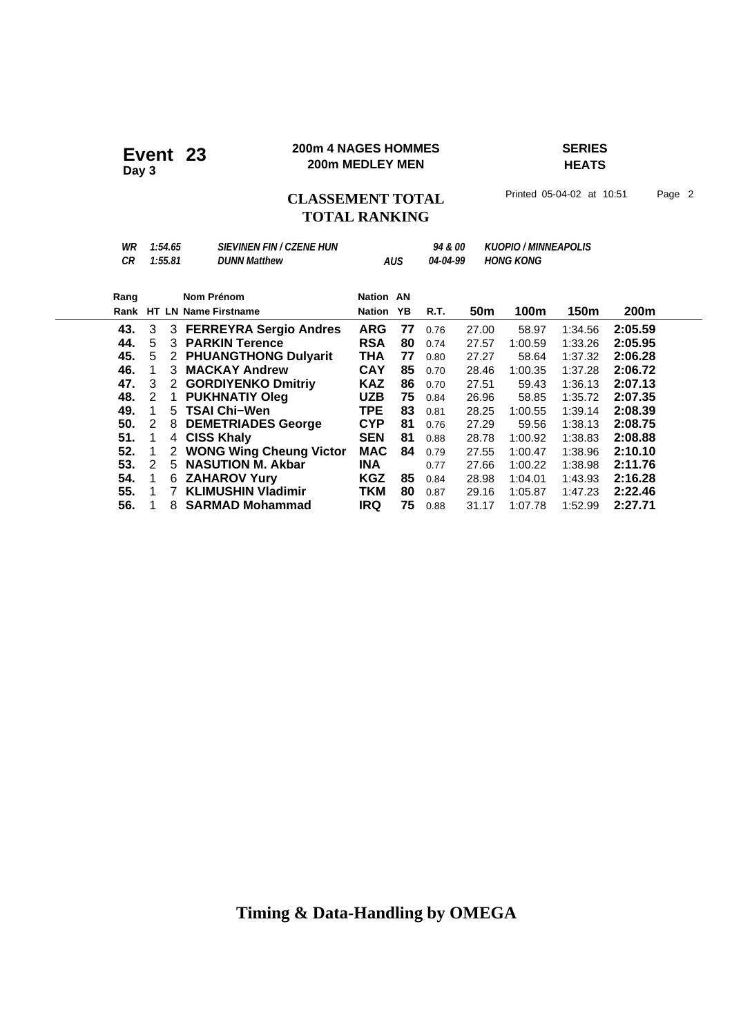**Event 23**
**Day 3**

**200m 4 NAGES HOMMES**
**200m MEDLEY MEN**

**SERIES**
**HEATS**

## CLASSEMENT TOTAL
## TOTAL RANKING

Printed 05-04-02 at 10:51

| | | | | | |
|---|---|---|---|---|---|
| *WR* | *1:54.65* | *SIEVINEN FIN / CZENE HUN* | | *94 & 00* | *KUOPIO / MINNEAPOLIS* |
| *CR* | *1:55.81* | *DUNN Matthew* | *AUS* | *04-04-99* | *HONG KONG* |

| Rang / Rank | HT | LN | Nom Prénom / Name Firstname | Nation / Nation | AN / YB | R.T. | 50m | 100m | 150m | 200m |
|---|---|---|---|---|---|---|---|---|---|---|
| **43.** | 3 | 3 | **FERREYRA Sergio Andres** | **ARG** | **77** | 0.76 | 27.00 | 58.97 | 1:34.56 | **2:05.59** |
| **44.** | 5 | 3 | **PARKIN Terence** | **RSA** | **80** | 0.74 | 27.57 | 1:00.59 | 1:33.26 | **2:05.95** |
| **45.** | 5 | 2 | **PHUANGTHONG Dulyarit** | **THA** | **77** | 0.80 | 27.27 | 58.64 | 1:37.32 | **2:06.28** |
| **46.** | 1 | 3 | **MACKAY Andrew** | **CAY** | **85** | 0.70 | 28.46 | 1:00.35 | 1:37.28 | **2:06.72** |
| **47.** | 3 | 2 | **GORDIYENKO Dmitriy** | **KAZ** | **86** | 0.70 | 27.51 | 59.43 | 1:36.13 | **2:07.13** |
| **48.** | 2 | 1 | **PUKHNATIY Oleg** | **UZB** | **75** | 0.84 | 26.96 | 58.85 | 1:35.72 | **2:07.35** |
| **49.** | 1 | 5 | **TSAI Chi−Wen** | **TPE** | **83** | 0.81 | 28.25 | 1:00.55 | 1:39.14 | **2:08.39** |
| **50.** | 2 | 8 | **DEMETRIADES George** | **CYP** | **81** | 0.76 | 27.29 | 59.56 | 1:38.13 | **2:08.75** |
| **51.** | 1 | 4 | **CISS Khaly** | **SEN** | **81** | 0.88 | 28.78 | 1:00.92 | 1:38.83 | **2:08.88** |
| **52.** | 1 | 2 | **WONG Wing Cheung Victor** | **MAC** | **84** | 0.79 | 27.55 | 1:00.47 | 1:38.96 | **2:10.10** |
| **53.** | 2 | 5 | **NASUTION M. Akbar** | **INA** | | 0.77 | 27.66 | 1:00.22 | 1:38.98 | **2:11.76** |
| **54.** | 1 | 6 | **ZAHAROV Yury** | **KGZ** | **85** | 0.84 | 28.98 | 1:04.01 | 1:43.93 | **2:16.28** |
| **55.** | 1 | 7 | **KLIMUSHIN Vladimir** | **TKM** | **80** | 0.87 | 29.16 | 1:05.87 | 1:47.23 | **2:22.46** |
| **56.** | 1 | 8 | **SARMAD Mohammad** | **IRQ** | **75** | 0.88 | 31.17 | 1:07.78 | 1:52.99 | **2:27.71** |

**Timing & Data-Handling by OMEGA**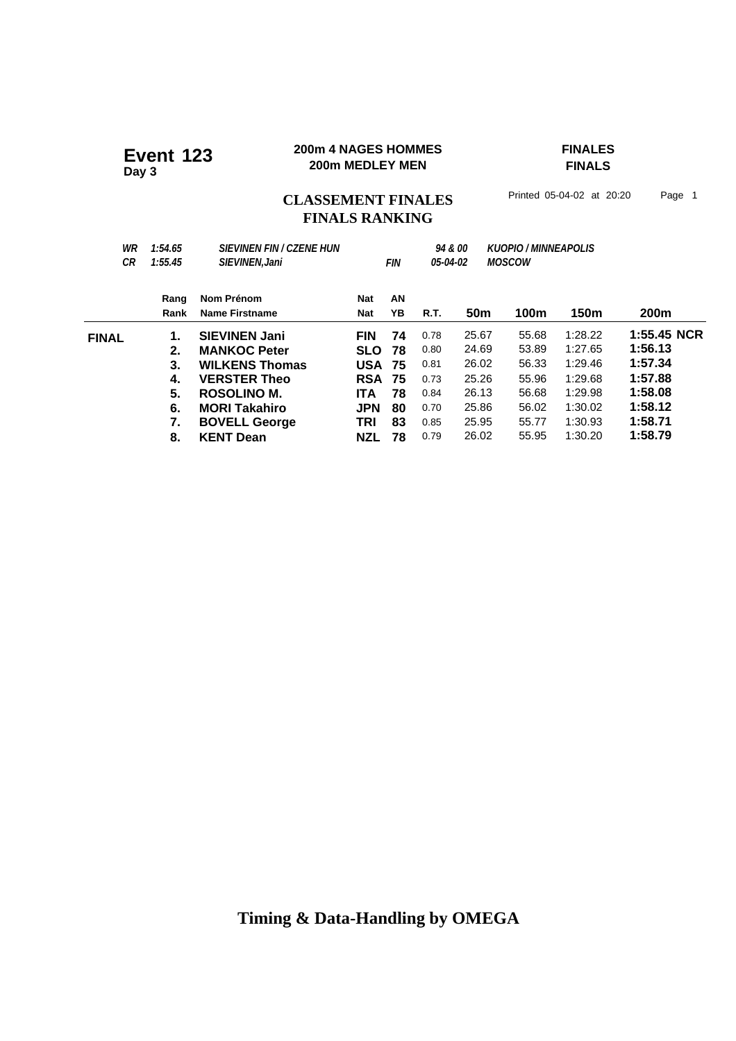**Event 123**
**Day 3**

**200m 4 NAGES HOMMES**
**200m MEDLEY MEN**

**FINALES**
**FINALS**

## CLASSEMENT FINALES
## FINALS RANKING

Printed 05-04-02 at 20:20 Page 1

| | | | | | |
|---|---|---|---|---|---|
| *WR* | *1:54.65* | *SIEVINEN FIN / CZENE HUN* | | *94 & 00* | *KUOPIO / MINNEAPOLIS* |
| *CR* | *1:55.45* | *SIEVINEN,Jani* | *FIN* | *05-04-02* | *MOSCOW* |

| | Rang / Rank | Nom Prénom / Name Firstname | Nat / Nat | AN / YB | R.T. | 50m | 100m | 150m | 200m |
|---|---|---|---|---|---|---|---|---|---|
| **FINAL** | **1.** | **SIEVINEN Jani** | **FIN** | **74** | 0.78 | 25.67 | 55.68 | 1:28.22 | **1:55.45 NCR** |
| | **2.** | **MANKOC Peter** | **SLO** | **78** | 0.80 | 24.69 | 53.89 | 1:27.65 | **1:56.13** |
| | **3.** | **WILKENS Thomas** | **USA** | **75** | 0.81 | 26.02 | 56.33 | 1:29.46 | **1:57.34** |
| | **4.** | **VERSTER Theo** | **RSA** | **75** | 0.73 | 25.26 | 55.96 | 1:29.68 | **1:57.88** |
| | **5.** | **ROSOLINO M.** | **ITA** | **78** | 0.84 | 26.13 | 56.68 | 1:29.98 | **1:58.08** |
| | **6.** | **MORI Takahiro** | **JPN** | **80** | 0.70 | 25.86 | 56.02 | 1:30.02 | **1:58.12** |
| | **7.** | **BOVELL George** | **TRI** | **83** | 0.85 | 25.95 | 55.77 | 1:30.93 | **1:58.71** |
| | **8.** | **KENT Dean** | **NZL** | **78** | 0.79 | 26.02 | 55.95 | 1:30.20 | **1:58.79** |

**Timing & Data-Handling by OMEGA**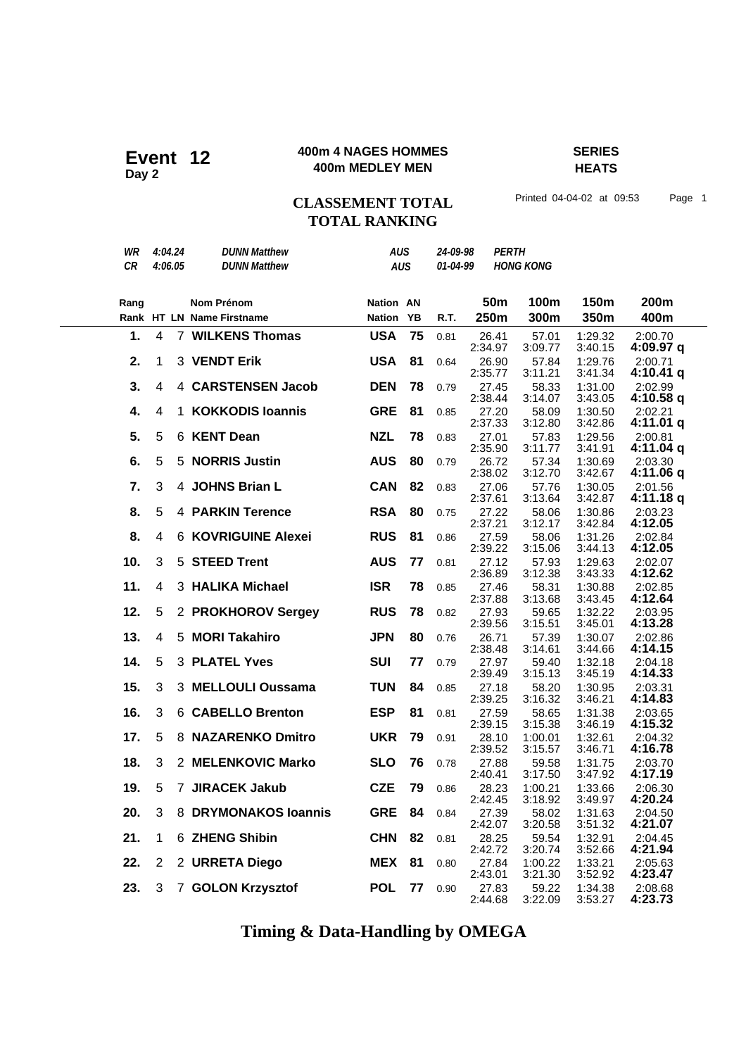# Event 12
**Day 2**

**400m 4 NAGES HOMMES**
**400m MEDLEY MEN**

**SERIES**
**HEATS**

## CLASSEMENT TOTAL
## TOTAL RANKING

Printed 04-04-02 at 09:53 Page 1

| | | | | | |
|---|---|---|---|---|---|
| *WR* | *4:04.24* | *DUNN Matthew* | *AUS* | *24-09-98* | *PERTH* |
| *CR* | *4:06.05* | *DUNN Matthew* | *AUS* | *01-04-99* | *HONG KONG* |

| Rang / Rank | HT | LN | Nom Prénom / Name Firstname | Nation / Nation | AN / YB | R.T. | 50m / 250m | 100m / 300m | 150m / 350m | 200m / 400m |
|---|---|---|---|---|---|---|---|---|---|---|
| **1.** | 4 | 7 | **WILKENS Thomas** | **USA** | **75** | 0.81 | 26.41 / 2:34.97 | 57.01 / 3:09.77 | 1:29.32 / 3:40.15 | 2:00.70 / **4:09.97 q** |
| **2.** | 1 | 3 | **VENDT Erik** | **USA** | **81** | 0.64 | 26.90 / 2:35.77 | 57.84 / 3:11.21 | 1:29.76 / 3:41.34 | 2:00.71 / **4:10.41 q** |
| **3.** | 4 | 4 | **CARSTENSEN Jacob** | **DEN** | **78** | 0.79 | 27.45 / 2:38.44 | 58.33 / 3:14.07 | 1:31.00 / 3:43.05 | 2:02.99 / **4:10.58 q** |
| **4.** | 4 | 1 | **KOKKODIS Ioannis** | **GRE** | **81** | 0.85 | 27.20 / 2:37.33 | 58.09 / 3:12.80 | 1:30.50 / 3:42.86 | 2:02.21 / **4:11.01 q** |
| **5.** | 5 | 6 | **KENT Dean** | **NZL** | **78** | 0.83 | 27.01 / 2:35.90 | 57.83 / 3:11.77 | 1:29.56 / 3:41.91 | 2:00.81 / **4:11.04 q** |
| **6.** | 5 | 5 | **NORRIS Justin** | **AUS** | **80** | 0.79 | 26.72 / 2:38.02 | 57.34 / 3:12.70 | 1:30.69 / 3:42.67 | 2:03.30 / **4:11.06 q** |
| **7.** | 3 | 4 | **JOHNS Brian L** | **CAN** | **82** | 0.83 | 27.06 / 2:37.61 | 57.76 / 3:13.64 | 1:30.05 / 3:42.87 | 2:01.56 / **4:11.18 q** |
| **8.** | 5 | 4 | **PARKIN Terence** | **RSA** | **80** | 0.75 | 27.22 / 2:37.21 | 58.06 / 3:12.17 | 1:30.86 / 3:42.84 | 2:03.23 / **4:12.05** |
| **8.** | 4 | 6 | **KOVRIGUINE Alexei** | **RUS** | **81** | 0.86 | 27.59 / 2:39.22 | 58.06 / 3:15.06 | 1:31.26 / 3:44.13 | 2:02.84 / **4:12.05** |
| **10.** | 3 | 5 | **STEED Trent** | **AUS** | **77** | 0.81 | 27.12 / 2:36.89 | 57.93 / 3:12.38 | 1:29.63 / 3:43.33 | 2:02.07 / **4:12.62** |
| **11.** | 4 | 3 | **HALIKA Michael** | **ISR** | **78** | 0.85 | 27.46 / 2:37.88 | 58.31 / 3:13.68 | 1:30.88 / 3:43.45 | 2:02.85 / **4:12.64** |
| **12.** | 5 | 2 | **PROKHOROV Sergey** | **RUS** | **78** | 0.82 | 27.93 / 2:39.56 | 59.65 / 3:15.51 | 1:32.22 / 3:45.01 | 2:03.95 / **4:13.28** |
| **13.** | 4 | 5 | **MORI Takahiro** | **JPN** | **80** | 0.76 | 26.71 / 2:38.48 | 57.39 / 3:14.61 | 1:30.07 / 3:44.66 | 2:02.86 / **4:14.15** |
| **14.** | 5 | 3 | **PLATEL Yves** | **SUI** | **77** | 0.79 | 27.97 / 2:39.49 | 59.40 / 3:15.13 | 1:32.18 / 3:45.19 | 2:04.18 / **4:14.33** |
| **15.** | 3 | 3 | **MELLOULI Oussama** | **TUN** | **84** | 0.85 | 27.18 / 2:39.25 | 58.20 / 3:16.32 | 1:30.95 / 3:46.21 | 2:03.31 / **4:14.83** |
| **16.** | 3 | 6 | **CABELLO Brenton** | **ESP** | **81** | 0.81 | 27.59 / 2:39.15 | 58.65 / 3:15.38 | 1:31.38 / 3:46.19 | 2:03.65 / **4:15.32** |
| **17.** | 5 | 8 | **NAZARENKO Dmitro** | **UKR** | **79** | 0.91 | 28.10 / 2:39.52 | 1:00.01 / 3:15.57 | 1:32.61 / 3:46.71 | 2:04.32 / **4:16.78** |
| **18.** | 3 | 2 | **MELENKOVIC Marko** | **SLO** | **76** | 0.78 | 27.88 / 2:40.41 | 59.58 / 3:17.50 | 1:31.75 / 3:47.92 | 2:03.70 / **4:17.19** |
| **19.** | 5 | 7 | **JIRACEK Jakub** | **CZE** | **79** | 0.86 | 28.23 / 2:42.45 | 1:00.21 / 3:18.92 | 1:33.66 / 3:49.97 | 2:06.30 / **4:20.24** |
| **20.** | 3 | 8 | **DRYMONAKOS Ioannis** | **GRE** | **84** | 0.84 | 27.39 / 2:42.07 | 58.02 / 3:20.58 | 1:31.63 / 3:51.32 | 2:04.50 / **4:21.07** |
| **21.** | 1 | 6 | **ZHENG Shibin** | **CHN** | **82** | 0.81 | 28.25 / 2:42.72 | 59.54 / 3:20.74 | 1:32.91 / 3:52.66 | 2:04.45 / **4:21.94** |
| **22.** | 2 | 2 | **URRETA Diego** | **MEX** | **81** | 0.80 | 27.84 / 2:43.01 | 1:00.22 / 3:21.30 | 1:33.21 / 3:52.92 | 2:05.63 / **4:23.47** |
| **23.** | 3 | 7 | **GOLON Krzysztof** | **POL** | **77** | 0.90 | 27.83 / 2:44.68 | 59.22 / 3:22.09 | 1:34.38 / 3:53.27 | 2:08.68 / **4:23.73** |

**Timing & Data-Handling by OMEGA**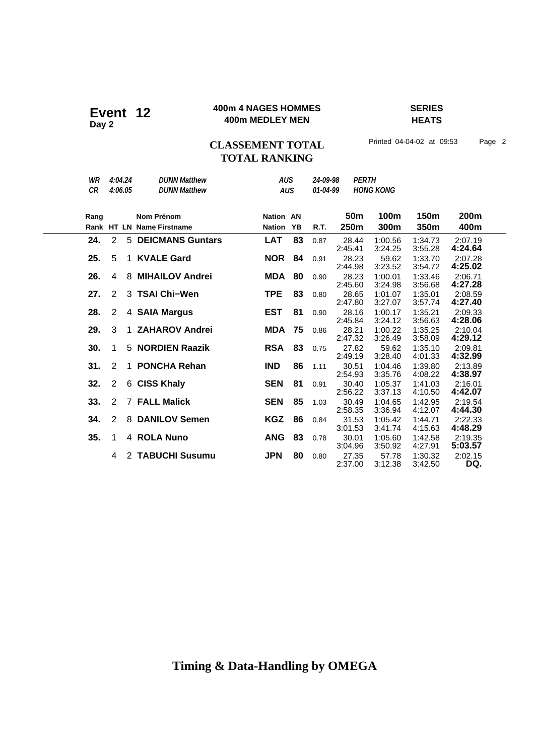# Event 12
**Day 2**

**400m 4 NAGES HOMMES**
**400m MEDLEY MEN**

**SERIES**
**HEATS**

## CLASSEMENT TOTAL
## TOTAL RANKING

Printed 04-04-02 at 09:53

| | | | | | |
|---|---|---|---|---|---|
| *WR* | *4:04.24* | *DUNN Matthew* | *AUS* | *24-09-98* | *PERTH* |
| *CR* | *4:06.05* | *DUNN Matthew* | *AUS* | *01-04-99* | *HONG KONG* |

| Rang / Rank | HT | LN | Nom Prénom / Name Firstname | Nation | AN / YB | R.T. | 50m / 250m | 100m / 300m | 150m / 350m | 200m / 400m |
|---|---|---|---|---|---|---|---|---|---|---|
| **24.** | 2 | 5 | **DEICMANS Guntars** | **LAT** | **83** | 0.87 | 28.44 / 2:45.41 | 1:00.56 / 3:24.25 | 1:34.73 / 3:55.28 | 2:07.19 / **4:24.64** |
| **25.** | 5 | 1 | **KVALE Gard** | **NOR** | **84** | 0.91 | 28.23 / 2:44.98 | 59.62 / 3:23.52 | 1:33.70 / 3:54.72 | 2:07.28 / **4:25.02** |
| **26.** | 4 | 8 | **MIHAILOV Andrei** | **MDA** | **80** | 0.90 | 28.23 / 2:45.60 | 1:00.01 / 3:24.98 | 1:33.46 / 3:56.68 | 2:06.71 / **4:27.28** |
| **27.** | 2 | 3 | **TSAI Chi−Wen** | **TPE** | **83** | 0.80 | 28.65 / 2:47.80 | 1:01.07 / 3:27.07 | 1:35.01 / 3:57.74 | 2:08.59 / **4:27.40** |
| **28.** | 2 | 4 | **SAIA Margus** | **EST** | **81** | 0.90 | 28.16 / 2:45.84 | 1:00.17 / 3:24.12 | 1:35.21 / 3:56.63 | 2:09.33 / **4:28.06** |
| **29.** | 3 | 1 | **ZAHAROV Andrei** | **MDA** | **75** | 0.86 | 28.21 / 2:47.32 | 1:00.22 / 3:26.49 | 1:35.25 / 3:58.09 | 2:10.04 / **4:29.12** |
| **30.** | 1 | 5 | **NORDIEN Raazik** | **RSA** | **83** | 0.75 | 27.82 / 2:49.19 | 59.62 / 3:28.40 | 1:35.10 / 4:01.33 | 2:09.81 / **4:32.99** |
| **31.** | 2 | 1 | **PONCHA Rehan** | **IND** | **86** | 1.11 | 30.51 / 2:54.93 | 1:04.46 / 3:35.76 | 1:39.80 / 4:08.22 | 2:13.89 / **4:38.97** |
| **32.** | 2 | 6 | **CISS Khaly** | **SEN** | **81** | 0.91 | 30.40 / 2:56.22 | 1:05.37 / 3:37.13 | 1:41.03 / 4:10.50 | 2:16.01 / **4:42.07** |
| **33.** | 2 | 7 | **FALL Malick** | **SEN** | **85** | 1.03 | 30.49 / 2:58.35 | 1:04.65 / 3:36.94 | 1:42.95 / 4:12.07 | 2:19.54 / **4:44.30** |
| **34.** | 2 | 8 | **DANILOV Semen** | **KGZ** | **86** | 0.84 | 31.53 / 3:01.53 | 1:05.42 / 3:41.74 | 1:44.71 / 4:15.63 | 2:22.33 / **4:48.29** |
| **35.** | 1 | 4 | **ROLA Nuno** | **ANG** | **83** | 0.78 | 30.01 / 3:04.96 | 1:05.60 / 3:50.92 | 1:42.58 / 4:27.91 | 2:19.35 / **5:03.57** |
| | 4 | 2 | **TABUCHI Susumu** | **JPN** | **80** | 0.80 | 27.35 / 2:37.00 | 57.78 / 3:12.38 | 1:30.32 / 3:42.50 | 2:02.15 / **DQ.** |

**Timing & Data-Handling by OMEGA**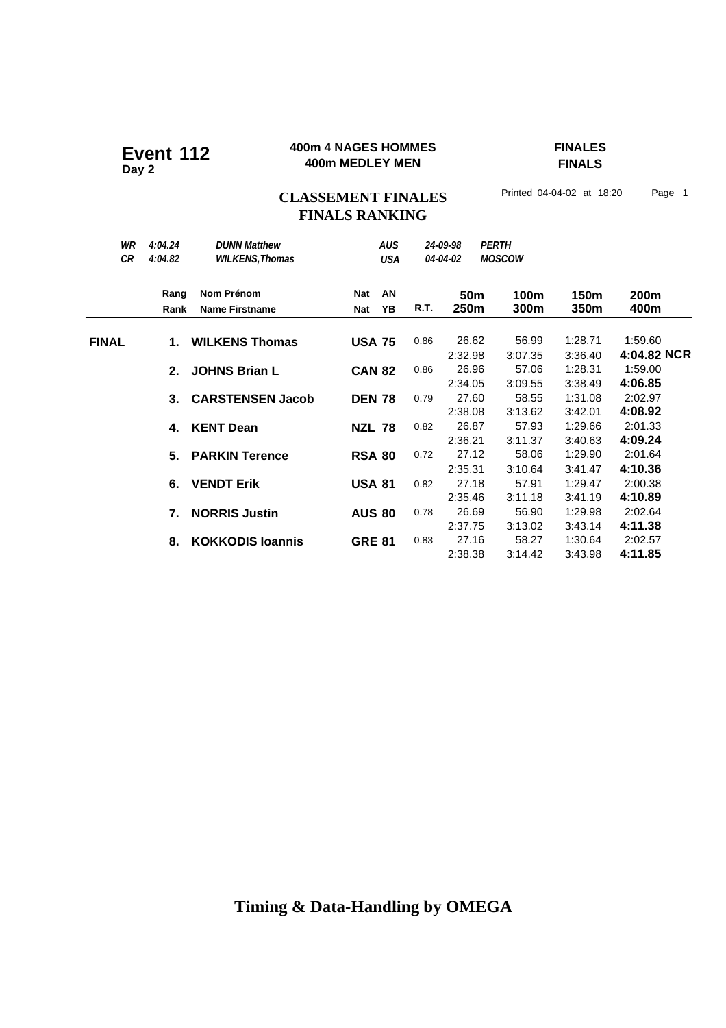# Event 112
**Day 2**

**400m 4 NAGES HOMMES**
**400m MEDLEY MEN**

**FINALES**
**FINALS**

## CLASSEMENT FINALES
## FINALS RANKING

Printed 04-04-02 at 18:20

| | | | | | |
|---|---|---|---|---|---|
| *WR* | *4:04.24* | *DUNN Matthew* | *AUS* | *24-09-98* | *PERTH* |
| *CR* | *4:04.82* | *WILKENS,Thomas* | *USA* | *04-04-02* | *MOSCOW* |

| | Rang / Rank | Nom Prénom / Name Firstname | Nat / Nat | AN / YB | R.T. | 50m / 250m | 100m / 300m | 150m / 350m | 200m / 400m |
|---|---|---|---|---|---|---|---|---|---|
| **FINAL** | **1.** | **WILKENS Thomas** | **USA** | **75** | 0.86 | 26.62 | 56.99 | 1:28.71 | 1:59.60 |
| | | | | | | 2:32.98 | 3:07.35 | 3:36.40 | **4:04.82 NCR** |
| | **2.** | **JOHNS Brian L** | **CAN** | **82** | 0.86 | 26.96 | 57.06 | 1:28.31 | 1:59.00 |
| | | | | | | 2:34.05 | 3:09.55 | 3:38.49 | **4:06.85** |
| | **3.** | **CARSTENSEN Jacob** | **DEN** | **78** | 0.79 | 27.60 | 58.55 | 1:31.08 | 2:02.97 |
| | | | | | | 2:38.08 | 3:13.62 | 3:42.01 | **4:08.92** |
| | **4.** | **KENT Dean** | **NZL** | **78** | 0.82 | 26.87 | 57.93 | 1:29.66 | 2:01.33 |
| | | | | | | 2:36.21 | 3:11.37 | 3:40.63 | **4:09.24** |
| | **5.** | **PARKIN Terence** | **RSA** | **80** | 0.72 | 27.12 | 58.06 | 1:29.90 | 2:01.64 |
| | | | | | | 2:35.31 | 3:10.64 | 3:41.47 | **4:10.36** |
| | **6.** | **VENDT Erik** | **USA** | **81** | 0.82 | 27.18 | 57.91 | 1:29.47 | 2:00.38 |
| | | | | | | 2:35.46 | 3:11.18 | 3:41.19 | **4:10.89** |
| | **7.** | **NORRIS Justin** | **AUS** | **80** | 0.78 | 26.69 | 56.90 | 1:29.98 | 2:02.64 |
| | | | | | | 2:37.75 | 3:13.02 | 3:43.14 | **4:11.38** |
| | **8.** | **KOKKODIS Ioannis** | **GRE** | **81** | 0.83 | 27.16 | 58.27 | 1:30.64 | 2:02.57 |
| | | | | | | 2:38.38 | 3:14.42 | 3:43.98 | **4:11.85** |

**Timing & Data-Handling by OMEGA**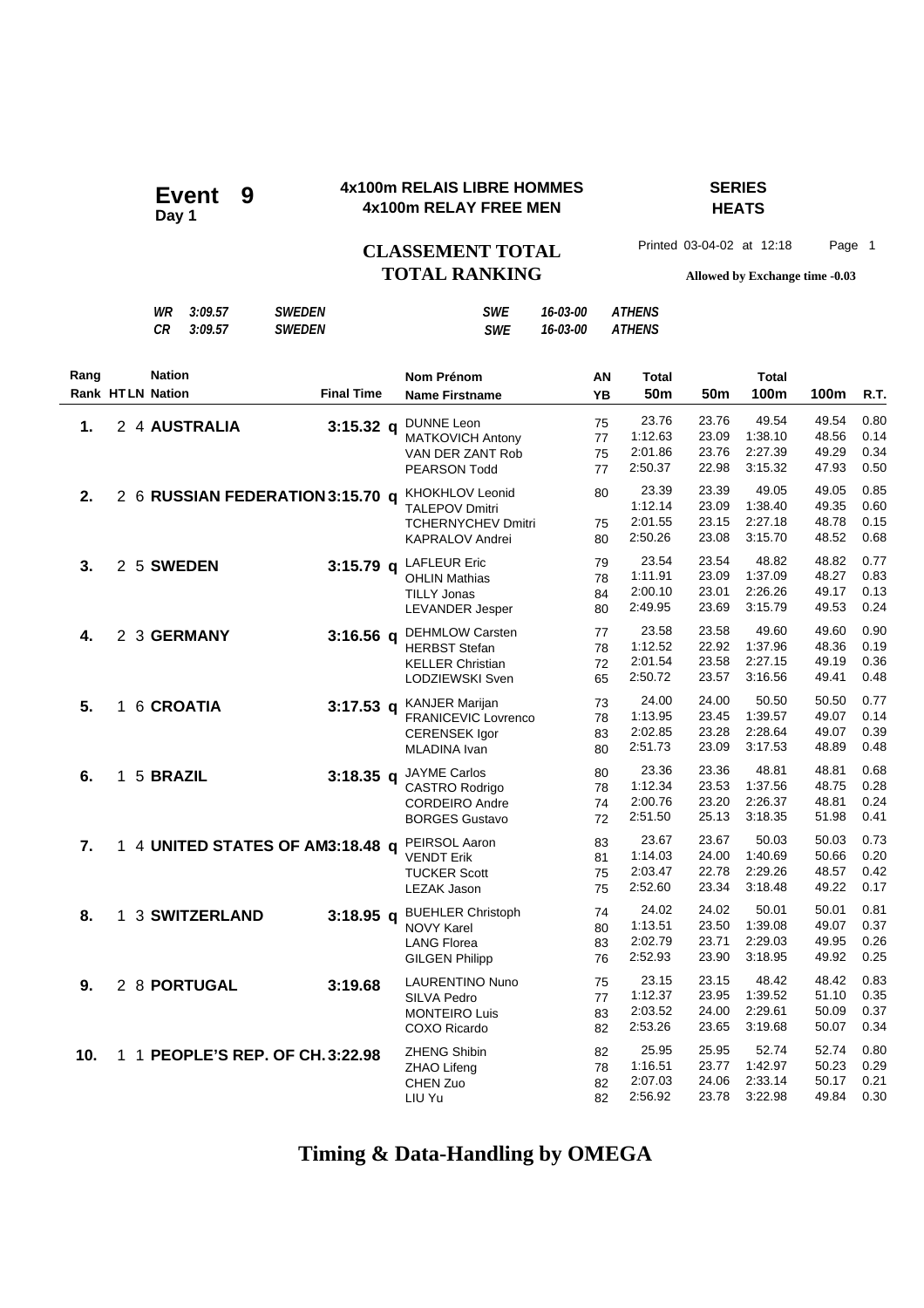# Event 9

**Day 1**

**4x100m RELAIS LIBRE HOMMES**
**4x100m RELAY FREE MEN**

**SERIES**
**HEATS**

**CLASSEMENT TOTAL**
**TOTAL RANKING**

Printed 03-04-02 at 12:18

**Allowed by Exchange time -0.03**

| | | | | | |
|---|---|---|---|---|---|
| *WR* | *3:09.57* | *SWEDEN* | *SWE* | *16-03-00* | *ATHENS* |
| *CR* | *3:09.57* | *SWEDEN* | *SWE* | *16-03-00* | *ATHENS* |

| Rang Rank | HT | LN | Nation | Final Time | Nom Prénom / Name Firstname | AN YB | Total 50m | 50m | Total 100m | 100m | R.T. |
|---|---|---|---|---|---|---|---|---|---|---|---|
| **1.** | 2 | 4 | **AUSTRALIA** | **3:15.32 q** | DUNNE Leon | 75 | 23.76 | 23.76 | 49.54 | 49.54 | 0.80 |
| | | | | | MATKOVICH Antony | 77 | 1:12.63 | 23.09 | 1:38.10 | 48.56 | 0.14 |
| | | | | | VAN DER ZANT Rob | 75 | 2:01.86 | 23.76 | 2:27.39 | 49.29 | 0.34 |
| | | | | | PEARSON Todd | 77 | 2:50.37 | 22.98 | 3:15.32 | 47.93 | 0.50 |
| **2.** | 2 | 6 | **RUSSIAN FEDERATION** | **3:15.70 q** | KHOKHLOV Leonid | 80 | 23.39 | 23.39 | 49.05 | 49.05 | 0.85 |
| | | | | | TALEPOV Dmitri | | 1:12.14 | 23.09 | 1:38.40 | 49.35 | 0.60 |
| | | | | | TCHERNYCHEV Dmitri | 75 | 2:01.55 | 23.15 | 2:27.18 | 48.78 | 0.15 |
| | | | | | KAPRALOV Andrei | 80 | 2:50.26 | 23.08 | 3:15.70 | 48.52 | 0.68 |
| **3.** | 2 | 5 | **SWEDEN** | **3:15.79 q** | LAFLEUR Eric | 79 | 23.54 | 23.54 | 48.82 | 48.82 | 0.77 |
| | | | | | OHLIN Mathias | 78 | 1:11.91 | 23.09 | 1:37.09 | 48.27 | 0.83 |
| | | | | | TILLY Jonas | 84 | 2:00.10 | 23.01 | 2:26.26 | 49.17 | 0.13 |
| | | | | | LEVANDER Jesper | 80 | 2:49.95 | 23.69 | 3:15.79 | 49.53 | 0.24 |
| **4.** | 2 | 3 | **GERMANY** | **3:16.56 q** | DEHMLOW Carsten | 77 | 23.58 | 23.58 | 49.60 | 49.60 | 0.90 |
| | | | | | HERBST Stefan | 78 | 1:12.52 | 22.92 | 1:37.96 | 48.36 | 0.19 |
| | | | | | KELLER Christian | 72 | 2:01.54 | 23.58 | 2:27.15 | 49.19 | 0.36 |
| | | | | | LODZIEWSKI Sven | 65 | 2:50.72 | 23.57 | 3:16.56 | 49.41 | 0.48 |
| **5.** | 1 | 6 | **CROATIA** | **3:17.53 q** | KANJER Marijan | 73 | 24.00 | 24.00 | 50.50 | 50.50 | 0.77 |
| | | | | | FRANICEVIC Lovrenco | 78 | 1:13.95 | 23.45 | 1:39.57 | 49.07 | 0.14 |
| | | | | | CERENSEK Igor | 83 | 2:02.85 | 23.28 | 2:28.64 | 49.07 | 0.39 |
| | | | | | MLADINA Ivan | 80 | 2:51.73 | 23.09 | 3:17.53 | 48.89 | 0.48 |
| **6.** | 1 | 5 | **BRAZIL** | **3:18.35 q** | JAYME Carlos | 80 | 23.36 | 23.36 | 48.81 | 48.81 | 0.68 |
| | | | | | CASTRO Rodrigo | 78 | 1:12.34 | 23.53 | 1:37.56 | 48.75 | 0.28 |
| | | | | | CORDEIRO Andre | 74 | 2:00.76 | 23.20 | 2:26.37 | 48.81 | 0.24 |
| | | | | | BORGES Gustavo | 72 | 2:51.50 | 25.13 | 3:18.35 | 51.98 | 0.41 |
| **7.** | 1 | 4 | **UNITED STATES OF AM** | **3:18.48 q** | PEIRSOL Aaron | 83 | 23.67 | 23.67 | 50.03 | 50.03 | 0.73 |
| | | | | | VENDT Erik | 81 | 1:14.03 | 24.00 | 1:40.69 | 50.66 | 0.20 |
| | | | | | TUCKER Scott | 75 | 2:03.47 | 22.78 | 2:29.26 | 48.57 | 0.42 |
| | | | | | LEZAK Jason | 75 | 2:52.60 | 23.34 | 3:18.48 | 49.22 | 0.17 |
| **8.** | 1 | 3 | **SWITZERLAND** | **3:18.95 q** | BUEHLER Christoph | 74 | 24.02 | 24.02 | 50.01 | 50.01 | 0.81 |
| | | | | | NOVY Karel | 80 | 1:13.51 | 23.50 | 1:39.08 | 49.07 | 0.37 |
| | | | | | LANG Florea | 83 | 2:02.79 | 23.71 | 2:29.03 | 49.95 | 0.26 |
| | | | | | GILGEN Philipp | 76 | 2:52.93 | 23.90 | 3:18.95 | 49.92 | 0.25 |
| **9.** | 2 | 8 | **PORTUGAL** | **3:19.68** | LAURENTINO Nuno | 75 | 23.15 | 23.15 | 48.42 | 48.42 | 0.83 |
| | | | | | SILVA Pedro | 77 | 1:12.37 | 23.95 | 1:39.52 | 51.10 | 0.35 |
| | | | | | MONTEIRO Luis | 83 | 2:03.52 | 24.00 | 2:29.61 | 50.09 | 0.37 |
| | | | | | COXO Ricardo | 82 | 2:53.26 | 23.65 | 3:19.68 | 50.07 | 0.34 |
| **10.** | 1 | 1 | **PEOPLE'S REP. OF CH.** | **3:22.98** | ZHENG Shibin | 82 | 25.95 | 25.95 | 52.74 | 52.74 | 0.80 |
| | | | | | ZHAO Lifeng | 78 | 1:16.51 | 23.77 | 1:42.97 | 50.23 | 0.29 |
| | | | | | CHEN Zuo | 82 | 2:07.03 | 24.06 | 2:33.14 | 50.17 | 0.21 |
| | | | | | LIU Yu | 82 | 2:56.92 | 23.78 | 3:22.98 | 49.84 | 0.30 |

**Timing & Data-Handling by OMEGA**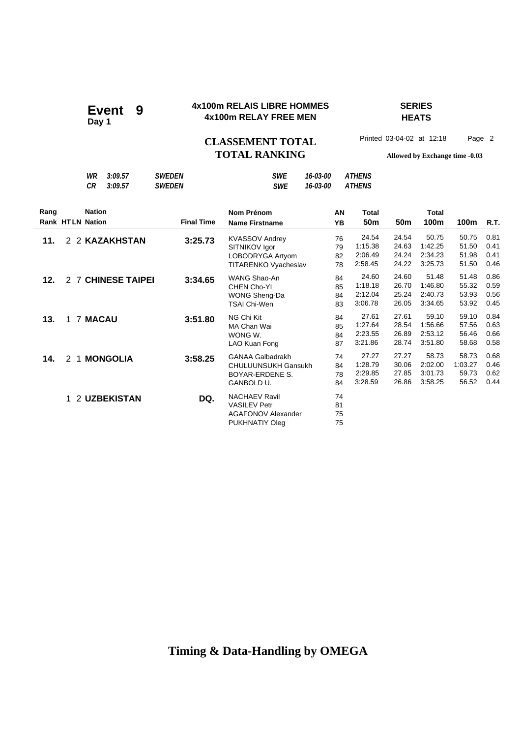# Event 9
**Day 1**

**4x100m RELAIS LIBRE HOMMES**
**4x100m RELAY FREE MEN**

**SERIES**
**HEATS**

**CLASSEMENT TOTAL**
**TOTAL RANKING**

Printed 03-04-02 at 12:18 Page 2

**Allowed by Exchange time -0.03**

| | | | | | |
|---|---|---|---|---|---|
| *WR* | *3:09.57* | *SWEDEN* | *SWE* | *16-03-00* | *ATHENS* |
| *CR* | *3:09.57* | *SWEDEN* | *SWE* | *16-03-00* | *ATHENS* |

| Rang / Rank | HT | LN | Nation | Final Time | Nom Prénom / Name Firstname | AN / YB | Total 50m | 50m | Total 100m | 100m | R.T. |
|---|---|---|---|---|---|---|---|---|---|---|---|
| **11.** | 2 | 2 | **KAZAKHSTAN** | **3:25.73** | KVASSOV Andrey | 76 | 24.54 | 24.54 | 50.75 | 50.75 | 0.81 |
| | | | | | SITNIKOV Igor | 79 | 1:15.38 | 24.63 | 1:42.25 | 51.50 | 0.41 |
| | | | | | LOBODRYGA Artyom | 82 | 2:06.49 | 24.24 | 2:34.23 | 51.98 | 0.41 |
| | | | | | TITARENKO Vyacheslav | 78 | 2:58.45 | 24.22 | 3:25.73 | 51.50 | 0.46 |
| **12.** | 2 | 7 | **CHINESE TAIPEI** | **3:34.65** | WANG Shao-An | 84 | 24.60 | 24.60 | 51.48 | 51.48 | 0.86 |
| | | | | | CHEN Cho-YI | 85 | 1:18.18 | 26.70 | 1:46.80 | 55.32 | 0.59 |
| | | | | | WONG Sheng-Da | 84 | 2:12.04 | 25.24 | 2:40.73 | 53.93 | 0.56 |
| | | | | | TSAI Chi-Wen | 83 | 3:06.78 | 26.05 | 3:34.65 | 53.92 | 0.45 |
| **13.** | 1 | 7 | **MACAU** | **3:51.80** | NG Chi Kit | 84 | 27.61 | 27.61 | 59.10 | 59.10 | 0.84 |
| | | | | | MA Chan Wai | 85 | 1:27.64 | 28.54 | 1:56.66 | 57.56 | 0.63 |
| | | | | | WONG W. | 84 | 2:23.55 | 26.89 | 2:53.12 | 56.46 | 0.66 |
| | | | | | LAO Kuan Fong | 87 | 3:21.86 | 28.74 | 3:51.80 | 58.68 | 0.58 |
| **14.** | 2 | 1 | **MONGOLIA** | **3:58.25** | GANAA Galbadrakh | 74 | 27.27 | 27.27 | 58.73 | 58.73 | 0.68 |
| | | | | | CHULUUNSUKH Gansukh | 84 | 1:28.79 | 30.06 | 2:02.00 | 1:03.27 | 0.46 |
| | | | | | BOYAR-ERDENE S. | 78 | 2:29.85 | 27.85 | 3:01.73 | 59.73 | 0.62 |
| | | | | | GANBOLD U. | 84 | 3:28.59 | 26.86 | 3:58.25 | 56.52 | 0.44 |
| | 1 | 2 | **UZBEKISTAN** | **DQ.** | NACHAEV Ravil | 74 | | | | | |
| | | | | | VASILEV Petr | 81 | | | | | |
| | | | | | AGAFONOV Alexander | 75 | | | | | |
| | | | | | PUKHNATIY Oleg | 75 | | | | | |

**Timing & Data-Handling by OMEGA**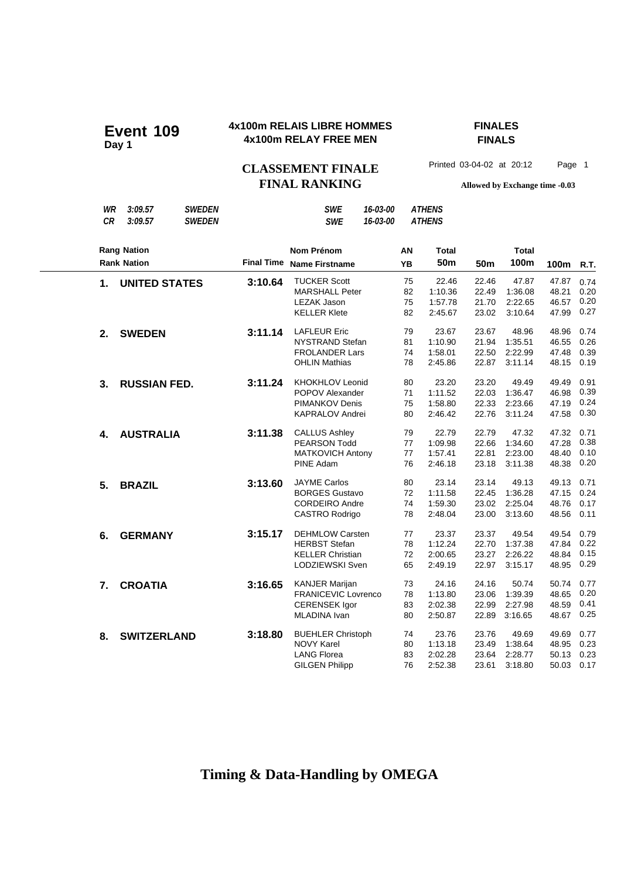# Event 109
**Day 1**

**4x100m RELAIS LIBRE HOMMES**
**4x100m RELAY FREE MEN**

**FINALES**
**FINALS**

## CLASSEMENT FINALE
## FINAL RANKING

Printed 03-04-02 at 20:12 Page 1

**Allowed by Exchange time -0.03**

| | | | | | |
|---|---|---|---|---|---|
| *WR* | *3:09.57* | *SWEDEN* | *SWE* | *16-03-00* | *ATHENS* |
| *CR* | *3:09.57* | *SWEDEN* | *SWE* | *16-03-00* | *ATHENS* |

| Rang Nation / Rank Nation | | Final Time | Nom Prénom / Name Firstname | AN / YB | Total 50m | 50m | Total 100m | 100m | R.T. |
|---|---|---|---|---|---|---|---|---|---|
| **1.** | **UNITED STATES** | **3:10.64** | TUCKER Scott | 75 | 22.46 | 22.46 | 47.87 | 47.87 | 0.74 |
| | | | MARSHALL Peter | 82 | 1:10.36 | 22.49 | 1:36.08 | 48.21 | 0.20 |
| | | | LEZAK Jason | 75 | 1:57.78 | 21.70 | 2:22.65 | 46.57 | 0.20 |
| | | | KELLER Klete | 82 | 2:45.67 | 23.02 | 3:10.64 | 47.99 | 0.27 |
| **2.** | **SWEDEN** | **3:11.14** | LAFLEUR Eric | 79 | 23.67 | 23.67 | 48.96 | 48.96 | 0.74 |
| | | | NYSTRAND Stefan | 81 | 1:10.90 | 21.94 | 1:35.51 | 46.55 | 0.26 |
| | | | FROLANDER Lars | 74 | 1:58.01 | 22.50 | 2:22.99 | 47.48 | 0.39 |
| | | | OHLIN Mathias | 78 | 2:45.86 | 22.87 | 3:11.14 | 48.15 | 0.19 |
| **3.** | **RUSSIAN FED.** | **3:11.24** | KHOKHLOV Leonid | 80 | 23.20 | 23.20 | 49.49 | 49.49 | 0.91 |
| | | | POPOV Alexander | 71 | 1:11.52 | 22.03 | 1:36.47 | 46.98 | 0.39 |
| | | | PIMANKOV Denis | 75 | 1:58.80 | 22.33 | 2:23.66 | 47.19 | 0.24 |
| | | | KAPRALOV Andrei | 80 | 2:46.42 | 22.76 | 3:11.24 | 47.58 | 0.30 |
| **4.** | **AUSTRALIA** | **3:11.38** | CALLUS Ashley | 79 | 22.79 | 22.79 | 47.32 | 47.32 | 0.71 |
| | | | PEARSON Todd | 77 | 1:09.98 | 22.66 | 1:34.60 | 47.28 | 0.38 |
| | | | MATKOVICH Antony | 77 | 1:57.41 | 22.81 | 2:23.00 | 48.40 | 0.10 |
| | | | PINE Adam | 76 | 2:46.18 | 23.18 | 3:11.38 | 48.38 | 0.20 |
| **5.** | **BRAZIL** | **3:13.60** | JAYME Carlos | 80 | 23.14 | 23.14 | 49.13 | 49.13 | 0.71 |
| | | | BORGES Gustavo | 72 | 1:11.58 | 22.45 | 1:36.28 | 47.15 | 0.24 |
| | | | CORDEIRO Andre | 74 | 1:59.30 | 23.02 | 2:25.04 | 48.76 | 0.17 |
| | | | CASTRO Rodrigo | 78 | 2:48.04 | 23.00 | 3:13.60 | 48.56 | 0.11 |
| **6.** | **GERMANY** | **3:15.17** | DEHMLOW Carsten | 77 | 23.37 | 23.37 | 49.54 | 49.54 | 0.79 |
| | | | HERBST Stefan | 78 | 1:12.24 | 22.70 | 1:37.38 | 47.84 | 0.22 |
| | | | KELLER Christian | 72 | 2:00.65 | 23.27 | 2:26.22 | 48.84 | 0.15 |
| | | | LODZIEWSKI Sven | 65 | 2:49.19 | 22.97 | 3:15.17 | 48.95 | 0.29 |
| **7.** | **CROATIA** | **3:16.65** | KANJER Marijan | 73 | 24.16 | 24.16 | 50.74 | 50.74 | 0.77 |
| | | | FRANICEVIC Lovrenco | 78 | 1:13.80 | 23.06 | 1:39.39 | 48.65 | 0.20 |
| | | | CERENSEK Igor | 83 | 2:02.38 | 22.99 | 2:27.98 | 48.59 | 0.41 |
| | | | MLADINA Ivan | 80 | 2:50.87 | 22.89 | 3:16.65 | 48.67 | 0.25 |
| **8.** | **SWITZERLAND** | **3:18.80** | BUEHLER Christoph | 74 | 23.76 | 23.76 | 49.69 | 49.69 | 0.77 |
| | | | NOVY Karel | 80 | 1:13.18 | 23.49 | 1:38.64 | 48.95 | 0.23 |
| | | | LANG Florea | 83 | 2:02.28 | 23.64 | 2:28.77 | 50.13 | 0.23 |
| | | | GILGEN Philipp | 76 | 2:52.38 | 23.61 | 3:18.80 | 50.03 | 0.17 |

**Timing & Data-Handling by OMEGA**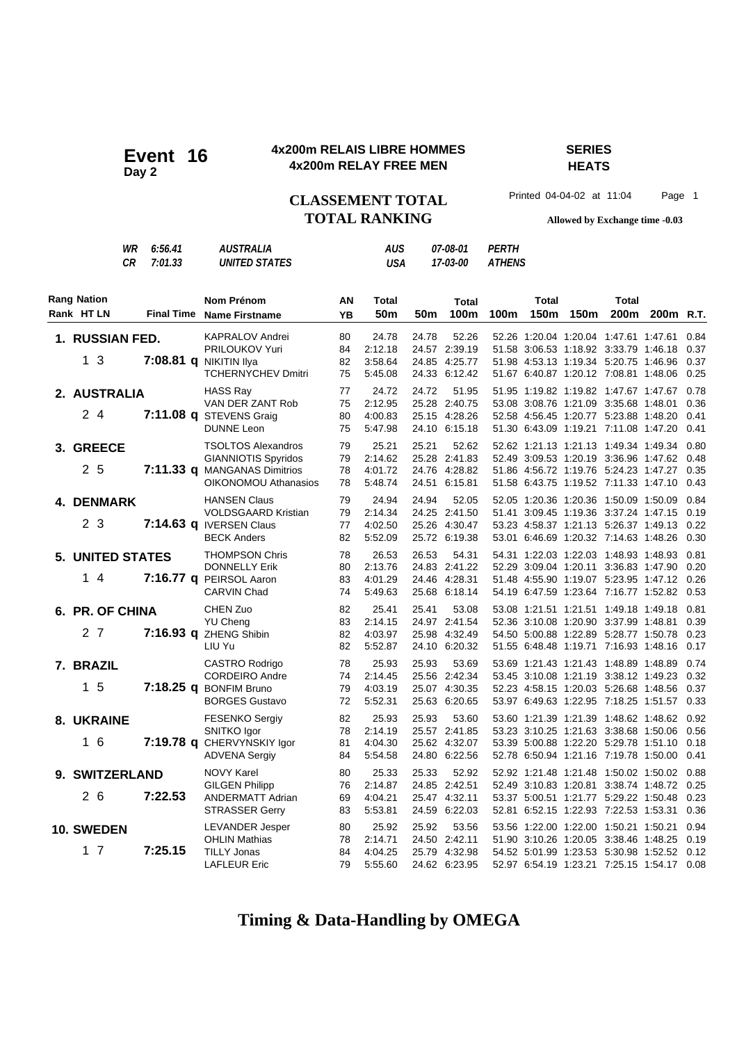# Event 16
**Day 2**

**4x200m RELAIS LIBRE HOMMES**
**4x200m RELAY FREE MEN**

**SERIES**
**HEATS**

**CLASSEMENT TOTAL**
**TOTAL RANKING**

Printed 04-04-02 at 11:04 Page 1

**Allowed by Exchange time -0.03**

| | | | | |
|---|---|---|---|---|
| *WR* | *6:56.41* | *AUSTRALIA* | *AUS* | *07-08-01* | *PERTH* |
| *CR* | *7:01.33* | *UNITED STATES* | *USA* | *17-03-00* | *ATHENS* |

| Rang Nation / Rank HT LN | Final Time | Nom Prénom / Name Firstname | AN / YB | Total 50m | 50m | Total 100m | 100m | Total 150m | 150m | Total 200m | 200m | R.T. |
|---|---|---|---|---|---|---|---|---|---|---|---|---|
| **1. RUSSIAN FED.** | | KAPRALOV Andrei | 80 | 24.78 | 24.78 | 52.26 | 52.26 | 1:20.04 | 1:20.04 | 1:47.61 | 1:47.61 | 0.84 |
| | | PRILOUKOV Yuri | 84 | 2:12.18 | 24.57 | 2:39.19 | 51.58 | 3:06.53 | 1:18.92 | 3:33.79 | 1:46.18 | 0.37 |
| 1 3 | **7:08.81 q** | NIKITIN Ilya | 82 | 3:58.64 | 24.85 | 4:25.77 | 51.98 | 4:53.13 | 1:19.34 | 5:20.75 | 1:46.96 | 0.37 |
| | | TCHERNYCHEV Dmitri | 75 | 5:45.08 | 24.33 | 6:12.42 | 51.67 | 6:40.87 | 1:20.12 | 7:08.81 | 1:48.06 | 0.25 |
| **2. AUSTRALIA** | | HASS Ray | 77 | 24.72 | 24.72 | 51.95 | 51.95 | 1:19.82 | 1:19.82 | 1:47.67 | 1:47.67 | 0.78 |
| | | VAN DER ZANT Rob | 75 | 2:12.95 | 25.28 | 2:40.75 | 53.08 | 3:08.76 | 1:21.09 | 3:35.68 | 1:48.01 | 0.36 |
| 2 4 | **7:11.08 q** | STEVENS Graig | 80 | 4:00.83 | 25.15 | 4:28.26 | 52.58 | 4:56.45 | 1:20.77 | 5:23.88 | 1:48.20 | 0.41 |
| | | DUNNE Leon | 75 | 5:47.98 | 24.10 | 6:15.18 | 51.30 | 6:43.09 | 1:19.21 | 7:11.08 | 1:47.20 | 0.41 |
| **3. GREECE** | | TSOLTOS Alexandros | 79 | 25.21 | 25.21 | 52.62 | 52.62 | 1:21.13 | 1:21.13 | 1:49.34 | 1:49.34 | 0.80 |
| | | GIANNIOTIS Spyridos | 79 | 2:14.62 | 25.28 | 2:41.83 | 52.49 | 3:09.53 | 1:20.19 | 3:36.96 | 1:47.62 | 0.48 |
| 2 5 | **7:11.33 q** | MANGANAS Dimitrios | 78 | 4:01.72 | 24.76 | 4:28.82 | 51.86 | 4:56.72 | 1:19.76 | 5:24.23 | 1:47.27 | 0.35 |
| | | OIKONOMOU Athanasios | 78 | 5:48.74 | 24.51 | 6:15.81 | 51.58 | 6:43.75 | 1:19.52 | 7:11.33 | 1:47.10 | 0.43 |
| **4. DENMARK** | | HANSEN Claus | 79 | 24.94 | 24.94 | 52.05 | 52.05 | 1:20.36 | 1:20.36 | 1:50.09 | 1:50.09 | 0.84 |
| | | VOLDSGAARD Kristian | 79 | 2:14.34 | 24.25 | 2:41.50 | 51.41 | 3:09.45 | 1:19.36 | 3:37.24 | 1:47.15 | 0.19 |
| 2 3 | **7:14.63 q** | IVERSEN Claus | 77 | 4:02.50 | 25.26 | 4:30.47 | 53.23 | 4:58.37 | 1:21.13 | 5:26.37 | 1:49.13 | 0.22 |
| | | BECK Anders | 82 | 5:52.09 | 25.72 | 6:19.38 | 53.01 | 6:46.69 | 1:20.32 | 7:14.63 | 1:48.26 | 0.30 |
| **5. UNITED STATES** | | THOMPSON Chris | 78 | 26.53 | 26.53 | 54.31 | 54.31 | 1:22.03 | 1:22.03 | 1:48.93 | 1:48.93 | 0.81 |
| | | DONNELLY Erik | 80 | 2:13.76 | 24.83 | 2:41.22 | 52.29 | 3:09.04 | 1:20.11 | 3:36.83 | 1:47.90 | 0.20 |
| 1 4 | **7:16.77 q** | PEIRSOL Aaron | 83 | 4:01.29 | 24.46 | 4:28.31 | 51.48 | 4:55.90 | 1:19.07 | 5:23.95 | 1:47.12 | 0.26 |
| | | CARVIN Chad | 74 | 5:49.63 | 25.68 | 6:18.14 | 54.19 | 6:47.59 | 1:23.64 | 7:16.77 | 1:52.82 | 0.53 |
| **6. PR. OF CHINA** | | CHEN Zuo | 82 | 25.41 | 25.41 | 53.08 | 53.08 | 1:21.51 | 1:21.51 | 1:49.18 | 1:49.18 | 0.81 |
| | | YU Cheng | 83 | 2:14.15 | 24.97 | 2:41.54 | 52.36 | 3:10.08 | 1:20.90 | 3:37.99 | 1:48.81 | 0.39 |
| 2 7 | **7:16.93 q** | ZHENG Shibin | 82 | 4:03.97 | 25.98 | 4:32.49 | 54.50 | 5:00.88 | 1:22.89 | 5:28.77 | 1:50.78 | 0.23 |
| | | LIU Yu | 82 | 5:52.87 | 24.10 | 6:20.32 | 51.55 | 6:48.48 | 1:19.71 | 7:16.93 | 1:48.16 | 0.17 |
| **7. BRAZIL** | | CASTRO Rodrigo | 78 | 25.93 | 25.93 | 53.69 | 53.69 | 1:21.43 | 1:21.43 | 1:48.89 | 1:48.89 | 0.74 |
| | | CORDEIRO Andre | 74 | 2:14.45 | 25.56 | 2:42.34 | 53.45 | 3:10.08 | 1:21.19 | 3:38.12 | 1:49.23 | 0.32 |
| 1 5 | **7:18.25 q** | BONFIM Bruno | 79 | 4:03.19 | 25.07 | 4:30.35 | 52.23 | 4:58.15 | 1:20.03 | 5:26.68 | 1:48.56 | 0.37 |
| | | BORGES Gustavo | 72 | 5:52.31 | 25.63 | 6:20.65 | 53.97 | 6:49.63 | 1:22.95 | 7:18.25 | 1:51.57 | 0.33 |
| **8. UKRAINE** | | FESENKO Sergiy | 82 | 25.93 | 25.93 | 53.60 | 53.60 | 1:21.39 | 1:21.39 | 1:48.62 | 1:48.62 | 0.92 |
| | | SNITKO Igor | 78 | 2:14.19 | 25.57 | 2:41.85 | 53.23 | 3:10.25 | 1:21.63 | 3:38.68 | 1:50.06 | 0.56 |
| 1 6 | **7:19.78 q** | CHERVYNSKIY Igor | 81 | 4:04.30 | 25.62 | 4:32.07 | 53.39 | 5:00.88 | 1:22.20 | 5:29.78 | 1:51.10 | 0.18 |
| | | ADVENA Sergiy | 84 | 5:54.58 | 24.80 | 6:22.56 | 52.78 | 6:50.94 | 1:21.16 | 7:19.78 | 1:50.00 | 0.41 |
| **9. SWITZERLAND** | | NOVY Karel | 80 | 25.33 | 25.33 | 52.92 | 52.92 | 1:21.48 | 1:21.48 | 1:50.02 | 1:50.02 | 0.88 |
| | | GILGEN Philipp | 76 | 2:14.87 | 24.85 | 2:42.51 | 52.49 | 3:10.83 | 1:20.81 | 3:38.74 | 1:48.72 | 0.25 |
| 2 6 | **7:22.53** | ANDERMATT Adrian | 69 | 4:04.21 | 25.47 | 4:32.11 | 53.37 | 5:00.51 | 1:21.77 | 5:29.22 | 1:50.48 | 0.23 |
| | | STRASSER Gerry | 83 | 5:53.81 | 24.59 | 6:22.03 | 52.81 | 6:52.15 | 1:22.93 | 7:22.53 | 1:53.31 | 0.36 |
| **10. SWEDEN** | | LEVANDER Jesper | 80 | 25.92 | 25.92 | 53.56 | 53.56 | 1:22.00 | 1:22.00 | 1:50.21 | 1:50.21 | 0.94 |
| | | OHLIN Mathias | 78 | 2:14.71 | 24.50 | 2:42.11 | 51.90 | 3:10.26 | 1:20.05 | 3:38.46 | 1:48.25 | 0.19 |
| 1 7 | **7:25.15** | TILLY Jonas | 84 | 4:04.25 | 25.79 | 4:32.98 | 54.52 | 5:01.99 | 1:23.53 | 5:30.98 | 1:52.52 | 0.12 |
| | | LAFLEUR Eric | 79 | 5:55.60 | 24.62 | 6:23.95 | 52.97 | 6:54.19 | 1:23.21 | 7:25.15 | 1:54.17 | 0.08 |

**Timing & Data-Handling by OMEGA**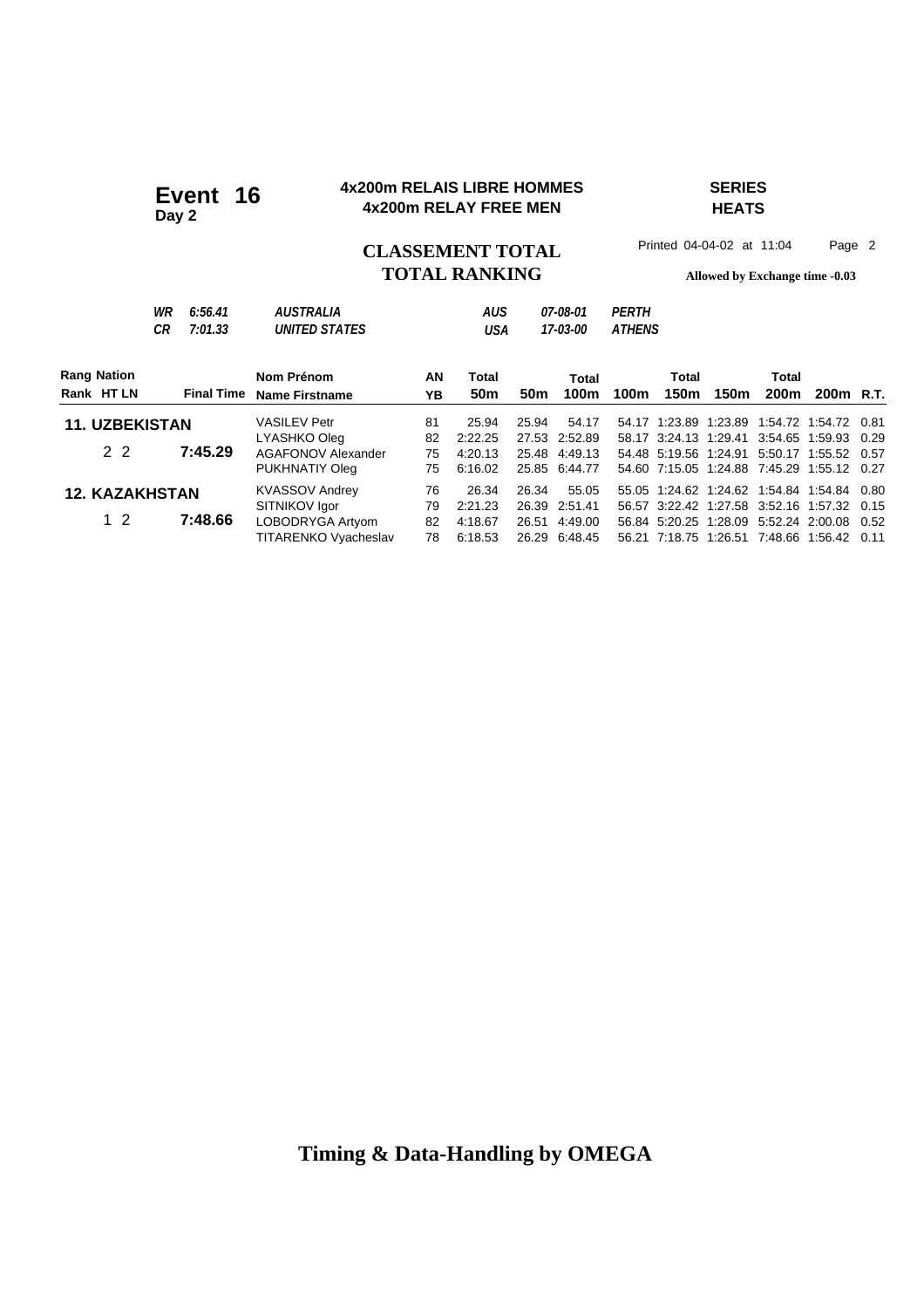# Event 16
**Day 2**

**4x200m RELAIS LIBRE HOMMES**
**4x200m RELAY FREE MEN**

**SERIES**
**HEATS**

**CLASSEMENT TOTAL**
**TOTAL RANKING**

Printed 04-04-02 at 11:04 Page 2

**Allowed by Exchange time -0.03**

| | | | | | |
|---|---|---|---|---|---|
| *WR* | *6:56.41* | *AUSTRALIA* | *AUS* | *07-08-01* | *PERTH* |
| *CR* | *7:01.33* | *UNITED STATES* | *USA* | *17-03-00* | *ATHENS* |

| Rang Rank | Nation HT LN | Final Time | Nom Prénom / Name Firstname | AN YB | Total 50m | 50m | Total 100m | 100m | Total 150m | 150m | Total 200m | 200m | R.T. |
|---|---|---|---|---|---|---|---|---|---|---|---|---|---|
| **11.** | **UZBEKISTAN** | | VASILEV Petr | 81 | 25.94 | 25.94 | 54.17 | 54.17 | 1:23.89 | 1:23.89 | 1:54.72 | 1:54.72 | 0.81 |
| | | | LYASHKO Oleg | 82 | 2:22.25 | 27.53 | 2:52.89 | 58.17 | 3:24.13 | 1:29.41 | 3:54.65 | 1:59.93 | 0.29 |
| | 2 2 | **7:45.29** | AGAFONOV Alexander | 75 | 4:20.13 | 25.48 | 4:49.13 | 54.48 | 5:19.56 | 1:24.91 | 5:50.17 | 1:55.52 | 0.57 |
| | | | PUKHNATIY Oleg | 75 | 6:16.02 | 25.85 | 6:44.77 | 54.60 | 7:15.05 | 1:24.88 | 7:45.29 | 1:55.12 | 0.27 |
| **12.** | **KAZAKHSTAN** | | KVASSOV Andrey | 76 | 26.34 | 26.34 | 55.05 | 55.05 | 1:24.62 | 1:24.62 | 1:54.84 | 1:54.84 | 0.80 |
| | | | SITNIKOV Igor | 79 | 2:21.23 | 26.39 | 2:51.41 | 56.57 | 3:22.42 | 1:27.58 | 3:52.16 | 1:57.32 | 0.15 |
| | 1 2 | **7:48.66** | LOBODRYGA Artyom | 82 | 4:18.67 | 26.51 | 4:49.00 | 56.84 | 5:20.25 | 1:28.09 | 5:52.24 | 2:00.08 | 0.52 |
| | | | TITARENKO Vyacheslav | 78 | 6:18.53 | 26.29 | 6:48.45 | 56.21 | 7:18.75 | 1:26.51 | 7:48.66 | 1:56.42 | 0.11 |

**Timing & Data-Handling by OMEGA**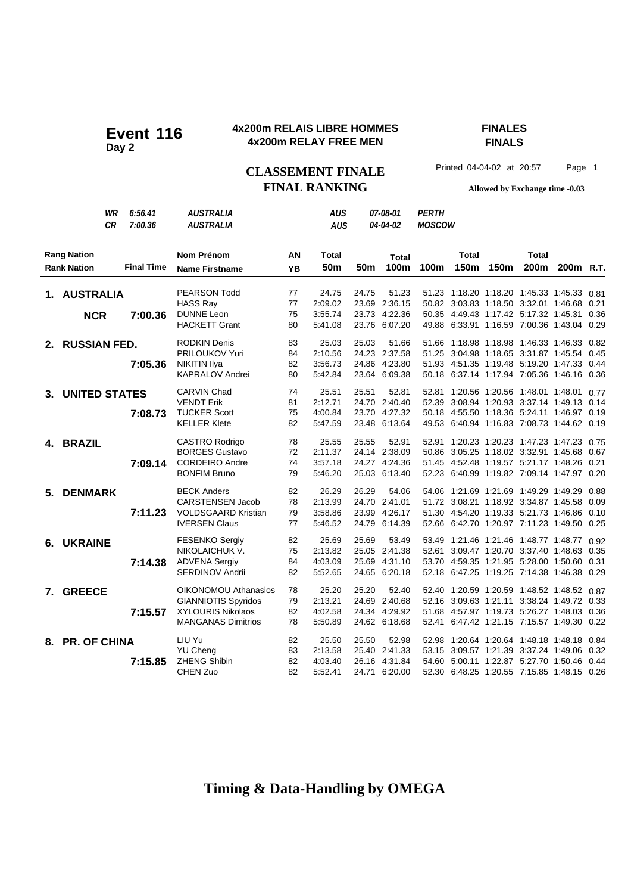# Event 116
**Day 2**

## 4x200m RELAIS LIBRE HOMMES
## 4x200m RELAY FREE MEN

**FINALES**
**FINALS**

### CLASSEMENT FINALE
### FINAL RANKING

Printed 04-04-02 at 20:57

**Allowed by Exchange time -0.03**

| | | | | | |
|---|---|---|---|---|---|
| *WR* | *6:56.41* | *AUSTRALIA* | *AUS* | *07-08-01* | *PERTH* |
| *CR* | *7:00.36* | *AUSTRALIA* | *AUS* | *04-04-02* | *MOSCOW* |

| Rang Nation / Rank Nation | Final Time | Nom Prénom / Name Firstname | AN / YB | Total 50m | 50m | Total 100m | 100m | Total 150m | 150m | Total 200m | 200m | R.T. |
|---|---|---|---|---|---|---|---|---|---|---|---|---|
| **1. AUSTRALIA** | | PEARSON Todd | 77 | 24.75 | 24.75 | 51.23 | 51.23 | 1:18.20 | 1:18.20 | 1:45.33 | 1:45.33 | 0.81 |
| | | HASS Ray | 77 | 2:09.02 | 23.69 | 2:36.15 | 50.82 | 3:03.83 | 1:18.50 | 3:32.01 | 1:46.68 | 0.21 |
| **NCR** | **7:00.36** | DUNNE Leon | 75 | 3:55.74 | 23.73 | 4:22.36 | 50.35 | 4:49.43 | 1:17.42 | 5:17.32 | 1:45.31 | 0.36 |
| | | HACKETT Grant | 80 | 5:41.08 | 23.76 | 6:07.20 | 49.88 | 6:33.91 | 1:16.59 | 7:00.36 | 1:43.04 | 0.29 |
| **2. RUSSIAN FED.** | | RODKIN Denis | 83 | 25.03 | 25.03 | 51.66 | 51.66 | 1:18.98 | 1:18.98 | 1:46.33 | 1:46.33 | 0.82 |
| | | PRILOUKOV Yuri | 84 | 2:10.56 | 24.23 | 2:37.58 | 51.25 | 3:04.98 | 1:18.65 | 3:31.87 | 1:45.54 | 0.45 |
| | **7:05.36** | NIKITIN Ilya | 82 | 3:56.73 | 24.86 | 4:23.80 | 51.93 | 4:51.35 | 1:19.48 | 5:19.20 | 1:47.33 | 0.44 |
| | | KAPRALOV Andrei | 80 | 5:42.84 | 23.64 | 6:09.38 | 50.18 | 6:37.14 | 1:17.94 | 7:05.36 | 1:46.16 | 0.36 |
| **3. UNITED STATES** | | CARVIN Chad | 74 | 25.51 | 25.51 | 52.81 | 52.81 | 1:20.56 | 1:20.56 | 1:48.01 | 1:48.01 | 0.77 |
| | | VENDT Erik | 81 | 2:12.71 | 24.70 | 2:40.40 | 52.39 | 3:08.94 | 1:20.93 | 3:37.14 | 1:49.13 | 0.14 |
| | **7:08.73** | TUCKER Scott | 75 | 4:00.84 | 23.70 | 4:27.32 | 50.18 | 4:55.50 | 1:18.36 | 5:24.11 | 1:46.97 | 0.19 |
| | | KELLER Klete | 82 | 5:47.59 | 23.48 | 6:13.64 | 49.53 | 6:40.94 | 1:16.83 | 7:08.73 | 1:44.62 | 0.19 |
| **4. BRAZIL** | | CASTRO Rodrigo | 78 | 25.55 | 25.55 | 52.91 | 52.91 | 1:20.23 | 1:20.23 | 1:47.23 | 1:47.23 | 0.75 |
| | | BORGES Gustavo | 72 | 2:11.37 | 24.14 | 2:38.09 | 50.86 | 3:05.25 | 1:18.02 | 3:32.91 | 1:45.68 | 0.67 |
| | **7:09.14** | CORDEIRO Andre | 74 | 3:57.18 | 24.27 | 4:24.36 | 51.45 | 4:52.48 | 1:19.57 | 5:21.17 | 1:48.26 | 0.21 |
| | | BONFIM Bruno | 79 | 5:46.20 | 25.03 | 6:13.40 | 52.23 | 6:40.99 | 1:19.82 | 7:09.14 | 1:47.97 | 0.20 |
| **5. DENMARK** | | BECK Anders | 82 | 26.29 | 26.29 | 54.06 | 54.06 | 1:21.69 | 1:21.69 | 1:49.29 | 1:49.29 | 0.88 |
| | | CARSTENSEN Jacob | 78 | 2:13.99 | 24.70 | 2:41.01 | 51.72 | 3:08.21 | 1:18.92 | 3:34.87 | 1:45.58 | 0.09 |
| | **7:11.23** | VOLDSGAARD Kristian | 79 | 3:58.86 | 23.99 | 4:26.17 | 51.30 | 4:54.20 | 1:19.33 | 5:21.73 | 1:46.86 | 0.10 |
| | | IVERSEN Claus | 77 | 5:46.52 | 24.79 | 6:14.39 | 52.66 | 6:42.70 | 1:20.97 | 7:11.23 | 1:49.50 | 0.25 |
| **6. UKRAINE** | | FESENKO Sergiy | 82 | 25.69 | 25.69 | 53.49 | 53.49 | 1:21.46 | 1:21.46 | 1:48.77 | 1:48.77 | 0.92 |
| | | NIKOLAICHUK V. | 75 | 2:13.82 | 25.05 | 2:41.38 | 52.61 | 3:09.47 | 1:20.70 | 3:37.40 | 1:48.63 | 0.35 |
| | **7:14.38** | ADVENA Sergiy | 84 | 4:03.09 | 25.69 | 4:31.10 | 53.70 | 4:59.35 | 1:21.95 | 5:28.00 | 1:50.60 | 0.31 |
| | | SERDINOV Andrii | 82 | 5:52.65 | 24.65 | 6:20.18 | 52.18 | 6:47.25 | 1:19.25 | 7:14.38 | 1:46.38 | 0.29 |
| **7. GREECE** | | OIKONOMOU Athanasios | 78 | 25.20 | 25.20 | 52.40 | 52.40 | 1:20.59 | 1:20.59 | 1:48.52 | 1:48.52 | 0.87 |
| | | GIANNIOTIS Spyridos | 79 | 2:13.21 | 24.69 | 2:40.68 | 52.16 | 3:09.63 | 1:21.11 | 3:38.24 | 1:49.72 | 0.33 |
| | **7:15.57** | XYLOURIS Nikolaos | 82 | 4:02.58 | 24.34 | 4:29.92 | 51.68 | 4:57.97 | 1:19.73 | 5:26.27 | 1:48.03 | 0.36 |
| | | MANGANAS Dimitrios | 78 | 5:50.89 | 24.62 | 6:18.68 | 52.41 | 6:47.42 | 1:21.15 | 7:15.57 | 1:49.30 | 0.22 |
| **8. PR. OF CHINA** | | LIU Yu | 82 | 25.50 | 25.50 | 52.98 | 52.98 | 1:20.64 | 1:20.64 | 1:48.18 | 1:48.18 | 0.84 |
| | | YU Cheng | 83 | 2:13.58 | 25.40 | 2:41.33 | 53.15 | 3:09.57 | 1:21.39 | 3:37.24 | 1:49.06 | 0.32 |
| | **7:15.85** | ZHENG Shibin | 82 | 4:03.40 | 26.16 | 4:31.84 | 54.60 | 5:00.11 | 1:22.87 | 5:27.70 | 1:50.46 | 0.44 |
| | | CHEN Zuo | 82 | 5:52.41 | 24.71 | 6:20.00 | 52.30 | 6:48.25 | 1:20.55 | 7:15.85 | 1:48.15 | 0.26 |

**Timing & Data-Handling by OMEGA**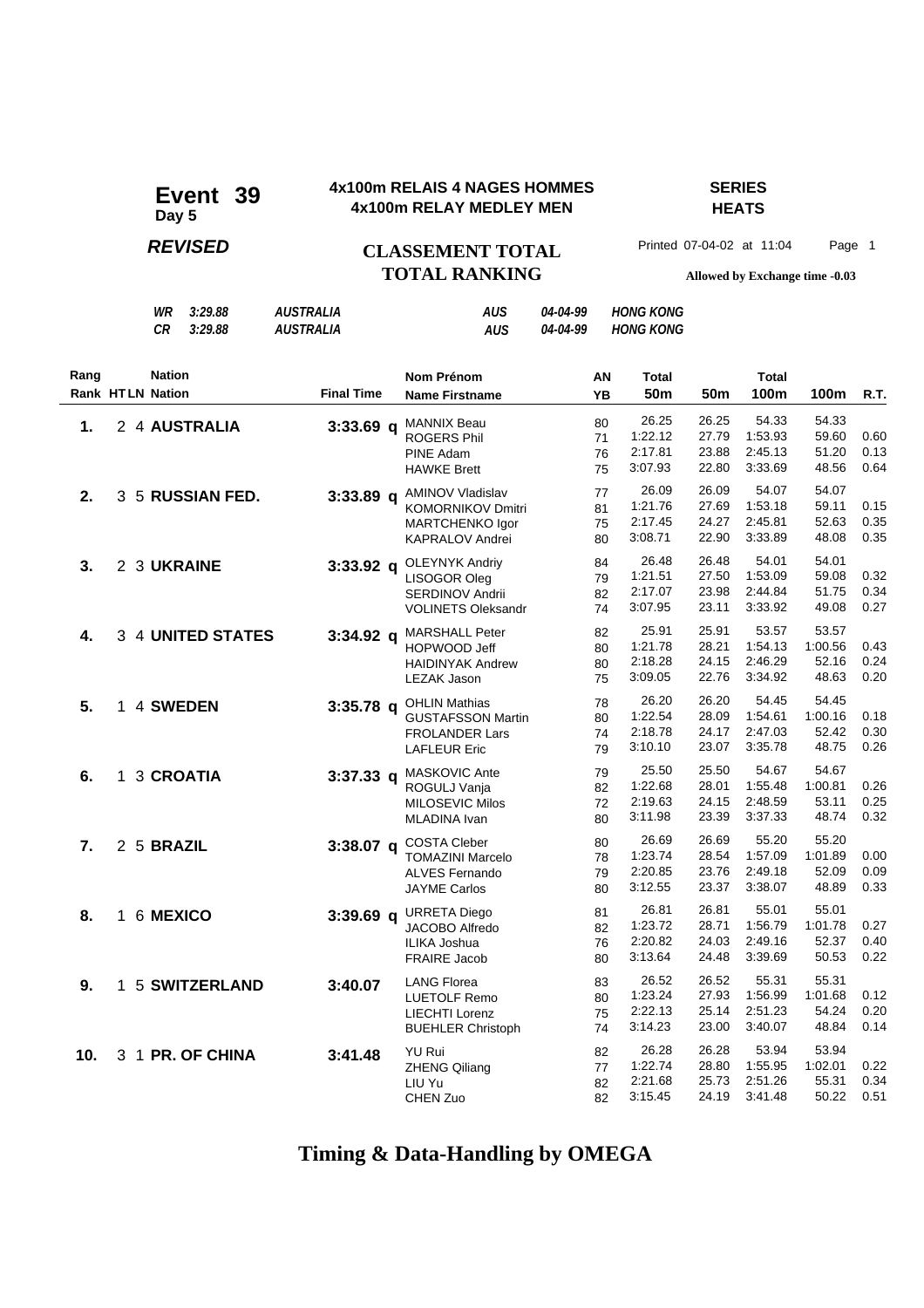# Event 39
**Day 5**

**4x100m RELAIS 4 NAGES HOMMES**
**4x100m RELAY MEDLEY MEN**

**SERIES**
**HEATS**

***REVISED***

**CLASSEMENT TOTAL**
**TOTAL RANKING**

Printed 07-04-02 at 11:04

**Allowed by Exchange time -0.03**

| | | | | |
|---|---|---|---|---|
| *WR* | *3:29.88* | *AUSTRALIA* | *AUS* | *04-04-99* | *HONG KONG* |
| *CR* | *3:29.88* | *AUSTRALIA* | *AUS* | *04-04-99* | *HONG KONG* |

| Rang / Rank | HT | LN | Nation | Final Time | | Nom Prénom / Name Firstname | AN / YB | Total 50m | 50m | Total 100m | 100m | R.T. |
|---|---|---|---|---|---|---|---|---|---|---|---|---|
| **1.** | 2 | 4 | **AUSTRALIA** | **3:33.69** | **q** | MANNIX Beau | 80 | 26.25 | 26.25 | 54.33 | 54.33 | |
| | | | | | | ROGERS Phil | 71 | 1:22.12 | 27.79 | 1:53.93 | 59.60 | 0.60 |
| | | | | | | PINE Adam | 76 | 2:17.81 | 23.88 | 2:45.13 | 51.20 | 0.13 |
| | | | | | | HAWKE Brett | 75 | 3:07.93 | 22.80 | 3:33.69 | 48.56 | 0.64 |
| **2.** | 3 | 5 | **RUSSIAN FED.** | **3:33.89** | **q** | AMINOV Vladislav | 77 | 26.09 | 26.09 | 54.07 | 54.07 | |
| | | | | | | KOMORNIKOV Dmitri | 81 | 1:21.76 | 27.69 | 1:53.18 | 59.11 | 0.15 |
| | | | | | | MARTCHENKO Igor | 75 | 2:17.45 | 24.27 | 2:45.81 | 52.63 | 0.35 |
| | | | | | | KAPRALOV Andrei | 80 | 3:08.71 | 22.90 | 3:33.89 | 48.08 | 0.35 |
| **3.** | 2 | 3 | **UKRAINE** | **3:33.92** | **q** | OLEYNYK Andriy | 84 | 26.48 | 26.48 | 54.01 | 54.01 | |
| | | | | | | LISOGOR Oleg | 79 | 1:21.51 | 27.50 | 1:53.09 | 59.08 | 0.32 |
| | | | | | | SERDINOV Andrii | 82 | 2:17.07 | 23.98 | 2:44.84 | 51.75 | 0.34 |
| | | | | | | VOLINETS Oleksandr | 74 | 3:07.95 | 23.11 | 3:33.92 | 49.08 | 0.27 |
| **4.** | 3 | 4 | **UNITED STATES** | **3:34.92** | **q** | MARSHALL Peter | 82 | 25.91 | 25.91 | 53.57 | 53.57 | |
| | | | | | | HOPWOOD Jeff | 80 | 1:21.78 | 28.21 | 1:54.13 | 1:00.56 | 0.43 |
| | | | | | | HAIDINYAK Andrew | 80 | 2:18.28 | 24.15 | 2:46.29 | 52.16 | 0.24 |
| | | | | | | LEZAK Jason | 75 | 3:09.05 | 22.76 | 3:34.92 | 48.63 | 0.20 |
| **5.** | 1 | 4 | **SWEDEN** | **3:35.78** | **q** | OHLIN Mathias | 78 | 26.20 | 26.20 | 54.45 | 54.45 | |
| | | | | | | GUSTAFSSON Martin | 80 | 1:22.54 | 28.09 | 1:54.61 | 1:00.16 | 0.18 |
| | | | | | | FROLANDER Lars | 74 | 2:18.78 | 24.17 | 2:47.03 | 52.42 | 0.30 |
| | | | | | | LAFLEUR Eric | 79 | 3:10.10 | 23.07 | 3:35.78 | 48.75 | 0.26 |
| **6.** | 1 | 3 | **CROATIA** | **3:37.33** | **q** | MASKOVIC Ante | 79 | 25.50 | 25.50 | 54.67 | 54.67 | |
| | | | | | | ROGULJ Vanja | 82 | 1:22.68 | 28.01 | 1:55.48 | 1:00.81 | 0.26 |
| | | | | | | MILOSEVIC Milos | 72 | 2:19.63 | 24.15 | 2:48.59 | 53.11 | 0.25 |
| | | | | | | MLADINA Ivan | 80 | 3:11.98 | 23.39 | 3:37.33 | 48.74 | 0.32 |
| **7.** | 2 | 5 | **BRAZIL** | **3:38.07** | **q** | COSTA Cleber | 80 | 26.69 | 26.69 | 55.20 | 55.20 | |
| | | | | | | TOMAZINI Marcelo | 78 | 1:23.74 | 28.54 | 1:57.09 | 1:01.89 | 0.00 |
| | | | | | | ALVES Fernando | 79 | 2:20.85 | 23.76 | 2:49.18 | 52.09 | 0.09 |
| | | | | | | JAYME Carlos | 80 | 3:12.55 | 23.37 | 3:38.07 | 48.89 | 0.33 |
| **8.** | 1 | 6 | **MEXICO** | **3:39.69** | **q** | URRETA Diego | 81 | 26.81 | 26.81 | 55.01 | 55.01 | |
| | | | | | | JACOBO Alfredo | 82 | 1:23.72 | 28.71 | 1:56.79 | 1:01.78 | 0.27 |
| | | | | | | ILIKA Joshua | 76 | 2:20.82 | 24.03 | 2:49.16 | 52.37 | 0.40 |
| | | | | | | FRAIRE Jacob | 80 | 3:13.64 | 24.48 | 3:39.69 | 50.53 | 0.22 |
| **9.** | 1 | 5 | **SWITZERLAND** | **3:40.07** | | LANG Florea | 83 | 26.52 | 26.52 | 55.31 | 55.31 | |
| | | | | | | LUETOLF Remo | 80 | 1:23.24 | 27.93 | 1:56.99 | 1:01.68 | 0.12 |
| | | | | | | LIECHTI Lorenz | 75 | 2:22.13 | 25.14 | 2:51.23 | 54.24 | 0.20 |
| | | | | | | BUEHLER Christoph | 74 | 3:14.23 | 23.00 | 3:40.07 | 48.84 | 0.14 |
| **10.** | 3 | 1 | **PR. OF CHINA** | **3:41.48** | | YU Rui | 82 | 26.28 | 26.28 | 53.94 | 53.94 | |
| | | | | | | ZHENG Qiliang | 77 | 1:22.74 | 28.80 | 1:55.95 | 1:02.01 | 0.22 |
| | | | | | | LIU Yu | 82 | 2:21.68 | 25.73 | 2:51.26 | 55.31 | 0.34 |
| | | | | | | CHEN Zuo | 82 | 3:15.45 | 24.19 | 3:41.48 | 50.22 | 0.51 |

**Timing & Data-Handling by OMEGA**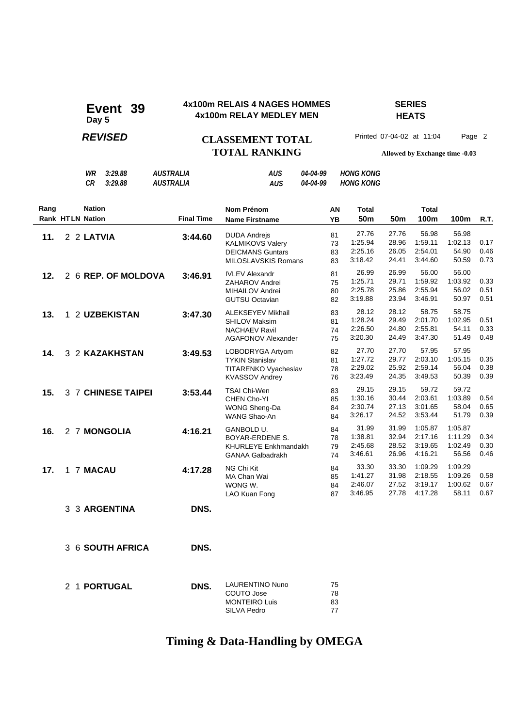# Event 39

**Day 5**

**4x100m RELAIS 4 NAGES HOMMES**
**4x100m RELAY MEDLEY MEN**

**SERIES**
**HEATS**

***REVISED***

**CLASSEMENT TOTAL**
**TOTAL RANKING**

Printed 07-04-02 at 11:04 Page 2

**Allowed by Exchange time -0.03**

| | | | | | |
|---|---|---|---|---|---|
| *WR* | *3:29.88* | *AUSTRALIA* | *AUS* | *04-04-99* | *HONG KONG* |
| *CR* | *3:29.88* | *AUSTRALIA* | *AUS* | *04-04-99* | *HONG KONG* |

| Rang / Rank | HT | LN | Nation | Final Time | Nom Prénom / Name Firstname | AN / YB | Total 50m | 50m | Total 100m | 100m | R.T. |
|---|---|---|---|---|---|---|---|---|---|---|---|
| **11.** | 2 | 2 | **LATVIA** | **3:44.60** | DUDA Andrejs | 81 | 27.76 | 27.76 | 56.98 | 56.98 | |
| | | | | | KALMIKOVS Valery | 73 | 1:25.94 | 28.96 | 1:59.11 | 1:02.13 | 0.17 |
| | | | | | DEICMANS Guntars | 83 | 2:25.16 | 26.05 | 2:54.01 | 54.90 | 0.46 |
| | | | | | MILOSLAVSKIS Romans | 83 | 3:18.42 | 24.41 | 3:44.60 | 50.59 | 0.73 |
| **12.** | 2 | 6 | **REP. OF MOLDOVA** | **3:46.91** | IVLEV Alexandr | 81 | 26.99 | 26.99 | 56.00 | 56.00 | |
| | | | | | ZAHAROV Andrei | 75 | 1:25.71 | 29.71 | 1:59.92 | 1:03.92 | 0.33 |
| | | | | | MIHAILOV Andrei | 80 | 2:25.78 | 25.86 | 2:55.94 | 56.02 | 0.51 |
| | | | | | GUTSU Octavian | 82 | 3:19.88 | 23.94 | 3:46.91 | 50.97 | 0.51 |
| **13.** | 1 | 2 | **UZBEKISTAN** | **3:47.30** | ALEKSEYEV Mikhail | 83 | 28.12 | 28.12 | 58.75 | 58.75 | |
| | | | | | SHILOV Maksim | 81 | 1:28.24 | 29.49 | 2:01.70 | 1:02.95 | 0.51 |
| | | | | | NACHAEV Ravil | 74 | 2:26.50 | 24.80 | 2:55.81 | 54.11 | 0.33 |
| | | | | | AGAFONOV Alexander | 75 | 3:20.30 | 24.49 | 3:47.30 | 51.49 | 0.48 |
| **14.** | 3 | 2 | **KAZAKHSTAN** | **3:49.53** | LOBODRYGA Artyom | 82 | 27.70 | 27.70 | 57.95 | 57.95 | |
| | | | | | TYKIN Stanislav | 81 | 1:27.72 | 29.77 | 2:03.10 | 1:05.15 | 0.35 |
| | | | | | TITARENKO Vyacheslav | 78 | 2:29.02 | 25.92 | 2:59.14 | 56.04 | 0.38 |
| | | | | | KVASSOV Andrey | 76 | 3:23.49 | 24.35 | 3:49.53 | 50.39 | 0.39 |
| **15.** | 3 | 7 | **CHINESE TAIPEI** | **3:53.44** | TSAI Chi-Wen | 83 | 29.15 | 29.15 | 59.72 | 59.72 | |
| | | | | | CHEN Cho-YI | 85 | 1:30.16 | 30.44 | 2:03.61 | 1:03.89 | 0.54 |
| | | | | | WONG Sheng-Da | 84 | 2:30.74 | 27.13 | 3:01.65 | 58.04 | 0.65 |
| | | | | | WANG Shao-An | 84 | 3:26.17 | 24.52 | 3:53.44 | 51.79 | 0.39 |
| **16.** | 2 | 7 | **MONGOLIA** | **4:16.21** | GANBOLD U. | 84 | 31.99 | 31.99 | 1:05.87 | 1:05.87 | |
| | | | | | BOYAR-ERDENE S. | 78 | 1:38.81 | 32.94 | 2:17.16 | 1:11.29 | 0.34 |
| | | | | | KHURLEYE Enkhmandakh | 79 | 2:45.68 | 28.52 | 3:19.65 | 1:02.49 | 0.30 |
| | | | | | GANAA Galbadrakh | 74 | 3:46.61 | 26.96 | 4:16.21 | 56.56 | 0.46 |
| **17.** | 1 | 7 | **MACAU** | **4:17.28** | NG Chi Kit | 84 | 33.30 | 33.30 | 1:09.29 | 1:09.29 | |
| | | | | | MA Chan Wai | 85 | 1:41.27 | 31.98 | 2:18.55 | 1:09.26 | 0.58 |
| | | | | | WONG W. | 84 | 2:46.07 | 27.52 | 3:19.17 | 1:00.62 | 0.67 |
| | | | | | LAO Kuan Fong | 87 | 3:46.95 | 27.78 | 4:17.28 | 58.11 | 0.67 |
| | 3 | 3 | **ARGENTINA** | **DNS.** | | | | | | | |
| | 3 | 6 | **SOUTH AFRICA** | **DNS.** | | | | | | | |
| | 2 | 1 | **PORTUGAL** | **DNS.** | LAURENTINO Nuno | 75 | | | | | |
| | | | | | COUTO Jose | 78 | | | | | |
| | | | | | MONTEIRO Luis | 83 | | | | | |
| | | | | | SILVA Pedro | 77 | | | | | |

**Timing & Data-Handling by OMEGA**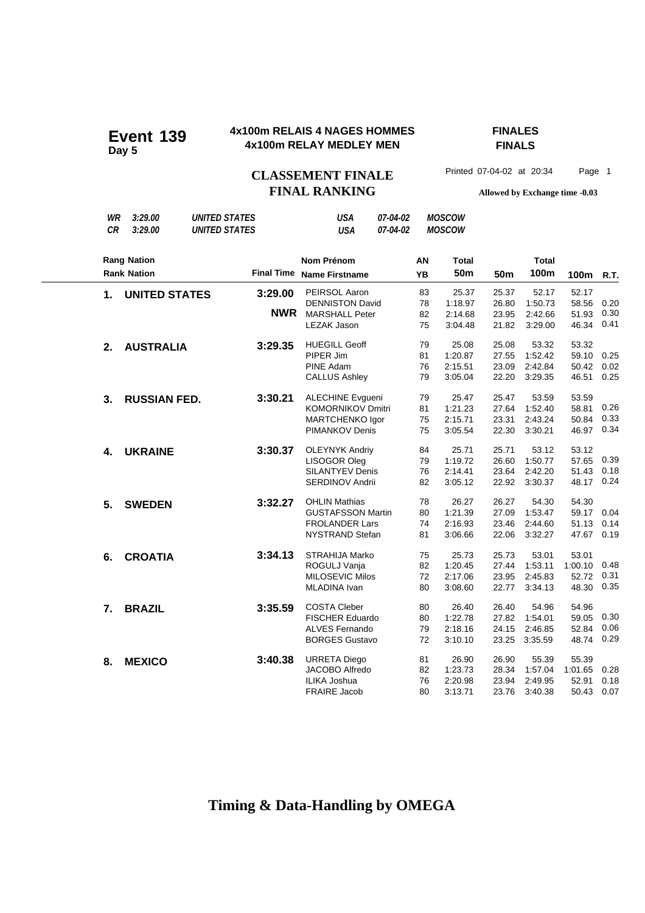# Event 139
**Day 5**

**4x100m RELAIS 4 NAGES HOMMES**
**4x100m RELAY MEDLEY MEN**

**FINALES**
**FINALS**

## CLASSEMENT FINALE
## FINAL RANKING

Printed 07-04-02 at 20:34 Page 1

**Allowed by Exchange time -0.03**

| | | | | | |
|---|---|---|---|---|---|
| *WR* | *3:29.00* | *UNITED STATES* | *USA* | *07-04-02* | *MOSCOW* |
| *CR* | *3:29.00* | *UNITED STATES* | *USA* | *07-04-02* | *MOSCOW* |

| Rang Nation / Rank Nation | | Final Time | Nom Prénom / Name Firstname | AN / YB | Total 50m | 50m | Total 100m | 100m | R.T. |
|---|---|---|---|---|---|---|---|---|---|
| 1. | UNITED STATES | 3:29.00 | PEIRSOL Aaron | 83 | 25.37 | 25.37 | 52.17 | 52.17 | |
| | | NWR | DENNISTON David | 78 | 1:18.97 | 26.80 | 1:50.73 | 58.56 | 0.20 |
| | | | MARSHALL Peter | 82 | 2:14.68 | 23.95 | 2:42.66 | 51.93 | 0.30 |
| | | | LEZAK Jason | 75 | 3:04.48 | 21.82 | 3:29.00 | 46.34 | 0.41 |
| 2. | AUSTRALIA | 3:29.35 | HUEGILL Geoff | 79 | 25.08 | 25.08 | 53.32 | 53.32 | |
| | | | PIPER Jim | 81 | 1:20.87 | 27.55 | 1:52.42 | 59.10 | 0.25 |
| | | | PINE Adam | 76 | 2:15.51 | 23.09 | 2:42.84 | 50.42 | 0.02 |
| | | | CALLUS Ashley | 79 | 3:05.04 | 22.20 | 3:29.35 | 46.51 | 0.25 |
| 3. | RUSSIAN FED. | 3:30.21 | ALECHINE Evgueni | 79 | 25.47 | 25.47 | 53.59 | 53.59 | |
| | | | KOMORNIKOV Dmitri | 81 | 1:21.23 | 27.64 | 1:52.40 | 58.81 | 0.26 |
| | | | MARTCHENKO Igor | 75 | 2:15.71 | 23.31 | 2:43.24 | 50.84 | 0.33 |
| | | | PIMANKOV Denis | 75 | 3:05.54 | 22.30 | 3:30.21 | 46.97 | 0.34 |
| 4. | UKRAINE | 3:30.37 | OLEYNYK Andriy | 84 | 25.71 | 25.71 | 53.12 | 53.12 | |
| | | | LISOGOR Oleg | 79 | 1:19.72 | 26.60 | 1:50.77 | 57.65 | 0.39 |
| | | | SILANTYEV Denis | 76 | 2:14.41 | 23.64 | 2:42.20 | 51.43 | 0.18 |
| | | | SERDINOV Andrii | 82 | 3:05.12 | 22.92 | 3:30.37 | 48.17 | 0.24 |
| 5. | SWEDEN | 3:32.27 | OHLIN Mathias | 78 | 26.27 | 26.27 | 54.30 | 54.30 | |
| | | | GUSTAFSSON Martin | 80 | 1:21.39 | 27.09 | 1:53.47 | 59.17 | 0.04 |
| | | | FROLANDER Lars | 74 | 2:16.93 | 23.46 | 2:44.60 | 51.13 | 0.14 |
| | | | NYSTRAND Stefan | 81 | 3:06.66 | 22.06 | 3:32.27 | 47.67 | 0.19 |
| 6. | CROATIA | 3:34.13 | STRAHIJA Marko | 75 | 25.73 | 25.73 | 53.01 | 53.01 | |
| | | | ROGULJ Vanja | 82 | 1:20.45 | 27.44 | 1:53.11 | 1:00.10 | 0.48 |
| | | | MILOSEVIC Milos | 72 | 2:17.06 | 23.95 | 2:45.83 | 52.72 | 0.31 |
| | | | MLADINA Ivan | 80 | 3:08.60 | 22.77 | 3:34.13 | 48.30 | 0.35 |
| 7. | BRAZIL | 3:35.59 | COSTA Cleber | 80 | 26.40 | 26.40 | 54.96 | 54.96 | |
| | | | FISCHER Eduardo | 80 | 1:22.78 | 27.82 | 1:54.01 | 59.05 | 0.30 |
| | | | ALVES Fernando | 79 | 2:18.16 | 24.15 | 2:46.85 | 52.84 | 0.06 |
| | | | BORGES Gustavo | 72 | 3:10.10 | 23.25 | 3:35.59 | 48.74 | 0.29 |
| 8. | MEXICO | 3:40.38 | URRETA Diego | 81 | 26.90 | 26.90 | 55.39 | 55.39 | |
| | | | JACOBO Alfredo | 82 | 1:23.73 | 28.34 | 1:57.04 | 1:01.65 | 0.28 |
| | | | ILIKA Joshua | 76 | 2:20.98 | 23.94 | 2:49.95 | 52.91 | 0.18 |
| | | | FRAIRE Jacob | 80 | 3:13.71 | 23.76 | 3:40.38 | 50.43 | 0.07 |

**Timing & Data-Handling by OMEGA**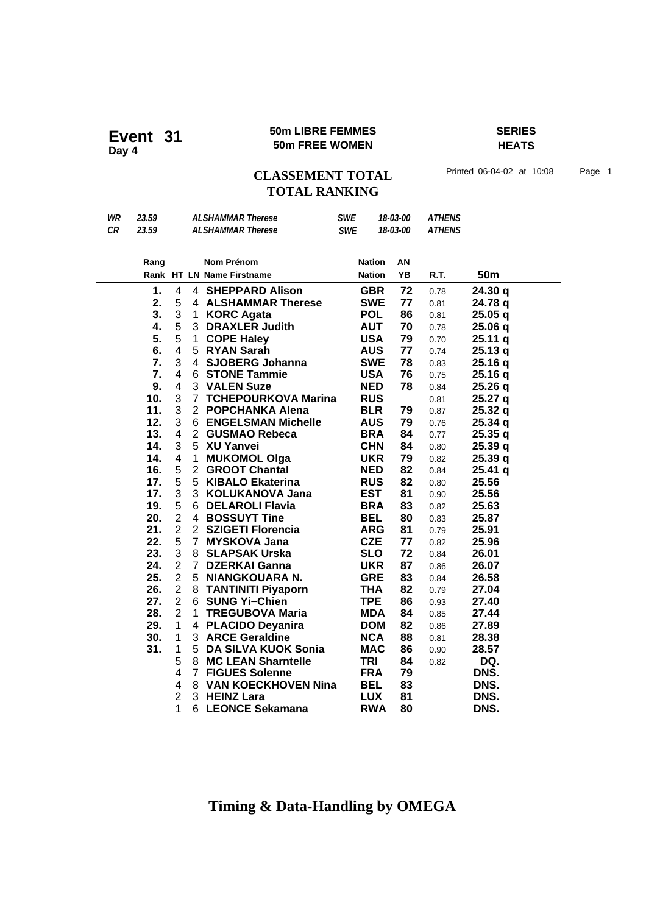# Event 31
**Day 4**

**50m LIBRE FEMMES**
**50m FREE WOMEN**

**SERIES**
**HEATS**

## CLASSEMENT TOTAL
## TOTAL RANKING

Printed 06-04-02 at 10:08

| | | | | | |
|---|---|---|---|---|---|
| *WR* | *23.59* | *ALSHAMMAR Therese* | *SWE* | *18-03-00* | *ATHENS* |
| *CR* | *23.59* | *ALSHAMMAR Therese* | *SWE* | *18-03-00* | *ATHENS* |

| Rang / Rank | HT | LN | Nom Prénom / Name Firstname | Nation | AN / YB | R.T. | 50m |
|---|---|---|---|---|---|---|---|
| 1. | 4 | 4 | **SHEPPARD Alison** | **GBR** | **72** | 0.78 | **24.30 q** |
| 2. | 5 | 4 | **ALSHAMMAR Therese** | **SWE** | **77** | 0.81 | **24.78 q** |
| 3. | 3 | 1 | **KORC Agata** | **POL** | **86** | 0.81 | **25.05 q** |
| 4. | 5 | 3 | **DRAXLER Judith** | **AUT** | **70** | 0.78 | **25.06 q** |
| 5. | 5 | 1 | **COPE Haley** | **USA** | **79** | 0.70 | **25.11 q** |
| 6. | 4 | 5 | **RYAN Sarah** | **AUS** | **77** | 0.74 | **25.13 q** |
| 7. | 3 | 4 | **SJOBERG Johanna** | **SWE** | **78** | 0.83 | **25.16 q** |
| 7. | 4 | 6 | **STONE Tammie** | **USA** | **76** | 0.75 | **25.16 q** |
| 9. | 4 | 3 | **VALEN Suze** | **NED** | **78** | 0.84 | **25.26 q** |
| 10. | 3 | 7 | **TCHEPOURKOVA Marina** | **RUS** | | 0.81 | **25.27 q** |
| 11. | 3 | 2 | **POPCHANKA Alena** | **BLR** | **79** | 0.87 | **25.32 q** |
| 12. | 3 | 6 | **ENGELSMAN Michelle** | **AUS** | **79** | 0.76 | **25.34 q** |
| 13. | 4 | 2 | **GUSMAO Rebeca** | **BRA** | **84** | 0.77 | **25.35 q** |
| 14. | 3 | 5 | **XU Yanvei** | **CHN** | **84** | 0.80 | **25.39 q** |
| 14. | 4 | 1 | **MUKOMOL Olga** | **UKR** | **79** | 0.82 | **25.39 q** |
| 16. | 5 | 2 | **GROOT Chantal** | **NED** | **82** | 0.84 | **25.41 q** |
| 17. | 5 | 5 | **KIBALO Ekaterina** | **RUS** | **82** | 0.80 | **25.56** |
| 17. | 3 | 3 | **KOLUKANOVA Jana** | **EST** | **81** | 0.90 | **25.56** |
| 19. | 5 | 6 | **DELAROLI Flavia** | **BRA** | **83** | 0.82 | **25.63** |
| 20. | 2 | 4 | **BOSSUYT Tine** | **BEL** | **80** | 0.83 | **25.87** |
| 21. | 2 | 2 | **SZIGETI Florencia** | **ARG** | **81** | 0.79 | **25.91** |
| 22. | 5 | 7 | **MYSKOVA Jana** | **CZE** | **77** | 0.82 | **25.96** |
| 23. | 3 | 8 | **SLAPSAK Urska** | **SLO** | **72** | 0.84 | **26.01** |
| 24. | 2 | 7 | **DZERKAI Ganna** | **UKR** | **87** | 0.86 | **26.07** |
| 25. | 2 | 5 | **NIANGKOUARA N.** | **GRE** | **83** | 0.84 | **26.58** |
| 26. | 2 | 8 | **TANTINITI Piyaporn** | **THA** | **82** | 0.79 | **27.04** |
| 27. | 2 | 6 | **SUNG Yi−Chien** | **TPE** | **86** | 0.93 | **27.40** |
| 28. | 2 | 1 | **TREGUBOVA Maria** | **MDA** | **84** | 0.85 | **27.44** |
| 29. | 1 | 4 | **PLACIDO Deyanira** | **DOM** | **82** | 0.86 | **27.89** |
| 30. | 1 | 3 | **ARCE Geraldine** | **NCA** | **88** | 0.81 | **28.38** |
| 31. | 1 | 5 | **DA SILVA KUOK Sonia** | **MAC** | **86** | 0.90 | **28.57** |
| | 5 | 8 | **MC LEAN Sharntelle** | **TRI** | **84** | 0.82 | **DQ.** |
| | 4 | 7 | **FIGUES Solenne** | **FRA** | **79** | | **DNS.** |
| | 4 | 8 | **VAN KOECKHOVEN Nina** | **BEL** | **83** | | **DNS.** |
| | 2 | 3 | **HEINZ Lara** | **LUX** | **81** | | **DNS.** |
| | 1 | 6 | **LEONCE Sekamana** | **RWA** | **80** | | **DNS.** |

**Timing & Data-Handling by OMEGA**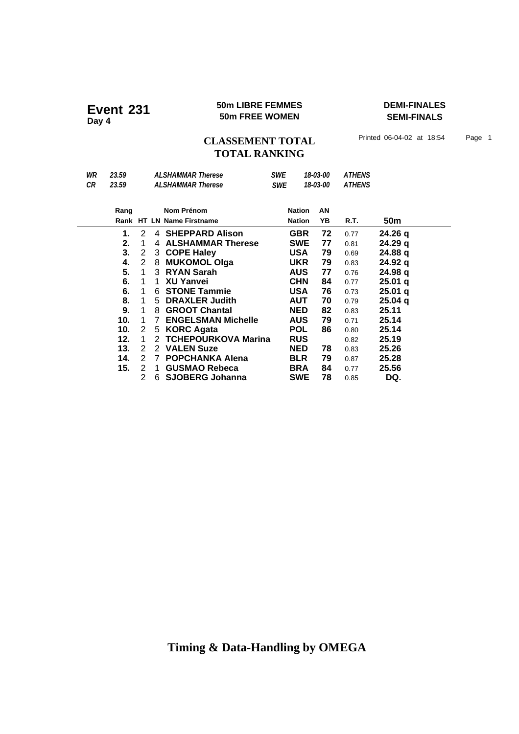# Event 231

**Day 4**

**50m LIBRE FEMMES**
**50m FREE WOMEN**

**DEMI-FINALES**
**SEMI-FINALS**

## CLASSEMENT TOTAL
## TOTAL RANKING

Printed 06-04-02 at 18:54 Page 1

| | | | | | |
|---|---|---|---|---|---|
| *WR* | *23.59* | *ALSHAMMAR Therese* | *SWE* | *18-03-00* | *ATHENS* |
| *CR* | *23.59* | *ALSHAMMAR Therese* | *SWE* | *18-03-00* | *ATHENS* |

| Rang / Rank | HT | LN | Nom Prénom / Name Firstname | Nation | AN / YB | R.T. | 50m |
|---|---|---|---|---|---|---|---|
| **1.** | 2 | 4 | **SHEPPARD Alison** | **GBR** | **72** | 0.77 | **24.26 q** |
| **2.** | 1 | 4 | **ALSHAMMAR Therese** | **SWE** | **77** | 0.81 | **24.29 q** |
| **3.** | 2 | 3 | **COPE Haley** | **USA** | **79** | 0.69 | **24.88 q** |
| **4.** | 2 | 8 | **MUKOMOL Olga** | **UKR** | **79** | 0.83 | **24.92 q** |
| **5.** | 1 | 3 | **RYAN Sarah** | **AUS** | **77** | 0.76 | **24.98 q** |
| **6.** | 1 | 1 | **XU Yanvei** | **CHN** | **84** | 0.77 | **25.01 q** |
| **6.** | 1 | 6 | **STONE Tammie** | **USA** | **76** | 0.73 | **25.01 q** |
| **8.** | 1 | 5 | **DRAXLER Judith** | **AUT** | **70** | 0.79 | **25.04 q** |
| **9.** | 1 | 8 | **GROOT Chantal** | **NED** | **82** | 0.83 | **25.11** |
| **10.** | 1 | 7 | **ENGELSMAN Michelle** | **AUS** | **79** | 0.71 | **25.14** |
| **10.** | 2 | 5 | **KORC Agata** | **POL** | **86** | 0.80 | **25.14** |
| **12.** | 1 | 2 | **TCHEPOURKOVA Marina** | **RUS** | | 0.82 | **25.19** |
| **13.** | 2 | 2 | **VALEN Suze** | **NED** | **78** | 0.83 | **25.26** |
| **14.** | 2 | 7 | **POPCHANKA Alena** | **BLR** | **79** | 0.87 | **25.28** |
| **15.** | 2 | 1 | **GUSMAO Rebeca** | **BRA** | **84** | 0.77 | **25.56** |
| | 2 | 6 | **SJOBERG Johanna** | **SWE** | **78** | 0.85 | **DQ.** |

**Timing & Data-Handling by OMEGA**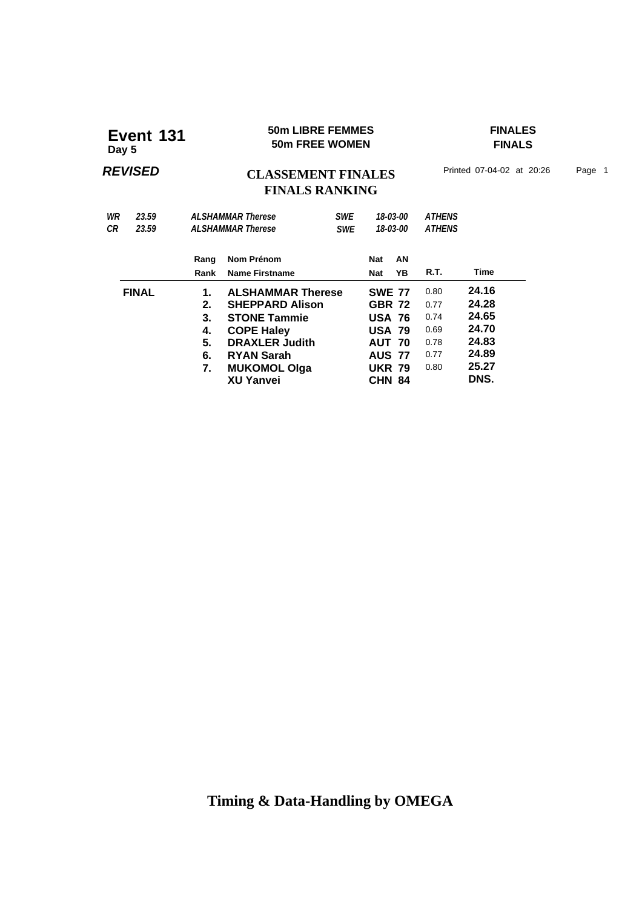# Event 131
**Day 5**

**50m LIBRE FEMMES**
**50m FREE WOMEN**

**FINALES**
**FINALS**

***REVISED***

## CLASSEMENT FINALES
## FINALS RANKING

Printed 07-04-02 at 20:26

| | | | | | |
|---|---|---|---|---|---|
| *WR* | *23.59* | *ALSHAMMAR Therese* | *SWE* | *18-03-00* | *ATHENS* |
| *CR* | *23.59* | *ALSHAMMAR Therese* | *SWE* | *18-03-00* | *ATHENS* |

| | Rang / Rank | Nom Prénom / Name Firstname | Nat / Nat | AN / YB | R.T. | Time |
|---|---|---|---|---|---|---|
| **FINAL** | **1.** | **ALSHAMMAR Therese** | **SWE** | **77** | 0.80 | **24.16** |
| | **2.** | **SHEPPARD Alison** | **GBR** | **72** | 0.77 | **24.28** |
| | **3.** | **STONE Tammie** | **USA** | **76** | 0.74 | **24.65** |
| | **4.** | **COPE Haley** | **USA** | **79** | 0.69 | **24.70** |
| | **5.** | **DRAXLER Judith** | **AUT** | **70** | 0.78 | **24.83** |
| | **6.** | **RYAN Sarah** | **AUS** | **77** | 0.77 | **24.89** |
| | **7.** | **MUKOMOL Olga** | **UKR** | **79** | 0.80 | **25.27** |
| | | **XU Yanvei** | **CHN** | **84** | | **DNS.** |

**Timing & Data-Handling by OMEGA**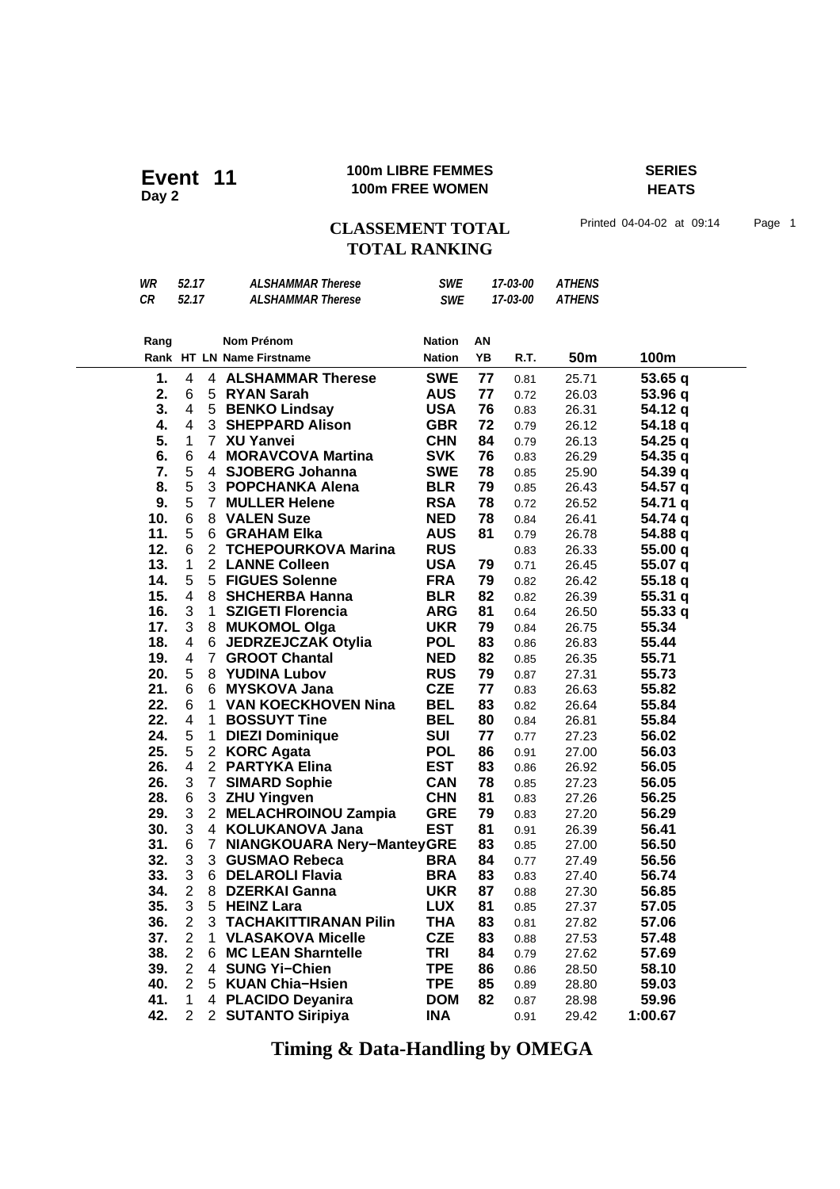# Event 11
**Day 2**

**100m LIBRE FEMMES**
**100m FREE WOMEN**

**SERIES**
**HEATS**

## CLASSEMENT TOTAL
## TOTAL RANKING

Printed 04-04-02 at 09:14

| | | | | | |
|---|---|---|---|---|---|
| *WR* | *52.17* | *ALSHAMMAR Therese* | *SWE* | *17-03-00* | *ATHENS* |
| *CR* | *52.17* | *ALSHAMMAR Therese* | *SWE* | *17-03-00* | *ATHENS* |

| Rang / Rank | HT | LN | Nom Prénom / Name Firstname | Nation / Nation | AN / YB | R.T. | 50m | 100m |
|---|---|---|---|---|---|---|---|---|
| **1.** | 4 | 4 | **ALSHAMMAR Therese** | **SWE** | **77** | 0.81 | 25.71 | **53.65 q** |
| **2.** | 6 | 5 | **RYAN Sarah** | **AUS** | **77** | 0.72 | 26.03 | **53.96 q** |
| **3.** | 4 | 5 | **BENKO Lindsay** | **USA** | **76** | 0.83 | 26.31 | **54.12 q** |
| **4.** | 4 | 3 | **SHEPPARD Alison** | **GBR** | **72** | 0.79 | 26.12 | **54.18 q** |
| **5.** | 1 | 7 | **XU Yanvei** | **CHN** | **84** | 0.79 | 26.13 | **54.25 q** |
| **6.** | 6 | 4 | **MORAVCOVA Martina** | **SVK** | **76** | 0.83 | 26.29 | **54.35 q** |
| **7.** | 5 | 4 | **SJOBERG Johanna** | **SWE** | **78** | 0.85 | 25.90 | **54.39 q** |
| **8.** | 5 | 3 | **POPCHANKA Alena** | **BLR** | **79** | 0.85 | 26.43 | **54.57 q** |
| **9.** | 5 | 7 | **MULLER Helene** | **RSA** | **78** | 0.72 | 26.52 | **54.71 q** |
| **10.** | 6 | 8 | **VALEN Suze** | **NED** | **78** | 0.84 | 26.41 | **54.74 q** |
| **11.** | 5 | 6 | **GRAHAM Elka** | **AUS** | **81** | 0.79 | 26.78 | **54.88 q** |
| **12.** | 6 | 2 | **TCHEPOURKOVA Marina** | **RUS** | | 0.83 | 26.33 | **55.00 q** |
| **13.** | 1 | 2 | **LANNE Colleen** | **USA** | **79** | 0.71 | 26.45 | **55.07 q** |
| **14.** | 5 | 5 | **FIGUES Solenne** | **FRA** | **79** | 0.82 | 26.42 | **55.18 q** |
| **15.** | 4 | 8 | **SHCHERBA Hanna** | **BLR** | **82** | 0.82 | 26.39 | **55.31 q** |
| **16.** | 3 | 1 | **SZIGETI Florencia** | **ARG** | **81** | 0.64 | 26.50 | **55.33 q** |
| **17.** | 3 | 8 | **MUKOMOL Olga** | **UKR** | **79** | 0.84 | 26.75 | **55.34** |
| **18.** | 4 | 6 | **JEDRZEJCZAK Otylia** | **POL** | **83** | 0.86 | 26.83 | **55.44** |
| **19.** | 4 | 7 | **GROOT Chantal** | **NED** | **82** | 0.85 | 26.35 | **55.71** |
| **20.** | 5 | 8 | **YUDINA Lubov** | **RUS** | **79** | 0.87 | 27.31 | **55.73** |
| **21.** | 6 | 6 | **MYSKOVA Jana** | **CZE** | **77** | 0.83 | 26.63 | **55.82** |
| **22.** | 6 | 1 | **VAN KOECKHOVEN Nina** | **BEL** | **83** | 0.82 | 26.64 | **55.84** |
| **22.** | 4 | 1 | **BOSSUYT Tine** | **BEL** | **80** | 0.84 | 26.81 | **55.84** |
| **24.** | 5 | 1 | **DIEZI Dominique** | **SUI** | **77** | 0.77 | 27.23 | **56.02** |
| **25.** | 5 | 2 | **KORC Agata** | **POL** | **86** | 0.91 | 27.00 | **56.03** |
| **26.** | 4 | 2 | **PARTYKA Elina** | **EST** | **83** | 0.86 | 26.92 | **56.05** |
| **26.** | 3 | 7 | **SIMARD Sophie** | **CAN** | **78** | 0.85 | 27.23 | **56.05** |
| **28.** | 6 | 3 | **ZHU Yingven** | **CHN** | **81** | 0.83 | 27.26 | **56.25** |
| **29.** | 3 | 2 | **MELACHROINOU Zampia** | **GRE** | **79** | 0.83 | 27.20 | **56.29** |
| **30.** | 3 | 4 | **KOLUKANOVA Jana** | **EST** | **81** | 0.91 | 26.39 | **56.41** |
| **31.** | 6 | 7 | **NIANGKOUARA Nery−Mantey** | **GRE** | **83** | 0.85 | 27.00 | **56.50** |
| **32.** | 3 | 3 | **GUSMAO Rebeca** | **BRA** | **84** | 0.77 | 27.49 | **56.56** |
| **33.** | 3 | 6 | **DELAROLI Flavia** | **BRA** | **83** | 0.83 | 27.40 | **56.74** |
| **34.** | 2 | 8 | **DZERKAI Ganna** | **UKR** | **87** | 0.88 | 27.30 | **56.85** |
| **35.** | 3 | 5 | **HEINZ Lara** | **LUX** | **81** | 0.85 | 27.37 | **57.05** |
| **36.** | 2 | 3 | **TACHAKITTIRANAN Pilin** | **THA** | **83** | 0.81 | 27.82 | **57.06** |
| **37.** | 2 | 1 | **VLASAKOVA Micelle** | **CZE** | **83** | 0.88 | 27.53 | **57.48** |
| **38.** | 2 | 6 | **MC LEAN Sharntelle** | **TRI** | **84** | 0.79 | 27.62 | **57.69** |
| **39.** | 2 | 4 | **SUNG Yi−Chien** | **TPE** | **86** | 0.86 | 28.50 | **58.10** |
| **40.** | 2 | 5 | **KUAN Chia−Hsien** | **TPE** | **85** | 0.89 | 28.80 | **59.03** |
| **41.** | 1 | 4 | **PLACIDO Deyanira** | **DOM** | **82** | 0.87 | 28.98 | **59.96** |
| **42.** | 2 | 2 | **SUTANTO Siripiya** | **INA** | | 0.91 | 29.42 | **1:00.67** |

**Timing & Data-Handling by OMEGA**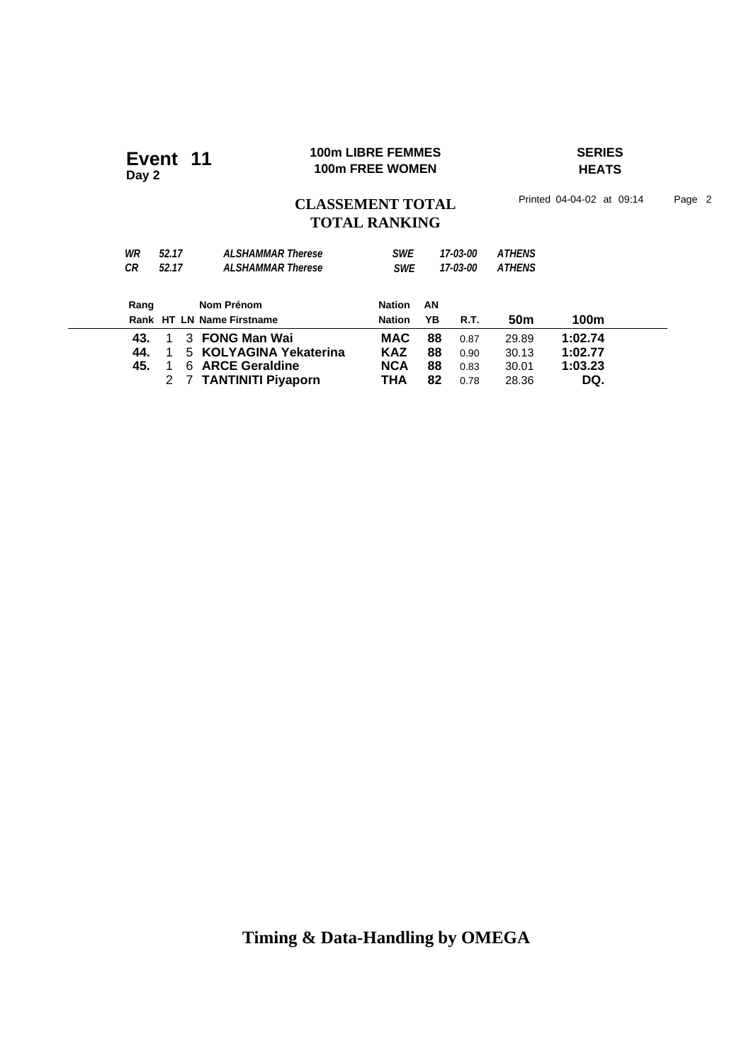**Event 11**
**Day 2**

**100m LIBRE FEMMES**
**100m FREE WOMEN**

**SERIES**
**HEATS**

## CLASSEMENT TOTAL
## TOTAL RANKING

Printed 04-04-02 at 09:14

| | | | | | |
|---|---|---|---|---|---|
| *WR* | *52.17* | *ALSHAMMAR Therese* | *SWE* | *17-03-00* | *ATHENS* |
| *CR* | *52.17* | *ALSHAMMAR Therese* | *SWE* | *17-03-00* | *ATHENS* |

| Rang / Rank | HT | LN | Nom Prénom / Name Firstname | Nation / Nation | AN / YB | R.T. | 50m | 100m |
|---|---|---|---|---|---|---|---|---|
| **43.** | 1 | 3 | **FONG Man Wai** | **MAC** | **88** | 0.87 | 29.89 | **1:02.74** |
| **44.** | 1 | 5 | **KOLYAGINA Yekaterina** | **KAZ** | **88** | 0.90 | 30.13 | **1:02.77** |
| **45.** | 1 | 6 | **ARCE Geraldine** | **NCA** | **88** | 0.83 | 30.01 | **1:03.23** |
| | 2 | 7 | **TANTINITI Piyaporn** | **THA** | **82** | 0.78 | 28.36 | **DQ.** |

**Timing & Data-Handling by OMEGA**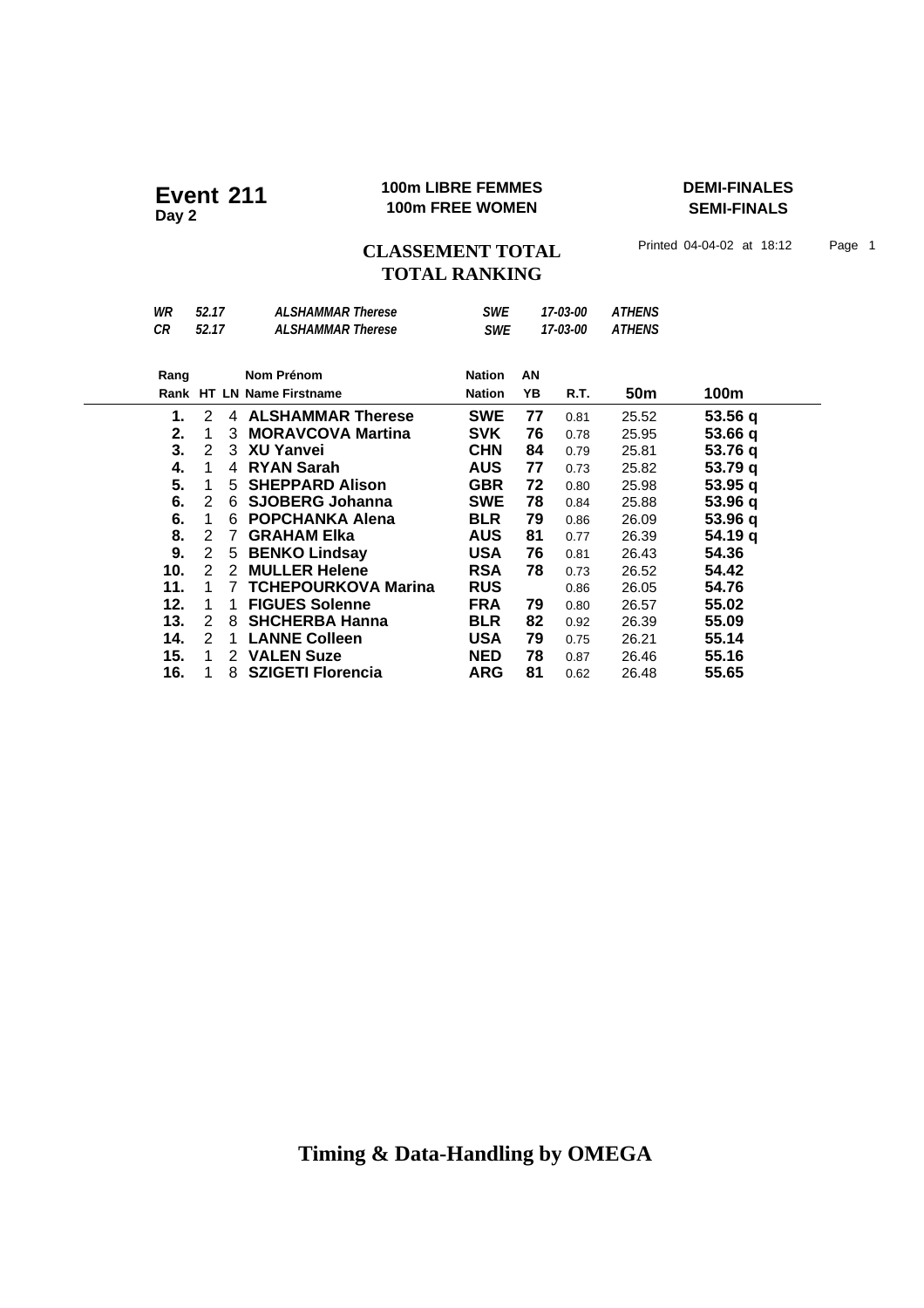# Event 211
**Day 2**

**100m LIBRE FEMMES**
**100m FREE WOMEN**

**DEMI-FINALES**
**SEMI-FINALS**

## CLASSEMENT TOTAL
## TOTAL RANKING

Printed 04-04-02 at 18:12

| | | | | | |
|---|---|---|---|---|---|
| *WR* | *52.17* | *ALSHAMMAR Therese* | *SWE* | *17-03-00* | *ATHENS* |
| *CR* | *52.17* | *ALSHAMMAR Therese* | *SWE* | *17-03-00* | *ATHENS* |

| Rang<br>Rank | HT | LN | Nom Prénom<br>Name Firstname | Nation<br>Nation | AN<br>YB | R.T. | 50m | 100m |
|---|---|---|---|---|---|---|---|---|
| **1.** | 2 | 4 | **ALSHAMMAR Therese** | **SWE** | **77** | 0.81 | 25.52 | **53.56 q** |
| **2.** | 1 | 3 | **MORAVCOVA Martina** | **SVK** | **76** | 0.78 | 25.95 | **53.66 q** |
| **3.** | 2 | 3 | **XU Yanvei** | **CHN** | **84** | 0.79 | 25.81 | **53.76 q** |
| **4.** | 1 | 4 | **RYAN Sarah** | **AUS** | **77** | 0.73 | 25.82 | **53.79 q** |
| **5.** | 1 | 5 | **SHEPPARD Alison** | **GBR** | **72** | 0.80 | 25.98 | **53.95 q** |
| **6.** | 2 | 6 | **SJOBERG Johanna** | **SWE** | **78** | 0.84 | 25.88 | **53.96 q** |
| **6.** | 1 | 6 | **POPCHANKA Alena** | **BLR** | **79** | 0.86 | 26.09 | **53.96 q** |
| **8.** | 2 | 7 | **GRAHAM Elka** | **AUS** | **81** | 0.77 | 26.39 | **54.19 q** |
| **9.** | 2 | 5 | **BENKO Lindsay** | **USA** | **76** | 0.81 | 26.43 | **54.36** |
| **10.** | 2 | 2 | **MULLER Helene** | **RSA** | **78** | 0.73 | 26.52 | **54.42** |
| **11.** | 1 | 7 | **TCHEPOURKOVA Marina** | **RUS** | | 0.86 | 26.05 | **54.76** |
| **12.** | 1 | 1 | **FIGUES Solenne** | **FRA** | **79** | 0.80 | 26.57 | **55.02** |
| **13.** | 2 | 8 | **SHCHERBA Hanna** | **BLR** | **82** | 0.92 | 26.39 | **55.09** |
| **14.** | 2 | 1 | **LANNE Colleen** | **USA** | **79** | 0.75 | 26.21 | **55.14** |
| **15.** | 1 | 2 | **VALEN Suze** | **NED** | **78** | 0.87 | 26.46 | **55.16** |
| **16.** | 1 | 8 | **SZIGETI Florencia** | **ARG** | **81** | 0.62 | 26.48 | **55.65** |

**Timing & Data-Handling by OMEGA**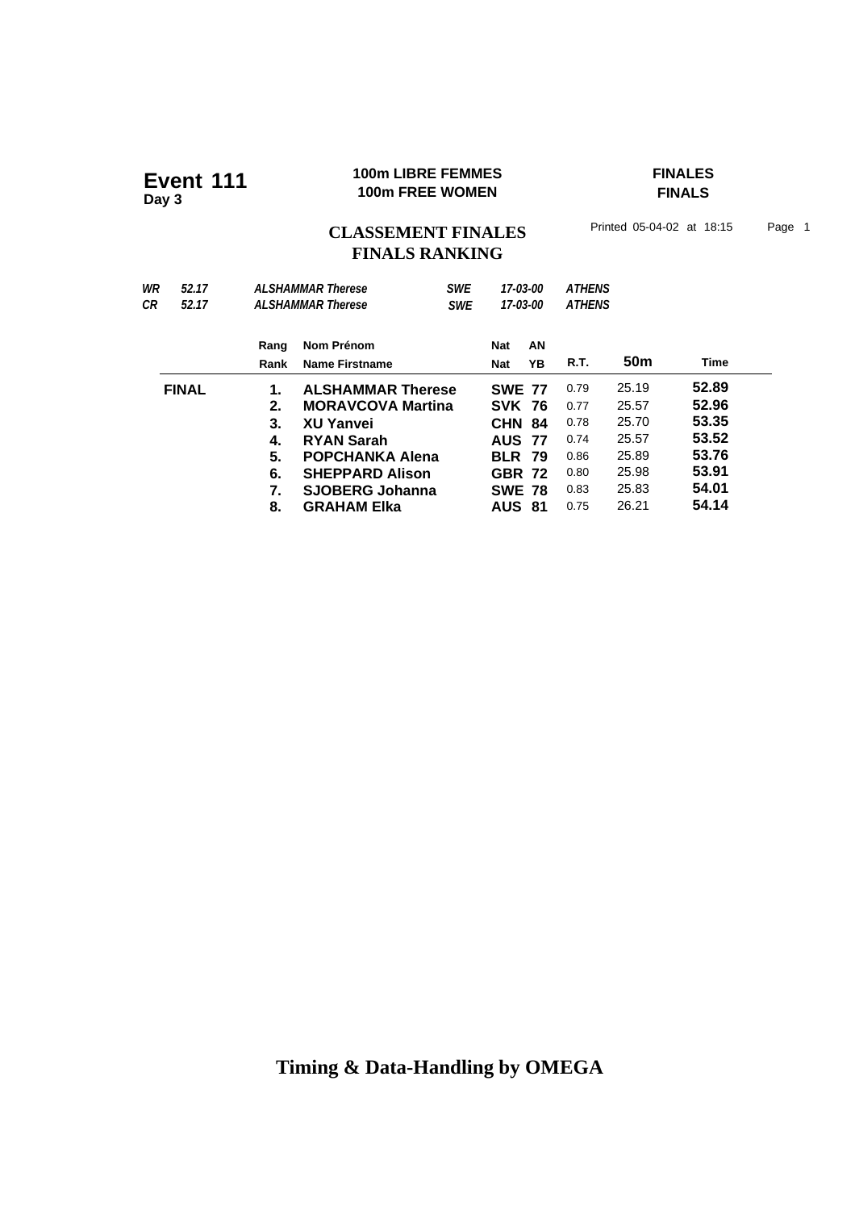# Event 111
**Day 3**

**100m LIBRE FEMMES**
**100m FREE WOMEN**

**FINALES**
**FINALS**

## CLASSEMENT FINALES
## FINALS RANKING

Printed 05-04-02 at 18:15

| | | | | | |
|---|---|---|---|---|---|
| *WR* | *52.17* | *ALSHAMMAR Therese* | *SWE* | *17-03-00* | *ATHENS* |
| *CR* | *52.17* | *ALSHAMMAR Therese* | *SWE* | *17-03-00* | *ATHENS* |

| | Rang / Rank | Nom Prénom / Name Firstname | Nat / Nat | AN / YB | R.T. | 50m | Time |
|---|---|---|---|---|---|---|---|
| **FINAL** | **1.** | **ALSHAMMAR Therese** | **SWE** | **77** | 0.79 | 25.19 | **52.89** |
| | **2.** | **MORAVCOVA Martina** | **SVK** | **76** | 0.77 | 25.57 | **52.96** |
| | **3.** | **XU Yanvei** | **CHN** | **84** | 0.78 | 25.70 | **53.35** |
| | **4.** | **RYAN Sarah** | **AUS** | **77** | 0.74 | 25.57 | **53.52** |
| | **5.** | **POPCHANKA Alena** | **BLR** | **79** | 0.86 | 25.89 | **53.76** |
| | **6.** | **SHEPPARD Alison** | **GBR** | **72** | 0.80 | 25.98 | **53.91** |
| | **7.** | **SJOBERG Johanna** | **SWE** | **78** | 0.83 | 25.83 | **54.01** |
| | **8.** | **GRAHAM Elka** | **AUS** | **81** | 0.75 | 26.21 | **54.14** |

**Timing & Data-Handling by OMEGA**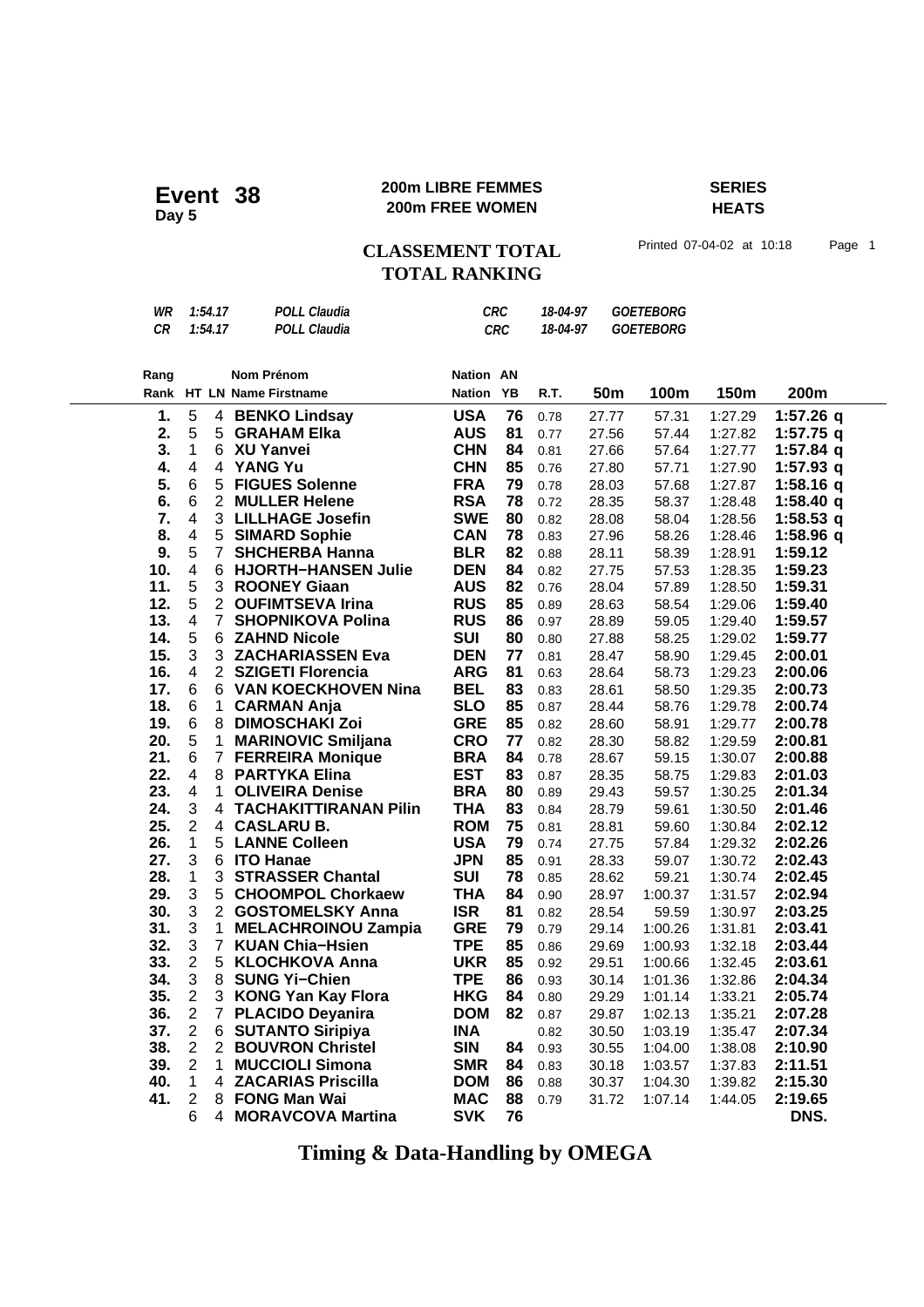# Event 38

**Day 5**

**200m LIBRE FEMMES**
**200m FREE WOMEN**

**SERIES**
**HEATS**

## CLASSEMENT TOTAL
## TOTAL RANKING

Printed 07-04-02 at 10:18

| | | | | | |
|---|---|---|---|---|---|
| *WR* | *1:54.17* | *POLL Claudia* | *CRC* | *18-04-97* | *GOETEBORG* |
| *CR* | *1:54.17* | *POLL Claudia* | *CRC* | *18-04-97* | *GOETEBORG* |

| Rang / Rank | HT | LN | Nom Prénom / Name Firstname | Nation | AN / YB | R.T. | 50m | 100m | 150m | 200m |
|---|---|---|---|---|---|---|---|---|---|---|
| **1.** | 5 | 4 | **BENKO Lindsay** | **USA** | **76** | 0.78 | 27.77 | 57.31 | 1:27.29 | **1:57.26 q** |
| **2.** | 5 | 5 | **GRAHAM Elka** | **AUS** | **81** | 0.77 | 27.56 | 57.44 | 1:27.82 | **1:57.75 q** |
| **3.** | 1 | 6 | **XU Yanvei** | **CHN** | **84** | 0.81 | 27.66 | 57.64 | 1:27.77 | **1:57.84 q** |
| **4.** | 4 | 4 | **YANG Yu** | **CHN** | **85** | 0.76 | 27.80 | 57.71 | 1:27.90 | **1:57.93 q** |
| **5.** | 6 | 5 | **FIGUES Solenne** | **FRA** | **79** | 0.78 | 28.03 | 57.68 | 1:27.87 | **1:58.16 q** |
| **6.** | 6 | 2 | **MULLER Helene** | **RSA** | **78** | 0.72 | 28.35 | 58.37 | 1:28.48 | **1:58.40 q** |
| **7.** | 4 | 3 | **LILLHAGE Josefin** | **SWE** | **80** | 0.82 | 28.08 | 58.04 | 1:28.56 | **1:58.53 q** |
| **8.** | 4 | 5 | **SIMARD Sophie** | **CAN** | **78** | 0.83 | 27.96 | 58.26 | 1:28.46 | **1:58.96 q** |
| **9.** | 5 | 7 | **SHCHERBA Hanna** | **BLR** | **82** | 0.88 | 28.11 | 58.39 | 1:28.91 | **1:59.12** |
| **10.** | 4 | 6 | **HJORTH−HANSEN Julie** | **DEN** | **84** | 0.82 | 27.75 | 57.53 | 1:28.35 | **1:59.23** |
| **11.** | 5 | 3 | **ROONEY Giaan** | **AUS** | **82** | 0.76 | 28.04 | 57.89 | 1:28.50 | **1:59.31** |
| **12.** | 5 | 2 | **OUFIMTSEVA Irina** | **RUS** | **85** | 0.89 | 28.63 | 58.54 | 1:29.06 | **1:59.40** |
| **13.** | 4 | 7 | **SHOPNIKOVA Polina** | **RUS** | **86** | 0.97 | 28.89 | 59.05 | 1:29.40 | **1:59.57** |
| **14.** | 5 | 6 | **ZAHND Nicole** | **SUI** | **80** | 0.80 | 27.88 | 58.25 | 1:29.02 | **1:59.77** |
| **15.** | 3 | 3 | **ZACHARIASSEN Eva** | **DEN** | **77** | 0.81 | 28.47 | 58.90 | 1:29.45 | **2:00.01** |
| **16.** | 4 | 2 | **SZIGETI Florencia** | **ARG** | **81** | 0.63 | 28.64 | 58.73 | 1:29.23 | **2:00.06** |
| **17.** | 6 | 6 | **VAN KOECKHOVEN Nina** | **BEL** | **83** | 0.83 | 28.61 | 58.50 | 1:29.35 | **2:00.73** |
| **18.** | 6 | 1 | **CARMAN Anja** | **SLO** | **85** | 0.87 | 28.44 | 58.76 | 1:29.78 | **2:00.74** |
| **19.** | 6 | 8 | **DIMOSCHAKI Zoi** | **GRE** | **85** | 0.82 | 28.60 | 58.91 | 1:29.77 | **2:00.78** |
| **20.** | 5 | 1 | **MARINOVIC Smiljana** | **CRO** | **77** | 0.82 | 28.30 | 58.82 | 1:29.59 | **2:00.81** |
| **21.** | 6 | 7 | **FERREIRA Monique** | **BRA** | **84** | 0.78 | 28.67 | 59.15 | 1:30.07 | **2:00.88** |
| **22.** | 4 | 8 | **PARTYKA Elina** | **EST** | **83** | 0.87 | 28.35 | 58.75 | 1:29.83 | **2:01.03** |
| **23.** | 4 | 1 | **OLIVEIRA Denise** | **BRA** | **80** | 0.89 | 29.43 | 59.57 | 1:30.25 | **2:01.34** |
| **24.** | 3 | 4 | **TACHAKITTIRANAN Pilin** | **THA** | **83** | 0.84 | 28.79 | 59.61 | 1:30.50 | **2:01.46** |
| **25.** | 2 | 4 | **CASLARU B.** | **ROM** | **75** | 0.81 | 28.81 | 59.60 | 1:30.84 | **2:02.12** |
| **26.** | 1 | 5 | **LANNE Colleen** | **USA** | **79** | 0.74 | 27.75 | 57.84 | 1:29.32 | **2:02.26** |
| **27.** | 3 | 6 | **ITO Hanae** | **JPN** | **85** | 0.91 | 28.33 | 59.07 | 1:30.72 | **2:02.43** |
| **28.** | 1 | 3 | **STRASSER Chantal** | **SUI** | **78** | 0.85 | 28.62 | 59.21 | 1:30.74 | **2:02.45** |
| **29.** | 3 | 5 | **CHOOMPOL Chorkaew** | **THA** | **84** | 0.90 | 28.97 | 1:00.37 | 1:31.57 | **2:02.94** |
| **30.** | 3 | 2 | **GOSTOMELSKY Anna** | **ISR** | **81** | 0.82 | 28.54 | 59.59 | 1:30.97 | **2:03.25** |
| **31.** | 3 | 1 | **MELACHROINOU Zampia** | **GRE** | **79** | 0.79 | 29.14 | 1:00.26 | 1:31.81 | **2:03.41** |
| **32.** | 3 | 7 | **KUAN Chia−Hsien** | **TPE** | **85** | 0.86 | 29.69 | 1:00.93 | 1:32.18 | **2:03.44** |
| **33.** | 2 | 5 | **KLOCHKOVA Anna** | **UKR** | **85** | 0.92 | 29.51 | 1:00.66 | 1:32.45 | **2:03.61** |
| **34.** | 3 | 8 | **SUNG Yi−Chien** | **TPE** | **86** | 0.93 | 30.14 | 1:01.36 | 1:32.86 | **2:04.34** |
| **35.** | 2 | 3 | **KONG Yan Kay Flora** | **HKG** | **84** | 0.80 | 29.29 | 1:01.14 | 1:33.21 | **2:05.74** |
| **36.** | 2 | 7 | **PLACIDO Deyanira** | **DOM** | **82** | 0.87 | 29.87 | 1:02.13 | 1:35.21 | **2:07.28** |
| **37.** | 2 | 6 | **SUTANTO Siripiya** | **INA** | | 0.82 | 30.50 | 1:03.19 | 1:35.47 | **2:07.34** |
| **38.** | 2 | 2 | **BOUVRON Christel** | **SIN** | **84** | 0.93 | 30.55 | 1:04.00 | 1:38.08 | **2:10.90** |
| **39.** | 2 | 1 | **MUCCIOLI Simona** | **SMR** | **84** | 0.83 | 30.18 | 1:03.57 | 1:37.83 | **2:11.51** |
| **40.** | 1 | 4 | **ZACARIAS Priscilla** | **DOM** | **86** | 0.88 | 30.37 | 1:04.30 | 1:39.82 | **2:15.30** |
| **41.** | 2 | 8 | **FONG Man Wai** | **MAC** | **88** | 0.79 | 31.72 | 1:07.14 | 1:44.05 | **2:19.65** |
| | 6 | 4 | **MORAVCOVA Martina** | **SVK** | **76** | | | | | **DNS.** |

**Timing & Data-Handling by OMEGA**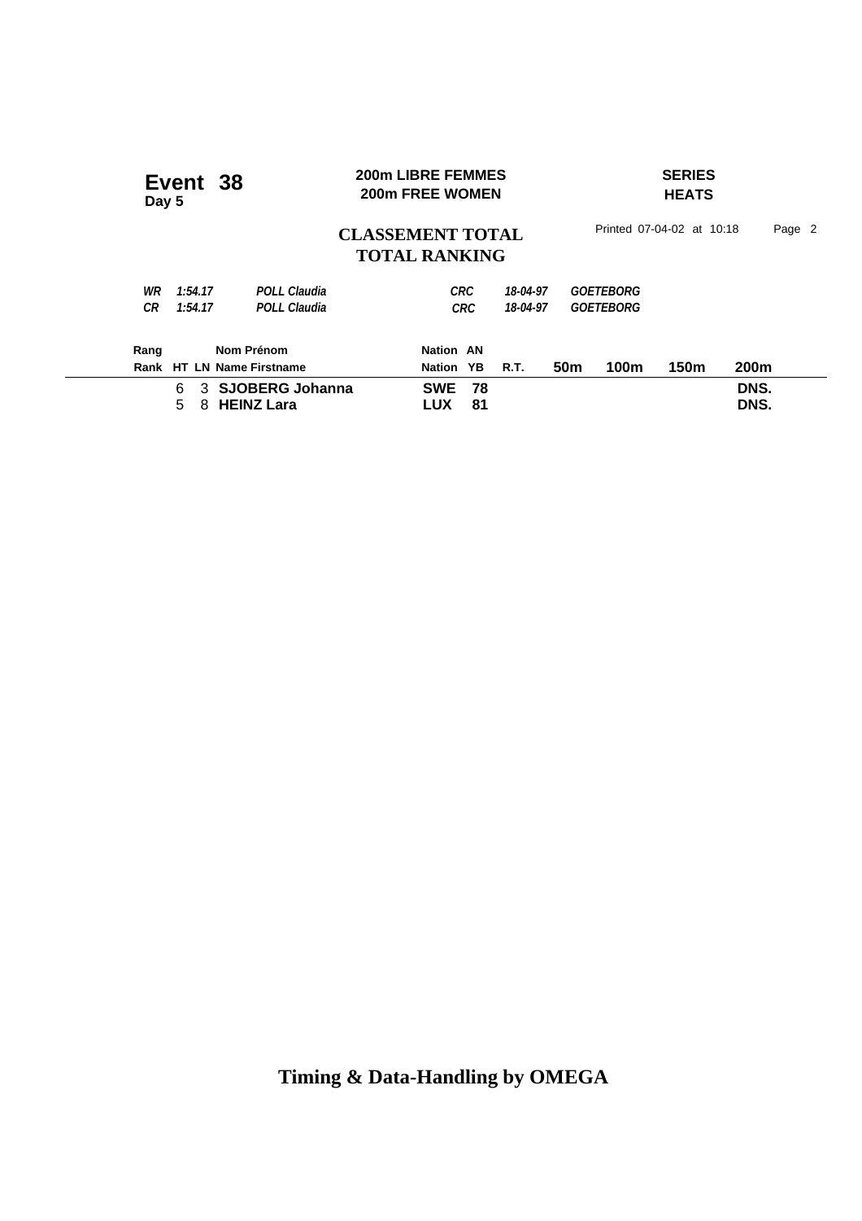**Event 38**
**Day 5**

**200m LIBRE FEMMES**
**200m FREE WOMEN**

**SERIES**
**HEATS**

## CLASSEMENT TOTAL
## TOTAL RANKING

Printed 07-04-02 at 10:18

| | | | | | |
|---|---|---|---|---|---|
| *WR* | *1:54.17* | *POLL Claudia* | *CRC* | *18-04-97* | *GOETEBORG* |
| *CR* | *1:54.17* | *POLL Claudia* | *CRC* | *18-04-97* | *GOETEBORG* |

| Rang / Rank | HT | LN | Nom Prénom / Name Firstname | Nation | AN / YB | R.T. | 50m | 100m | 150m | 200m |
|---|---|---|---|---|---|---|---|---|---|---|
| | 6 | 3 | **SJOBERG Johanna** | **SWE** | **78** | | | | | **DNS.** |
| | 5 | 8 | **HEINZ Lara** | **LUX** | **81** | | | | | **DNS.** |

**Timing & Data-Handling by OMEGA**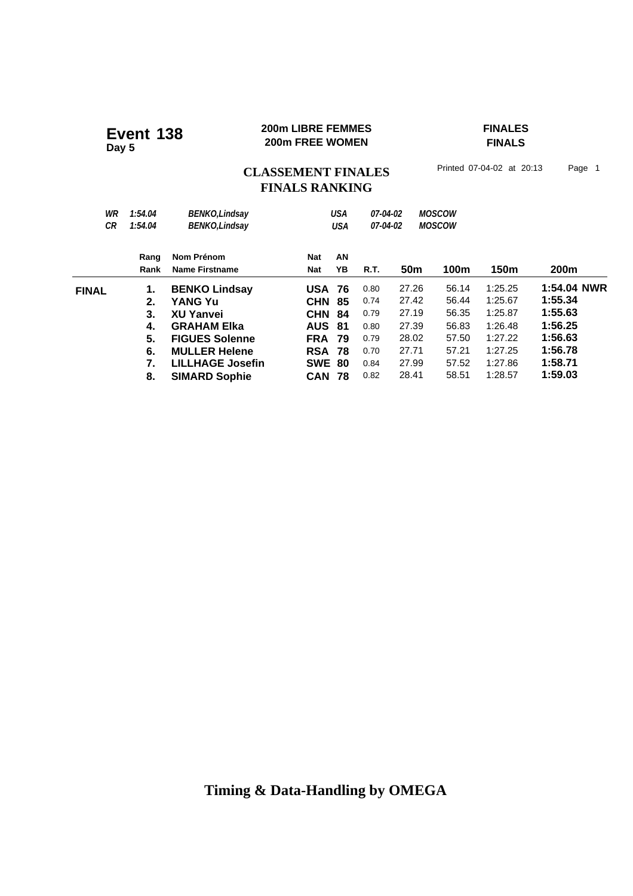# Event 138
**Day 5**

**200m LIBRE FEMMES**
**200m FREE WOMEN**

**FINALES**
**FINALS**

## CLASSEMENT FINALES
## FINALS RANKING

Printed 07-04-02 at 20:13

| | | | | | |
|---|---|---|---|---|---|
| *WR* | *1:54.04* | *BENKO,Lindsay* | *USA* | *07-04-02* | *MOSCOW* |
| *CR* | *1:54.04* | *BENKO,Lindsay* | *USA* | *07-04-02* | *MOSCOW* |

| | Rang / Rank | Nom Prénom / Name Firstname | Nat / Nat | AN / YB | R.T. | 50m | 100m | 150m | 200m |
|---|---|---|---|---|---|---|---|---|---|
| **FINAL** | **1.** | **BENKO Lindsay** | **USA** | **76** | 0.80 | 27.26 | 56.14 | 1:25.25 | **1:54.04 NWR** |
| | **2.** | **YANG Yu** | **CHN** | **85** | 0.74 | 27.42 | 56.44 | 1:25.67 | **1:55.34** |
| | **3.** | **XU Yanvei** | **CHN** | **84** | 0.79 | 27.19 | 56.35 | 1:25.87 | **1:55.63** |
| | **4.** | **GRAHAM Elka** | **AUS** | **81** | 0.80 | 27.39 | 56.83 | 1:26.48 | **1:56.25** |
| | **5.** | **FIGUES Solenne** | **FRA** | **79** | 0.79 | 28.02 | 57.50 | 1:27.22 | **1:56.63** |
| | **6.** | **MULLER Helene** | **RSA** | **78** | 0.70 | 27.71 | 57.21 | 1:27.25 | **1:56.78** |
| | **7.** | **LILLHAGE Josefin** | **SWE** | **80** | 0.84 | 27.99 | 57.52 | 1:27.86 | **1:58.71** |
| | **8.** | **SIMARD Sophie** | **CAN** | **78** | 0.82 | 28.41 | 58.51 | 1:28.57 | **1:59.03** |

**Timing & Data-Handling by OMEGA**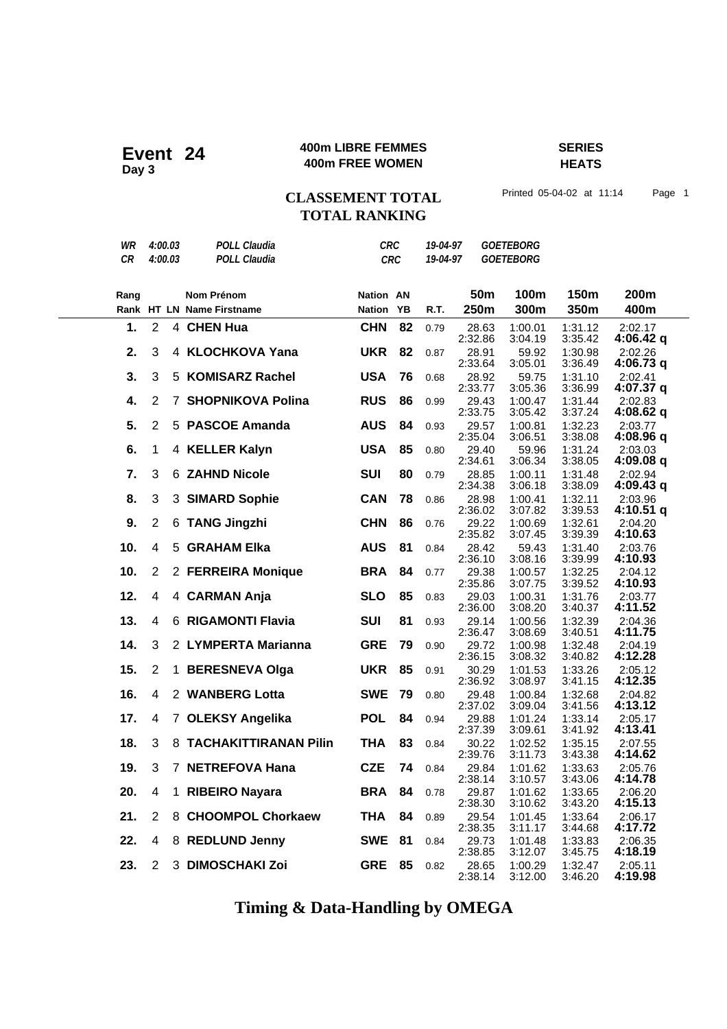# Event 24
**Day 3**

**400m LIBRE FEMMES**
**400m FREE WOMEN**

**SERIES**
**HEATS**

## CLASSEMENT TOTAL
## TOTAL RANKING

Printed 05-04-02 at 11:14 Page 1

| | | | | | |
|---|---|---|---|---|---|
| *WR* | *4:00.03* | *POLL Claudia* | *CRC* | *19-04-97* | *GOETEBORG* |
| *CR* | *4:00.03* | *POLL Claudia* | *CRC* | *19-04-97* | *GOETEBORG* |

| Rang / Rank | HT | LN | Nom Prénom / Name Firstname | Nation | AN / YB | R.T. | 50m / 250m | 100m / 300m | 150m / 350m | 200m / 400m |
|---|---|---|---|---|---|---|---|---|---|---|
| **1.** | 2 | 4 | **CHEN Hua** | **CHN** | **82** | 0.79 | 28.63 / 2:32.86 | 1:00.01 / 3:04.19 | 1:31.12 / 3:35.42 | 2:02.17 / **4:06.42 q** |
| **2.** | 3 | 4 | **KLOCHKOVA Yana** | **UKR** | **82** | 0.87 | 28.91 / 2:33.64 | 59.92 / 3:05.01 | 1:30.98 / 3:36.49 | 2:02.26 / **4:06.73 q** |
| **3.** | 3 | 5 | **KOMISARZ Rachel** | **USA** | **76** | 0.68 | 28.92 / 2:33.77 | 59.75 / 3:05.36 | 1:31.10 / 3:36.99 | 2:02.41 / **4:07.37 q** |
| **4.** | 2 | 7 | **SHOPNIKOVA Polina** | **RUS** | **86** | 0.99 | 29.43 / 2:33.75 | 1:00.47 / 3:05.42 | 1:31.44 / 3:37.24 | 2:02.83 / **4:08.62 q** |
| **5.** | 2 | 5 | **PASCOE Amanda** | **AUS** | **84** | 0.93 | 29.57 / 2:35.04 | 1:00.81 / 3:06.51 | 1:32.23 / 3:38.08 | 2:03.77 / **4:08.96 q** |
| **6.** | 1 | 4 | **KELLER Kalyn** | **USA** | **85** | 0.80 | 29.40 / 2:34.61 | 59.96 / 3:06.34 | 1:31.24 / 3:38.05 | 2:03.03 / **4:09.08 q** |
| **7.** | 3 | 6 | **ZAHND Nicole** | **SUI** | **80** | 0.79 | 28.85 / 2:34.38 | 1:00.11 / 3:06.18 | 1:31.48 / 3:38.09 | 2:02.94 / **4:09.43 q** |
| **8.** | 3 | 3 | **SIMARD Sophie** | **CAN** | **78** | 0.86 | 28.98 / 2:36.02 | 1:00.41 / 3:07.82 | 1:32.11 / 3:39.53 | 2:03.96 / **4:10.51 q** |
| **9.** | 2 | 6 | **TANG Jingzhi** | **CHN** | **86** | 0.76 | 29.22 / 2:35.82 | 1:00.69 / 3:07.45 | 1:32.61 / 3:39.39 | 2:04.20 / **4:10.63** |
| **10.** | 4 | 5 | **GRAHAM Elka** | **AUS** | **81** | 0.84 | 28.42 / 2:36.10 | 59.43 / 3:08.16 | 1:31.40 / 3:39.99 | 2:03.76 / **4:10.93** |
| **10.** | 2 | 2 | **FERREIRA Monique** | **BRA** | **84** | 0.77 | 29.38 / 2:35.86 | 1:00.57 / 3:07.75 | 1:32.25 / 3:39.52 | 2:04.12 / **4:10.93** |
| **12.** | 4 | 4 | **CARMAN Anja** | **SLO** | **85** | 0.83 | 29.03 / 2:36.00 | 1:00.31 / 3:08.20 | 1:31.76 / 3:40.37 | 2:03.77 / **4:11.52** |
| **13.** | 4 | 6 | **RIGAMONTI Flavia** | **SUI** | **81** | 0.93 | 29.14 / 2:36.47 | 1:00.56 / 3:08.69 | 1:32.39 / 3:40.51 | 2:04.36 / **4:11.75** |
| **14.** | 3 | 2 | **LYMPERTA Marianna** | **GRE** | **79** | 0.90 | 29.72 / 2:36.15 | 1:00.98 / 3:08.32 | 1:32.48 / 3:40.82 | 2:04.19 / **4:12.28** |
| **15.** | 2 | 1 | **BERESNEVA Olga** | **UKR** | **85** | 0.91 | 30.29 / 2:36.92 | 1:01.53 / 3:08.97 | 1:33.26 / 3:41.15 | 2:05.12 / **4:12.35** |
| **16.** | 4 | 2 | **WANBERG Lotta** | **SWE** | **79** | 0.80 | 29.48 / 2:37.02 | 1:00.84 / 3:09.04 | 1:32.68 / 3:41.56 | 2:04.82 / **4:13.12** |
| **17.** | 4 | 7 | **OLEKSY Angelika** | **POL** | **84** | 0.94 | 29.88 / 2:37.39 | 1:01.24 / 3:09.61 | 1:33.14 / 3:41.92 | 2:05.17 / **4:13.41** |
| **18.** | 3 | 8 | **TACHAKITTIRANAN Pilin** | **THA** | **83** | 0.84 | 30.22 / 2:39.76 | 1:02.52 / 3:11.73 | 1:35.15 / 3:43.38 | 2:07.55 / **4:14.62** |
| **19.** | 3 | 7 | **NETREFOVA Hana** | **CZE** | **74** | 0.84 | 29.84 / 2:38.14 | 1:01.62 / 3:10.57 | 1:33.63 / 3:43.06 | 2:05.76 / **4:14.78** |
| **20.** | 4 | 1 | **RIBEIRO Nayara** | **BRA** | **84** | 0.78 | 29.87 / 2:38.30 | 1:01.62 / 3:10.62 | 1:33.65 / 3:43.20 | 2:06.20 / **4:15.13** |
| **21.** | 2 | 8 | **CHOOMPOL Chorkaew** | **THA** | **84** | 0.89 | 29.54 / 2:38.35 | 1:01.45 / 3:11.17 | 1:33.64 / 3:44.68 | 2:06.17 / **4:17.72** |
| **22.** | 4 | 8 | **REDLUND Jenny** | **SWE** | **81** | 0.84 | 29.73 / 2:38.85 | 1:01.48 / 3:12.07 | 1:33.83 / 3:45.75 | 2:06.35 / **4:18.19** |
| **23.** | 2 | 3 | **DIMOSCHAKI Zoi** | **GRE** | **85** | 0.82 | 28.65 / 2:38.14 | 1:00.29 / 3:12.00 | 1:32.47 / 3:46.20 | 2:05.11 / **4:19.98** |

**Timing & Data-Handling by OMEGA**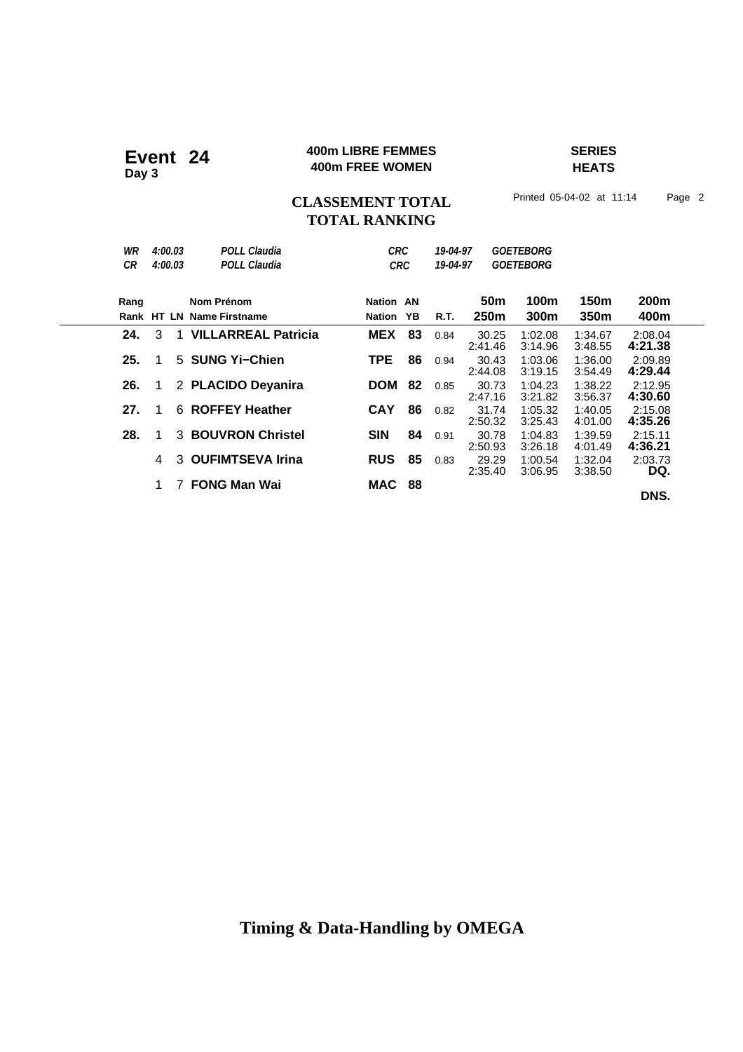# Event 24
**Day 3**

**400m LIBRE FEMMES**
**400m FREE WOMEN**

**SERIES**
**HEATS**

**CLASSEMENT TOTAL**
**TOTAL RANKING**

Printed 05-04-02 at 11:14

| | | | | | |
|---|---|---|---|---|---|
| *WR* | *4:00.03* | *POLL Claudia* | *CRC* | *19-04-97* | *GOETEBORG* |
| *CR* | *4:00.03* | *POLL Claudia* | *CRC* | *19-04-97* | *GOETEBORG* |

| Rang / Rank | HT | LN | Nom Prénom / Name Firstname | Nation | AN / YB | R.T. | 50m / 250m | 100m / 300m | 150m / 350m | 200m / 400m |
|---|---|---|---|---|---|---|---|---|---|---|
| **24.** | 3 | 1 | **VILLARREAL Patricia** | **MEX** | **83** | 0.84 | 30.25 / 2:41.46 | 1:02.08 / 3:14.96 | 1:34.67 / 3:48.55 | 2:08.04 / **4:21.38** |
| **25.** | 1 | 5 | **SUNG Yi−Chien** | **TPE** | **86** | 0.94 | 30.43 / 2:44.08 | 1:03.06 / 3:19.15 | 1:36.00 / 3:54.49 | 2:09.89 / **4:29.44** |
| **26.** | 1 | 2 | **PLACIDO Deyanira** | **DOM** | **82** | 0.85 | 30.73 / 2:47.16 | 1:04.23 / 3:21.82 | 1:38.22 / 3:56.37 | 2:12.95 / **4:30.60** |
| **27.** | 1 | 6 | **ROFFEY Heather** | **CAY** | **86** | 0.82 | 31.74 / 2:50.32 | 1:05.32 / 3:25.43 | 1:40.05 / 4:01.00 | 2:15.08 / **4:35.26** |
| **28.** | 1 | 3 | **BOUVRON Christel** | **SIN** | **84** | 0.91 | 30.78 / 2:50.93 | 1:04.83 / 3:26.18 | 1:39.59 / 4:01.49 | 2:15.11 / **4:36.21** |
| | 4 | 3 | **OUFIMTSEVA Irina** | **RUS** | **85** | 0.83 | 29.29 / 2:35.40 | 1:00.54 / 3:06.95 | 1:32.04 / 3:38.50 | 2:03.73 / **DQ.** |
| | 1 | 7 | **FONG Man Wai** | **MAC** | **88** | | | | | **DNS.** |

**Timing & Data-Handling by OMEGA**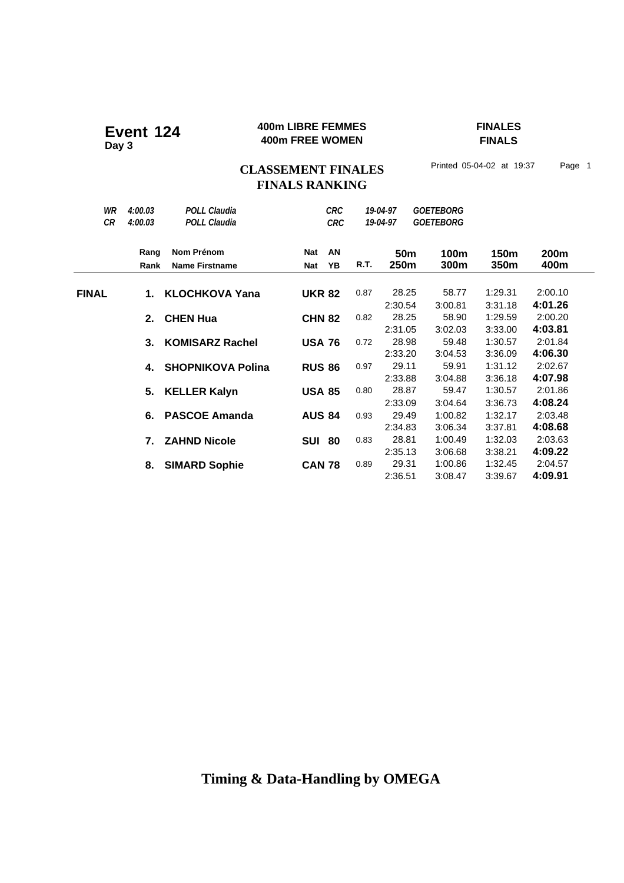**Event 124**
**Day 3**

**400m LIBRE FEMMES**
**400m FREE WOMEN**

**FINALES**
**FINALS**

## CLASSEMENT FINALES
## FINALS RANKING

Printed 05-04-02 at 19:37 Page 1

| | | | | | |
|---|---|---|---|---|---|
| *WR* | *4:00.03* | *POLL Claudia* | *CRC* | *19-04-97* | *GOETEBORG* |
| *CR* | *4:00.03* | *POLL Claudia* | *CRC* | *19-04-97* | *GOETEBORG* |

| | Rang / Rank | Nom Prénom / Name Firstname | Nat / Nat | AN / YB | R.T. | 50m / 250m | 100m / 300m | 150m / 350m | 200m / 400m |
|---|---|---|---|---|---|---|---|---|---|
| **FINAL** | **1.** | **KLOCHKOVA Yana** | **UKR** | **82** | 0.87 | 28.25 | 58.77 | 1:29.31 | 2:00.10 |
| | | | | | | 2:30.54 | 3:00.81 | 3:31.18 | **4:01.26** |
| | **2.** | **CHEN Hua** | **CHN** | **82** | 0.82 | 28.25 | 58.90 | 1:29.59 | 2:00.20 |
| | | | | | | 2:31.05 | 3:02.03 | 3:33.00 | **4:03.81** |
| | **3.** | **KOMISARZ Rachel** | **USA** | **76** | 0.72 | 28.98 | 59.48 | 1:30.57 | 2:01.84 |
| | | | | | | 2:33.20 | 3:04.53 | 3:36.09 | **4:06.30** |
| | **4.** | **SHOPNIKOVA Polina** | **RUS** | **86** | 0.97 | 29.11 | 59.91 | 1:31.12 | 2:02.67 |
| | | | | | | 2:33.88 | 3:04.88 | 3:36.18 | **4:07.98** |
| | **5.** | **KELLER Kalyn** | **USA** | **85** | 0.80 | 28.87 | 59.47 | 1:30.57 | 2:01.86 |
| | | | | | | 2:33.09 | 3:04.64 | 3:36.73 | **4:08.24** |
| | **6.** | **PASCOE Amanda** | **AUS** | **84** | 0.93 | 29.49 | 1:00.82 | 1:32.17 | 2:03.48 |
| | | | | | | 2:34.83 | 3:06.34 | 3:37.81 | **4:08.68** |
| | **7.** | **ZAHND Nicole** | **SUI** | **80** | 0.83 | 28.81 | 1:00.49 | 1:32.03 | 2:03.63 |
| | | | | | | 2:35.13 | 3:06.68 | 3:38.21 | **4:09.22** |
| | **8.** | **SIMARD Sophie** | **CAN** | **78** | 0.89 | 29.31 | 1:00.86 | 1:32.45 | 2:04.57 |
| | | | | | | 2:36.51 | 3:08.47 | 3:39.67 | **4:09.91** |

**Timing & Data-Handling by OMEGA**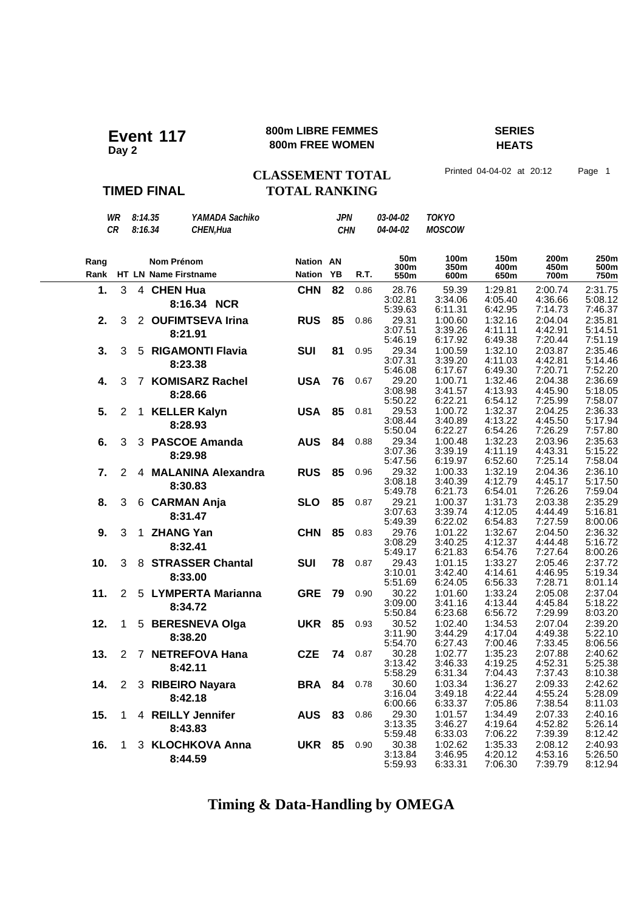**Event 117**
**Day 2**

**800m LIBRE FEMMES**
**800m FREE WOMEN**

**SERIES**
**HEATS**

**CLASSEMENT TOTAL**
**TOTAL RANKING**

**TIMED FINAL**

Printed 04-04-02 at 20:12 Page 1

| | | | | | |
|---|---|---|---|---|---|
| WR | 8:14.35 | YAMADA Sachiko | JPN | 03-04-02 | TOKYO |
| CR | 8:16.34 | CHEN,Hua | CHN | 04-04-02 | MOSCOW |

| Rang / Rank | HT | LN | Nom Prénom / Name Firstname | Nation / Nation | AN / YB | R.T. | 50m / 300m / 550m | 100m / 350m / 600m | 150m / 400m / 650m | 200m / 450m / 700m | 250m / 500m / 750m |
|---|---|---|---|---|---|---|---|---|---|---|---|
| 1. | 3 | 4 | **CHEN Hua** | **CHN** | **82** | 0.86 | 28.76 | 59.39 | 1:29.81 | 2:00.74 | 2:31.75 |
| | | | **8:16.34 NCR** | | | | 3:02.81 | 3:34.06 | 4:05.40 | 4:36.66 | 5:08.12 |
| | | | | | | | 5:39.63 | 6:11.31 | 6:42.95 | 7:14.73 | 7:46.37 |
| 2. | 3 | 2 | **OUFIMTSEVA Irina** | **RUS** | **85** | 0.86 | 29.31 | 1:00.60 | 1:32.16 | 2:04.04 | 2:35.81 |
| | | | **8:21.91** | | | | 3:07.51 | 3:39.26 | 4:11.11 | 4:42.91 | 5:14.51 |
| | | | | | | | 5:46.19 | 6:17.92 | 6:49.38 | 7:20.44 | 7:51.19 |
| 3. | 3 | 5 | **RIGAMONTI Flavia** | **SUI** | **81** | 0.95 | 29.34 | 1:00.59 | 1:32.10 | 2:03.87 | 2:35.46 |
| | | | **8:23.38** | | | | 3:07.31 | 3:39.20 | 4:11.03 | 4:42.81 | 5:14.46 |
| | | | | | | | 5:46.08 | 6:17.67 | 6:49.30 | 7:20.71 | 7:52.20 |
| 4. | 3 | 7 | **KOMISARZ Rachel** | **USA** | **76** | 0.67 | 29.20 | 1:00.71 | 1:32.46 | 2:04.38 | 2:36.69 |
| | | | **8:28.66** | | | | 3:08.98 | 3:41.57 | 4:13.93 | 4:45.90 | 5:18.05 |
| | | | | | | | 5:50.22 | 6:22.21 | 6:54.12 | 7:25.99 | 7:58.07 |
| 5. | 2 | 1 | **KELLER Kalyn** | **USA** | **85** | 0.81 | 29.53 | 1:00.72 | 1:32.37 | 2:04.25 | 2:36.33 |
| | | | **8:28.93** | | | | 3:08.44 | 3:40.89 | 4:13.22 | 4:45.50 | 5:17.94 |
| | | | | | | | 5:50.04 | 6:22.27 | 6:54.26 | 7:26.29 | 7:57.80 |
| 6. | 3 | 3 | **PASCOE Amanda** | **AUS** | **84** | 0.88 | 29.34 | 1:00.48 | 1:32.23 | 2:03.96 | 2:35.63 |
| | | | **8:29.98** | | | | 3:07.36 | 3:39.19 | 4:11.19 | 4:43.31 | 5:15.22 |
| | | | | | | | 5:47.56 | 6:19.97 | 6:52.60 | 7:25.14 | 7:58.04 |
| 7. | 2 | 4 | **MALANINA Alexandra** | **RUS** | **85** | 0.96 | 29.32 | 1:00.33 | 1:32.19 | 2:04.36 | 2:36.10 |
| | | | **8:30.83** | | | | 3:08.18 | 3:40.39 | 4:12.79 | 4:45.17 | 5:17.50 |
| | | | | | | | 5:49.78 | 6:21.73 | 6:54.01 | 7:26.26 | 7:59.04 |
| 8. | 3 | 6 | **CARMAN Anja** | **SLO** | **85** | 0.87 | 29.21 | 1:00.37 | 1:31.73 | 2:03.38 | 2:35.29 |
| | | | **8:31.47** | | | | 3:07.63 | 3:39.74 | 4:12.05 | 4:44.49 | 5:16.81 |
| | | | | | | | 5:49.39 | 6:22.02 | 6:54.83 | 7:27.59 | 8:00.06 |
| 9. | 3 | 1 | **ZHANG Yan** | **CHN** | **85** | 0.83 | 29.76 | 1:01.22 | 1:32.67 | 2:04.50 | 2:36.32 |
| | | | **8:32.41** | | | | 3:08.29 | 3:40.25 | 4:12.37 | 4:44.48 | 5:16.72 |
| | | | | | | | 5:49.17 | 6:21.83 | 6:54.76 | 7:27.64 | 8:00.26 |
| 10. | 3 | 8 | **STRASSER Chantal** | **SUI** | **78** | 0.87 | 29.43 | 1:01.15 | 1:33.27 | 2:05.46 | 2:37.72 |
| | | | **8:33.00** | | | | 3:10.01 | 3:42.40 | 4:14.61 | 4:46.95 | 5:19.34 |
| | | | | | | | 5:51.69 | 6:24.05 | 6:56.33 | 7:28.71 | 8:01.14 |
| 11. | 2 | 5 | **LYMPERTA Marianna** | **GRE** | **79** | 0.90 | 30.22 | 1:01.60 | 1:33.24 | 2:05.08 | 2:37.04 |
| | | | **8:34.72** | | | | 3:09.00 | 3:41.16 | 4:13.44 | 4:45.84 | 5:18.22 |
| | | | | | | | 5:50.84 | 6:23.68 | 6:56.72 | 7:29.99 | 8:03.20 |
| 12. | 1 | 5 | **BERESNEVA Olga** | **UKR** | **85** | 0.93 | 30.52 | 1:02.40 | 1:34.53 | 2:07.04 | 2:39.20 |
| | | | **8:38.20** | | | | 3:11.90 | 3:44.29 | 4:17.04 | 4:49.38 | 5:22.10 |
| | | | | | | | 5:54.70 | 6:27.43 | 7:00.46 | 7:33.45 | 8:06.56 |
| 13. | 2 | 7 | **NETREFOVA Hana** | **CZE** | **74** | 0.87 | 30.28 | 1:02.77 | 1:35.23 | 2:07.88 | 2:40.62 |
| | | | **8:42.11** | | | | 3:13.42 | 3:46.33 | 4:19.25 | 4:52.31 | 5:25.38 |
| | | | | | | | 5:58.29 | 6:31.34 | 7:04.43 | 7:37.43 | 8:10.38 |
| 14. | 2 | 3 | **RIBEIRO Nayara** | **BRA** | **84** | 0.78 | 30.60 | 1:03.34 | 1:36.27 | 2:09.33 | 2:42.62 |
| | | | **8:42.18** | | | | 3:16.04 | 3:49.18 | 4:22.44 | 4:55.24 | 5:28.09 |
| | | | | | | | 6:00.66 | 6:33.37 | 7:05.86 | 7:38.54 | 8:11.03 |
| 15. | 1 | 4 | **REILLY Jennifer** | **AUS** | **83** | 0.86 | 29.30 | 1:01.57 | 1:34.49 | 2:07.33 | 2:40.16 |
| | | | **8:43.83** | | | | 3:13.35 | 3:46.27 | 4:19.64 | 4:52.82 | 5:26.14 |
| | | | | | | | 5:59.48 | 6:33.03 | 7:06.22 | 7:39.39 | 8:12.42 |
| 16. | 1 | 3 | **KLOCHKOVA Anna** | **UKR** | **85** | 0.90 | 30.38 | 1:02.62 | 1:35.33 | 2:08.12 | 2:40.93 |
| | | | **8:44.59** | | | | 3:13.84 | 3:46.95 | 4:20.12 | 4:53.16 | 5:26.50 |
| | | | | | | | 5:59.93 | 6:33.31 | 7:06.30 | 7:39.79 | 8:12.94 |

**Timing & Data-Handling by OMEGA**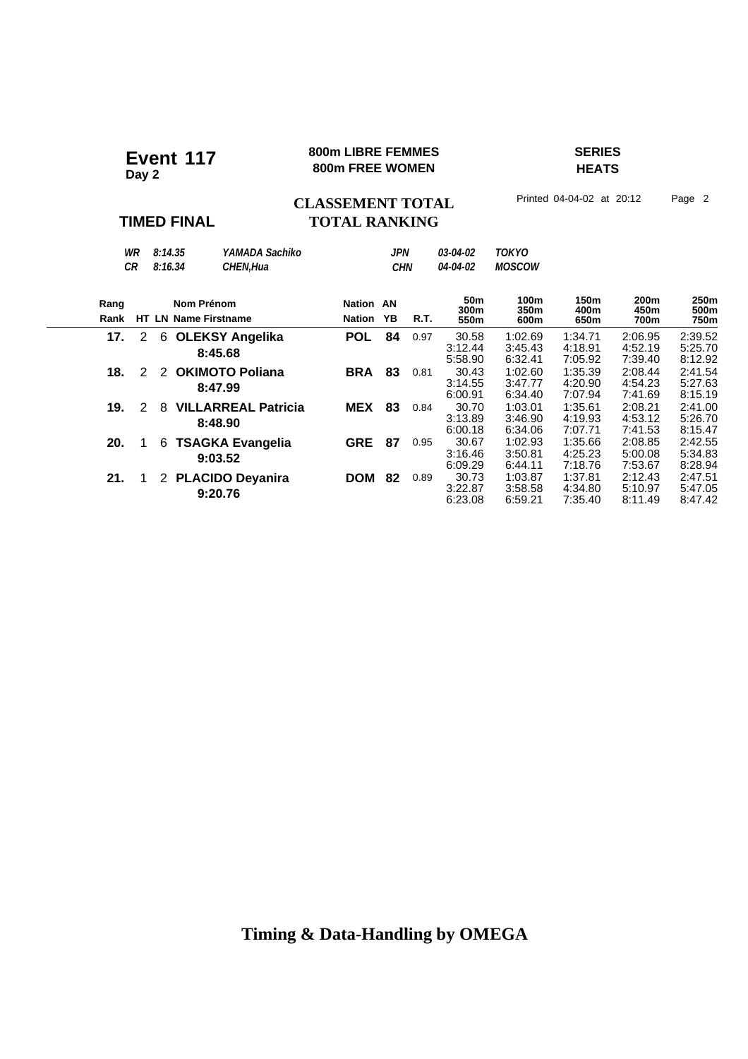# Event 117

**Day 2**

**800m LIBRE FEMMES**
**800m FREE WOMEN**

**SERIES**
**HEATS**

**CLASSEMENT TOTAL**
**TOTAL RANKING**

**TIMED FINAL**

Printed 04-04-02 at 20:12

| | | | | | |
|---|---|---|---|---|---|
| *WR* | *8:14.35* | *YAMADA Sachiko* | *JPN* | *03-04-02* | *TOKYO* |
| *CR* | *8:16.34* | *CHEN,Hua* | *CHN* | *04-04-02* | *MOSCOW* |

| Rang / Rank | HT | LN | Nom Prénom / Name Firstname | Nation | AN / YB | R.T. | 50m / 300m / 550m | 100m / 350m / 600m | 150m / 400m / 650m | 200m / 450m / 700m | 250m / 500m / 750m |
|---|---|---|---|---|---|---|---|---|---|---|---|
| **17.** | 2 | 6 | **OLEKSY Angelika** **8:45.68** | **POL** | **84** | 0.97 | 30.58 / 3:12.44 / 5:58.90 | 1:02.69 / 3:45.43 / 6:32.41 | 1:34.71 / 4:18.91 / 7:05.92 | 2:06.95 / 4:52.19 / 7:39.40 | 2:39.52 / 5:25.70 / 8:12.92 |
| **18.** | 2 | 2 | **OKIMOTO Poliana** **8:47.99** | **BRA** | **83** | 0.81 | 30.43 / 3:14.55 / 6:00.91 | 1:02.60 / 3:47.77 / 6:34.40 | 1:35.39 / 4:20.90 / 7:07.94 | 2:08.44 / 4:54.23 / 7:41.69 | 2:41.54 / 5:27.63 / 8:15.19 |
| **19.** | 2 | 8 | **VILLARREAL Patricia** **8:48.90** | **MEX** | **83** | 0.84 | 30.70 / 3:13.89 / 6:00.18 | 1:03.01 / 3:46.90 / 6:34.06 | 1:35.61 / 4:19.93 / 7:07.71 | 2:08.21 / 4:53.12 / 7:41.53 | 2:41.00 / 5:26.70 / 8:15.47 |
| **20.** | 1 | 6 | **TSAGKA Evangelia** **9:03.52** | **GRE** | **87** | 0.95 | 30.67 / 3:16.46 / 6:09.29 | 1:02.93 / 3:50.81 / 6:44.11 | 1:35.66 / 4:25.23 / 7:18.76 | 2:08.85 / 5:00.08 / 7:53.67 | 2:42.55 / 5:34.83 / 8:28.94 |
| **21.** | 1 | 2 | **PLACIDO Deyanira** **9:20.76** | **DOM** | **82** | 0.89 | 30.73 / 3:22.87 / 6:23.08 | 1:03.87 / 3:58.58 / 6:59.21 | 1:37.81 / 4:34.80 / 7:35.40 | 2:12.43 / 5:10.97 / 8:11.49 | 2:47.51 / 5:47.05 / 8:47.42 |

**Timing & Data-Handling by OMEGA**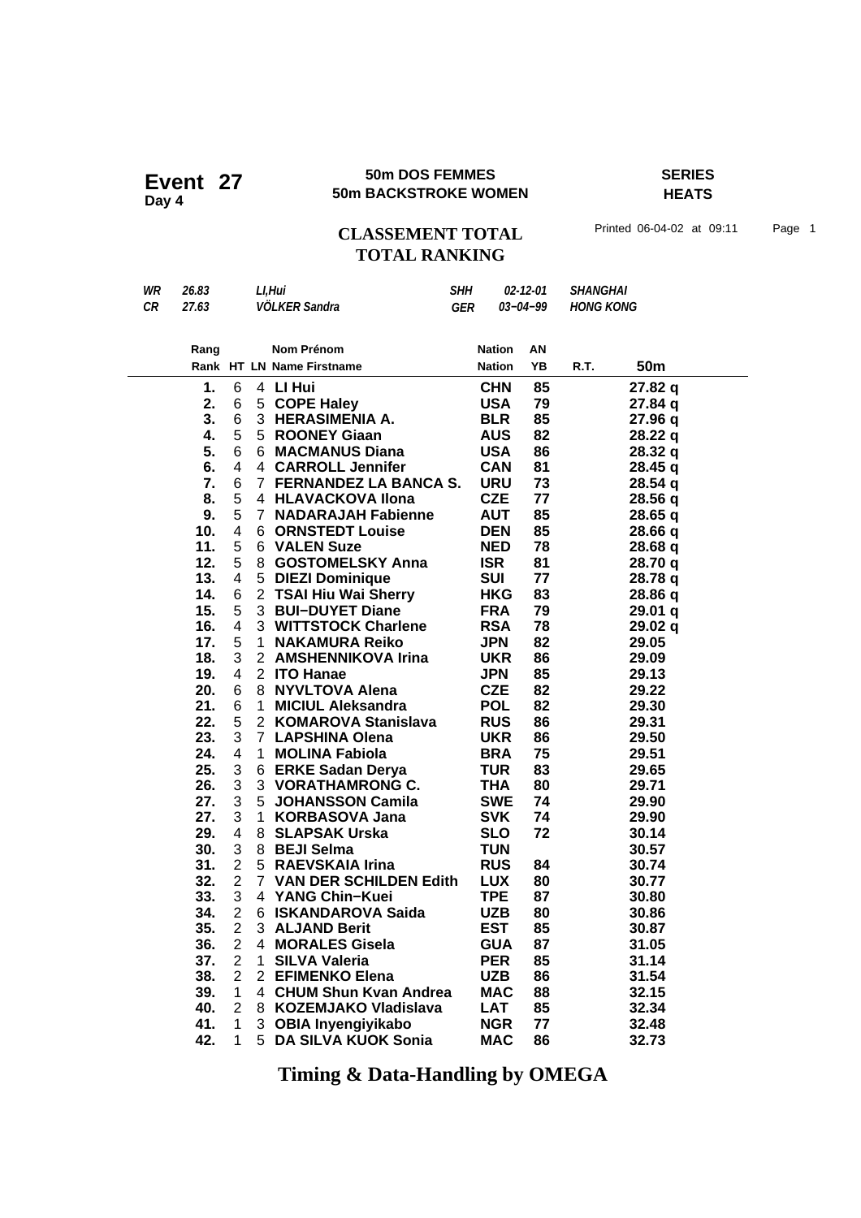**Event 27**
**Day 4**

**50m DOS FEMMES**
**50m BACKSTROKE WOMEN**

**SERIES**
**HEATS**

## CLASSEMENT TOTAL
## TOTAL RANKING

Printed 06-04-02 at 09:11

| | | | | | |
|---|---|---|---|---|---|
| *WR* | *26.83* | *LI,Hui* | *SHH* | *02-12-01* | *SHANGHAI* |
| *CR* | *27.63* | *VÖLKER Sandra* | *GER* | *03−04−99* | *HONG KONG* |

| Rang / Rank | HT | LN | Nom Prénom / Name Firstname | Nation | AN / YB | R.T. | 50m |
|---|---|---|---|---|---|---|---|
| 1. | 6 | 4 | **LI Hui** | **CHN** | **85** | | **27.82 q** |
| 2. | 6 | 5 | **COPE Haley** | **USA** | **79** | | **27.84 q** |
| 3. | 6 | 3 | **HERASIMENIA A.** | **BLR** | **85** | | **27.96 q** |
| 4. | 5 | 5 | **ROONEY Giaan** | **AUS** | **82** | | **28.22 q** |
| 5. | 6 | 6 | **MACMANUS Diana** | **USA** | **86** | | **28.32 q** |
| 6. | 4 | 4 | **CARROLL Jennifer** | **CAN** | **81** | | **28.45 q** |
| 7. | 6 | 7 | **FERNANDEZ LA BANCA S.** | **URU** | **73** | | **28.54 q** |
| 8. | 5 | 4 | **HLAVACKOVA Ilona** | **CZE** | **77** | | **28.56 q** |
| 9. | 5 | 7 | **NADARAJAH Fabienne** | **AUT** | **85** | | **28.65 q** |
| 10. | 4 | 6 | **ORNSTEDT Louise** | **DEN** | **85** | | **28.66 q** |
| 11. | 5 | 6 | **VALEN Suze** | **NED** | **78** | | **28.68 q** |
| 12. | 5 | 8 | **GOSTOMELSKY Anna** | **ISR** | **81** | | **28.70 q** |
| 13. | 4 | 5 | **DIEZI Dominique** | **SUI** | **77** | | **28.78 q** |
| 14. | 6 | 2 | **TSAI Hiu Wai Sherry** | **HKG** | **83** | | **28.86 q** |
| 15. | 5 | 3 | **BUI−DUYET Diane** | **FRA** | **79** | | **29.01 q** |
| 16. | 4 | 3 | **WITTSTOCK Charlene** | **RSA** | **78** | | **29.02 q** |
| 17. | 5 | 1 | **NAKAMURA Reiko** | **JPN** | **82** | | **29.05** |
| 18. | 3 | 2 | **AMSHENNIKOVA Irina** | **UKR** | **86** | | **29.09** |
| 19. | 4 | 2 | **ITO Hanae** | **JPN** | **85** | | **29.13** |
| 20. | 6 | 8 | **NYVLTOVA Alena** | **CZE** | **82** | | **29.22** |
| 21. | 6 | 1 | **MICIUL Aleksandra** | **POL** | **82** | | **29.30** |
| 22. | 5 | 2 | **KOMAROVA Stanislava** | **RUS** | **86** | | **29.31** |
| 23. | 3 | 7 | **LAPSHINA Olena** | **UKR** | **86** | | **29.50** |
| 24. | 4 | 1 | **MOLINA Fabiola** | **BRA** | **75** | | **29.51** |
| 25. | 3 | 6 | **ERKE Sadan Derya** | **TUR** | **83** | | **29.65** |
| 26. | 3 | 3 | **VORATHAMRONG C.** | **THA** | **80** | | **29.71** |
| 27. | 3 | 5 | **JOHANSSON Camila** | **SWE** | **74** | | **29.90** |
| 27. | 3 | 1 | **KORBASOVA Jana** | **SVK** | **74** | | **29.90** |
| 29. | 4 | 8 | **SLAPSAK Urska** | **SLO** | **72** | | **30.14** |
| 30. | 3 | 8 | **BEJI Selma** | **TUN** | | | **30.57** |
| 31. | 2 | 5 | **RAEVSKAIA Irina** | **RUS** | **84** | | **30.74** |
| 32. | 2 | 7 | **VAN DER SCHILDEN Edith** | **LUX** | **80** | | **30.77** |
| 33. | 3 | 4 | **YANG Chin−Kuei** | **TPE** | **87** | | **30.80** |
| 34. | 2 | 6 | **ISKANDAROVA Saida** | **UZB** | **80** | | **30.86** |
| 35. | 2 | 3 | **ALJAND Berit** | **EST** | **85** | | **30.87** |
| 36. | 2 | 4 | **MORALES Gisela** | **GUA** | **87** | | **31.05** |
| 37. | 2 | 1 | **SILVA Valeria** | **PER** | **85** | | **31.14** |
| 38. | 2 | 2 | **EFIMENKO Elena** | **UZB** | **86** | | **31.54** |
| 39. | 1 | 4 | **CHUM Shun Kvan Andrea** | **MAC** | **88** | | **32.15** |
| 40. | 2 | 8 | **KOZEMJAKO Vladislava** | **LAT** | **85** | | **32.34** |
| 41. | 1 | 3 | **OBIA Inyengiyikabo** | **NGR** | **77** | | **32.48** |
| 42. | 1 | 5 | **DA SILVA KUOK Sonia** | **MAC** | **86** | | **32.73** |

**Timing & Data-Handling by OMEGA**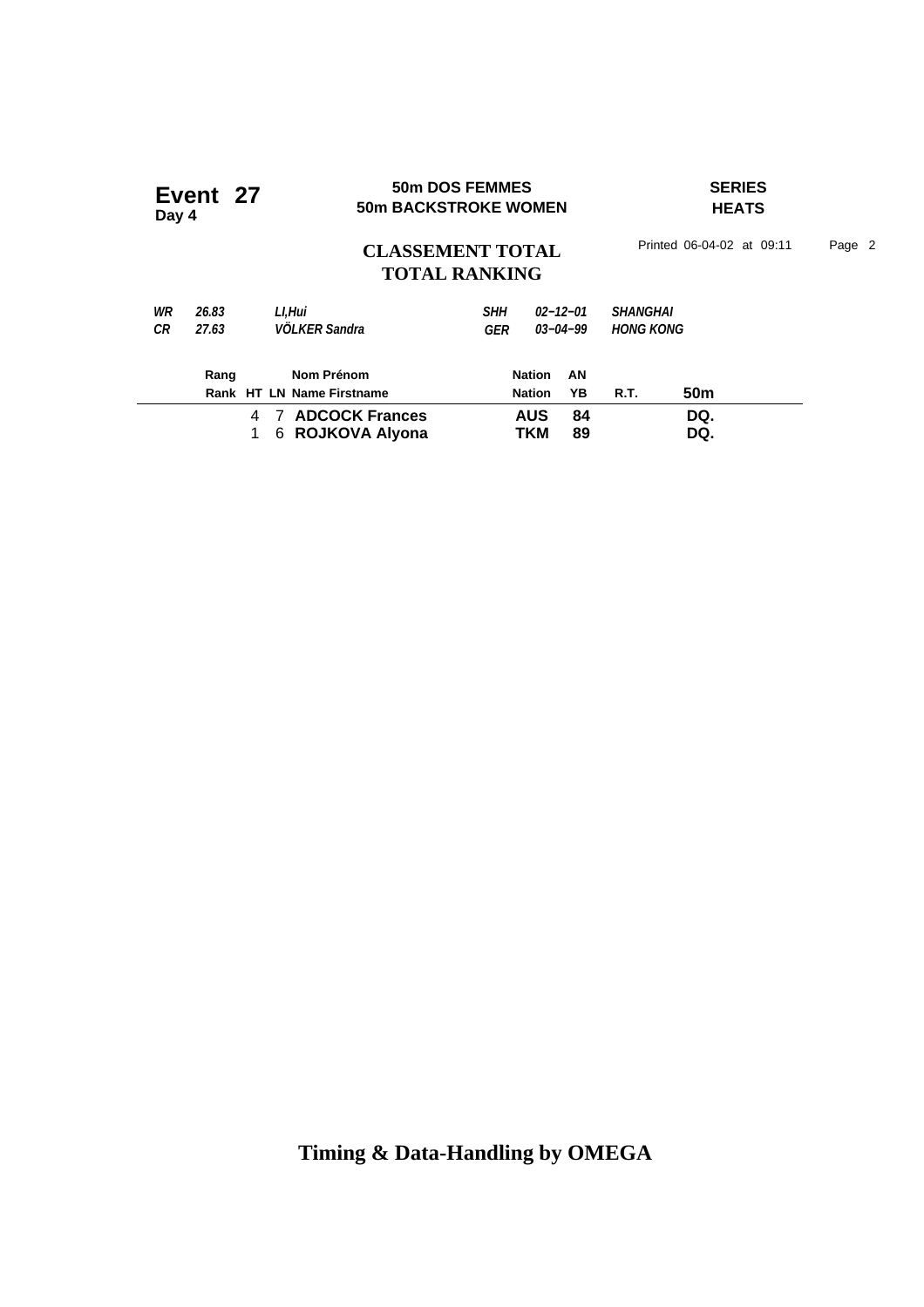# Event 27
**Day 4**

**50m DOS FEMMES**
**50m BACKSTROKE WOMEN**

**SERIES**
**HEATS**

## CLASSEMENT TOTAL
## TOTAL RANKING

Printed 06-04-02 at 09:11

| | | | | | |
|---|---|---|---|---|---|
| *WR* | *26.83* | *LI,Hui* | *SHH* | *02−12−01* | *SHANGHAI* |
| *CR* | *27.63* | *VÖLKER Sandra* | *GER* | *03−04−99* | *HONG KONG* |

| Rang / Rank | HT | LN | Nom Prénom / Name Firstname | Nation / Nation | AN / YB | R.T. | 50m |
|---|---|---|---|---|---|---|---|
| | 4 | 7 | **ADCOCK Frances** | **AUS** | **84** | | **DQ.** |
| | 1 | 6 | **ROJKOVA Alyona** | **TKM** | **89** | | **DQ.** |

**Timing & Data-Handling by OMEGA**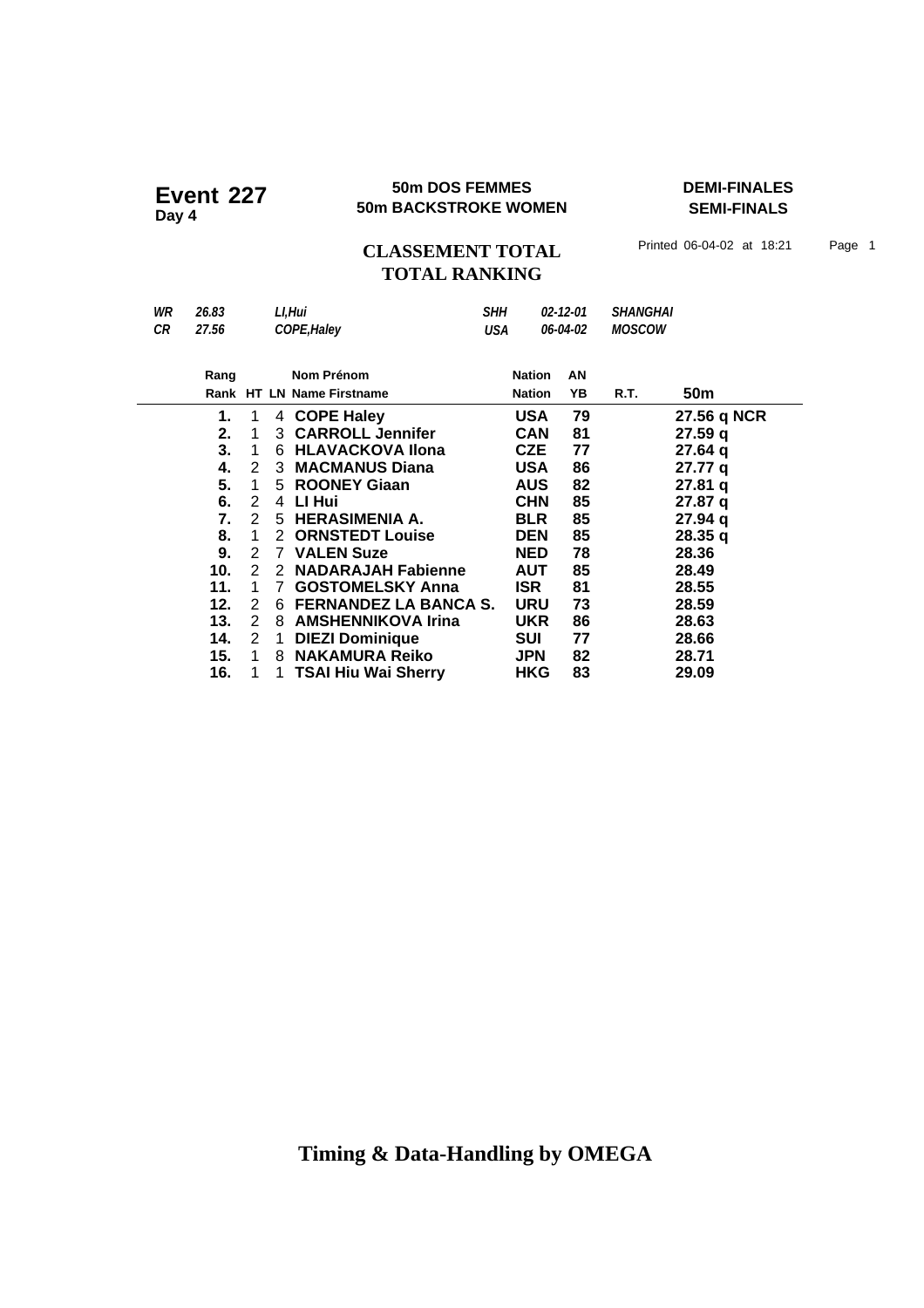# Event 227
**Day 4**

**50m DOS FEMMES**
**50m BACKSTROKE WOMEN**

**DEMI-FINALES**
**SEMI-FINALS**

## CLASSEMENT TOTAL
## TOTAL RANKING

Printed 06-04-02 at 18:21

| | | | | | |
|---|---|---|---|---|---|
| *WR* | *26.83* | *LI,Hui* | *SHH* | *02-12-01* | *SHANGHAI* |
| *CR* | *27.56* | *COPE,Haley* | *USA* | *06-04-02* | *MOSCOW* |

| Rang<br>Rank | HT | LN | Nom Prénom<br>Name Firstname | Nation<br>Nation | AN<br>YB | R.T. | 50m |
|---|---|---|---|---|---|---|---|
| **1.** | 1 | 4 | **COPE Haley** | **USA** | **79** | | **27.56 q NCR** |
| **2.** | 1 | 3 | **CARROLL Jennifer** | **CAN** | **81** | | **27.59 q** |
| **3.** | 1 | 6 | **HLAVACKOVA Ilona** | **CZE** | **77** | | **27.64 q** |
| **4.** | 2 | 3 | **MACMANUS Diana** | **USA** | **86** | | **27.77 q** |
| **5.** | 1 | 5 | **ROONEY Giaan** | **AUS** | **82** | | **27.81 q** |
| **6.** | 2 | 4 | **LI Hui** | **CHN** | **85** | | **27.87 q** |
| **7.** | 2 | 5 | **HERASIMENIA A.** | **BLR** | **85** | | **27.94 q** |
| **8.** | 1 | 2 | **ORNSTEDT Louise** | **DEN** | **85** | | **28.35 q** |
| **9.** | 2 | 7 | **VALEN Suze** | **NED** | **78** | | **28.36** |
| **10.** | 2 | 2 | **NADARAJAH Fabienne** | **AUT** | **85** | | **28.49** |
| **11.** | 1 | 7 | **GOSTOMELSKY Anna** | **ISR** | **81** | | **28.55** |
| **12.** | 2 | 6 | **FERNANDEZ LA BANCA S.** | **URU** | **73** | | **28.59** |
| **13.** | 2 | 8 | **AMSHENNIKOVA Irina** | **UKR** | **86** | | **28.63** |
| **14.** | 2 | 1 | **DIEZI Dominique** | **SUI** | **77** | | **28.66** |
| **15.** | 1 | 8 | **NAKAMURA Reiko** | **JPN** | **82** | | **28.71** |
| **16.** | 1 | 1 | **TSAI Hiu Wai Sherry** | **HKG** | **83** | | **29.09** |

**Timing & Data-Handling by OMEGA**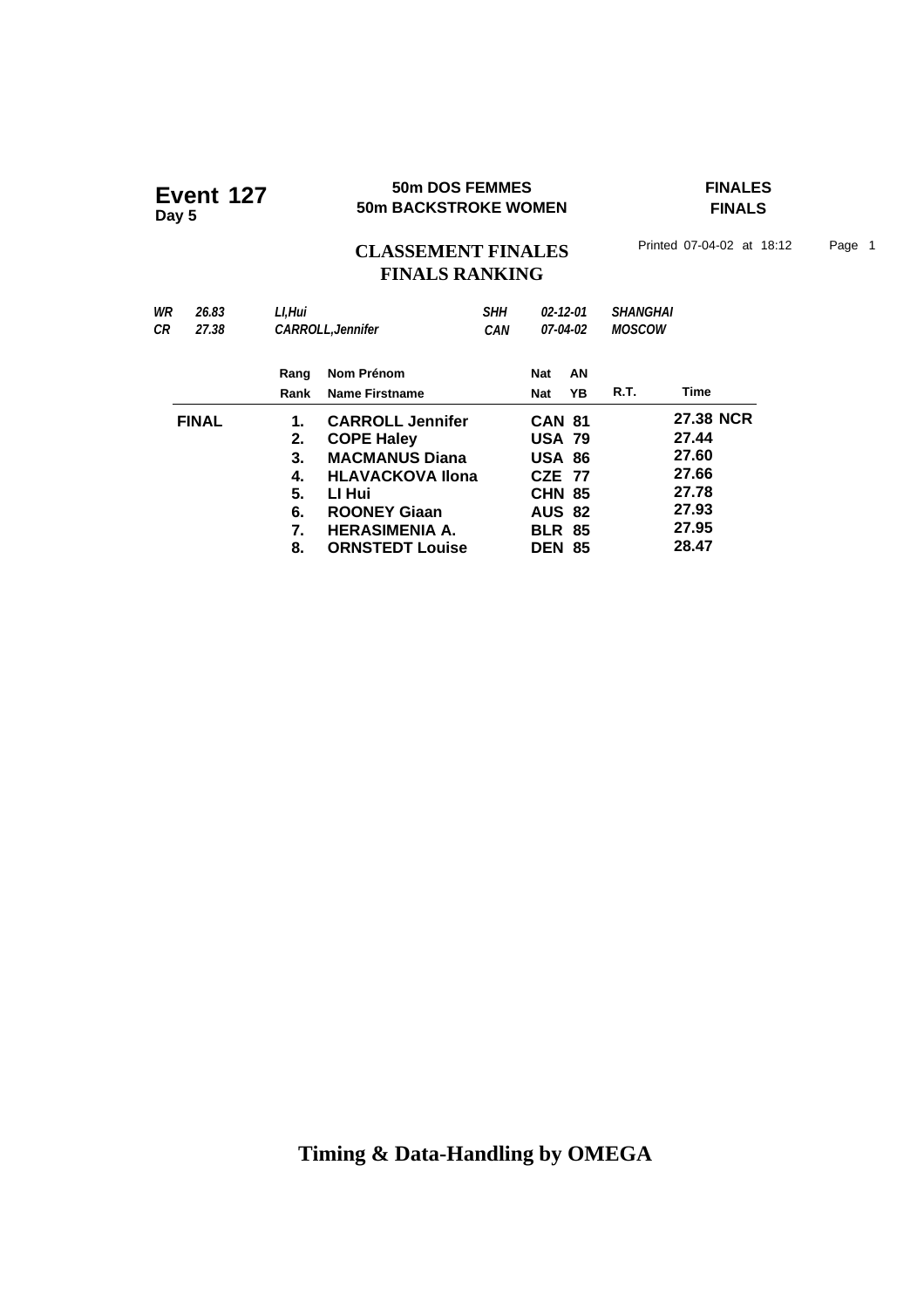**Event 127**
**Day 5**

**50m DOS FEMMES**
**50m BACKSTROKE WOMEN**

**FINALES**
**FINALS**

## CLASSEMENT FINALES
## FINALS RANKING

Printed 07-04-02 at 18:12

| | | | | | |
|---|---|---|---|---|---|
| *WR* | *26.83* | *LI,Hui* | *SHH* | *02-12-01* | *SHANGHAI* |
| *CR* | *27.38* | *CARROLL,Jennifer* | *CAN* | *07-04-02* | *MOSCOW* |

| | Rang / Rank | Nom Prénom / Name Firstname | Nat / Nat | AN / YB | R.T. | Time |
|---|---|---|---|---|---|---|
| **FINAL** | **1.** | **CARROLL Jennifer** | **CAN** | **81** | | **27.38 NCR** |
| | **2.** | **COPE Haley** | **USA** | **79** | | **27.44** |
| | **3.** | **MACMANUS Diana** | **USA** | **86** | | **27.60** |
| | **4.** | **HLAVACKOVA Ilona** | **CZE** | **77** | | **27.66** |
| | **5.** | **LI Hui** | **CHN** | **85** | | **27.78** |
| | **6.** | **ROONEY Giaan** | **AUS** | **82** | | **27.93** |
| | **7.** | **HERASIMENIA A.** | **BLR** | **85** | | **27.95** |
| | **8.** | **ORNSTEDT Louise** | **DEN** | **85** | | **28.47** |

**Timing & Data-Handling by OMEGA**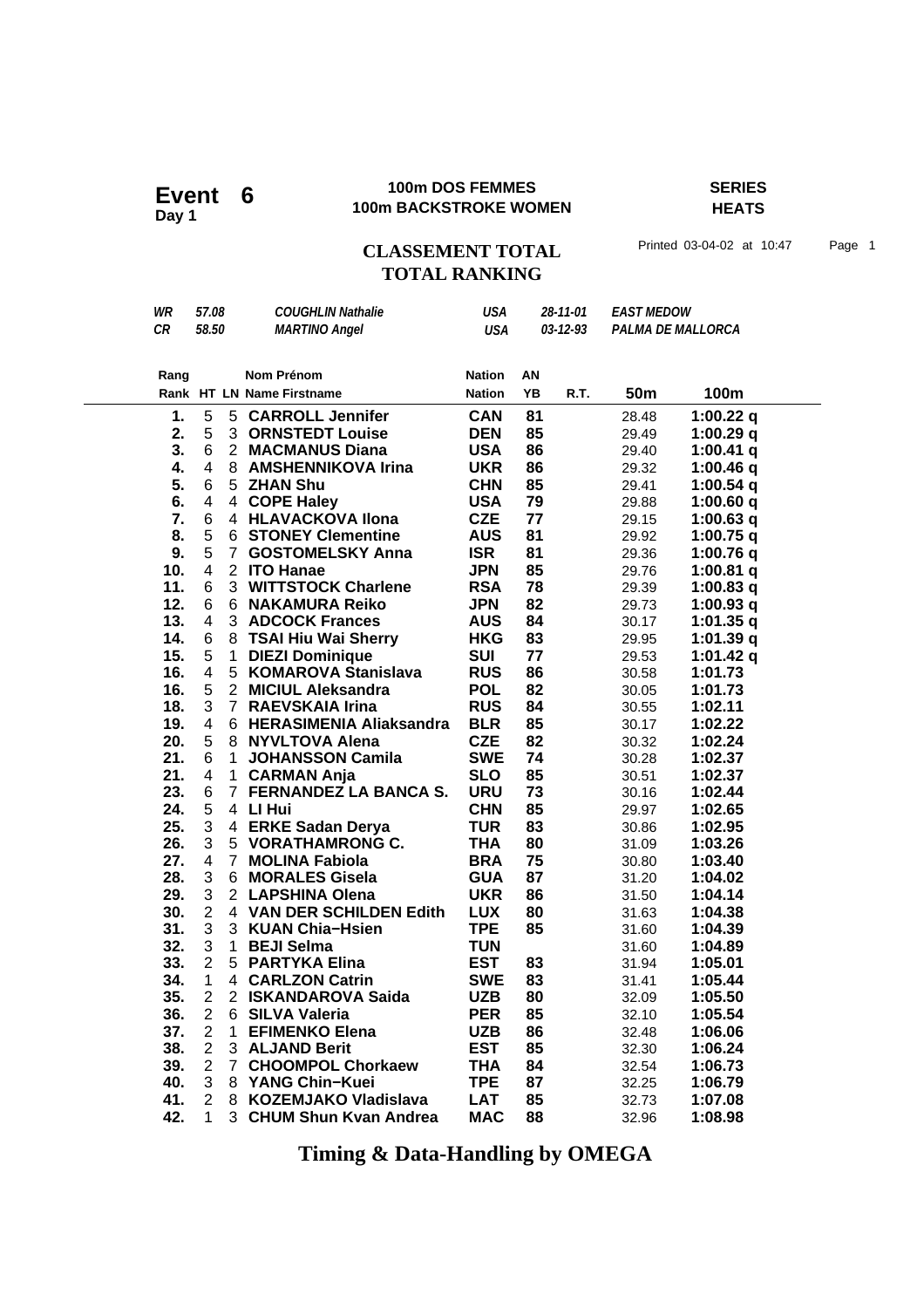# Event 6

**Day 1**

**100m DOS FEMMES**
**100m BACKSTROKE WOMEN**

**SERIES**
**HEATS**

## CLASSEMENT TOTAL
## TOTAL RANKING

Printed 03-04-02 at 10:47

| | | | | | |
|---|---|---|---|---|---|
| *WR* | *57.08* | *COUGHLIN Nathalie* | *USA* | *28-11-01* | *EAST MEDOW* |
| *CR* | *58.50* | *MARTINO Angel* | *USA* | *03-12-93* | *PALMA DE MALLORCA* |

| Rang / Rank | HT | LN | Nom Prénom / Name Firstname | Nation | AN / YB | R.T. | 50m | 100m |
|---|---|---|---|---|---|---|---|---|
| **1.** | 5 | 5 | **CARROLL Jennifer** | **CAN** | **81** | | 28.48 | **1:00.22 q** |
| **2.** | 5 | 3 | **ORNSTEDT Louise** | **DEN** | **85** | | 29.49 | **1:00.29 q** |
| **3.** | 6 | 2 | **MACMANUS Diana** | **USA** | **86** | | 29.40 | **1:00.41 q** |
| **4.** | 4 | 8 | **AMSHENNIKOVA Irina** | **UKR** | **86** | | 29.32 | **1:00.46 q** |
| **5.** | 6 | 5 | **ZHAN Shu** | **CHN** | **85** | | 29.41 | **1:00.54 q** |
| **6.** | 4 | 4 | **COPE Haley** | **USA** | **79** | | 29.88 | **1:00.60 q** |
| **7.** | 6 | 4 | **HLAVACKOVA Ilona** | **CZE** | **77** | | 29.15 | **1:00.63 q** |
| **8.** | 5 | 6 | **STONEY Clementine** | **AUS** | **81** | | 29.92 | **1:00.75 q** |
| **9.** | 5 | 7 | **GOSTOMELSKY Anna** | **ISR** | **81** | | 29.36 | **1:00.76 q** |
| **10.** | 4 | 2 | **ITO Hanae** | **JPN** | **85** | | 29.76 | **1:00.81 q** |
| **11.** | 6 | 3 | **WITTSTOCK Charlene** | **RSA** | **78** | | 29.39 | **1:00.83 q** |
| **12.** | 6 | 6 | **NAKAMURA Reiko** | **JPN** | **82** | | 29.73 | **1:00.93 q** |
| **13.** | 4 | 3 | **ADCOCK Frances** | **AUS** | **84** | | 30.17 | **1:01.35 q** |
| **14.** | 6 | 8 | **TSAI Hiu Wai Sherry** | **HKG** | **83** | | 29.95 | **1:01.39 q** |
| **15.** | 5 | 1 | **DIEZI Dominique** | **SUI** | **77** | | 29.53 | **1:01.42 q** |
| **16.** | 4 | 5 | **KOMAROVA Stanislava** | **RUS** | **86** | | 30.58 | **1:01.73** |
| **16.** | 5 | 2 | **MICIUL Aleksandra** | **POL** | **82** | | 30.05 | **1:01.73** |
| **18.** | 3 | 7 | **RAEVSKAIA Irina** | **RUS** | **84** | | 30.55 | **1:02.11** |
| **19.** | 4 | 6 | **HERASIMENIA Aliaksandra** | **BLR** | **85** | | 30.17 | **1:02.22** |
| **20.** | 5 | 8 | **NYVLTOVA Alena** | **CZE** | **82** | | 30.32 | **1:02.24** |
| **21.** | 6 | 1 | **JOHANSSON Camila** | **SWE** | **74** | | 30.28 | **1:02.37** |
| **21.** | 4 | 1 | **CARMAN Anja** | **SLO** | **85** | | 30.51 | **1:02.37** |
| **23.** | 6 | 7 | **FERNANDEZ LA BANCA S.** | **URU** | **73** | | 30.16 | **1:02.44** |
| **24.** | 5 | 4 | **LI Hui** | **CHN** | **85** | | 29.97 | **1:02.65** |
| **25.** | 3 | 4 | **ERKE Sadan Derya** | **TUR** | **83** | | 30.86 | **1:02.95** |
| **26.** | 3 | 5 | **VORATHAMRONG C.** | **THA** | **80** | | 31.09 | **1:03.26** |
| **27.** | 4 | 7 | **MOLINA Fabiola** | **BRA** | **75** | | 30.80 | **1:03.40** |
| **28.** | 3 | 6 | **MORALES Gisela** | **GUA** | **87** | | 31.20 | **1:04.02** |
| **29.** | 3 | 2 | **LAPSHINA Olena** | **UKR** | **86** | | 31.50 | **1:04.14** |
| **30.** | 2 | 4 | **VAN DER SCHILDEN Edith** | **LUX** | **80** | | 31.63 | **1:04.38** |
| **31.** | 3 | 3 | **KUAN Chia−Hsien** | **TPE** | **85** | | 31.60 | **1:04.39** |
| **32.** | 3 | 1 | **BEJI Selma** | **TUN** | | | 31.60 | **1:04.89** |
| **33.** | 2 | 5 | **PARTYKA Elina** | **EST** | **83** | | 31.94 | **1:05.01** |
| **34.** | 1 | 4 | **CARLZON Catrin** | **SWE** | **83** | | 31.41 | **1:05.44** |
| **35.** | 2 | 2 | **ISKANDAROVA Saida** | **UZB** | **80** | | 32.09 | **1:05.50** |
| **36.** | 2 | 6 | **SILVA Valeria** | **PER** | **85** | | 32.10 | **1:05.54** |
| **37.** | 2 | 1 | **EFIMENKO Elena** | **UZB** | **86** | | 32.48 | **1:06.06** |
| **38.** | 2 | 3 | **ALJAND Berit** | **EST** | **85** | | 32.30 | **1:06.24** |
| **39.** | 2 | 7 | **CHOOMPOL Chorkaew** | **THA** | **84** | | 32.54 | **1:06.73** |
| **40.** | 3 | 8 | **YANG Chin−Kuei** | **TPE** | **87** | | 32.25 | **1:06.79** |
| **41.** | 2 | 8 | **KOZEMJAKO Vladislava** | **LAT** | **85** | | 32.73 | **1:07.08** |
| **42.** | 1 | 3 | **CHUM Shun Kvan Andrea** | **MAC** | **88** | | 32.96 | **1:08.98** |

**Timing & Data-Handling by OMEGA**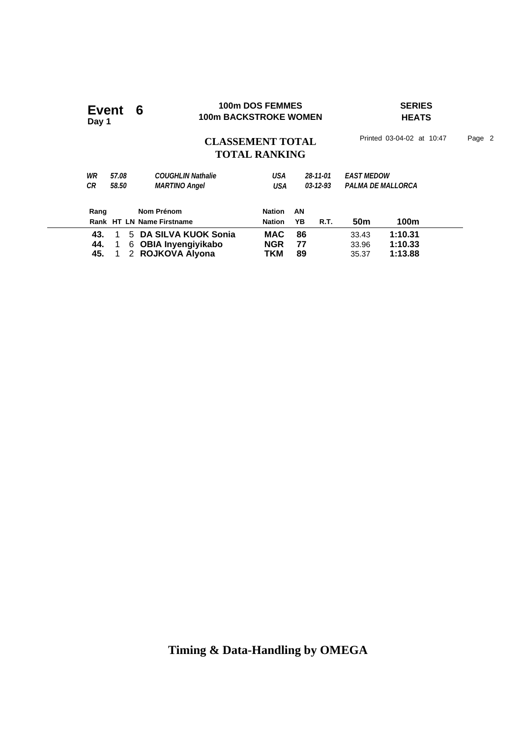**Event 6**
**Day 1**

**100m DOS FEMMES**
**100m BACKSTROKE WOMEN**

**SERIES**
**HEATS**

## CLASSEMENT TOTAL
## TOTAL RANKING

Printed 03-04-02 at 10:47

| | | | | | |
|---|---|---|---|---|---|
| *WR* | *57.08* | *COUGHLIN Nathalie* | *USA* | *28-11-01* | *EAST MEDOW* |
| *CR* | *58.50* | *MARTINO Angel* | *USA* | *03-12-93* | *PALMA DE MALLORCA* |

| Rang / Rank | HT | LN | Nom Prénom / Name Firstname | Nation / Nation | AN / YB | R.T. | 50m | 100m |
|---|---|---|---|---|---|---|---|---|
| **43.** | 1 | 5 | **DA SILVA KUOK Sonia** | **MAC** | **86** | | 33.43 | **1:10.31** |
| **44.** | 1 | 6 | **OBIA Inyengiyikabo** | **NGR** | **77** | | 33.96 | **1:10.33** |
| **45.** | 1 | 2 | **ROJKOVA Alyona** | **TKM** | **89** | | 35.37 | **1:13.88** |

**Timing & Data-Handling by OMEGA**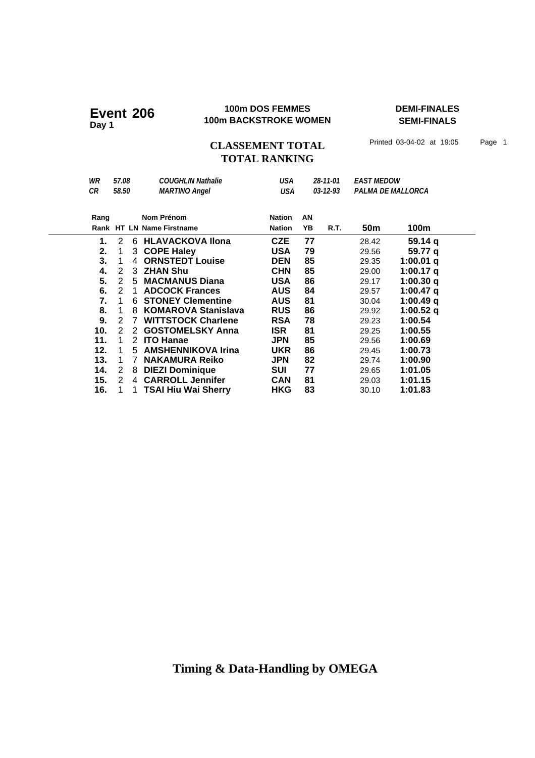# Event 206
**Day 1**

**100m DOS FEMMES**
**100m BACKSTROKE WOMEN**

**DEMI-FINALES**
**SEMI-FINALS**

## CLASSEMENT TOTAL
## TOTAL RANKING

Printed 03-04-02 at 19:05

| | | | | | |
|---|---|---|---|---|---|
| *WR* | *57.08* | *COUGHLIN Nathalie* | *USA* | *28-11-01* | *EAST MEDOW* |
| *CR* | *58.50* | *MARTINO Angel* | *USA* | *03-12-93* | *PALMA DE MALLORCA* |

| Rang<br>Rank | HT | LN | Nom Prénom<br>Name Firstname | Nation<br>Nation | AN<br>YB | R.T. | 50m | 100m |
|---|---|---|---|---|---|---|---|---|
| **1.** | 2 | 6 | **HLAVACKOVA Ilona** | **CZE** | **77** | | 28.42 | **59.14 q** |
| **2.** | 1 | 3 | **COPE Haley** | **USA** | **79** | | 29.56 | **59.77 q** |
| **3.** | 1 | 4 | **ORNSTEDT Louise** | **DEN** | **85** | | 29.35 | **1:00.01 q** |
| **4.** | 2 | 3 | **ZHAN Shu** | **CHN** | **85** | | 29.00 | **1:00.17 q** |
| **5.** | 2 | 5 | **MACMANUS Diana** | **USA** | **86** | | 29.17 | **1:00.30 q** |
| **6.** | 2 | 1 | **ADCOCK Frances** | **AUS** | **84** | | 29.57 | **1:00.47 q** |
| **7.** | 1 | 6 | **STONEY Clementine** | **AUS** | **81** | | 30.04 | **1:00.49 q** |
| **8.** | 1 | 8 | **KOMAROVA Stanislava** | **RUS** | **86** | | 29.92 | **1:00.52 q** |
| **9.** | 2 | 7 | **WITTSTOCK Charlene** | **RSA** | **78** | | 29.23 | **1:00.54** |
| **10.** | 2 | 2 | **GOSTOMELSKY Anna** | **ISR** | **81** | | 29.25 | **1:00.55** |
| **11.** | 1 | 2 | **ITO Hanae** | **JPN** | **85** | | 29.56 | **1:00.69** |
| **12.** | 1 | 5 | **AMSHENNIKOVA Irina** | **UKR** | **86** | | 29.45 | **1:00.73** |
| **13.** | 1 | 7 | **NAKAMURA Reiko** | **JPN** | **82** | | 29.74 | **1:00.90** |
| **14.** | 2 | 8 | **DIEZI Dominique** | **SUI** | **77** | | 29.65 | **1:01.05** |
| **15.** | 2 | 4 | **CARROLL Jennifer** | **CAN** | **81** | | 29.03 | **1:01.15** |
| **16.** | 1 | 1 | **TSAI Hiu Wai Sherry** | **HKG** | **83** | | 30.10 | **1:01.83** |

**Timing & Data-Handling by OMEGA**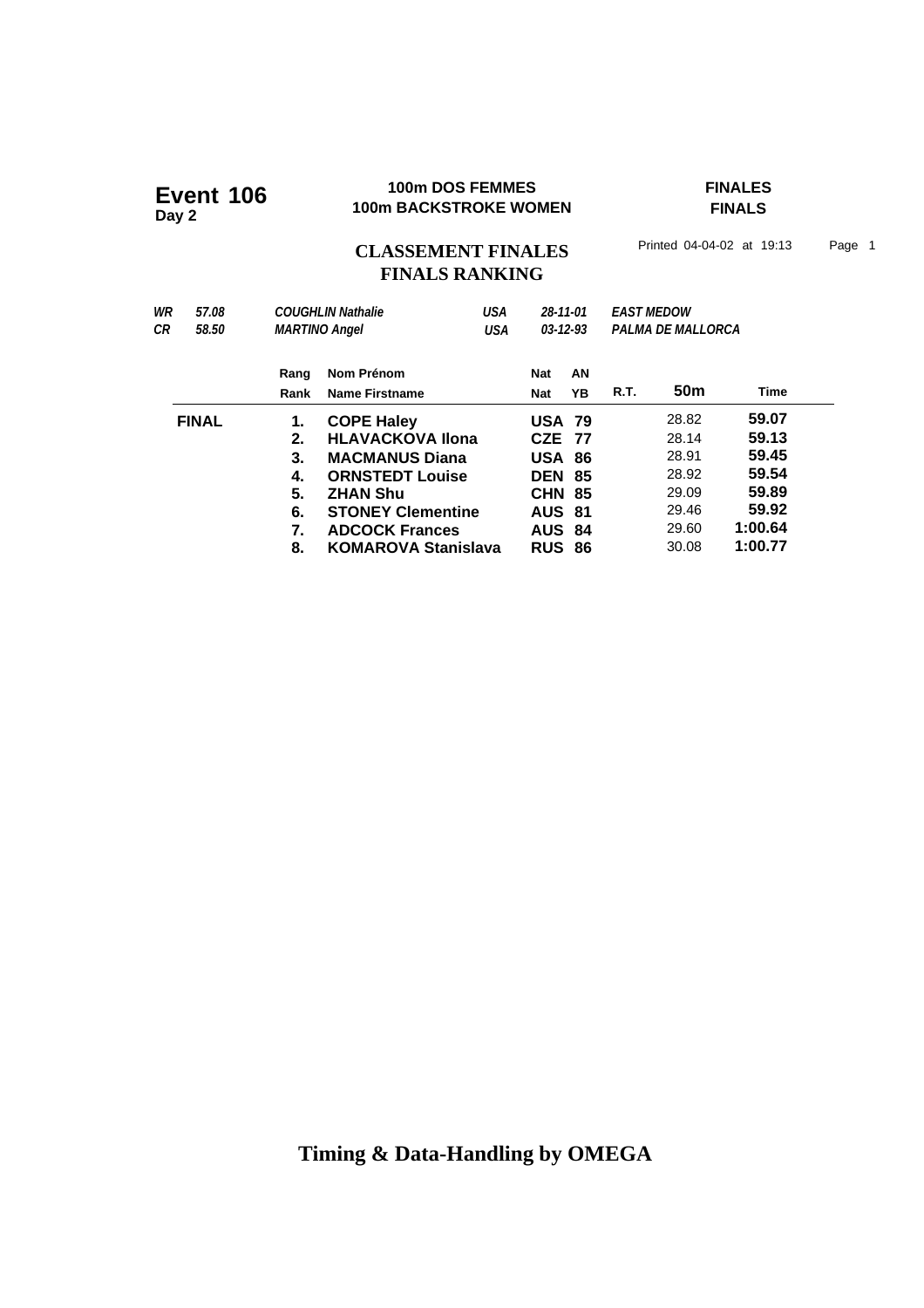**Event 106**
**Day 2**

**100m DOS FEMMES**
**100m BACKSTROKE WOMEN**

**FINALES**
**FINALS**

## CLASSEMENT FINALES
## FINALS RANKING

Printed 04-04-02 at 19:13

| | | | | | |
|---|---|---|---|---|---|
| *WR* | *57.08* | *COUGHLIN Nathalie* | *USA* | *28-11-01* | *EAST MEDOW* |
| *CR* | *58.50* | *MARTINO Angel* | *USA* | *03-12-93* | *PALMA DE MALLORCA* |

| | Rang / Rank | Nom Prénom / Name Firstname | Nat / Nat | AN / YB | R.T. | 50m | Time |
|---|---|---|---|---|---|---|---|
| **FINAL** | **1.** | **COPE Haley** | **USA** | **79** | | 28.82 | **59.07** |
| | **2.** | **HLAVACKOVA Ilona** | **CZE** | **77** | | 28.14 | **59.13** |
| | **3.** | **MACMANUS Diana** | **USA** | **86** | | 28.91 | **59.45** |
| | **4.** | **ORNSTEDT Louise** | **DEN** | **85** | | 28.92 | **59.54** |
| | **5.** | **ZHAN Shu** | **CHN** | **85** | | 29.09 | **59.89** |
| | **6.** | **STONEY Clementine** | **AUS** | **81** | | 29.46 | **59.92** |
| | **7.** | **ADCOCK Frances** | **AUS** | **84** | | 29.60 | **1:00.64** |
| | **8.** | **KOMAROVA Stanislava** | **RUS** | **86** | | 30.08 | **1:00.77** |

**Timing & Data-Handling by OMEGA**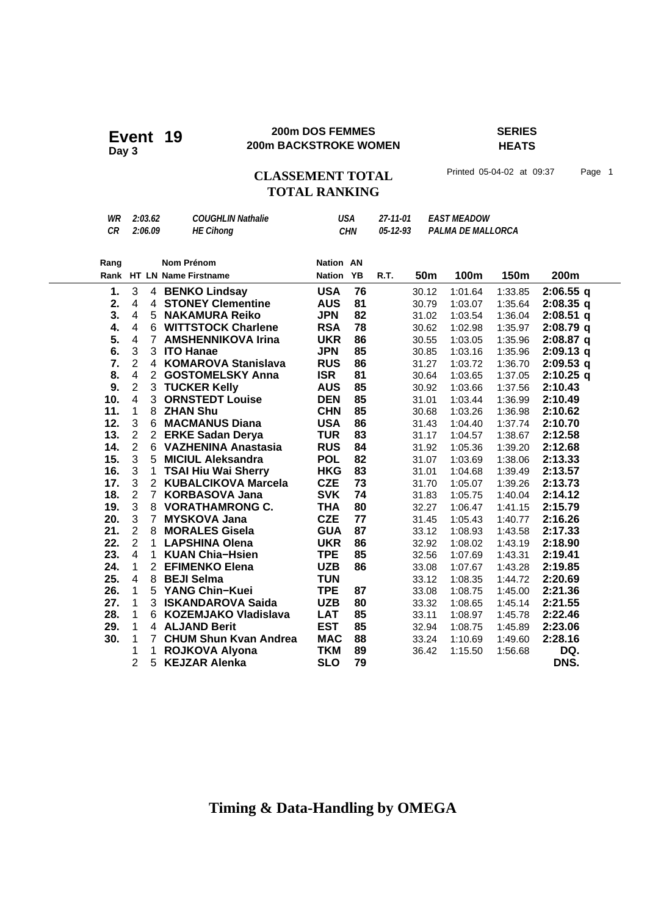# Event 19

**Day 3**

**200m DOS FEMMES**
**200m BACKSTROKE WOMEN**

**SERIES**
**HEATS**

## CLASSEMENT TOTAL
## TOTAL RANKING

Printed 05-04-02 at 09:37

| | | | | | |
|---|---|---|---|---|---|
| *WR* | *2:03.62* | *COUGHLIN Nathalie* | *USA* | *27-11-01* | *EAST MEADOW* |
| *CR* | *2:06.09* | *HE Cihong* | *CHN* | *05-12-93* | *PALMA DE MALLORCA* |

| Rang / Rank | HT | LN | Nom Prénom / Name Firstname | Nation | AN / YB | R.T. | 50m | 100m | 150m | 200m |
|---|---|---|---|---|---|---|---|---|---|---|
| **1.** | 3 | 4 | **BENKO Lindsay** | **USA** | **76** | | 30.12 | 1:01.64 | 1:33.85 | **2:06.55 q** |
| **2.** | 4 | 4 | **STONEY Clementine** | **AUS** | **81** | | 30.79 | 1:03.07 | 1:35.64 | **2:08.35 q** |
| **3.** | 4 | 5 | **NAKAMURA Reiko** | **JPN** | **82** | | 31.02 | 1:03.54 | 1:36.04 | **2:08.51 q** |
| **4.** | 4 | 6 | **WITTSTOCK Charlene** | **RSA** | **78** | | 30.62 | 1:02.98 | 1:35.97 | **2:08.79 q** |
| **5.** | 4 | 7 | **AMSHENNIKOVA Irina** | **UKR** | **86** | | 30.55 | 1:03.05 | 1:35.96 | **2:08.87 q** |
| **6.** | 3 | 3 | **ITO Hanae** | **JPN** | **85** | | 30.85 | 1:03.16 | 1:35.96 | **2:09.13 q** |
| **7.** | 2 | 4 | **KOMAROVA Stanislava** | **RUS** | **86** | | 31.27 | 1:03.72 | 1:36.70 | **2:09.53 q** |
| **8.** | 4 | 2 | **GOSTOMELSKY Anna** | **ISR** | **81** | | 30.64 | 1:03.65 | 1:37.05 | **2:10.25 q** |
| **9.** | 2 | 3 | **TUCKER Kelly** | **AUS** | **85** | | 30.92 | 1:03.66 | 1:37.56 | **2:10.43** |
| **10.** | 4 | 3 | **ORNSTEDT Louise** | **DEN** | **85** | | 31.01 | 1:03.44 | 1:36.99 | **2:10.49** |
| **11.** | 1 | 8 | **ZHAN Shu** | **CHN** | **85** | | 30.68 | 1:03.26 | 1:36.98 | **2:10.62** |
| **12.** | 3 | 6 | **MACMANUS Diana** | **USA** | **86** | | 31.43 | 1:04.40 | 1:37.74 | **2:10.70** |
| **13.** | 2 | 2 | **ERKE Sadan Derya** | **TUR** | **83** | | 31.17 | 1:04.57 | 1:38.67 | **2:12.58** |
| **14.** | 2 | 6 | **VAZHENINA Anastasia** | **RUS** | **84** | | 31.92 | 1:05.36 | 1:39.20 | **2:12.68** |
| **15.** | 3 | 5 | **MICIUL Aleksandra** | **POL** | **82** | | 31.07 | 1:03.69 | 1:38.06 | **2:13.33** |
| **16.** | 3 | 1 | **TSAI Hiu Wai Sherry** | **HKG** | **83** | | 31.01 | 1:04.68 | 1:39.49 | **2:13.57** |
| **17.** | 3 | 2 | **KUBALCIKOVA Marcela** | **CZE** | **73** | | 31.70 | 1:05.07 | 1:39.26 | **2:13.73** |
| **18.** | 2 | 7 | **KORBASOVA Jana** | **SVK** | **74** | | 31.83 | 1:05.75 | 1:40.04 | **2:14.12** |
| **19.** | 3 | 8 | **VORATHAMRONG C.** | **THA** | **80** | | 32.27 | 1:06.47 | 1:41.15 | **2:15.79** |
| **20.** | 3 | 7 | **MYSKOVA Jana** | **CZE** | **77** | | 31.45 | 1:05.43 | 1:40.77 | **2:16.26** |
| **21.** | 2 | 8 | **MORALES Gisela** | **GUA** | **87** | | 33.12 | 1:08.93 | 1:43.58 | **2:17.33** |
| **22.** | 2 | 1 | **LAPSHINA Olena** | **UKR** | **86** | | 32.92 | 1:08.02 | 1:43.19 | **2:18.90** |
| **23.** | 4 | 1 | **KUAN Chia−Hsien** | **TPE** | **85** | | 32.56 | 1:07.69 | 1:43.31 | **2:19.41** |
| **24.** | 1 | 2 | **EFIMENKO Elena** | **UZB** | **86** | | 33.08 | 1:07.67 | 1:43.28 | **2:19.85** |
| **25.** | 4 | 8 | **BEJI Selma** | **TUN** | | | 33.12 | 1:08.35 | 1:44.72 | **2:20.69** |
| **26.** | 1 | 5 | **YANG Chin−Kuei** | **TPE** | **87** | | 33.08 | 1:08.75 | 1:45.00 | **2:21.36** |
| **27.** | 1 | 3 | **ISKANDAROVA Saida** | **UZB** | **80** | | 33.32 | 1:08.65 | 1:45.14 | **2:21.55** |
| **28.** | 1 | 6 | **KOZEMJAKO Vladislava** | **LAT** | **85** | | 33.11 | 1:08.97 | 1:45.78 | **2:22.46** |
| **29.** | 1 | 4 | **ALJAND Berit** | **EST** | **85** | | 32.94 | 1:08.75 | 1:45.89 | **2:23.06** |
| **30.** | 1 | 7 | **CHUM Shun Kvan Andrea** | **MAC** | **88** | | 33.24 | 1:10.69 | 1:49.60 | **2:28.16** |
| | 1 | 1 | **ROJKOVA Alyona** | **TKM** | **89** | | 36.42 | 1:15.50 | 1:56.68 | **DQ.** |
| | 2 | 5 | **KEJZAR Alenka** | **SLO** | **79** | | | | | **DNS.** |

**Timing & Data-Handling by OMEGA**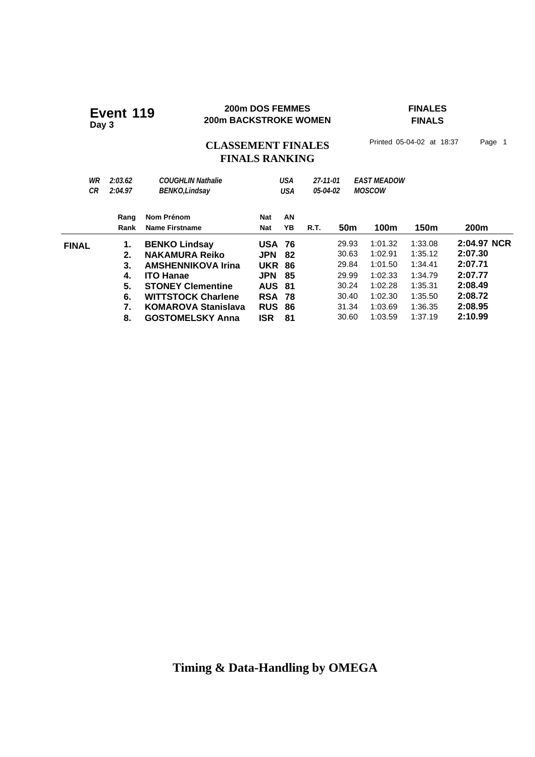**Event 119**
**Day 3**

**200m DOS FEMMES**
**200m BACKSTROKE WOMEN**

**FINALES**
**FINALS**

## CLASSEMENT FINALES
## FINALS RANKING

Printed 05-04-02 at 18:37 Page 1

| | | | | | |
|---|---|---|---|---|---|
| *WR* | *2:03.62* | *COUGHLIN Nathalie* | *USA* | *27-11-01* | *EAST MEADOW* |
| *CR* | *2:04.97* | *BENKO,Lindsay* | *USA* | *05-04-02* | *MOSCOW* |

| | Rang / Rank | Nom Prénom / Name Firstname | Nat / Nat | AN / YB | R.T. | 50m | 100m | 150m | 200m |
|---|---|---|---|---|---|---|---|---|---|
| **FINAL** | **1.** | **BENKO Lindsay** | **USA** | **76** | | 29.93 | 1:01.32 | 1:33.08 | **2:04.97 NCR** |
| | **2.** | **NAKAMURA Reiko** | **JPN** | **82** | | 30.63 | 1:02.91 | 1:35.12 | **2:07.30** |
| | **3.** | **AMSHENNIKOVA Irina** | **UKR** | **86** | | 29.84 | 1:01.50 | 1:34.41 | **2:07.71** |
| | **4.** | **ITO Hanae** | **JPN** | **85** | | 29.99 | 1:02.33 | 1:34.79 | **2:07.77** |
| | **5.** | **STONEY Clementine** | **AUS** | **81** | | 30.24 | 1:02.28 | 1:35.31 | **2:08.49** |
| | **6.** | **WITTSTOCK Charlene** | **RSA** | **78** | | 30.40 | 1:02.30 | 1:35.50 | **2:08.72** |
| | **7.** | **KOMAROVA Stanislava** | **RUS** | **86** | | 31.34 | 1:03.69 | 1:36.35 | **2:08.95** |
| | **8.** | **GOSTOMELSKY Anna** | **ISR** | **81** | | 30.60 | 1:03.59 | 1:37.19 | **2:10.99** |

**Timing & Data-Handling by OMEGA**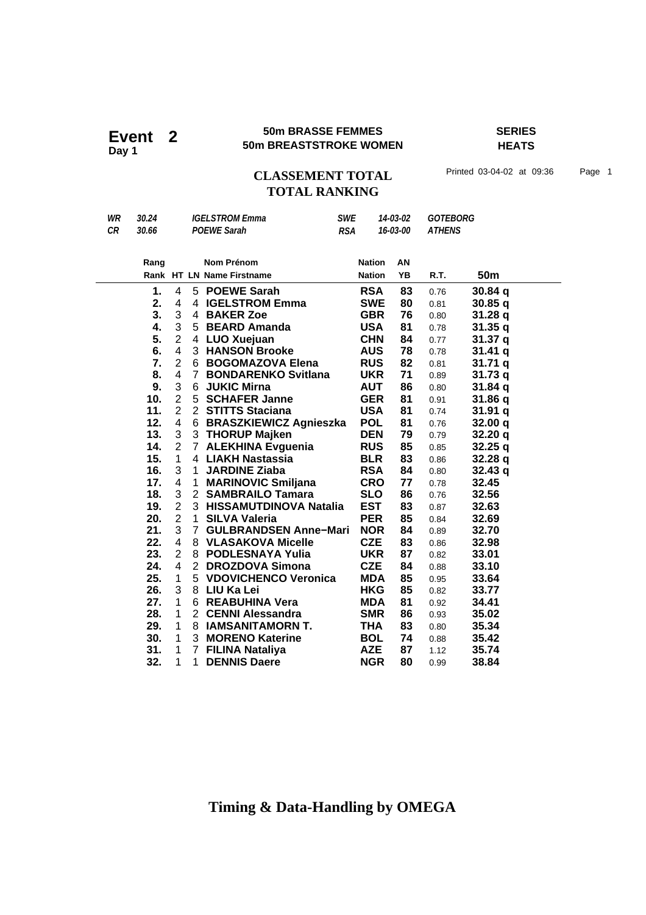**Event 2**
**Day 1**

**50m BRASSE FEMMES**
**50m BREASTSTROKE WOMEN**

**SERIES**
**HEATS**

## CLASSEMENT TOTAL
## TOTAL RANKING

Printed 03-04-02 at 09:36 Page 1

| | | | | | |
|---|---|---|---|---|---|
| *WR* | *30.24* | *IGELSTROM Emma* | *SWE* | *14-03-02* | *GOTEBORG* |
| *CR* | *30.66* | *POEWE Sarah* | *RSA* | *16-03-00* | *ATHENS* |

| Rang<br>Rank | HT | LN | Nom Prénom<br>Name Firstname | Nation<br>Nation | AN<br>YB | R.T. | 50m |
|---|---|---|---|---|---|---|---|
| 1. | 4 | 5 | **POEWE Sarah** | **RSA** | **83** | 0.76 | **30.84 q** |
| 2. | 4 | 4 | **IGELSTROM Emma** | **SWE** | **80** | 0.81 | **30.85 q** |
| 3. | 3 | 4 | **BAKER Zoe** | **GBR** | **76** | 0.80 | **31.28 q** |
| 4. | 3 | 5 | **BEARD Amanda** | **USA** | **81** | 0.78 | **31.35 q** |
| 5. | 2 | 4 | **LUO Xuejuan** | **CHN** | **84** | 0.77 | **31.37 q** |
| 6. | 4 | 3 | **HANSON Brooke** | **AUS** | **78** | 0.78 | **31.41 q** |
| 7. | 2 | 6 | **BOGOMAZOVA Elena** | **RUS** | **82** | 0.81 | **31.71 q** |
| 8. | 4 | 7 | **BONDARENKO Svitlana** | **UKR** | **71** | 0.89 | **31.73 q** |
| 9. | 3 | 6 | **JUKIC Mirna** | **AUT** | **86** | 0.80 | **31.84 q** |
| 10. | 2 | 5 | **SCHAFER Janne** | **GER** | **81** | 0.91 | **31.86 q** |
| 11. | 2 | 2 | **STITTS Staciana** | **USA** | **81** | 0.74 | **31.91 q** |
| 12. | 4 | 6 | **BRASZKIEWICZ Agnieszka** | **POL** | **81** | 0.76 | **32.00 q** |
| 13. | 3 | 3 | **THORUP Majken** | **DEN** | **79** | 0.79 | **32.20 q** |
| 14. | 2 | 7 | **ALEKHINA Evguenia** | **RUS** | **85** | 0.85 | **32.25 q** |
| 15. | 1 | 4 | **LIAKH Nastassia** | **BLR** | **83** | 0.86 | **32.28 q** |
| 16. | 3 | 1 | **JARDINE Ziaba** | **RSA** | **84** | 0.80 | **32.43 q** |
| 17. | 4 | 1 | **MARINOVIC Smiljana** | **CRO** | **77** | 0.78 | **32.45** |
| 18. | 3 | 2 | **SAMBRAILO Tamara** | **SLO** | **86** | 0.76 | **32.56** |
| 19. | 2 | 3 | **HISSAMUTDINOVA Natalia** | **EST** | **83** | 0.87 | **32.63** |
| 20. | 2 | 1 | **SILVA Valeria** | **PER** | **85** | 0.84 | **32.69** |
| 21. | 3 | 7 | **GULBRANDSEN Anne−Mari** | **NOR** | **84** | 0.89 | **32.70** |
| 22. | 4 | 8 | **VLASAKOVA Micelle** | **CZE** | **83** | 0.86 | **32.98** |
| 23. | 2 | 8 | **PODLESNAYA Yulia** | **UKR** | **87** | 0.82 | **33.01** |
| 24. | 4 | 2 | **DROZDOVA Simona** | **CZE** | **84** | 0.88 | **33.10** |
| 25. | 1 | 5 | **VDOVICHENCO Veronica** | **MDA** | **85** | 0.95 | **33.64** |
| 26. | 3 | 8 | **LIU Ka Lei** | **HKG** | **85** | 0.82 | **33.77** |
| 27. | 1 | 6 | **REABUHINA Vera** | **MDA** | **81** | 0.92 | **34.41** |
| 28. | 1 | 2 | **CENNI Alessandra** | **SMR** | **86** | 0.93 | **35.02** |
| 29. | 1 | 8 | **IAMSANITAMORN T.** | **THA** | **83** | 0.80 | **35.34** |
| 30. | 1 | 3 | **MORENO Katerine** | **BOL** | **74** | 0.88 | **35.42** |
| 31. | 1 | 7 | **FILINA Nataliya** | **AZE** | **87** | 1.12 | **35.74** |
| 32. | 1 | 1 | **DENNIS Daere** | **NGR** | **80** | 0.99 | **38.84** |

**Timing & Data-Handling by OMEGA**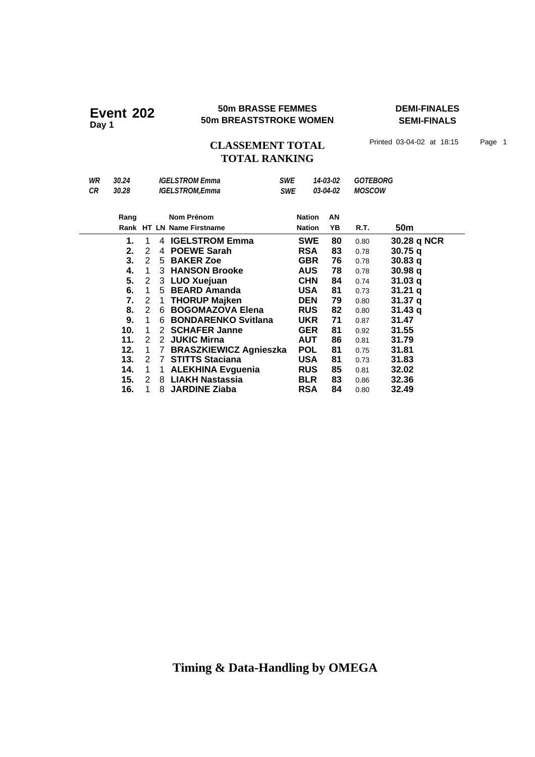# Event 202
**Day 1**

**50m BRASSE FEMMES**
**50m BREASTSTROKE WOMEN**

**DEMI-FINALES**
**SEMI-FINALS**

## CLASSEMENT TOTAL
## TOTAL RANKING

Printed 03-04-02 at 18:15 Page 1

| | | | | | |
|---|---|---|---|---|---|
| *WR* | *30.24* | *IGELSTROM Emma* | *SWE* | *14-03-02* | *GOTEBORG* |
| *CR* | *30.28* | *IGELSTROM,Emma* | *SWE* | *03-04-02* | *MOSCOW* |

| Rang / Rank | HT | LN | Nom Prénom / Name Firstname | Nation / Nation | AN / YB | R.T. | 50m |
|---|---|---|---|---|---|---|---|
| **1.** | 1 | 4 | **IGELSTROM Emma** | **SWE** | **80** | 0.80 | **30.28 q NCR** |
| **2.** | 2 | 4 | **POEWE Sarah** | **RSA** | **83** | 0.78 | **30.75 q** |
| **3.** | 2 | 5 | **BAKER Zoe** | **GBR** | **76** | 0.78 | **30.83 q** |
| **4.** | 1 | 3 | **HANSON Brooke** | **AUS** | **78** | 0.78 | **30.98 q** |
| **5.** | 2 | 3 | **LUO Xuejuan** | **CHN** | **84** | 0.74 | **31.03 q** |
| **6.** | 1 | 5 | **BEARD Amanda** | **USA** | **81** | 0.73 | **31.21 q** |
| **7.** | 2 | 1 | **THORUP Majken** | **DEN** | **79** | 0.80 | **31.37 q** |
| **8.** | 2 | 6 | **BOGOMAZOVA Elena** | **RUS** | **82** | 0.80 | **31.43 q** |
| **9.** | 1 | 6 | **BONDARENKO Svitlana** | **UKR** | **71** | 0.87 | **31.47** |
| **10.** | 1 | 2 | **SCHAFER Janne** | **GER** | **81** | 0.92 | **31.55** |
| **11.** | 2 | 2 | **JUKIC Mirna** | **AUT** | **86** | 0.81 | **31.79** |
| **12.** | 1 | 7 | **BRASZKIEWICZ Agnieszka** | **POL** | **81** | 0.75 | **31.81** |
| **13.** | 2 | 7 | **STITTS Staciana** | **USA** | **81** | 0.73 | **31.83** |
| **14.** | 1 | 1 | **ALEKHINA Evguenia** | **RUS** | **85** | 0.81 | **32.02** |
| **15.** | 2 | 8 | **LIAKH Nastassia** | **BLR** | **83** | 0.86 | **32.36** |
| **16.** | 1 | 8 | **JARDINE Ziaba** | **RSA** | **84** | 0.80 | **32.49** |

**Timing & Data-Handling by OMEGA**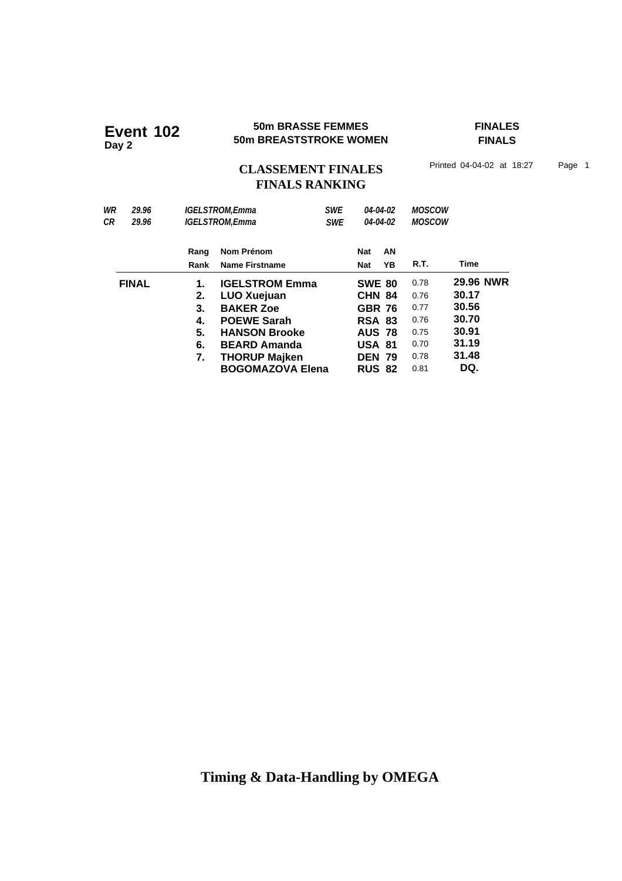**Event 102**
**Day 2**

**50m BRASSE FEMMES**
**50m BREASTSTROKE WOMEN**

**FINALES**
**FINALS**

## CLASSEMENT FINALES
## FINALS RANKING

Printed 04-04-02 at 18:27 Page 1

| | | | | | |
|---|---|---|---|---|---|
| *WR* | *29.96* | *IGELSTROM,Emma* | *SWE* | *04-04-02* | *MOSCOW* |
| *CR* | *29.96* | *IGELSTROM,Emma* | *SWE* | *04-04-02* | *MOSCOW* |

| | Rang / Rank | Nom Prénom / Name Firstname | Nat / Nat | AN / YB | R.T. | Time |
|---|---|---|---|---|---|---|
| **FINAL** | **1.** | **IGELSTROM Emma** | **SWE** | **80** | 0.78 | **29.96 NWR** |
| | **2.** | **LUO Xuejuan** | **CHN** | **84** | 0.76 | **30.17** |
| | **3.** | **BAKER Zoe** | **GBR** | **76** | 0.77 | **30.56** |
| | **4.** | **POEWE Sarah** | **RSA** | **83** | 0.76 | **30.70** |
| | **5.** | **HANSON Brooke** | **AUS** | **78** | 0.75 | **30.91** |
| | **6.** | **BEARD Amanda** | **USA** | **81** | 0.70 | **31.19** |
| | **7.** | **THORUP Majken** | **DEN** | **79** | 0.78 | **31.48** |
| | | **BOGOMAZOVA Elena** | **RUS** | **82** | 0.81 | **DQ.** |

**Timing & Data-Handling by OMEGA**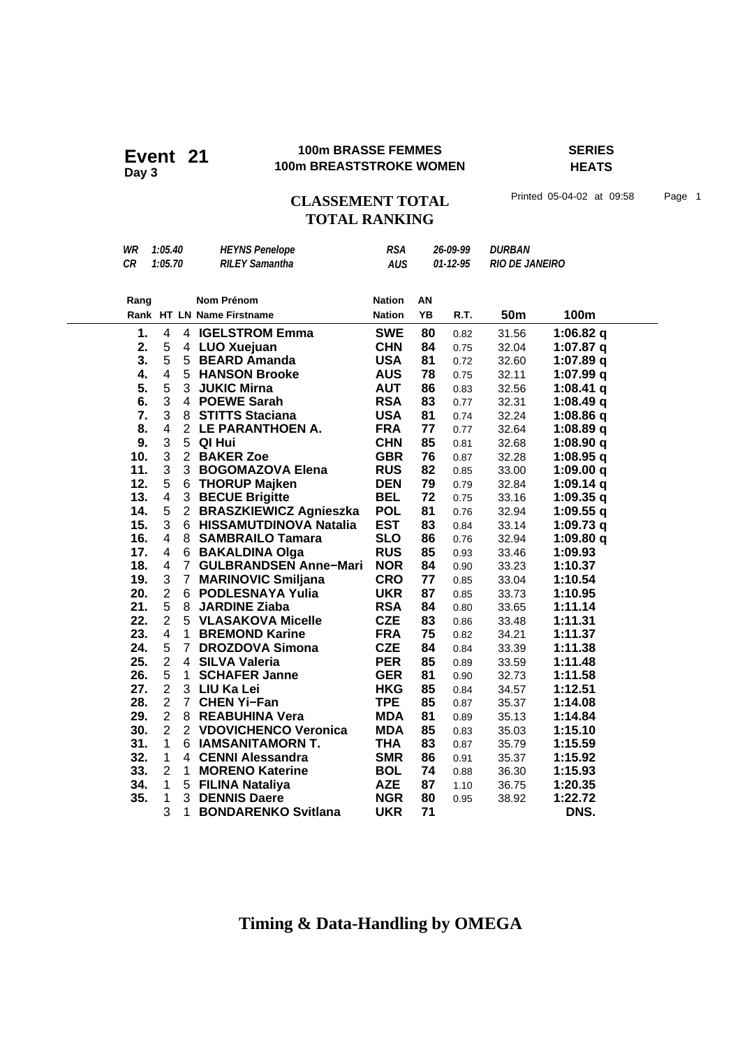# Event 21
**Day 3**

**100m BRASSE FEMMES**
**100m BREASTSTROKE WOMEN**

**SERIES**
**HEATS**

## CLASSEMENT TOTAL
## TOTAL RANKING

Printed 05-04-02 at 09:58

| | | | | | |
|---|---|---|---|---|---|
| *WR* | *1:05.40* | *HEYNS Penelope* | *RSA* | *26-09-99* | *DURBAN* |
| *CR* | *1:05.70* | *RILEY Samantha* | *AUS* | *01-12-95* | *RIO DE JANEIRO* |

| Rang<br>Rank | HT | LN | Nom Prénom<br>Name Firstname | Nation<br>Nation | AN<br>YB | R.T. | 50m | 100m |
|---|---|---|---|---|---|---|---|---|
| **1.** | 4 | 4 | **IGELSTROM Emma** | **SWE** | **80** | 0.82 | 31.56 | **1:06.82 q** |
| **2.** | 5 | 4 | **LUO Xuejuan** | **CHN** | **84** | 0.75 | 32.04 | **1:07.87 q** |
| **3.** | 5 | 5 | **BEARD Amanda** | **USA** | **81** | 0.72 | 32.60 | **1:07.89 q** |
| **4.** | 4 | 5 | **HANSON Brooke** | **AUS** | **78** | 0.75 | 32.11 | **1:07.99 q** |
| **5.** | 5 | 3 | **JUKIC Mirna** | **AUT** | **86** | 0.83 | 32.56 | **1:08.41 q** |
| **6.** | 3 | 4 | **POEWE Sarah** | **RSA** | **83** | 0.77 | 32.31 | **1:08.49 q** |
| **7.** | 3 | 8 | **STITTS Staciana** | **USA** | **81** | 0.74 | 32.24 | **1:08.86 q** |
| **8.** | 4 | 2 | **LE PARANTHOEN A.** | **FRA** | **77** | 0.77 | 32.64 | **1:08.89 q** |
| **9.** | 3 | 5 | **QI Hui** | **CHN** | **85** | 0.81 | 32.68 | **1:08.90 q** |
| **10.** | 3 | 2 | **BAKER Zoe** | **GBR** | **76** | 0.87 | 32.28 | **1:08.95 q** |
| **11.** | 3 | 3 | **BOGOMAZOVA Elena** | **RUS** | **82** | 0.85 | 33.00 | **1:09.00 q** |
| **12.** | 5 | 6 | **THORUP Majken** | **DEN** | **79** | 0.79 | 32.84 | **1:09.14 q** |
| **13.** | 4 | 3 | **BECUE Brigitte** | **BEL** | **72** | 0.75 | 33.16 | **1:09.35 q** |
| **14.** | 5 | 2 | **BRASZKIEWICZ Agnieszka** | **POL** | **81** | 0.76 | 32.94 | **1:09.55 q** |
| **15.** | 3 | 6 | **HISSAMUTDINOVA Natalia** | **EST** | **83** | 0.84 | 33.14 | **1:09.73 q** |
| **16.** | 4 | 8 | **SAMBRAILO Tamara** | **SLO** | **86** | 0.76 | 32.94 | **1:09.80 q** |
| **17.** | 4 | 6 | **BAKALDINA Olga** | **RUS** | **85** | 0.93 | 33.46 | **1:09.93** |
| **18.** | 4 | 7 | **GULBRANDSEN Anne−Mari** | **NOR** | **84** | 0.90 | 33.23 | **1:10.37** |
| **19.** | 3 | 7 | **MARINOVIC Smiljana** | **CRO** | **77** | 0.85 | 33.04 | **1:10.54** |
| **20.** | 2 | 6 | **PODLESNAYA Yulia** | **UKR** | **87** | 0.85 | 33.73 | **1:10.95** |
| **21.** | 5 | 8 | **JARDINE Ziaba** | **RSA** | **84** | 0.80 | 33.65 | **1:11.14** |
| **22.** | 2 | 5 | **VLASAKOVA Micelle** | **CZE** | **83** | 0.86 | 33.48 | **1:11.31** |
| **23.** | 4 | 1 | **BREMOND Karine** | **FRA** | **75** | 0.82 | 34.21 | **1:11.37** |
| **24.** | 5 | 7 | **DROZDOVA Simona** | **CZE** | **84** | 0.84 | 33.39 | **1:11.38** |
| **25.** | 2 | 4 | **SILVA Valeria** | **PER** | **85** | 0.89 | 33.59 | **1:11.48** |
| **26.** | 5 | 1 | **SCHAFER Janne** | **GER** | **81** | 0.90 | 32.73 | **1:11.58** |
| **27.** | 2 | 3 | **LIU Ka Lei** | **HKG** | **85** | 0.84 | 34.57 | **1:12.51** |
| **28.** | 2 | 7 | **CHEN Yi−Fan** | **TPE** | **85** | 0.87 | 35.37 | **1:14.08** |
| **29.** | 2 | 8 | **REABUHINA Vera** | **MDA** | **81** | 0.89 | 35.13 | **1:14.84** |
| **30.** | 2 | 2 | **VDOVICHENCO Veronica** | **MDA** | **85** | 0.83 | 35.03 | **1:15.10** |
| **31.** | 1 | 6 | **IAMSANITAMORN T.** | **THA** | **83** | 0.87 | 35.79 | **1:15.59** |
| **32.** | 1 | 4 | **CENNI Alessandra** | **SMR** | **86** | 0.91 | 35.37 | **1:15.92** |
| **33.** | 2 | 1 | **MORENO Katerine** | **BOL** | **74** | 0.88 | 36.30 | **1:15.93** |
| **34.** | 1 | 5 | **FILINA Nataliya** | **AZE** | **87** | 1.10 | 36.75 | **1:20.35** |
| **35.** | 1 | 3 | **DENNIS Daere** | **NGR** | **80** | 0.95 | 38.92 | **1:22.72** |
| | 3 | 1 | **BONDARENKO Svitlana** | **UKR** | **71** | | | **DNS.** |

**Timing & Data-Handling by OMEGA**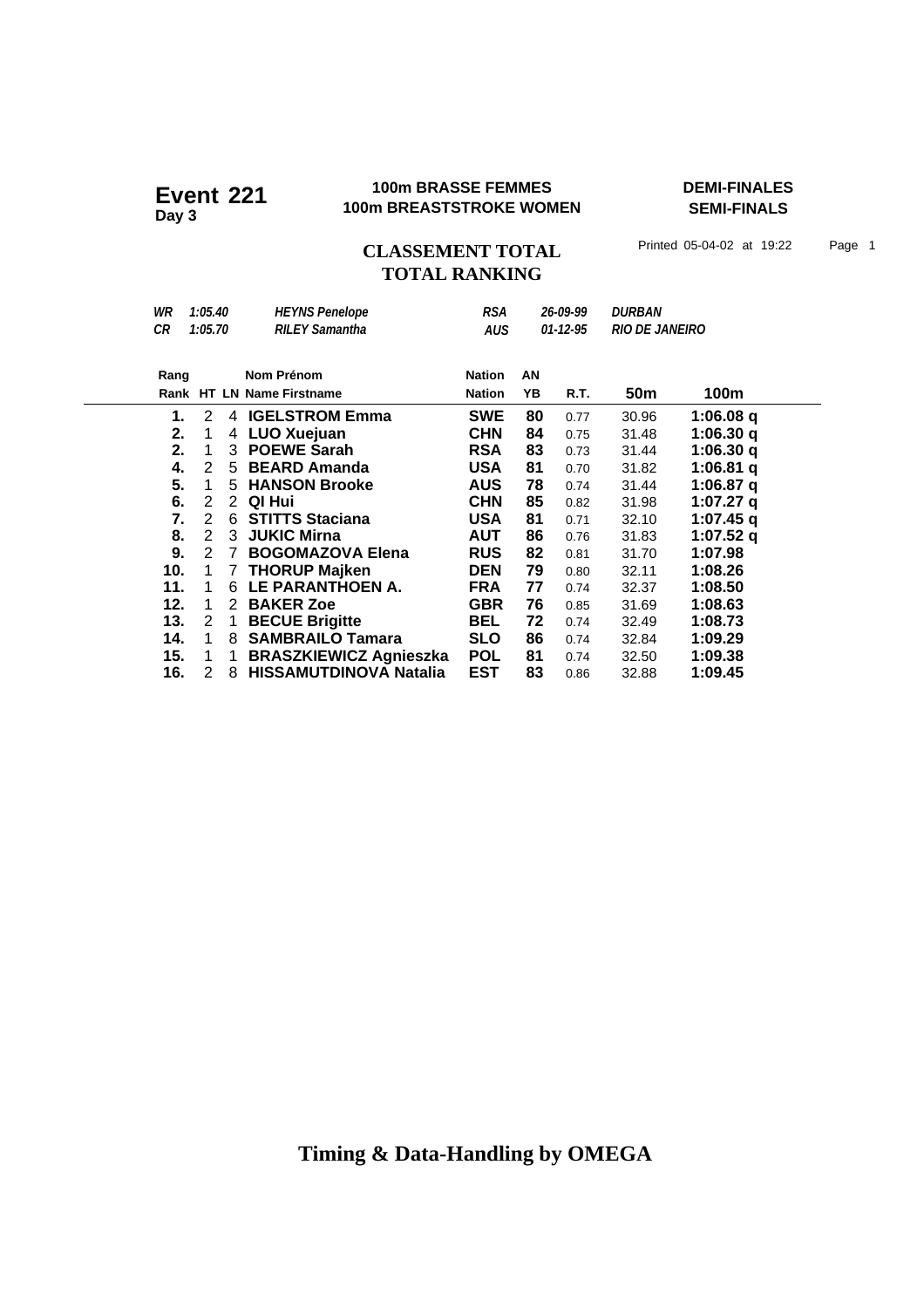**Event 221**
**Day 3**

**100m BRASSE FEMMES**
**100m BREASTSTROKE WOMEN**

**DEMI-FINALES**
**SEMI-FINALS**

## CLASSEMENT TOTAL
## TOTAL RANKING

Printed 05-04-02 at 19:22

| | | | | | |
|---|---|---|---|---|---|
| *WR* | *1:05.40* | *HEYNS Penelope* | *RSA* | *26-09-99* | *DURBAN* |
| *CR* | *1:05.70* | *RILEY Samantha* | *AUS* | *01-12-95* | *RIO DE JANEIRO* |

| Rang<br>Rank | HT | LN | Nom Prénom<br>Name Firstname | Nation<br>Nation | AN<br>YB | R.T. | 50m | 100m |
|---|---|---|---|---|---|---|---|---|
| **1.** | 2 | 4 | **IGELSTROM Emma** | **SWE** | **80** | 0.77 | 30.96 | **1:06.08 q** |
| **2.** | 1 | 4 | **LUO Xuejuan** | **CHN** | **84** | 0.75 | 31.48 | **1:06.30 q** |
| **2.** | 1 | 3 | **POEWE Sarah** | **RSA** | **83** | 0.73 | 31.44 | **1:06.30 q** |
| **4.** | 2 | 5 | **BEARD Amanda** | **USA** | **81** | 0.70 | 31.82 | **1:06.81 q** |
| **5.** | 1 | 5 | **HANSON Brooke** | **AUS** | **78** | 0.74 | 31.44 | **1:06.87 q** |
| **6.** | 2 | 2 | **QI Hui** | **CHN** | **85** | 0.82 | 31.98 | **1:07.27 q** |
| **7.** | 2 | 6 | **STITTS Staciana** | **USA** | **81** | 0.71 | 32.10 | **1:07.45 q** |
| **8.** | 2 | 3 | **JUKIC Mirna** | **AUT** | **86** | 0.76 | 31.83 | **1:07.52 q** |
| **9.** | 2 | 7 | **BOGOMAZOVA Elena** | **RUS** | **82** | 0.81 | 31.70 | **1:07.98** |
| **10.** | 1 | 7 | **THORUP Majken** | **DEN** | **79** | 0.80 | 32.11 | **1:08.26** |
| **11.** | 1 | 6 | **LE PARANTHOEN A.** | **FRA** | **77** | 0.74 | 32.37 | **1:08.50** |
| **12.** | 1 | 2 | **BAKER Zoe** | **GBR** | **76** | 0.85 | 31.69 | **1:08.63** |
| **13.** | 2 | 1 | **BECUE Brigitte** | **BEL** | **72** | 0.74 | 32.49 | **1:08.73** |
| **14.** | 1 | 8 | **SAMBRAILO Tamara** | **SLO** | **86** | 0.74 | 32.84 | **1:09.29** |
| **15.** | 1 | 1 | **BRASZKIEWICZ Agnieszka** | **POL** | **81** | 0.74 | 32.50 | **1:09.38** |
| **16.** | 2 | 8 | **HISSAMUTDINOVA Natalia** | **EST** | **83** | 0.86 | 32.88 | **1:09.45** |

**Timing & Data-Handling by OMEGA**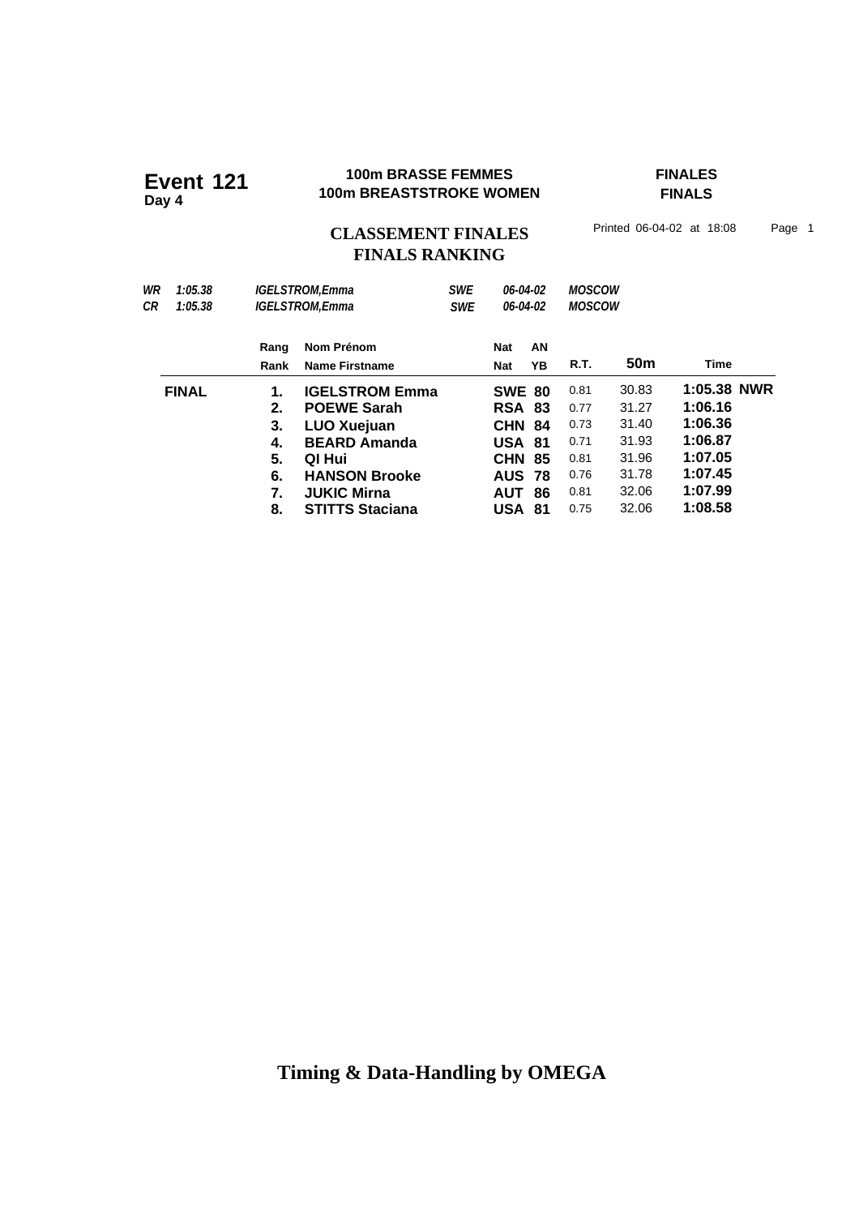# Event 121
**Day 4**

**100m BRASSE FEMMES**
**100m BREASTSTROKE WOMEN**

**FINALES**
**FINALS**

## CLASSEMENT FINALES
## FINALS RANKING

Printed 06-04-02 at 18:08

| | | | | | |
|---|---|---|---|---|---|
| *WR* | *1:05.38* | *IGELSTROM,Emma* | *SWE* | *06-04-02* | *MOSCOW* |
| *CR* | *1:05.38* | *IGELSTROM,Emma* | *SWE* | *06-04-02* | *MOSCOW* |

| | Rang / Rank | Nom Prénom / Name Firstname | Nat / Nat | AN / YB | R.T. | 50m | Time |
|---|---|---|---|---|---|---|---|
| **FINAL** | **1.** | **IGELSTROM Emma** | **SWE** | **80** | 0.81 | 30.83 | **1:05.38 NWR** |
| | **2.** | **POEWE Sarah** | **RSA** | **83** | 0.77 | 31.27 | **1:06.16** |
| | **3.** | **LUO Xuejuan** | **CHN** | **84** | 0.73 | 31.40 | **1:06.36** |
| | **4.** | **BEARD Amanda** | **USA** | **81** | 0.71 | 31.93 | **1:06.87** |
| | **5.** | **QI Hui** | **CHN** | **85** | 0.81 | 31.96 | **1:07.05** |
| | **6.** | **HANSON Brooke** | **AUS** | **78** | 0.76 | 31.78 | **1:07.45** |
| | **7.** | **JUKIC Mirna** | **AUT** | **86** | 0.81 | 32.06 | **1:07.99** |
| | **8.** | **STITTS Staciana** | **USA** | **81** | 0.75 | 32.06 | **1:08.58** |

**Timing & Data-Handling by OMEGA**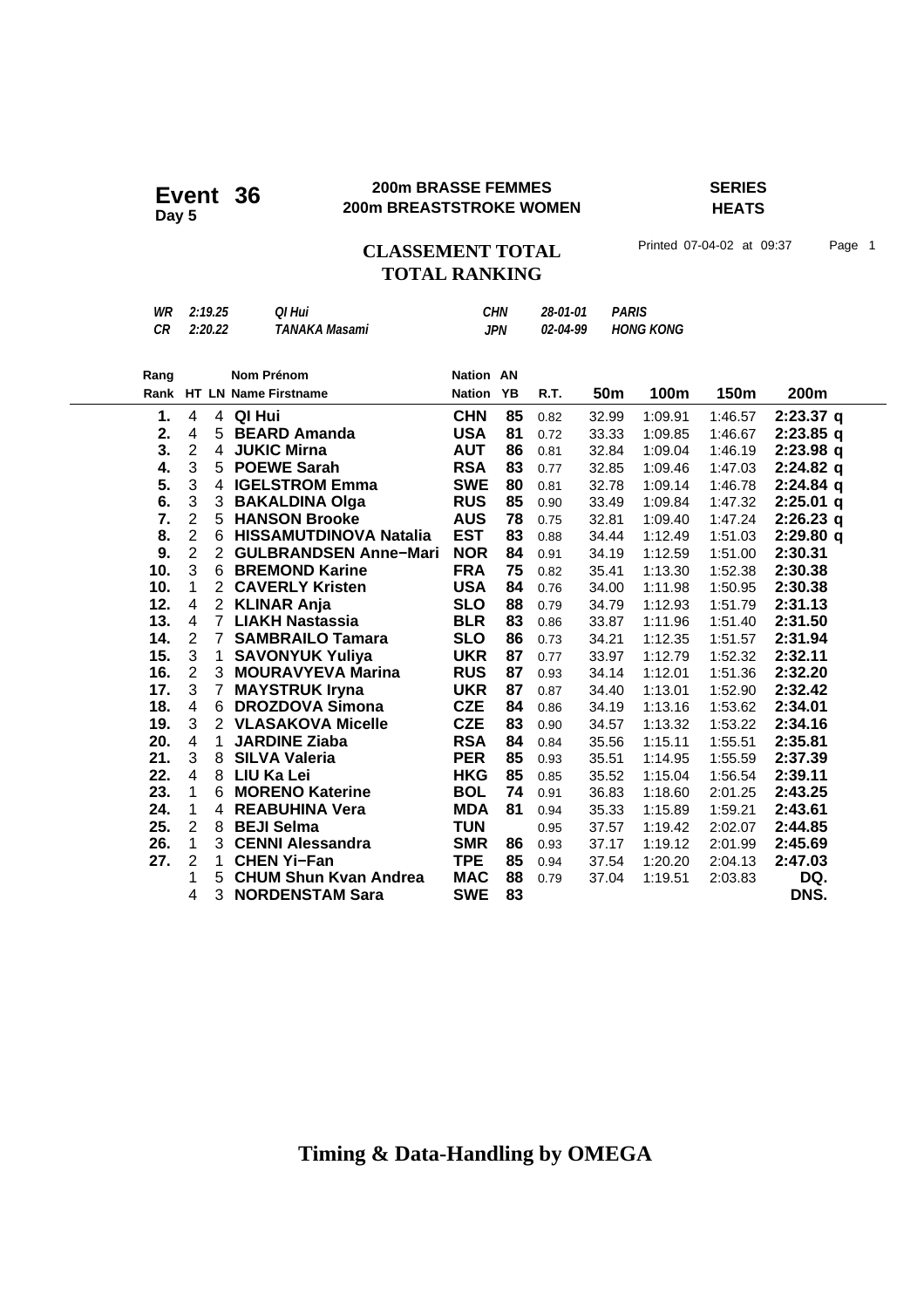# Event 36
**Day 5**

**200m BRASSE FEMMES**
**200m BREASTSTROKE WOMEN**

**SERIES**
**HEATS**

## CLASSEMENT TOTAL
## TOTAL RANKING

Printed 07-04-02 at 09:37

| | | | | | |
|---|---|---|---|---|---|
| *WR* | *2:19.25* | *QI Hui* | *CHN* | *28-01-01* | *PARIS* |
| *CR* | *2:20.22* | *TANAKA Masami* | *JPN* | *02-04-99* | *HONG KONG* |

| Rang / Rank | HT | LN | Nom Prénom / Name Firstname | Nation | AN / YB | R.T. | 50m | 100m | 150m | 200m |
|---|---|---|---|---|---|---|---|---|---|---|
| **1.** | 4 | 4 | **QI Hui** | **CHN** | **85** | 0.82 | 32.99 | 1:09.91 | 1:46.57 | **2:23.37 q** |
| **2.** | 4 | 5 | **BEARD Amanda** | **USA** | **81** | 0.72 | 33.33 | 1:09.85 | 1:46.67 | **2:23.85 q** |
| **3.** | 2 | 4 | **JUKIC Mirna** | **AUT** | **86** | 0.81 | 32.84 | 1:09.04 | 1:46.19 | **2:23.98 q** |
| **4.** | 3 | 5 | **POEWE Sarah** | **RSA** | **83** | 0.77 | 32.85 | 1:09.46 | 1:47.03 | **2:24.82 q** |
| **5.** | 3 | 4 | **IGELSTROM Emma** | **SWE** | **80** | 0.81 | 32.78 | 1:09.14 | 1:46.78 | **2:24.84 q** |
| **6.** | 3 | 3 | **BAKALDINA Olga** | **RUS** | **85** | 0.90 | 33.49 | 1:09.84 | 1:47.32 | **2:25.01 q** |
| **7.** | 2 | 5 | **HANSON Brooke** | **AUS** | **78** | 0.75 | 32.81 | 1:09.40 | 1:47.24 | **2:26.23 q** |
| **8.** | 2 | 6 | **HISSAMUTDINOVA Natalia** | **EST** | **83** | 0.88 | 34.44 | 1:12.49 | 1:51.03 | **2:29.80 q** |
| **9.** | 2 | 2 | **GULBRANDSEN Anne−Mari** | **NOR** | **84** | 0.91 | 34.19 | 1:12.59 | 1:51.00 | **2:30.31** |
| **10.** | 3 | 6 | **BREMOND Karine** | **FRA** | **75** | 0.82 | 35.41 | 1:13.30 | 1:52.38 | **2:30.38** |
| **10.** | 1 | 2 | **CAVERLY Kristen** | **USA** | **84** | 0.76 | 34.00 | 1:11.98 | 1:50.95 | **2:30.38** |
| **12.** | 4 | 2 | **KLINAR Anja** | **SLO** | **88** | 0.79 | 34.79 | 1:12.93 | 1:51.79 | **2:31.13** |
| **13.** | 4 | 7 | **LIAKH Nastassia** | **BLR** | **83** | 0.86 | 33.87 | 1:11.96 | 1:51.40 | **2:31.50** |
| **14.** | 2 | 7 | **SAMBRAILO Tamara** | **SLO** | **86** | 0.73 | 34.21 | 1:12.35 | 1:51.57 | **2:31.94** |
| **15.** | 3 | 1 | **SAVONYUK Yuliya** | **UKR** | **87** | 0.77 | 33.97 | 1:12.79 | 1:52.32 | **2:32.11** |
| **16.** | 2 | 3 | **MOURAVYEVA Marina** | **RUS** | **87** | 0.93 | 34.14 | 1:12.01 | 1:51.36 | **2:32.20** |
| **17.** | 3 | 7 | **MAYSTRUK Iryna** | **UKR** | **87** | 0.87 | 34.40 | 1:13.01 | 1:52.90 | **2:32.42** |
| **18.** | 4 | 6 | **DROZDOVA Simona** | **CZE** | **84** | 0.86 | 34.19 | 1:13.16 | 1:53.62 | **2:34.01** |
| **19.** | 3 | 2 | **VLASAKOVA Micelle** | **CZE** | **83** | 0.90 | 34.57 | 1:13.32 | 1:53.22 | **2:34.16** |
| **20.** | 4 | 1 | **JARDINE Ziaba** | **RSA** | **84** | 0.84 | 35.56 | 1:15.11 | 1:55.51 | **2:35.81** |
| **21.** | 3 | 8 | **SILVA Valeria** | **PER** | **85** | 0.93 | 35.51 | 1:14.95 | 1:55.59 | **2:37.39** |
| **22.** | 4 | 8 | **LIU Ka Lei** | **HKG** | **85** | 0.85 | 35.52 | 1:15.04 | 1:56.54 | **2:39.11** |
| **23.** | 1 | 6 | **MORENO Katerine** | **BOL** | **74** | 0.91 | 36.83 | 1:18.60 | 2:01.25 | **2:43.25** |
| **24.** | 1 | 4 | **REABUHINA Vera** | **MDA** | **81** | 0.94 | 35.33 | 1:15.89 | 1:59.21 | **2:43.61** |
| **25.** | 2 | 8 | **BEJI Selma** | **TUN** | | 0.95 | 37.57 | 1:19.42 | 2:02.07 | **2:44.85** |
| **26.** | 1 | 3 | **CENNI Alessandra** | **SMR** | **86** | 0.93 | 37.17 | 1:19.12 | 2:01.99 | **2:45.69** |
| **27.** | 2 | 1 | **CHEN Yi−Fan** | **TPE** | **85** | 0.94 | 37.54 | 1:20.20 | 2:04.13 | **2:47.03** |
| | 1 | 5 | **CHUM Shun Kvan Andrea** | **MAC** | **88** | 0.79 | 37.04 | 1:19.51 | 2:03.83 | **DQ.** |
| | 4 | 3 | **NORDENSTAM Sara** | **SWE** | **83** | | | | | **DNS.** |

**Timing & Data-Handling by OMEGA**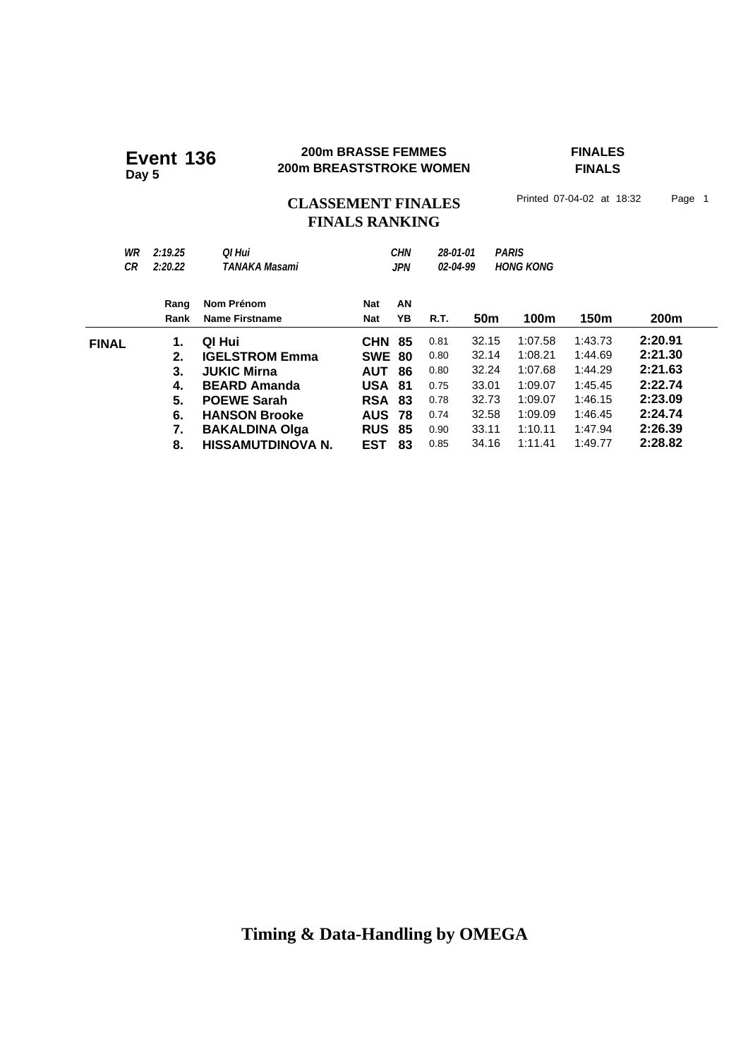# Event 136
**Day 5**

**200m BRASSE FEMMES**
**200m BREASTSTROKE WOMEN**

**FINALES**
**FINALS**

## CLASSEMENT FINALES
## FINALS RANKING

Printed 07-04-02 at 18:32 Page 1

| | | | | | |
|---|---|---|---|---|---|
| *WR* | *2:19.25* | *QI Hui* | *CHN* | *28-01-01* | *PARIS* |
| *CR* | *2:20.22* | *TANAKA Masami* | *JPN* | *02-04-99* | *HONG KONG* |

| | Rang<br>Rank | Nom Prénom<br>Name Firstname | Nat<br>Nat | AN<br>YB | R.T. | 50m | 100m | 150m | 200m |
|---|---|---|---|---|---|---|---|---|---|
| **FINAL** | **1.** | **QI Hui** | **CHN** | **85** | 0.81 | 32.15 | 1:07.58 | 1:43.73 | **2:20.91** |
| | **2.** | **IGELSTROM Emma** | **SWE** | **80** | 0.80 | 32.14 | 1:08.21 | 1:44.69 | **2:21.30** |
| | **3.** | **JUKIC Mirna** | **AUT** | **86** | 0.80 | 32.24 | 1:07.68 | 1:44.29 | **2:21.63** |
| | **4.** | **BEARD Amanda** | **USA** | **81** | 0.75 | 33.01 | 1:09.07 | 1:45.45 | **2:22.74** |
| | **5.** | **POEWE Sarah** | **RSA** | **83** | 0.78 | 32.73 | 1:09.07 | 1:46.15 | **2:23.09** |
| | **6.** | **HANSON Brooke** | **AUS** | **78** | 0.74 | 32.58 | 1:09.09 | 1:46.45 | **2:24.74** |
| | **7.** | **BAKALDINA Olga** | **RUS** | **85** | 0.90 | 33.11 | 1:10.11 | 1:47.94 | **2:26.39** |
| | **8.** | **HISSAMUTDINOVA N.** | **EST** | **83** | 0.85 | 34.16 | 1:11.41 | 1:49.77 | **2:28.82** |

**Timing & Data-Handling by OMEGA**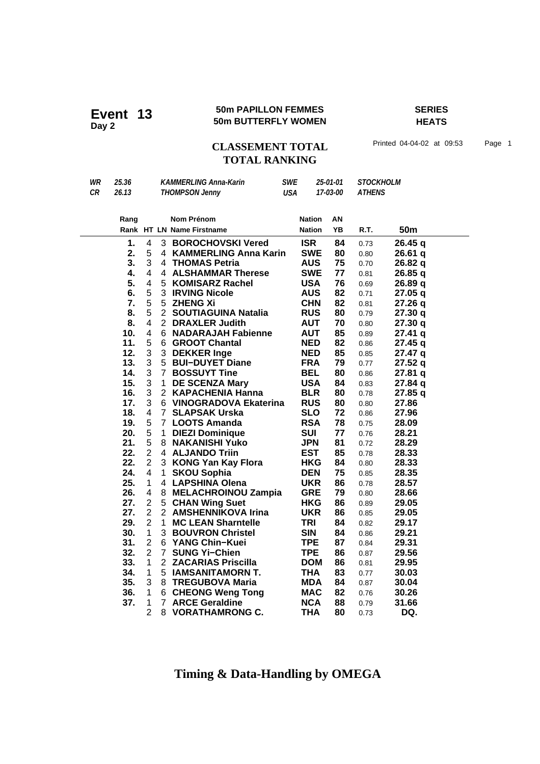# Event 13

**Day 2**

**50m PAPILLON FEMMES**
**50m BUTTERFLY WOMEN**

**SERIES**
**HEATS**

## CLASSEMENT TOTAL
## TOTAL RANKING

Printed 04-04-02 at 09:53

| | | | | | |
|---|---|---|---|---|---|
| *WR* | *25.36* | *KAMMERLING Anna-Karin* | *SWE* | *25-01-01* | *STOCKHOLM* |
| *CR* | *26.13* | *THOMPSON Jenny* | *USA* | *17-03-00* | *ATHENS* |

| Rang / Rank | HT | LN | Nom Prénom / Name Firstname | Nation / Nation | AN / YB | R.T. | 50m |
|---|---|---|---|---|---|---|---|
| **1.** | 4 | 3 | **BOROCHOVSKI Vered** | **ISR** | **84** | 0.73 | **26.45 q** |
| **2.** | 5 | 4 | **KAMMERLING Anna Karin** | **SWE** | **80** | 0.80 | **26.61 q** |
| **3.** | 3 | 4 | **THOMAS Petria** | **AUS** | **75** | 0.70 | **26.82 q** |
| **4.** | 4 | 4 | **ALSHAMMAR Therese** | **SWE** | **77** | 0.81 | **26.85 q** |
| **5.** | 4 | 5 | **KOMISARZ Rachel** | **USA** | **76** | 0.69 | **26.89 q** |
| **6.** | 5 | 3 | **IRVING Nicole** | **AUS** | **82** | 0.71 | **27.05 q** |
| **7.** | 5 | 5 | **ZHENG Xi** | **CHN** | **82** | 0.81 | **27.26 q** |
| **8.** | 5 | 2 | **SOUTIAGUINA Natalia** | **RUS** | **80** | 0.79 | **27.30 q** |
| **8.** | 4 | 2 | **DRAXLER Judith** | **AUT** | **70** | 0.80 | **27.30 q** |
| **10.** | 4 | 6 | **NADARAJAH Fabienne** | **AUT** | **85** | 0.89 | **27.41 q** |
| **11.** | 5 | 6 | **GROOT Chantal** | **NED** | **82** | 0.86 | **27.45 q** |
| **12.** | 3 | 3 | **DEKKER Inge** | **NED** | **85** | 0.85 | **27.47 q** |
| **13.** | 3 | 5 | **BUI−DUYET Diane** | **FRA** | **79** | 0.77 | **27.52 q** |
| **14.** | 3 | 7 | **BOSSUYT Tine** | **BEL** | **80** | 0.86 | **27.81 q** |
| **15.** | 3 | 1 | **DE SCENZA Mary** | **USA** | **84** | 0.83 | **27.84 q** |
| **16.** | 3 | 2 | **KAPACHENIA Hanna** | **BLR** | **80** | 0.78 | **27.85 q** |
| **17.** | 3 | 6 | **VINOGRADOVA Ekaterina** | **RUS** | **80** | 0.80 | **27.86** |
| **18.** | 4 | 7 | **SLAPSAK Urska** | **SLO** | **72** | 0.86 | **27.96** |
| **19.** | 5 | 7 | **LOOTS Amanda** | **RSA** | **78** | 0.75 | **28.09** |
| **20.** | 5 | 1 | **DIEZI Dominique** | **SUI** | **77** | 0.76 | **28.21** |
| **21.** | 5 | 8 | **NAKANISHI Yuko** | **JPN** | **81** | 0.72 | **28.29** |
| **22.** | 2 | 4 | **ALJANDO Triin** | **EST** | **85** | 0.78 | **28.33** |
| **22.** | 2 | 3 | **KONG Yan Kay Flora** | **HKG** | **84** | 0.80 | **28.33** |
| **24.** | 4 | 1 | **SKOU Sophia** | **DEN** | **75** | 0.85 | **28.35** |
| **25.** | 1 | 4 | **LAPSHINA Olena** | **UKR** | **86** | 0.78 | **28.57** |
| **26.** | 4 | 8 | **MELACHROINOU Zampia** | **GRE** | **79** | 0.80 | **28.66** |
| **27.** | 2 | 5 | **CHAN Wing Suet** | **HKG** | **86** | 0.89 | **29.05** |
| **27.** | 2 | 2 | **AMSHENNIKOVA Irina** | **UKR** | **86** | 0.85 | **29.05** |
| **29.** | 2 | 1 | **MC LEAN Sharntelle** | **TRI** | **84** | 0.82 | **29.17** |
| **30.** | 1 | 3 | **BOUVRON Christel** | **SIN** | **84** | 0.86 | **29.21** |
| **31.** | 2 | 6 | **YANG Chin−Kuei** | **TPE** | **87** | 0.84 | **29.31** |
| **32.** | 2 | 7 | **SUNG Yi−Chien** | **TPE** | **86** | 0.87 | **29.56** |
| **33.** | 1 | 2 | **ZACARIAS Priscilla** | **DOM** | **86** | 0.81 | **29.95** |
| **34.** | 1 | 5 | **IAMSANITAMORN T.** | **THA** | **83** | 0.77 | **30.03** |
| **35.** | 3 | 8 | **TREGUBOVA Maria** | **MDA** | **84** | 0.87 | **30.04** |
| **36.** | 1 | 6 | **CHEONG Weng Tong** | **MAC** | **82** | 0.76 | **30.26** |
| **37.** | 1 | 7 | **ARCE Geraldine** | **NCA** | **88** | 0.79 | **31.66** |
| | 2 | 8 | **VORATHAMRONG C.** | **THA** | **80** | 0.73 | **DQ.** |

**Timing & Data-Handling by OMEGA**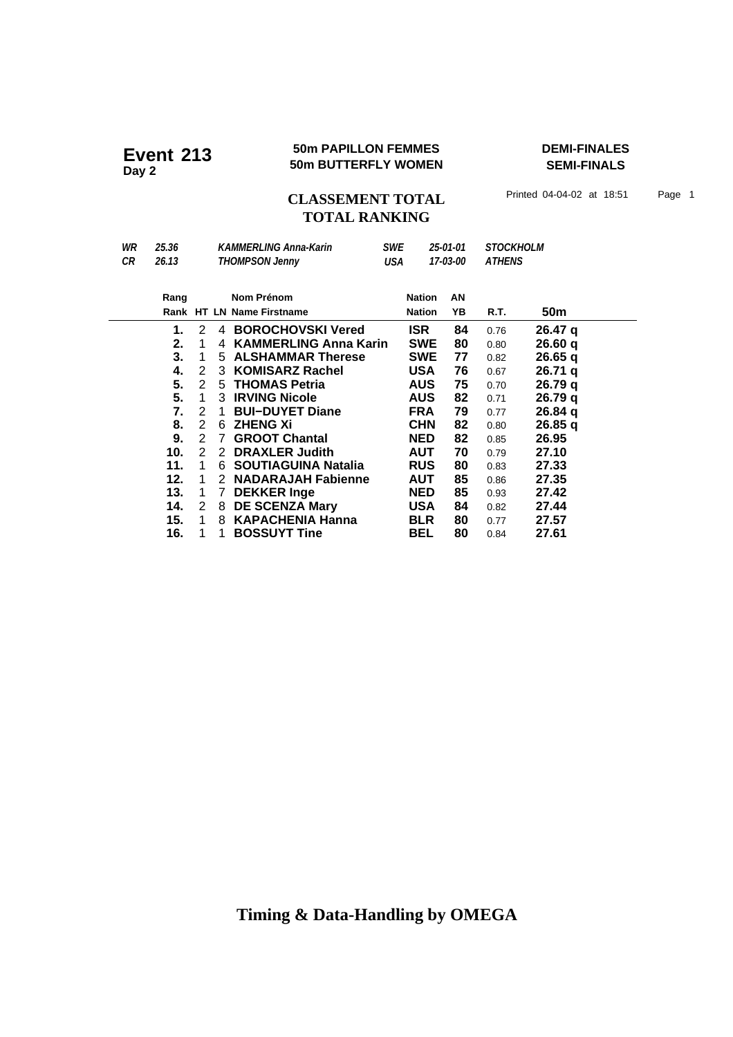# Event 213
**Day 2**

**50m PAPILLON FEMMES**
**50m BUTTERFLY WOMEN**

**DEMI-FINALES**
**SEMI-FINALS**

## CLASSEMENT TOTAL
## TOTAL RANKING

Printed 04-04-02 at 18:51

| | | | | | |
|---|---|---|---|---|---|
| *WR* | *25.36* | *KAMMERLING Anna-Karin* | *SWE* | *25-01-01* | *STOCKHOLM* |
| *CR* | *26.13* | *THOMPSON Jenny* | *USA* | *17-03-00* | *ATHENS* |

| Rang / Rank | HT | LN | Nom Prénom / Name Firstname | Nation / Nation | AN / YB | R.T. | 50m |
|---|---|---|---|---|---|---|---|
| **1.** | 2 | 4 | **BOROCHOVSKI Vered** | **ISR** | **84** | 0.76 | **26.47 q** |
| **2.** | 1 | 4 | **KAMMERLING Anna Karin** | **SWE** | **80** | 0.80 | **26.60 q** |
| **3.** | 1 | 5 | **ALSHAMMAR Therese** | **SWE** | **77** | 0.82 | **26.65 q** |
| **4.** | 2 | 3 | **KOMISARZ Rachel** | **USA** | **76** | 0.67 | **26.71 q** |
| **5.** | 2 | 5 | **THOMAS Petria** | **AUS** | **75** | 0.70 | **26.79 q** |
| **5.** | 1 | 3 | **IRVING Nicole** | **AUS** | **82** | 0.71 | **26.79 q** |
| **7.** | 2 | 1 | **BUI−DUYET Diane** | **FRA** | **79** | 0.77 | **26.84 q** |
| **8.** | 2 | 6 | **ZHENG Xi** | **CHN** | **82** | 0.80 | **26.85 q** |
| **9.** | 2 | 7 | **GROOT Chantal** | **NED** | **82** | 0.85 | **26.95** |
| **10.** | 2 | 2 | **DRAXLER Judith** | **AUT** | **70** | 0.79 | **27.10** |
| **11.** | 1 | 6 | **SOUTIAGUINA Natalia** | **RUS** | **80** | 0.83 | **27.33** |
| **12.** | 1 | 2 | **NADARAJAH Fabienne** | **AUT** | **85** | 0.86 | **27.35** |
| **13.** | 1 | 7 | **DEKKER Inge** | **NED** | **85** | 0.93 | **27.42** |
| **14.** | 2 | 8 | **DE SCENZA Mary** | **USA** | **84** | 0.82 | **27.44** |
| **15.** | 1 | 8 | **KAPACHENIA Hanna** | **BLR** | **80** | 0.77 | **27.57** |
| **16.** | 1 | 1 | **BOSSUYT Tine** | **BEL** | **80** | 0.84 | **27.61** |

**Timing & Data-Handling by OMEGA**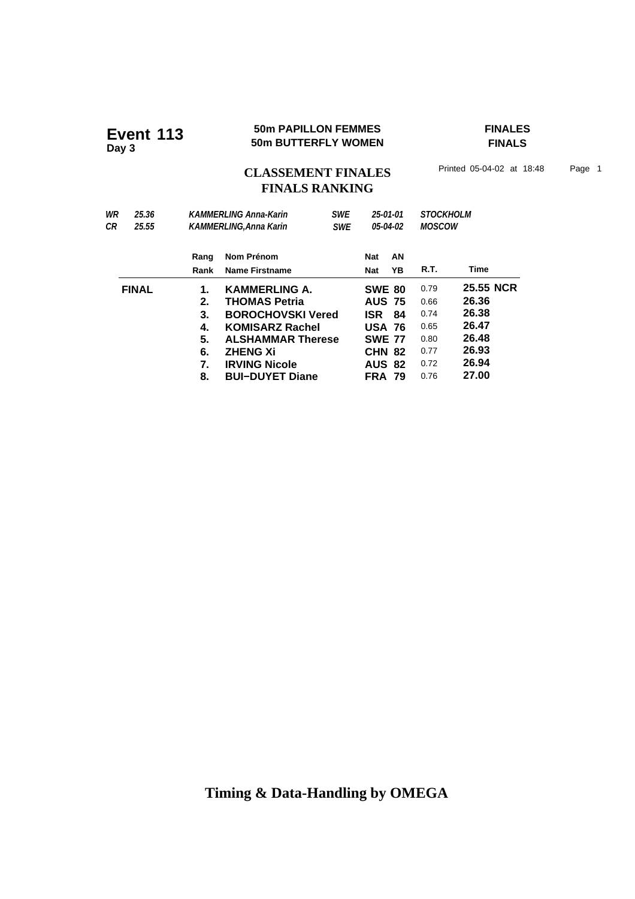# Event 113
**Day 3**

**50m PAPILLON FEMMES**
**50m BUTTERFLY WOMEN**

**FINALES**
**FINALS**

## CLASSEMENT FINALES
## FINALS RANKING

Printed 05-04-02 at 18:48

| | | | | | |
|---|---|---|---|---|---|
| *WR* | *25.36* | *KAMMERLING Anna-Karin* | *SWE* | *25-01-01* | *STOCKHOLM* |
| *CR* | *25.55* | *KAMMERLING,Anna Karin* | *SWE* | *05-04-02* | *MOSCOW* |

| | Rang / Rank | Nom Prénom / Name Firstname | Nat / Nat | AN / YB | R.T. | Time |
|---|---|---|---|---|---|---|
| **FINAL** | **1.** | **KAMMERLING A.** | **SWE** | **80** | 0.79 | **25.55 NCR** |
| | **2.** | **THOMAS Petria** | **AUS** | **75** | 0.66 | **26.36** |
| | **3.** | **BOROCHOVSKI Vered** | **ISR** | **84** | 0.74 | **26.38** |
| | **4.** | **KOMISARZ Rachel** | **USA** | **76** | 0.65 | **26.47** |
| | **5.** | **ALSHAMMAR Therese** | **SWE** | **77** | 0.80 | **26.48** |
| | **6.** | **ZHENG Xi** | **CHN** | **82** | 0.77 | **26.93** |
| | **7.** | **IRVING Nicole** | **AUS** | **82** | 0.72 | **26.94** |
| | **8.** | **BUI–DUYET Diane** | **FRA** | **79** | 0.76 | **27.00** |

**Timing & Data-Handling by OMEGA**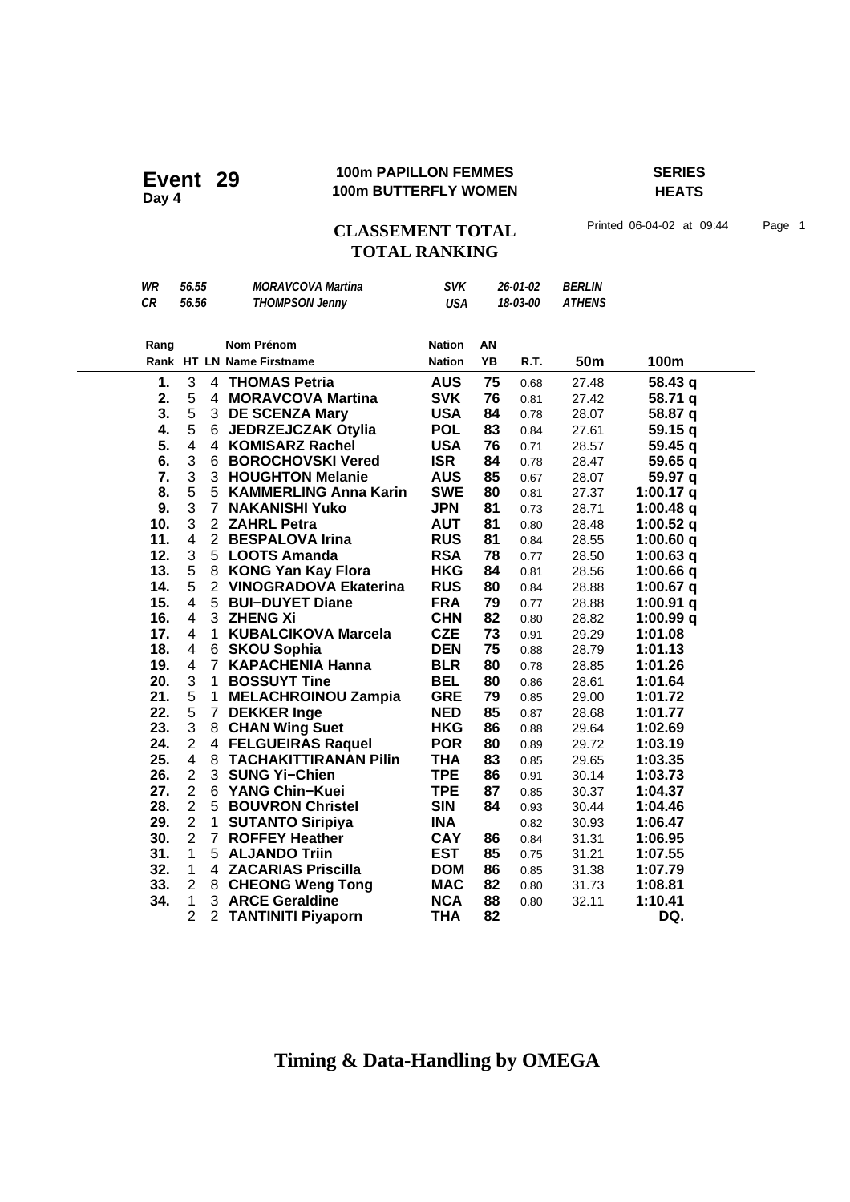# Event 29

**Day 4**

**100m PAPILLON FEMMES**
**100m BUTTERFLY WOMEN**

**SERIES**
**HEATS**

## CLASSEMENT TOTAL
## TOTAL RANKING

Printed 06-04-02 at 09:44

| | | | | | |
|---|---|---|---|---|---|
| *WR* | *56.55* | *MORAVCOVA Martina* | *SVK* | *26-01-02* | *BERLIN* |
| *CR* | *56.56* | *THOMPSON Jenny* | *USA* | *18-03-00* | *ATHENS* |

| Rang / Rank | HT | LN | Nom Prénom / Name Firstname | Nation / Nation | AN / YB | R.T. | 50m | 100m |
|---|---|---|---|---|---|---|---|---|
| 1. | 3 | 4 | **THOMAS Petria** | **AUS** | **75** | 0.68 | 27.48 | **58.43 q** |
| 2. | 5 | 4 | **MORAVCOVA Martina** | **SVK** | **76** | 0.81 | 27.42 | **58.71 q** |
| 3. | 5 | 3 | **DE SCENZA Mary** | **USA** | **84** | 0.78 | 28.07 | **58.87 q** |
| 4. | 5 | 6 | **JEDRZEJCZAK Otylia** | **POL** | **83** | 0.84 | 27.61 | **59.15 q** |
| 5. | 4 | 4 | **KOMISARZ Rachel** | **USA** | **76** | 0.71 | 28.57 | **59.45 q** |
| 6. | 3 | 6 | **BOROCHOVSKI Vered** | **ISR** | **84** | 0.78 | 28.47 | **59.65 q** |
| 7. | 3 | 3 | **HOUGHTON Melanie** | **AUS** | **85** | 0.67 | 28.07 | **59.97 q** |
| 8. | 5 | 5 | **KAMMERLING Anna Karin** | **SWE** | **80** | 0.81 | 27.37 | **1:00.17 q** |
| 9. | 3 | 7 | **NAKANISHI Yuko** | **JPN** | **81** | 0.73 | 28.71 | **1:00.48 q** |
| 10. | 3 | 2 | **ZAHRL Petra** | **AUT** | **81** | 0.80 | 28.48 | **1:00.52 q** |
| 11. | 4 | 2 | **BESPALOVA Irina** | **RUS** | **81** | 0.84 | 28.55 | **1:00.60 q** |
| 12. | 3 | 5 | **LOOTS Amanda** | **RSA** | **78** | 0.77 | 28.50 | **1:00.63 q** |
| 13. | 5 | 8 | **KONG Yan Kay Flora** | **HKG** | **84** | 0.81 | 28.56 | **1:00.66 q** |
| 14. | 5 | 2 | **VINOGRADOVA Ekaterina** | **RUS** | **80** | 0.84 | 28.88 | **1:00.67 q** |
| 15. | 4 | 5 | **BUI−DUYET Diane** | **FRA** | **79** | 0.77 | 28.88 | **1:00.91 q** |
| 16. | 4 | 3 | **ZHENG Xi** | **CHN** | **82** | 0.80 | 28.82 | **1:00.99 q** |
| 17. | 4 | 1 | **KUBALCIKOVA Marcela** | **CZE** | **73** | 0.91 | 29.29 | **1:01.08** |
| 18. | 4 | 6 | **SKOU Sophia** | **DEN** | **75** | 0.88 | 28.79 | **1:01.13** |
| 19. | 4 | 7 | **KAPACHENIA Hanna** | **BLR** | **80** | 0.78 | 28.85 | **1:01.26** |
| 20. | 3 | 1 | **BOSSUYT Tine** | **BEL** | **80** | 0.86 | 28.61 | **1:01.64** |
| 21. | 5 | 1 | **MELACHROINOU Zampia** | **GRE** | **79** | 0.85 | 29.00 | **1:01.72** |
| 22. | 5 | 7 | **DEKKER Inge** | **NED** | **85** | 0.87 | 28.68 | **1:01.77** |
| 23. | 3 | 8 | **CHAN Wing Suet** | **HKG** | **86** | 0.88 | 29.64 | **1:02.69** |
| 24. | 2 | 4 | **FELGUEIRAS Raquel** | **POR** | **80** | 0.89 | 29.72 | **1:03.19** |
| 25. | 4 | 8 | **TACHAKITTIRANAN Pilin** | **THA** | **83** | 0.85 | 29.65 | **1:03.35** |
| 26. | 2 | 3 | **SUNG Yi−Chien** | **TPE** | **86** | 0.91 | 30.14 | **1:03.73** |
| 27. | 2 | 6 | **YANG Chin−Kuei** | **TPE** | **87** | 0.85 | 30.37 | **1:04.37** |
| 28. | 2 | 5 | **BOUVRON Christel** | **SIN** | **84** | 0.93 | 30.44 | **1:04.46** |
| 29. | 2 | 1 | **SUTANTO Siripiya** | **INA** | | 0.82 | 30.93 | **1:06.47** |
| 30. | 2 | 7 | **ROFFEY Heather** | **CAY** | **86** | 0.84 | 31.31 | **1:06.95** |
| 31. | 1 | 5 | **ALJANDO Triin** | **EST** | **85** | 0.75 | 31.21 | **1:07.55** |
| 32. | 1 | 4 | **ZACARIAS Priscilla** | **DOM** | **86** | 0.85 | 31.38 | **1:07.79** |
| 33. | 2 | 8 | **CHEONG Weng Tong** | **MAC** | **82** | 0.80 | 31.73 | **1:08.81** |
| 34. | 1 | 3 | **ARCE Geraldine** | **NCA** | **88** | 0.80 | 32.11 | **1:10.41** |
| | 2 | 2 | **TANTINITI Piyaporn** | **THA** | **82** | | | **DQ.** |

**Timing & Data-Handling by OMEGA**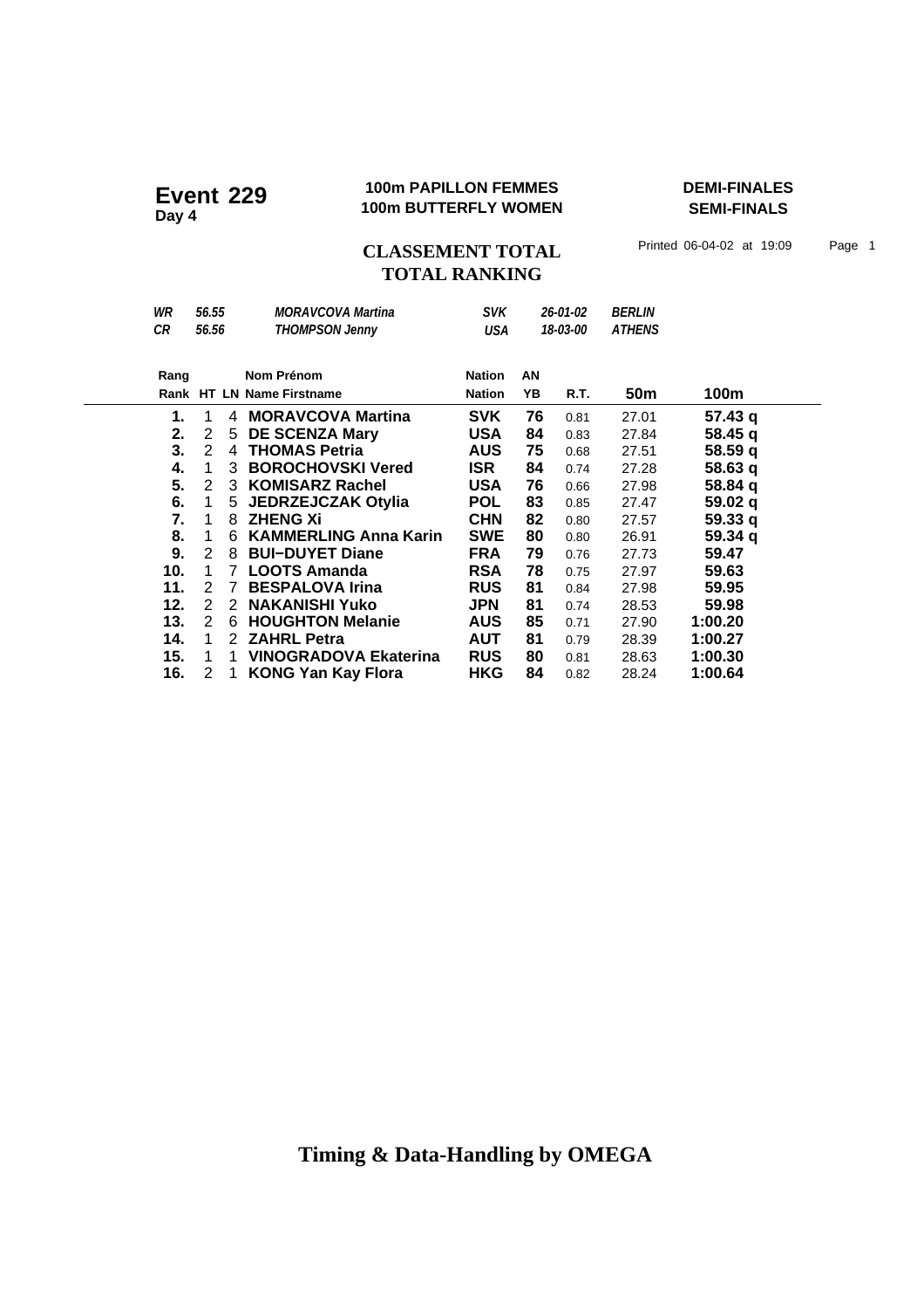# Event 229
**Day 4**

**100m PAPILLON FEMMES**
**100m BUTTERFLY WOMEN**

**DEMI-FINALES**
**SEMI-FINALS**

## CLASSEMENT TOTAL
## TOTAL RANKING

Printed 06-04-02 at 19:09

| | | | | | |
|---|---|---|---|---|---|
| *WR* | *56.55* | *MORAVCOVA Martina* | *SVK* | *26-01-02* | *BERLIN* |
| *CR* | *56.56* | *THOMPSON Jenny* | *USA* | *18-03-00* | *ATHENS* |

| Rang / Rank | HT | LN | Nom Prénom / Name Firstname | Nation / Nation | AN / YB | R.T. | 50m | 100m |
|---|---|---|---|---|---|---|---|---|
| **1.** | 1 | 4 | **MORAVCOVA Martina** | **SVK** | **76** | 0.81 | 27.01 | **57.43 q** |
| **2.** | 2 | 5 | **DE SCENZA Mary** | **USA** | **84** | 0.83 | 27.84 | **58.45 q** |
| **3.** | 2 | 4 | **THOMAS Petria** | **AUS** | **75** | 0.68 | 27.51 | **58.59 q** |
| **4.** | 1 | 3 | **BOROCHOVSKI Vered** | **ISR** | **84** | 0.74 | 27.28 | **58.63 q** |
| **5.** | 2 | 3 | **KOMISARZ Rachel** | **USA** | **76** | 0.66 | 27.98 | **58.84 q** |
| **6.** | 1 | 5 | **JEDRZEJCZAK Otylia** | **POL** | **83** | 0.85 | 27.47 | **59.02 q** |
| **7.** | 1 | 8 | **ZHENG Xi** | **CHN** | **82** | 0.80 | 27.57 | **59.33 q** |
| **8.** | 1 | 6 | **KAMMERLING Anna Karin** | **SWE** | **80** | 0.80 | 26.91 | **59.34 q** |
| **9.** | 2 | 8 | **BUI−DUYET Diane** | **FRA** | **79** | 0.76 | 27.73 | **59.47** |
| **10.** | 1 | 7 | **LOOTS Amanda** | **RSA** | **78** | 0.75 | 27.97 | **59.63** |
| **11.** | 2 | 7 | **BESPALOVA Irina** | **RUS** | **81** | 0.84 | 27.98 | **59.95** |
| **12.** | 2 | 2 | **NAKANISHI Yuko** | **JPN** | **81** | 0.74 | 28.53 | **59.98** |
| **13.** | 2 | 6 | **HOUGHTON Melanie** | **AUS** | **85** | 0.71 | 27.90 | **1:00.20** |
| **14.** | 1 | 2 | **ZAHRL Petra** | **AUT** | **81** | 0.79 | 28.39 | **1:00.27** |
| **15.** | 1 | 1 | **VINOGRADOVA Ekaterina** | **RUS** | **80** | 0.81 | 28.63 | **1:00.30** |
| **16.** | 2 | 1 | **KONG Yan Kay Flora** | **HKG** | **84** | 0.82 | 28.24 | **1:00.64** |

**Timing & Data-Handling by OMEGA**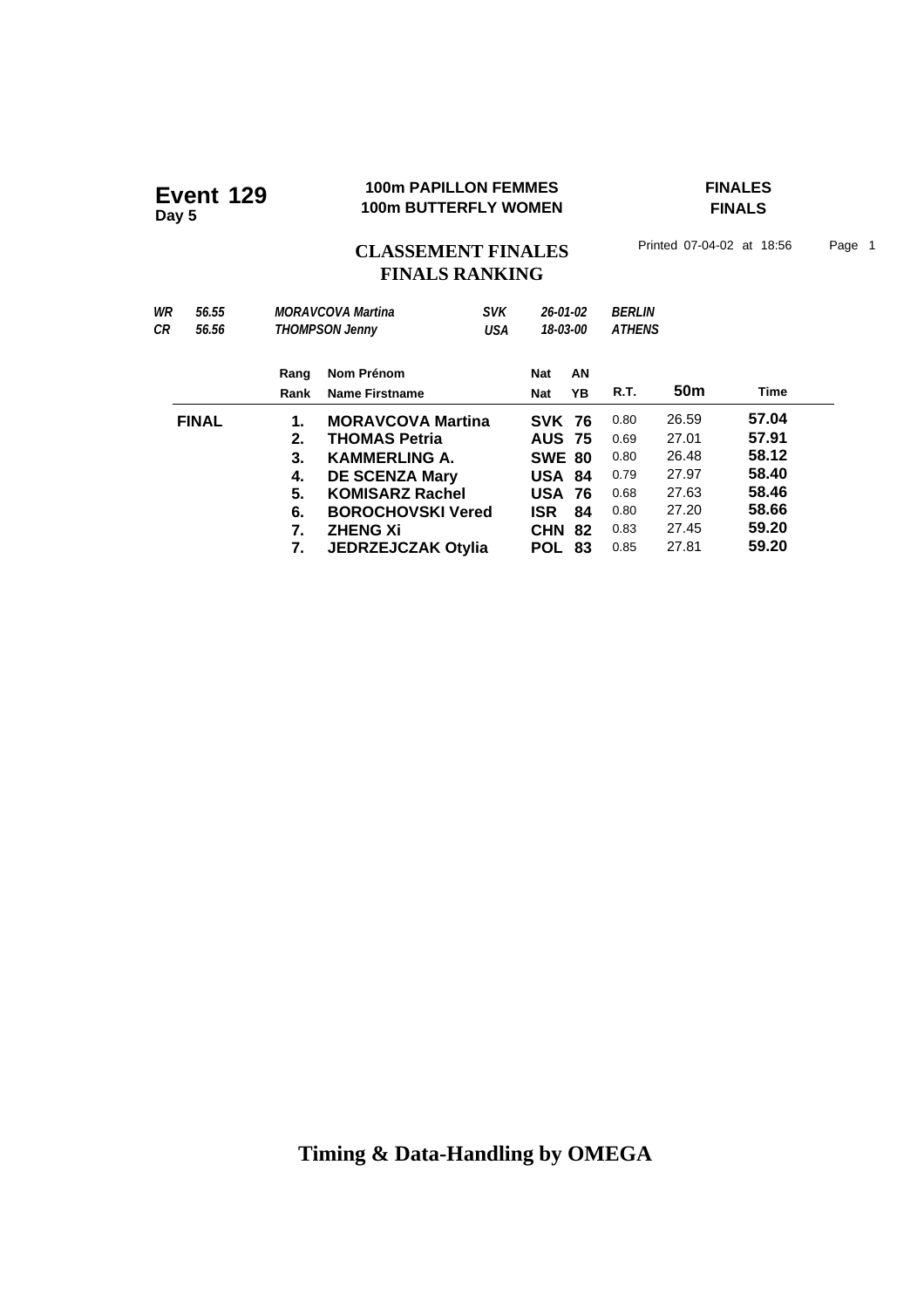# Event 129
**Day 5**

**100m PAPILLON FEMMES**
**100m BUTTERFLY WOMEN**

**FINALES**
**FINALS**

## CLASSEMENT FINALES
## FINALS RANKING

Printed 07-04-02 at 18:56

| | | | | | |
|---|---|---|---|---|---|
| *WR* | *56.55* | *MORAVCOVA Martina* | *SVK* | *26-01-02* | *BERLIN* |
| *CR* | *56.56* | *THOMPSON Jenny* | *USA* | *18-03-00* | *ATHENS* |

| | Rang / Rank | Nom Prénom / Name Firstname | Nat / Nat | AN / YB | R.T. | 50m | Time |
|---|---|---|---|---|---|---|---|
| **FINAL** | **1.** | **MORAVCOVA Martina** | **SVK** | **76** | 0.80 | 26.59 | **57.04** |
| | **2.** | **THOMAS Petria** | **AUS** | **75** | 0.69 | 27.01 | **57.91** |
| | **3.** | **KAMMERLING A.** | **SWE** | **80** | 0.80 | 26.48 | **58.12** |
| | **4.** | **DE SCENZA Mary** | **USA** | **84** | 0.79 | 27.97 | **58.40** |
| | **5.** | **KOMISARZ Rachel** | **USA** | **76** | 0.68 | 27.63 | **58.46** |
| | **6.** | **BOROCHOVSKI Vered** | **ISR** | **84** | 0.80 | 27.20 | **58.66** |
| | **7.** | **ZHENG Xi** | **CHN** | **82** | 0.83 | 27.45 | **59.20** |
| | **7.** | **JEDRZEJCZAK Otylia** | **POL** | **83** | 0.85 | 27.81 | **59.20** |

**Timing & Data-Handling by OMEGA**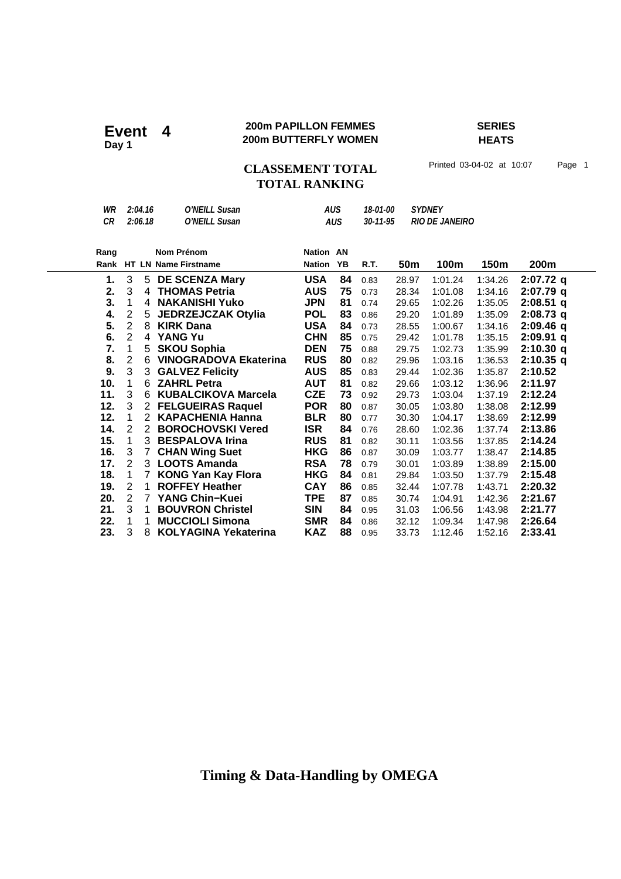**Event 4**
**Day 1**

**200m PAPILLON FEMMES**
**200m BUTTERFLY WOMEN**

**SERIES**
**HEATS**

## CLASSEMENT TOTAL
## TOTAL RANKING

Printed 03-04-02 at 10:07

| | | | | | |
|---|---|---|---|---|---|
| *WR* | *2:04.16* | *O'NEILL Susan* | *AUS* | *18-01-00* | *SYDNEY* |
| *CR* | *2:06.18* | *O'NEILL Susan* | *AUS* | *30-11-95* | *RIO DE JANEIRO* |

| Rang<br>Rank | HT | LN | Nom Prénom<br>Name Firstname | Nation<br>Nation | AN<br>YB | R.T. | 50m | 100m | 150m | 200m |
|---|---|---|---|---|---|---|---|---|---|---|
| **1.** | 3 | 5 | **DE SCENZA Mary** | **USA** | **84** | 0.83 | 28.97 | 1:01.24 | 1:34.26 | **2:07.72 q** |
| **2.** | 3 | 4 | **THOMAS Petria** | **AUS** | **75** | 0.73 | 28.34 | 1:01.08 | 1:34.16 | **2:07.79 q** |
| **3.** | 1 | 4 | **NAKANISHI Yuko** | **JPN** | **81** | 0.74 | 29.65 | 1:02.26 | 1:35.05 | **2:08.51 q** |
| **4.** | 2 | 5 | **JEDRZEJCZAK Otylia** | **POL** | **83** | 0.86 | 29.20 | 1:01.89 | 1:35.09 | **2:08.73 q** |
| **5.** | 2 | 8 | **KIRK Dana** | **USA** | **84** | 0.73 | 28.55 | 1:00.67 | 1:34.16 | **2:09.46 q** |
| **6.** | 2 | 4 | **YANG Yu** | **CHN** | **85** | 0.75 | 29.42 | 1:01.78 | 1:35.15 | **2:09.91 q** |
| **7.** | 1 | 5 | **SKOU Sophia** | **DEN** | **75** | 0.88 | 29.75 | 1:02.73 | 1:35.99 | **2:10.30 q** |
| **8.** | 2 | 6 | **VINOGRADOVA Ekaterina** | **RUS** | **80** | 0.82 | 29.96 | 1:03.16 | 1:36.53 | **2:10.35 q** |
| **9.** | 3 | 3 | **GALVEZ Felicity** | **AUS** | **85** | 0.83 | 29.44 | 1:02.36 | 1:35.87 | **2:10.52** |
| **10.** | 1 | 6 | **ZAHRL Petra** | **AUT** | **81** | 0.82 | 29.66 | 1:03.12 | 1:36.96 | **2:11.97** |
| **11.** | 3 | 6 | **KUBALCIKOVA Marcela** | **CZE** | **73** | 0.92 | 29.73 | 1:03.04 | 1:37.19 | **2:12.24** |
| **12.** | 3 | 2 | **FELGUEIRAS Raquel** | **POR** | **80** | 0.87 | 30.05 | 1:03.80 | 1:38.08 | **2:12.99** |
| **12.** | 1 | 2 | **KAPACHENIA Hanna** | **BLR** | **80** | 0.77 | 30.30 | 1:04.17 | 1:38.69 | **2:12.99** |
| **14.** | 2 | 2 | **BOROCHOVSKI Vered** | **ISR** | **84** | 0.76 | 28.60 | 1:02.36 | 1:37.74 | **2:13.86** |
| **15.** | 1 | 3 | **BESPALOVA Irina** | **RUS** | **81** | 0.82 | 30.11 | 1:03.56 | 1:37.85 | **2:14.24** |
| **16.** | 3 | 7 | **CHAN Wing Suet** | **HKG** | **86** | 0.87 | 30.09 | 1:03.77 | 1:38.47 | **2:14.85** |
| **17.** | 2 | 3 | **LOOTS Amanda** | **RSA** | **78** | 0.79 | 30.01 | 1:03.89 | 1:38.89 | **2:15.00** |
| **18.** | 1 | 7 | **KONG Yan Kay Flora** | **HKG** | **84** | 0.81 | 29.84 | 1:03.50 | 1:37.79 | **2:15.48** |
| **19.** | 2 | 1 | **ROFFEY Heather** | **CAY** | **86** | 0.85 | 32.44 | 1:07.78 | 1:43.71 | **2:20.32** |
| **20.** | 2 | 7 | **YANG Chin−Kuei** | **TPE** | **87** | 0.85 | 30.74 | 1:04.91 | 1:42.36 | **2:21.67** |
| **21.** | 3 | 1 | **BOUVRON Christel** | **SIN** | **84** | 0.95 | 31.03 | 1:06.56 | 1:43.98 | **2:21.77** |
| **22.** | 1 | 1 | **MUCCIOLI Simona** | **SMR** | **84** | 0.86 | 32.12 | 1:09.34 | 1:47.98 | **2:26.64** |
| **23.** | 3 | 8 | **KOLYAGINA Yekaterina** | **KAZ** | **88** | 0.95 | 33.73 | 1:12.46 | 1:52.16 | **2:33.41** |

**Timing & Data-Handling by OMEGA**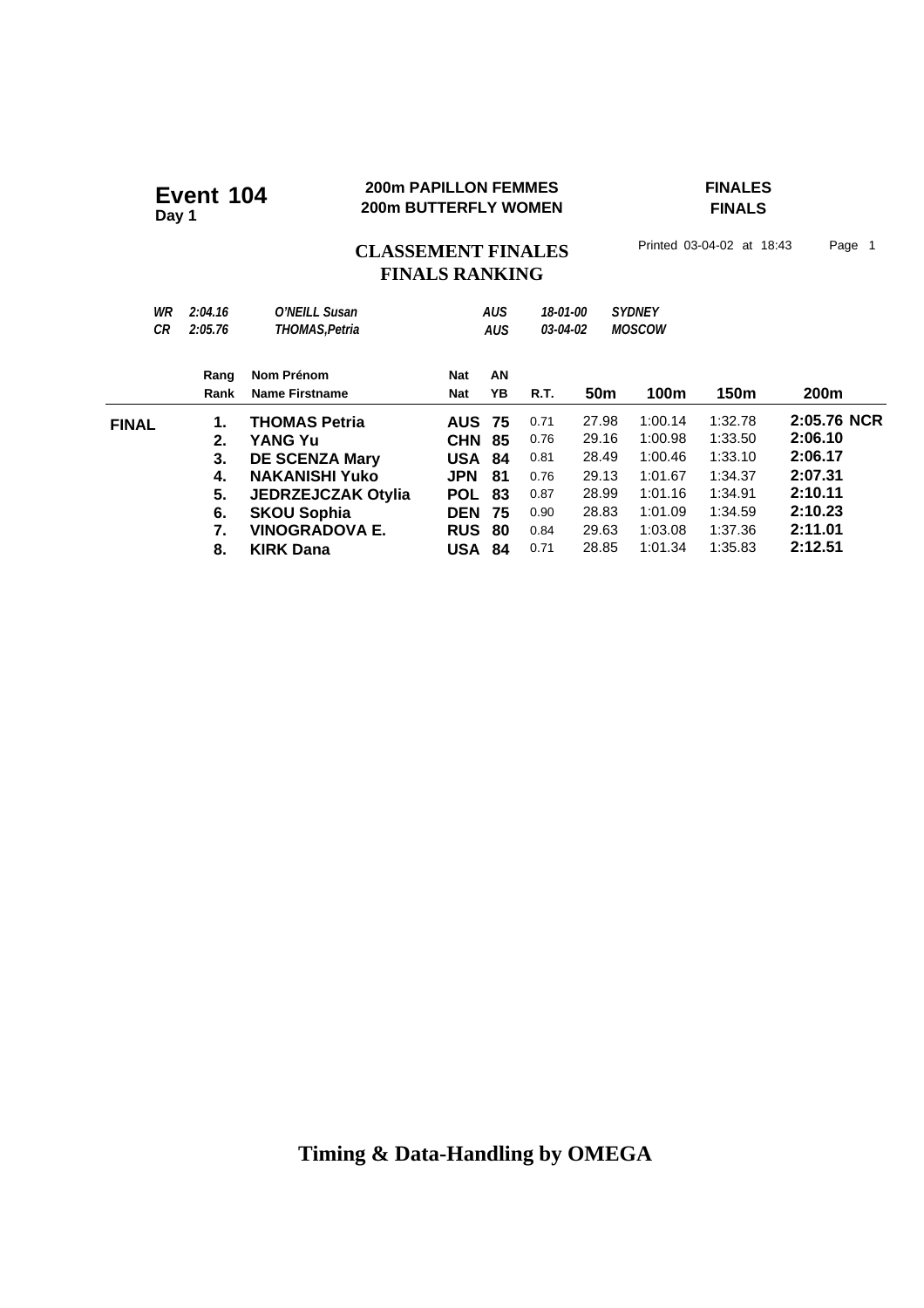**Event 104**
**Day 1**

**200m PAPILLON FEMMES**
**200m BUTTERFLY WOMEN**

**FINALES**
**FINALS**

## CLASSEMENT FINALES
## FINALS RANKING

Printed 03-04-02 at 18:43 Page 1

| | | | | | |
|---|---|---|---|---|---|
| *WR* | *2:04.16* | *O'NEILL Susan* | *AUS* | *18-01-00* | *SYDNEY* |
| *CR* | *2:05.76* | *THOMAS,Petria* | *AUS* | *03-04-02* | *MOSCOW* |

| | Rang Rank | Nom Prénom Name Firstname | Nat Nat | AN YB | R.T. | 50m | 100m | 150m | 200m |
|---|---|---|---|---|---|---|---|---|---|
| **FINAL** | **1.** | **THOMAS Petria** | **AUS** | **75** | 0.71 | 27.98 | 1:00.14 | 1:32.78 | **2:05.76 NCR** |
| | **2.** | **YANG Yu** | **CHN** | **85** | 0.76 | 29.16 | 1:00.98 | 1:33.50 | **2:06.10** |
| | **3.** | **DE SCENZA Mary** | **USA** | **84** | 0.81 | 28.49 | 1:00.46 | 1:33.10 | **2:06.17** |
| | **4.** | **NAKANISHI Yuko** | **JPN** | **81** | 0.76 | 29.13 | 1:01.67 | 1:34.37 | **2:07.31** |
| | **5.** | **JEDRZEJCZAK Otylia** | **POL** | **83** | 0.87 | 28.99 | 1:01.16 | 1:34.91 | **2:10.11** |
| | **6.** | **SKOU Sophia** | **DEN** | **75** | 0.90 | 28.83 | 1:01.09 | 1:34.59 | **2:10.23** |
| | **7.** | **VINOGRADOVA E.** | **RUS** | **80** | 0.84 | 29.63 | 1:03.08 | 1:37.36 | **2:11.01** |
| | **8.** | **KIRK Dana** | **USA** | **84** | 0.71 | 28.85 | 1:01.34 | 1:35.83 | **2:12.51** |

**Timing & Data-Handling by OMEGA**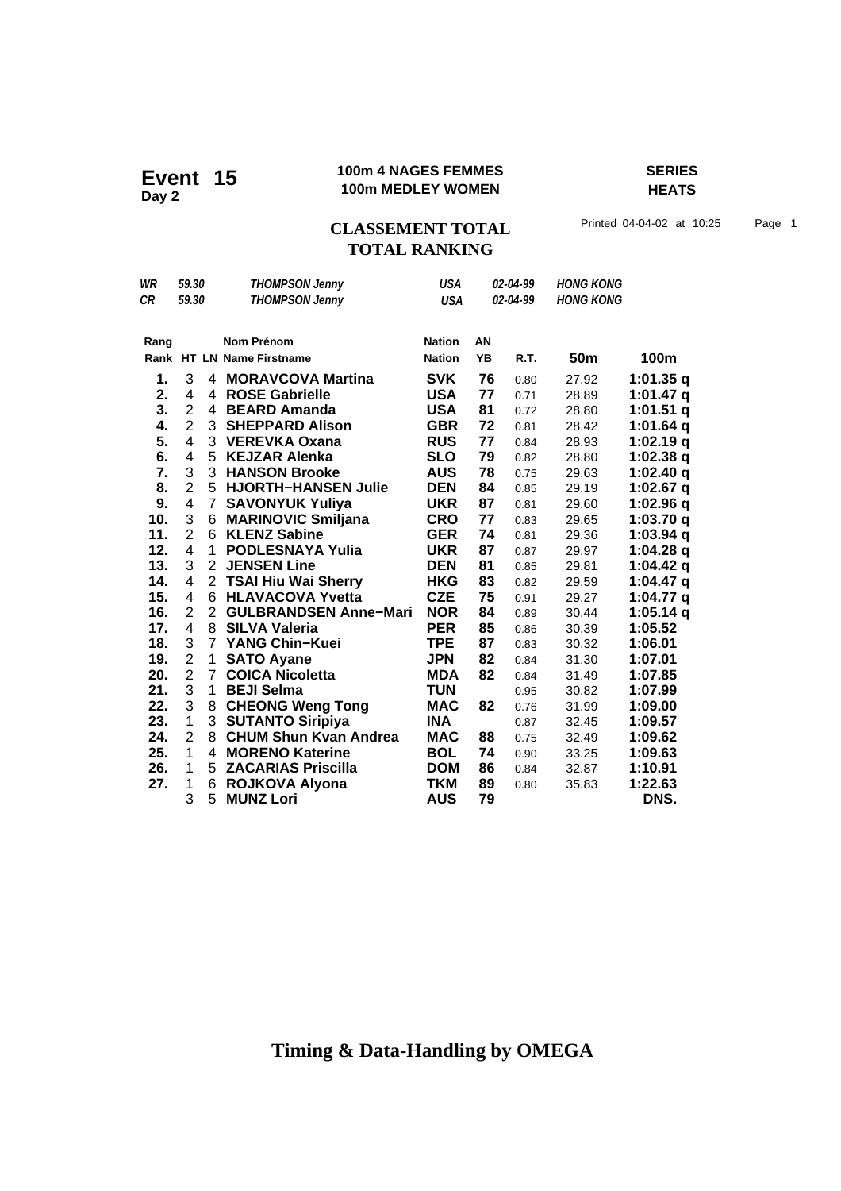# Event 15

**Day 2**

**100m 4 NAGES FEMMES**
**100m MEDLEY WOMEN**

**SERIES**
**HEATS**

## CLASSEMENT TOTAL
## TOTAL RANKING

Printed 04-04-02 at 10:25

| | | | | | |
|---|---|---|---|---|---|
| *WR* | *59.30* | *THOMPSON Jenny* | *USA* | *02-04-99* | *HONG KONG* |
| *CR* | *59.30* | *THOMPSON Jenny* | *USA* | *02-04-99* | *HONG KONG* |

| Rang<br>Rank | HT | LN | Nom Prénom<br>Name Firstname | Nation<br>Nation | AN<br>YB | R.T. | 50m | 100m |
|---|---|---|---|---|---|---|---|---|
| **1.** | 3 | 4 | **MORAVCOVA Martina** | **SVK** | **76** | 0.80 | 27.92 | **1:01.35 q** |
| **2.** | 4 | 4 | **ROSE Gabrielle** | **USA** | **77** | 0.71 | 28.89 | **1:01.47 q** |
| **3.** | 2 | 4 | **BEARD Amanda** | **USA** | **81** | 0.72 | 28.80 | **1:01.51 q** |
| **4.** | 2 | 3 | **SHEPPARD Alison** | **GBR** | **72** | 0.81 | 28.42 | **1:01.64 q** |
| **5.** | 4 | 3 | **VEREVKA Oxana** | **RUS** | **77** | 0.84 | 28.93 | **1:02.19 q** |
| **6.** | 4 | 5 | **KEJZAR Alenka** | **SLO** | **79** | 0.82 | 28.80 | **1:02.38 q** |
| **7.** | 3 | 3 | **HANSON Brooke** | **AUS** | **78** | 0.75 | 29.63 | **1:02.40 q** |
| **8.** | 2 | 5 | **HJORTH−HANSEN Julie** | **DEN** | **84** | 0.85 | 29.19 | **1:02.67 q** |
| **9.** | 4 | 7 | **SAVONYUK Yuliya** | **UKR** | **87** | 0.81 | 29.60 | **1:02.96 q** |
| **10.** | 3 | 6 | **MARINOVIC Smiljana** | **CRO** | **77** | 0.83 | 29.65 | **1:03.70 q** |
| **11.** | 2 | 6 | **KLENZ Sabine** | **GER** | **74** | 0.81 | 29.36 | **1:03.94 q** |
| **12.** | 4 | 1 | **PODLESNAYA Yulia** | **UKR** | **87** | 0.87 | 29.97 | **1:04.28 q** |
| **13.** | 3 | 2 | **JENSEN Line** | **DEN** | **81** | 0.85 | 29.81 | **1:04.42 q** |
| **14.** | 4 | 2 | **TSAI Hiu Wai Sherry** | **HKG** | **83** | 0.82 | 29.59 | **1:04.47 q** |
| **15.** | 4 | 6 | **HLAVACOVA Yvetta** | **CZE** | **75** | 0.91 | 29.27 | **1:04.77 q** |
| **16.** | 2 | 2 | **GULBRANDSEN Anne−Mari** | **NOR** | **84** | 0.89 | 30.44 | **1:05.14 q** |
| **17.** | 4 | 8 | **SILVA Valeria** | **PER** | **85** | 0.86 | 30.39 | **1:05.52** |
| **18.** | 3 | 7 | **YANG Chin−Kuei** | **TPE** | **87** | 0.83 | 30.32 | **1:06.01** |
| **19.** | 2 | 1 | **SATO Ayane** | **JPN** | **82** | 0.84 | 31.30 | **1:07.01** |
| **20.** | 2 | 7 | **COICA Nicoletta** | **MDA** | **82** | 0.84 | 31.49 | **1:07.85** |
| **21.** | 3 | 1 | **BEJI Selma** | **TUN** | | 0.95 | 30.82 | **1:07.99** |
| **22.** | 3 | 8 | **CHEONG Weng Tong** | **MAC** | **82** | 0.76 | 31.99 | **1:09.00** |
| **23.** | 1 | 3 | **SUTANTO Siripiya** | **INA** | | 0.87 | 32.45 | **1:09.57** |
| **24.** | 2 | 8 | **CHUM Shun Kvan Andrea** | **MAC** | **88** | 0.75 | 32.49 | **1:09.62** |
| **25.** | 1 | 4 | **MORENO Katerine** | **BOL** | **74** | 0.90 | 33.25 | **1:09.63** |
| **26.** | 1 | 5 | **ZACARIAS Priscilla** | **DOM** | **86** | 0.84 | 32.87 | **1:10.91** |
| **27.** | 1 | 6 | **ROJKOVA Alyona** | **TKM** | **89** | 0.80 | 35.83 | **1:22.63** |
| | 3 | 5 | **MUNZ Lori** | **AUS** | **79** | | | **DNS.** |

**Timing & Data-Handling by OMEGA**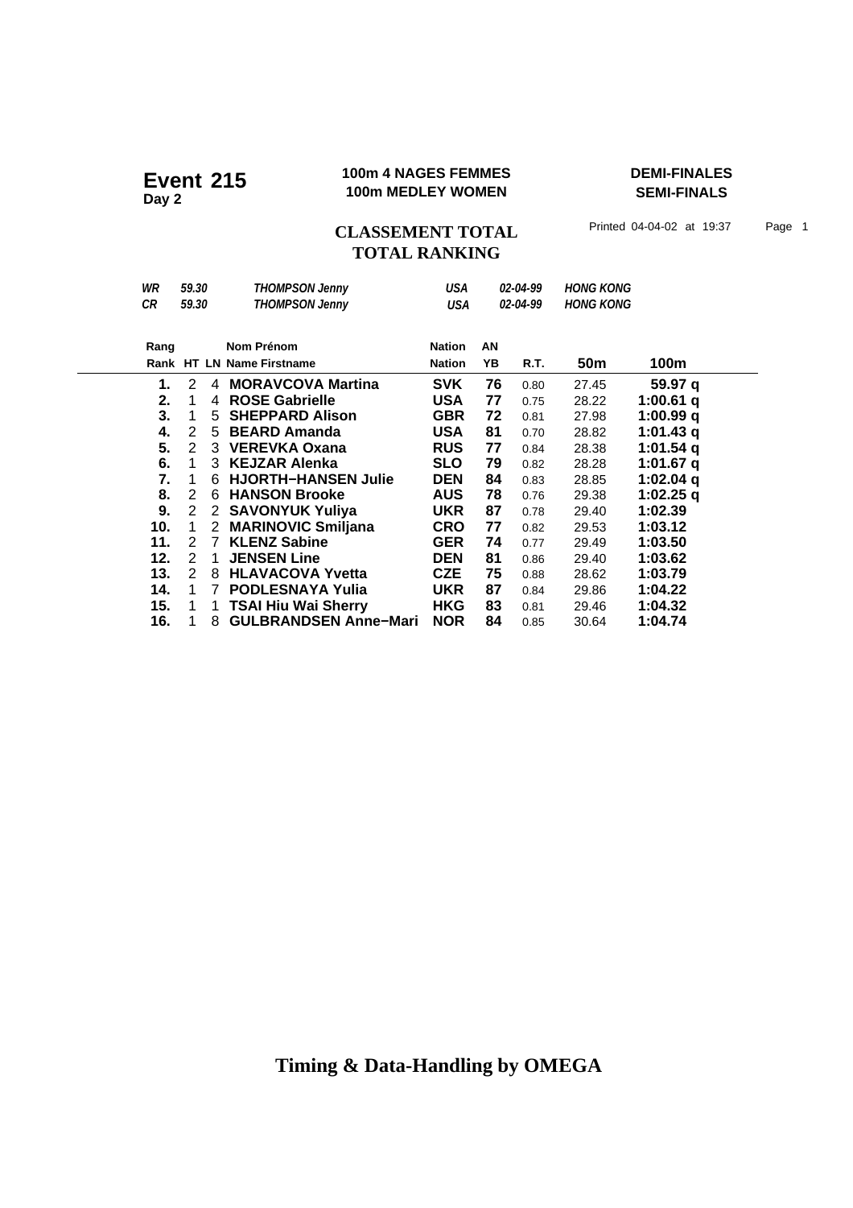# Event 215
**Day 2**

**100m 4 NAGES FEMMES**
**100m MEDLEY WOMEN**

**DEMI-FINALES**
**SEMI-FINALS**

## CLASSEMENT TOTAL
## TOTAL RANKING

Printed 04-04-02 at 19:37

| | | | | | |
|---|---|---|---|---|---|
| *WR* | *59.30* | *THOMPSON Jenny* | *USA* | *02-04-99* | *HONG KONG* |
| *CR* | *59.30* | *THOMPSON Jenny* | *USA* | *02-04-99* | *HONG KONG* |

| Rang<br>Rank | HT | LN | Nom Prénom<br>Name Firstname | Nation<br>Nation | AN<br>YB | R.T. | 50m | 100m |
|---|---|---|---|---|---|---|---|---|
| **1.** | 2 | 4 | **MORAVCOVA Martina** | **SVK** | **76** | 0.80 | 27.45 | **59.97 q** |
| **2.** | 1 | 4 | **ROSE Gabrielle** | **USA** | **77** | 0.75 | 28.22 | **1:00.61 q** |
| **3.** | 1 | 5 | **SHEPPARD Alison** | **GBR** | **72** | 0.81 | 27.98 | **1:00.99 q** |
| **4.** | 2 | 5 | **BEARD Amanda** | **USA** | **81** | 0.70 | 28.82 | **1:01.43 q** |
| **5.** | 2 | 3 | **VEREVKA Oxana** | **RUS** | **77** | 0.84 | 28.38 | **1:01.54 q** |
| **6.** | 1 | 3 | **KEJZAR Alenka** | **SLO** | **79** | 0.82 | 28.28 | **1:01.67 q** |
| **7.** | 1 | 6 | **HJORTH−HANSEN Julie** | **DEN** | **84** | 0.83 | 28.85 | **1:02.04 q** |
| **8.** | 2 | 6 | **HANSON Brooke** | **AUS** | **78** | 0.76 | 29.38 | **1:02.25 q** |
| **9.** | 2 | 2 | **SAVONYUK Yuliya** | **UKR** | **87** | 0.78 | 29.40 | **1:02.39** |
| **10.** | 1 | 2 | **MARINOVIC Smiljana** | **CRO** | **77** | 0.82 | 29.53 | **1:03.12** |
| **11.** | 2 | 7 | **KLENZ Sabine** | **GER** | **74** | 0.77 | 29.49 | **1:03.50** |
| **12.** | 2 | 1 | **JENSEN Line** | **DEN** | **81** | 0.86 | 29.40 | **1:03.62** |
| **13.** | 2 | 8 | **HLAVACOVA Yvetta** | **CZE** | **75** | 0.88 | 28.62 | **1:03.79** |
| **14.** | 1 | 7 | **PODLESNAYA Yulia** | **UKR** | **87** | 0.84 | 29.86 | **1:04.22** |
| **15.** | 1 | 1 | **TSAI Hiu Wai Sherry** | **HKG** | **83** | 0.81 | 29.46 | **1:04.32** |
| **16.** | 1 | 8 | **GULBRANDSEN Anne−Mari** | **NOR** | **84** | 0.85 | 30.64 | **1:04.74** |

**Timing & Data-Handling by OMEGA**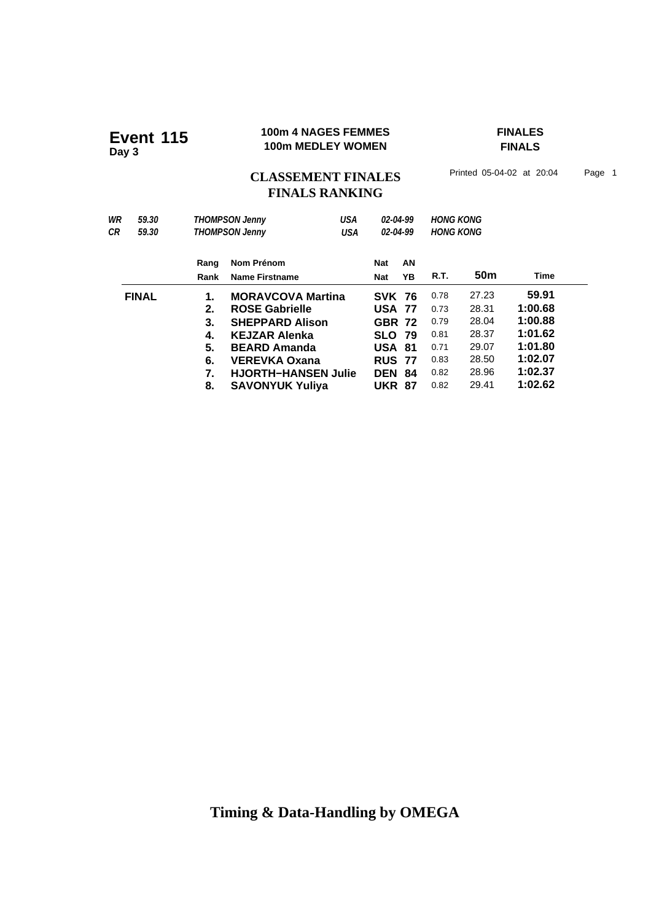# Event 115
**Day 3**

**100m 4 NAGES FEMMES**
**100m MEDLEY WOMEN**

**FINALES**
**FINALS**

## CLASSEMENT FINALES
## FINALS RANKING

Printed 05-04-02 at 20:04 Page 1

| | | | | | |
|---|---|---|---|---|---|
| *WR* | *59.30* | *THOMPSON Jenny* | *USA* | *02-04-99* | *HONG KONG* |
| *CR* | *59.30* | *THOMPSON Jenny* | *USA* | *02-04-99* | *HONG KONG* |

| | Rang / Rank | Nom Prénom / Name Firstname | Nat / Nat | AN / YB | R.T. | 50m | Time |
|---|---|---|---|---|---|---|---|
| **FINAL** | **1.** | **MORAVCOVA Martina** | **SVK** | **76** | 0.78 | 27.23 | **59.91** |
| | **2.** | **ROSE Gabrielle** | **USA** | **77** | 0.73 | 28.31 | **1:00.68** |
| | **3.** | **SHEPPARD Alison** | **GBR** | **72** | 0.79 | 28.04 | **1:00.88** |
| | **4.** | **KEJZAR Alenka** | **SLO** | **79** | 0.81 | 28.37 | **1:01.62** |
| | **5.** | **BEARD Amanda** | **USA** | **81** | 0.71 | 29.07 | **1:01.80** |
| | **6.** | **VEREVKA Oxana** | **RUS** | **77** | 0.83 | 28.50 | **1:02.07** |
| | **7.** | **HJORTH−HANSEN Julie** | **DEN** | **84** | 0.82 | 28.96 | **1:02.37** |
| | **8.** | **SAVONYUK Yuliya** | **UKR** | **87** | 0.82 | 29.41 | **1:02.62** |

**Timing & Data-Handling by OMEGA**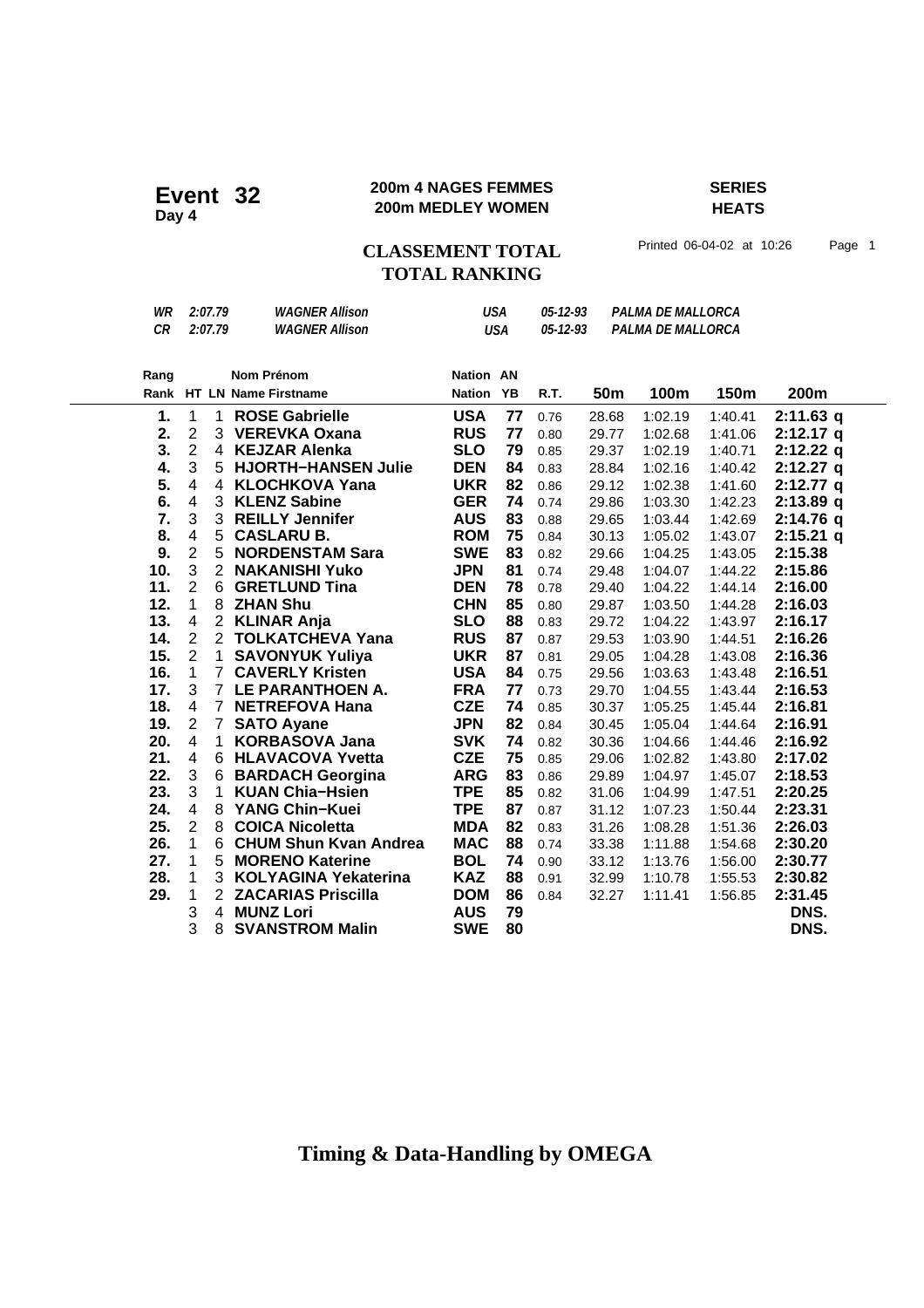# Event 32

**Day 4**

**200m 4 NAGES FEMMES**
**200m MEDLEY WOMEN**

**SERIES**
**HEATS**

## CLASSEMENT TOTAL
## TOTAL RANKING

Printed 06-04-02 at 10:26 Page 1

| | | | | | |
|---|---|---|---|---|---|
| *WR* | *2:07.79* | *WAGNER Allison* | *USA* | *05-12-93* | *PALMA DE MALLORCA* |
| *CR* | *2:07.79* | *WAGNER Allison* | *USA* | *05-12-93* | *PALMA DE MALLORCA* |

| Rang<br>Rank | HT | LN | Nom Prénom<br>Name Firstname | Nation<br>Nation | AN<br>YB | R.T. | 50m | 100m | 150m | 200m |
|---|---|---|---|---|---|---|---|---|---|---|
| **1.** | 1 | 1 | **ROSE Gabrielle** | **USA** | **77** | 0.76 | 28.68 | 1:02.19 | 1:40.41 | **2:11.63 q** |
| **2.** | 2 | 3 | **VEREVKA Oxana** | **RUS** | **77** | 0.80 | 29.77 | 1:02.68 | 1:41.06 | **2:12.17 q** |
| **3.** | 2 | 4 | **KEJZAR Alenka** | **SLO** | **79** | 0.85 | 29.37 | 1:02.19 | 1:40.71 | **2:12.22 q** |
| **4.** | 3 | 5 | **HJORTH−HANSEN Julie** | **DEN** | **84** | 0.83 | 28.84 | 1:02.16 | 1:40.42 | **2:12.27 q** |
| **5.** | 4 | 4 | **KLOCHKOVA Yana** | **UKR** | **82** | 0.86 | 29.12 | 1:02.38 | 1:41.60 | **2:12.77 q** |
| **6.** | 4 | 3 | **KLENZ Sabine** | **GER** | **74** | 0.74 | 29.86 | 1:03.30 | 1:42.23 | **2:13.89 q** |
| **7.** | 3 | 3 | **REILLY Jennifer** | **AUS** | **83** | 0.88 | 29.65 | 1:03.44 | 1:42.69 | **2:14.76 q** |
| **8.** | 4 | 5 | **CASLARU B.** | **ROM** | **75** | 0.84 | 30.13 | 1:05.02 | 1:43.07 | **2:15.21 q** |
| **9.** | 2 | 5 | **NORDENSTAM Sara** | **SWE** | **83** | 0.82 | 29.66 | 1:04.25 | 1:43.05 | **2:15.38** |
| **10.** | 3 | 2 | **NAKANISHI Yuko** | **JPN** | **81** | 0.74 | 29.48 | 1:04.07 | 1:44.22 | **2:15.86** |
| **11.** | 2 | 6 | **GRETLUND Tina** | **DEN** | **78** | 0.78 | 29.40 | 1:04.22 | 1:44.14 | **2:16.00** |
| **12.** | 1 | 8 | **ZHAN Shu** | **CHN** | **85** | 0.80 | 29.87 | 1:03.50 | 1:44.28 | **2:16.03** |
| **13.** | 4 | 2 | **KLINAR Anja** | **SLO** | **88** | 0.83 | 29.72 | 1:04.22 | 1:43.97 | **2:16.17** |
| **14.** | 2 | 2 | **TOLKATCHEVA Yana** | **RUS** | **87** | 0.87 | 29.53 | 1:03.90 | 1:44.51 | **2:16.26** |
| **15.** | 2 | 1 | **SAVONYUK Yuliya** | **UKR** | **87** | 0.81 | 29.05 | 1:04.28 | 1:43.08 | **2:16.36** |
| **16.** | 1 | 7 | **CAVERLY Kristen** | **USA** | **84** | 0.75 | 29.56 | 1:03.63 | 1:43.48 | **2:16.51** |
| **17.** | 3 | 7 | **LE PARANTHOEN A.** | **FRA** | **77** | 0.73 | 29.70 | 1:04.55 | 1:43.44 | **2:16.53** |
| **18.** | 4 | 7 | **NETREFOVA Hana** | **CZE** | **74** | 0.85 | 30.37 | 1:05.25 | 1:45.44 | **2:16.81** |
| **19.** | 2 | 7 | **SATO Ayane** | **JPN** | **82** | 0.84 | 30.45 | 1:05.04 | 1:44.64 | **2:16.91** |
| **20.** | 4 | 1 | **KORBASOVA Jana** | **SVK** | **74** | 0.82 | 30.36 | 1:04.66 | 1:44.46 | **2:16.92** |
| **21.** | 4 | 6 | **HLAVACOVA Yvetta** | **CZE** | **75** | 0.85 | 29.06 | 1:02.82 | 1:43.80 | **2:17.02** |
| **22.** | 3 | 6 | **BARDACH Georgina** | **ARG** | **83** | 0.86 | 29.89 | 1:04.97 | 1:45.07 | **2:18.53** |
| **23.** | 3 | 1 | **KUAN Chia−Hsien** | **TPE** | **85** | 0.82 | 31.06 | 1:04.99 | 1:47.51 | **2:20.25** |
| **24.** | 4 | 8 | **YANG Chin−Kuei** | **TPE** | **87** | 0.87 | 31.12 | 1:07.23 | 1:50.44 | **2:23.31** |
| **25.** | 2 | 8 | **COICA Nicoletta** | **MDA** | **82** | 0.83 | 31.26 | 1:08.28 | 1:51.36 | **2:26.03** |
| **26.** | 1 | 6 | **CHUM Shun Kvan Andrea** | **MAC** | **88** | 0.74 | 33.38 | 1:11.88 | 1:54.68 | **2:30.20** |
| **27.** | 1 | 5 | **MORENO Katerine** | **BOL** | **74** | 0.90 | 33.12 | 1:13.76 | 1:56.00 | **2:30.77** |
| **28.** | 1 | 3 | **KOLYAGINA Yekaterina** | **KAZ** | **88** | 0.91 | 32.99 | 1:10.78 | 1:55.53 | **2:30.82** |
| **29.** | 1 | 2 | **ZACARIAS Priscilla** | **DOM** | **86** | 0.84 | 32.27 | 1:11.41 | 1:56.85 | **2:31.45** |
| | 3 | 4 | **MUNZ Lori** | **AUS** | **79** | | | | | **DNS.** |
| | 3 | 8 | **SVANSTROM Malin** | **SWE** | **80** | | | | | **DNS.** |

**Timing & Data-Handling by OMEGA**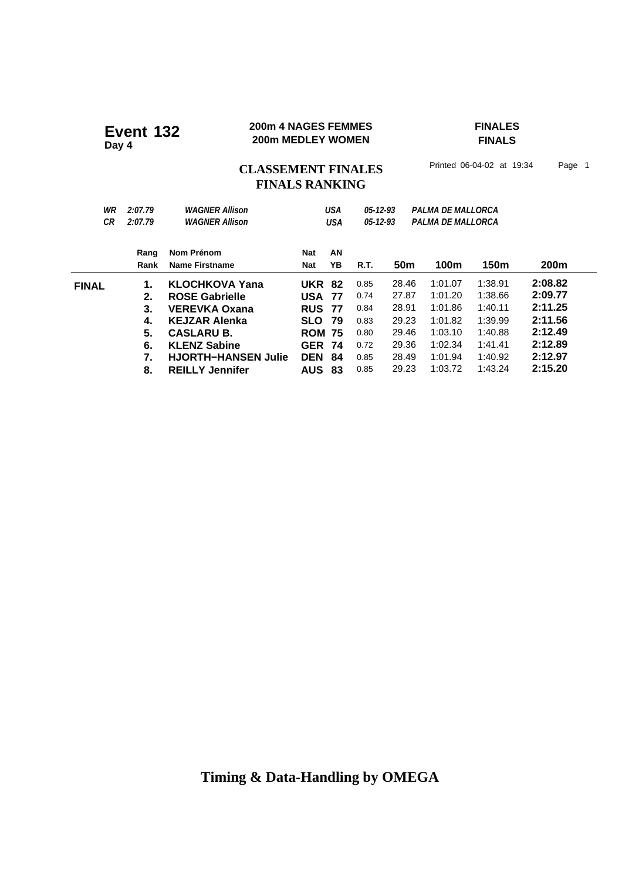# Event 132
Day 4

**200m 4 NAGES FEMMES**
**200m MEDLEY WOMEN**

**FINALES**
**FINALS**

## CLASSEMENT FINALES
## FINALS RANKING

Printed 06-04-02 at 19:34

| | | | | | |
|---|---|---|---|---|---|
| *WR* | *2:07.79* | *WAGNER Allison* | *USA* | *05-12-93* | *PALMA DE MALLORCA* |
| *CR* | *2:07.79* | *WAGNER Allison* | *USA* | *05-12-93* | *PALMA DE MALLORCA* |

| | Rang<br>Rank | Nom Prénom<br>Name Firstname | Nat<br>Nat | AN<br>YB | R.T. | 50m | 100m | 150m | 200m |
|---|---|---|---|---|---|---|---|---|---|
| **FINAL** | **1.** | **KLOCHKOVA Yana** | **UKR** | **82** | 0.85 | 28.46 | 1:01.07 | 1:38.91 | **2:08.82** |
| | **2.** | **ROSE Gabrielle** | **USA** | **77** | 0.74 | 27.87 | 1:01.20 | 1:38.66 | **2:09.77** |
| | **3.** | **VEREVKA Oxana** | **RUS** | **77** | 0.84 | 28.91 | 1:01.86 | 1:40.11 | **2:11.25** |
| | **4.** | **KEJZAR Alenka** | **SLO** | **79** | 0.83 | 29.23 | 1:01.82 | 1:39.99 | **2:11.56** |
| | **5.** | **CASLARU B.** | **ROM** | **75** | 0.80 | 29.46 | 1:03.10 | 1:40.88 | **2:12.49** |
| | **6.** | **KLENZ Sabine** | **GER** | **74** | 0.72 | 29.36 | 1:02.34 | 1:41.41 | **2:12.89** |
| | **7.** | **HJORTH−HANSEN Julie** | **DEN** | **84** | 0.85 | 28.49 | 1:01.94 | 1:40.92 | **2:12.97** |
| | **8.** | **REILLY Jennifer** | **AUS** | **83** | 0.85 | 29.23 | 1:03.72 | 1:43.24 | **2:15.20** |

**Timing & Data-Handling by OMEGA**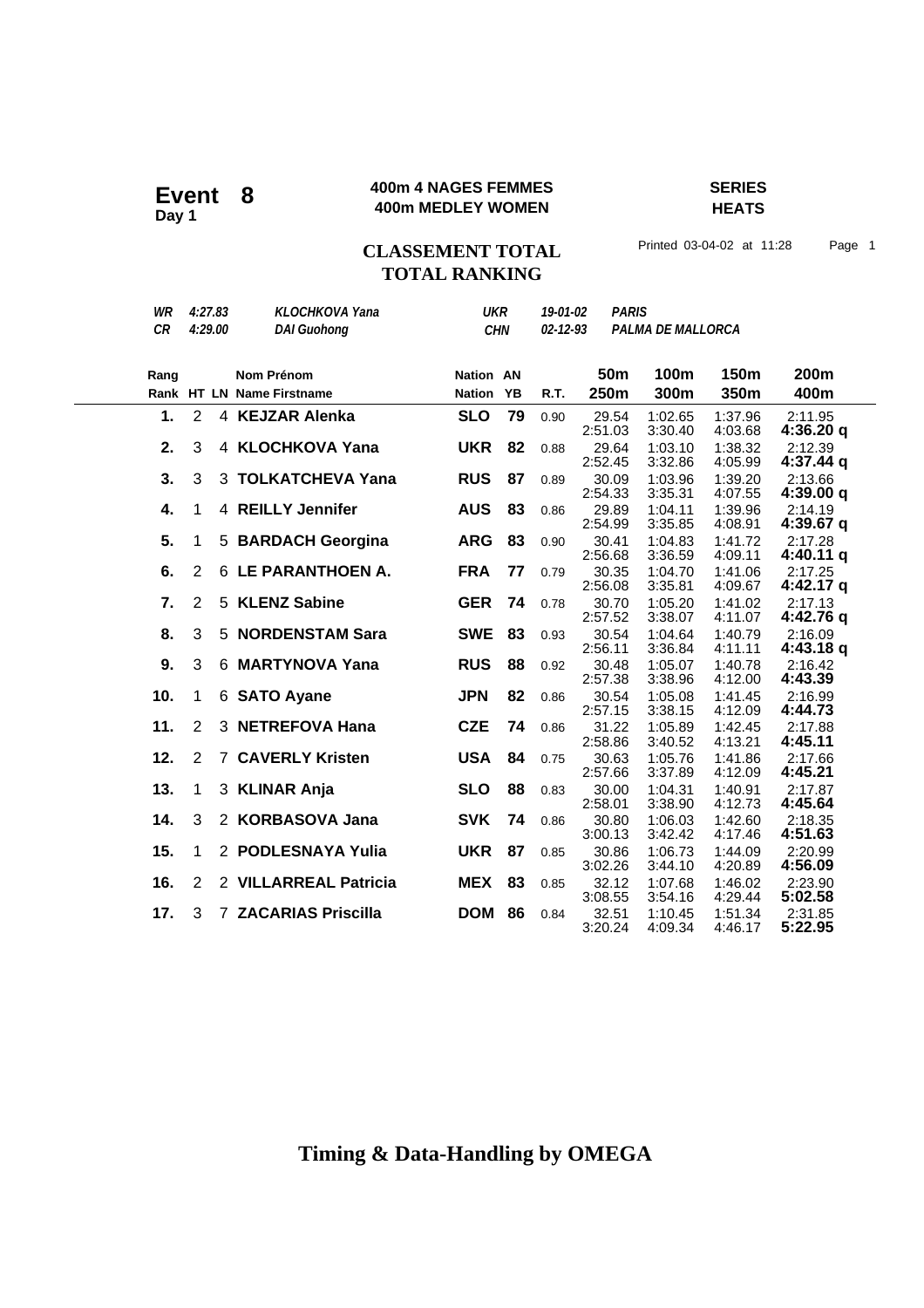# Event 8

**Day 1**

**400m 4 NAGES FEMMES**
**400m MEDLEY WOMEN**

**SERIES**
**HEATS**

## CLASSEMENT TOTAL
## TOTAL RANKING

Printed 03-04-02 at 11:28

| | | | | | |
|---|---|---|---|---|---|
| WR | 4:27.83 | KLOCHKOVA Yana | UKR | 19-01-02 | PARIS |
| CR | 4:29.00 | DAI Guohong | CHN | 02-12-93 | PALMA DE MALLORCA |

| Rang / Rank | HT | LN | Nom Prénom / Name Firstname | Nation | AN / YB | R.T. | 50m / 250m | 100m / 300m | 150m / 350m | 200m / 400m |
|---|---|---|---|---|---|---|---|---|---|---|
| 1. | 2 | 4 | **KEJZAR Alenka** | **SLO** | **79** | 0.90 | 29.54 / 2:51.03 | 1:02.65 / 3:30.40 | 1:37.96 / 4:03.68 | 2:11.95 / **4:36.20 q** |
| 2. | 3 | 4 | **KLOCHKOVA Yana** | **UKR** | **82** | 0.88 | 29.64 / 2:52.45 | 1:03.10 / 3:32.86 | 1:38.32 / 4:05.99 | 2:12.39 / **4:37.44 q** |
| 3. | 3 | 3 | **TOLKATCHEVA Yana** | **RUS** | **87** | 0.89 | 30.09 / 2:54.33 | 1:03.96 / 3:35.31 | 1:39.20 / 4:07.55 | 2:13.66 / **4:39.00 q** |
| 4. | 1 | 4 | **REILLY Jennifer** | **AUS** | **83** | 0.86 | 29.89 / 2:54.99 | 1:04.11 / 3:35.85 | 1:39.96 / 4:08.91 | 2:14.19 / **4:39.67 q** |
| 5. | 1 | 5 | **BARDACH Georgina** | **ARG** | **83** | 0.90 | 30.41 / 2:56.68 | 1:04.83 / 3:36.59 | 1:41.72 / 4:09.11 | 2:17.28 / **4:40.11 q** |
| 6. | 2 | 6 | **LE PARANTHOEN A.** | **FRA** | **77** | 0.79 | 30.35 / 2:56.08 | 1:04.70 / 3:35.81 | 1:41.06 / 4:09.67 | 2:17.25 / **4:42.17 q** |
| 7. | 2 | 5 | **KLENZ Sabine** | **GER** | **74** | 0.78 | 30.70 / 2:57.52 | 1:05.20 / 3:38.07 | 1:41.02 / 4:11.07 | 2:17.13 / **4:42.76 q** |
| 8. | 3 | 5 | **NORDENSTAM Sara** | **SWE** | **83** | 0.93 | 30.54 / 2:56.11 | 1:04.64 / 3:36.84 | 1:40.79 / 4:11.11 | 2:16.09 / **4:43.18 q** |
| 9. | 3 | 6 | **MARTYNOVA Yana** | **RUS** | **88** | 0.92 | 30.48 / 2:57.38 | 1:05.07 / 3:38.96 | 1:40.78 / 4:12.00 | 2:16.42 / **4:43.39** |
| 10. | 1 | 6 | **SATO Ayane** | **JPN** | **82** | 0.86 | 30.54 / 2:57.15 | 1:05.08 / 3:38.15 | 1:41.45 / 4:12.09 | 2:16.99 / **4:44.73** |
| 11. | 2 | 3 | **NETREFOVA Hana** | **CZE** | **74** | 0.86 | 31.22 / 2:58.86 | 1:05.89 / 3:40.52 | 1:42.45 / 4:13.21 | 2:17.88 / **4:45.11** |
| 12. | 2 | 7 | **CAVERLY Kristen** | **USA** | **84** | 0.75 | 30.63 / 2:57.66 | 1:05.76 / 3:37.89 | 1:41.86 / 4:12.09 | 2:17.66 / **4:45.21** |
| 13. | 1 | 3 | **KLINAR Anja** | **SLO** | **88** | 0.83 | 30.00 / 2:58.01 | 1:04.31 / 3:38.90 | 1:40.91 / 4:12.73 | 2:17.87 / **4:45.64** |
| 14. | 3 | 2 | **KORBASOVA Jana** | **SVK** | **74** | 0.86 | 30.80 / 3:00.13 | 1:06.03 / 3:42.42 | 1:42.60 / 4:17.46 | 2:18.35 / **4:51.63** |
| 15. | 1 | 2 | **PODLESNAYA Yulia** | **UKR** | **87** | 0.85 | 30.86 / 3:02.26 | 1:06.73 / 3:44.10 | 1:44.09 / 4:20.89 | 2:20.99 / **4:56.09** |
| 16. | 2 | 2 | **VILLARREAL Patricia** | **MEX** | **83** | 0.85 | 32.12 / 3:08.55 | 1:07.68 / 3:54.16 | 1:46.02 / 4:29.44 | 2:23.90 / **5:02.58** |
| 17. | 3 | 7 | **ZACARIAS Priscilla** | **DOM** | **86** | 0.84 | 32.51 / 3:20.24 | 1:10.45 / 4:09.34 | 1:51.34 / 4:46.17 | 2:31.85 / **5:22.95** |

**Timing & Data-Handling by OMEGA**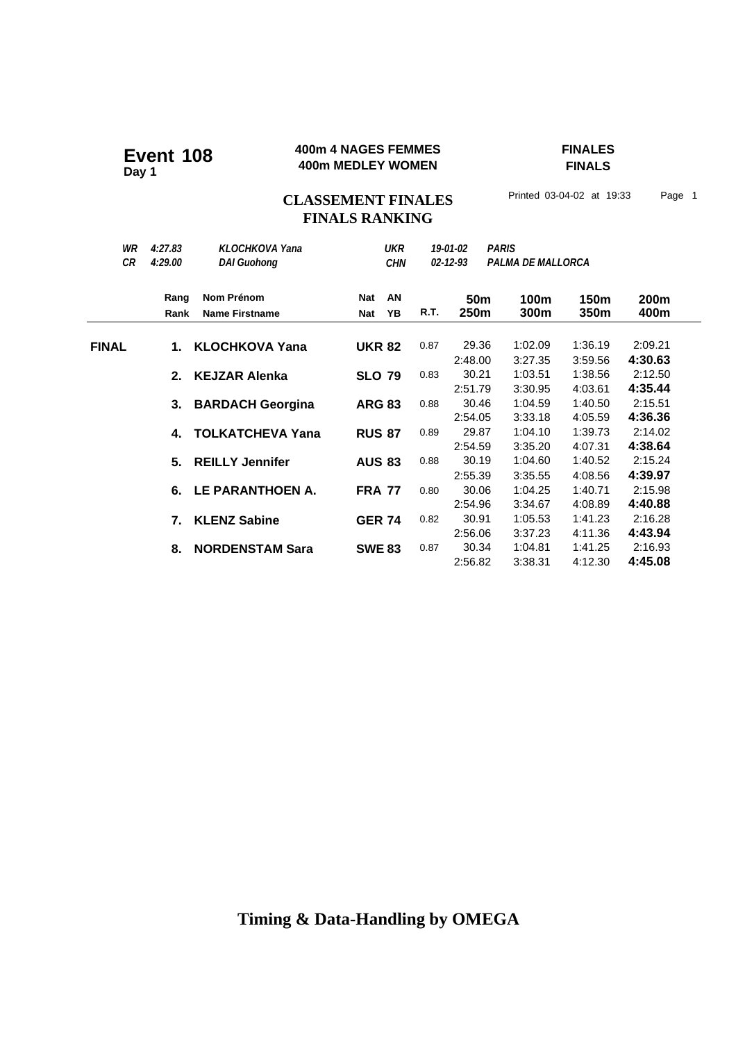# Event 108
**Day 1**

**400m 4 NAGES FEMMES**
**400m MEDLEY WOMEN**

**FINALES**
**FINALS**

## CLASSEMENT FINALES
## FINALS RANKING

Printed 03-04-02 at 19:33

| | | | | | |
|---|---|---|---|---|---|
| *WR* | *4:27.83* | *KLOCHKOVA Yana* | *UKR* | *19-01-02* | *PARIS* |
| *CR* | *4:29.00* | *DAI Guohong* | *CHN* | *02-12-93* | *PALMA DE MALLORCA* |

| | Rang / Rank | Nom Prénom / Name Firstname | Nat / Nat | AN / YB | R.T. | 50m / 250m | 100m / 300m | 150m / 350m | 200m / 400m |
|---|---|---|---|---|---|---|---|---|---|
| **FINAL** | **1.** | **KLOCHKOVA Yana** | **UKR** | **82** | 0.87 | 29.36 | 1:02.09 | 1:36.19 | 2:09.21 |
| | | | | | | 2:48.00 | 3:27.35 | 3:59.56 | **4:30.63** |
| | **2.** | **KEJZAR Alenka** | **SLO** | **79** | 0.83 | 30.21 | 1:03.51 | 1:38.56 | 2:12.50 |
| | | | | | | 2:51.79 | 3:30.95 | 4:03.61 | **4:35.44** |
| | **3.** | **BARDACH Georgina** | **ARG** | **83** | 0.88 | 30.46 | 1:04.59 | 1:40.50 | 2:15.51 |
| | | | | | | 2:54.05 | 3:33.18 | 4:05.59 | **4:36.36** |
| | **4.** | **TOLKATCHEVA Yana** | **RUS** | **87** | 0.89 | 29.87 | 1:04.10 | 1:39.73 | 2:14.02 |
| | | | | | | 2:54.59 | 3:35.20 | 4:07.31 | **4:38.64** |
| | **5.** | **REILLY Jennifer** | **AUS** | **83** | 0.88 | 30.19 | 1:04.60 | 1:40.52 | 2:15.24 |
| | | | | | | 2:55.39 | 3:35.55 | 4:08.56 | **4:39.97** |
| | **6.** | **LE PARANTHOEN A.** | **FRA** | **77** | 0.80 | 30.06 | 1:04.25 | 1:40.71 | 2:15.98 |
| | | | | | | 2:54.96 | 3:34.67 | 4:08.89 | **4:40.88** |
| | **7.** | **KLENZ Sabine** | **GER** | **74** | 0.82 | 30.91 | 1:05.53 | 1:41.23 | 2:16.28 |
| | | | | | | 2:56.06 | 3:37.23 | 4:11.36 | **4:43.94** |
| | **8.** | **NORDENSTAM Sara** | **SWE** | **83** | 0.87 | 30.34 | 1:04.81 | 1:41.25 | 2:16.93 |
| | | | | | | 2:56.82 | 3:38.31 | 4:12.30 | **4:45.08** |

**Timing & Data-Handling by OMEGA**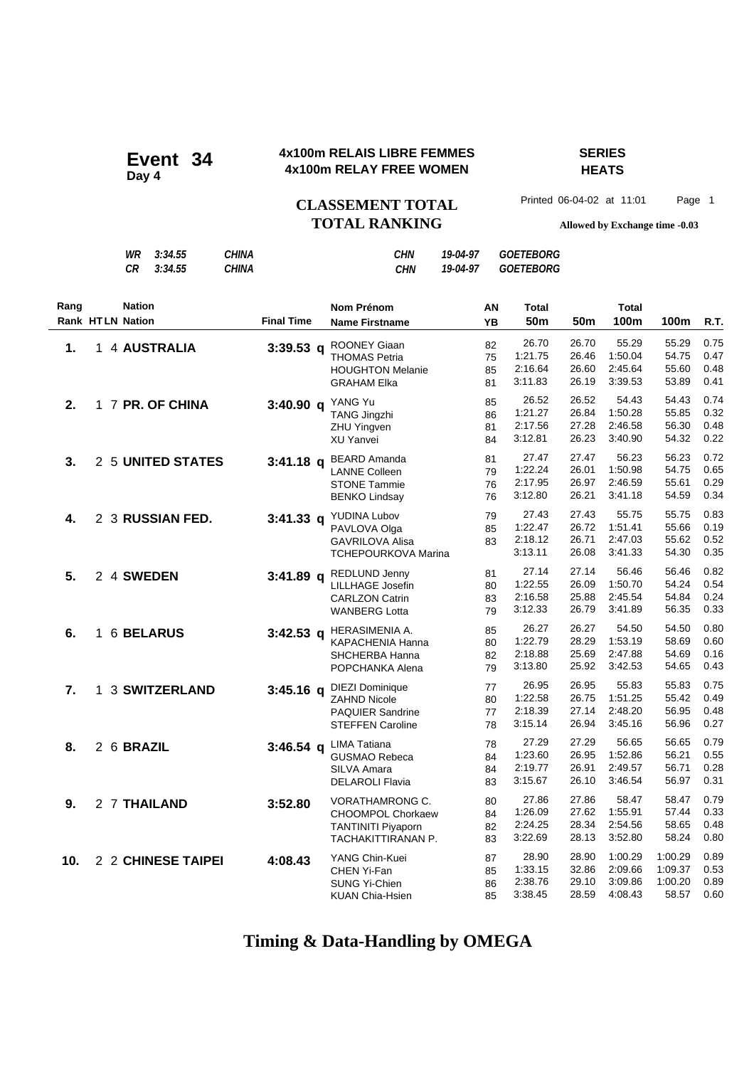**Event 34**
**Day 4**

**4x100m RELAIS LIBRE FEMMES**
**4x100m RELAY FREE WOMEN**

**SERIES**
**HEATS**

**CLASSEMENT TOTAL**
**TOTAL RANKING**

Printed 06-04-02 at 11:01 Page 1

**Allowed by Exchange time -0.03**

| | | | | | |
|---|---|---|---|---|---|
| *WR* | *3:34.55* | *CHINA* | *CHN* | *19-04-97* | *GOETEBORG* |
| *CR* | *3:34.55* | *CHINA* | *CHN* | *19-04-97* | *GOETEBORG* |

| Rang / Rank | HT | LN | Nation | Final Time | Nom Prénom / Name Firstname | AN / YB | Total 50m | 50m | Total 100m | 100m | R.T. |
|---|---|---|---|---|---|---|---|---|---|---|---|
| **1.** | 1 | 4 | **AUSTRALIA** | **3:39.53 q** | ROONEY Giaan | 82 | 26.70 | 26.70 | 55.29 | 55.29 | 0.75 |
| | | | | | THOMAS Petria | 75 | 1:21.75 | 26.46 | 1:50.04 | 54.75 | 0.47 |
| | | | | | HOUGHTON Melanie | 85 | 2:16.64 | 26.60 | 2:45.64 | 55.60 | 0.48 |
| | | | | | GRAHAM Elka | 81 | 3:11.83 | 26.19 | 3:39.53 | 53.89 | 0.41 |
| **2.** | 1 | 7 | **PR. OF CHINA** | **3:40.90 q** | YANG Yu | 85 | 26.52 | 26.52 | 54.43 | 54.43 | 0.74 |
| | | | | | TANG Jingzhi | 86 | 1:21.27 | 26.84 | 1:50.28 | 55.85 | 0.32 |
| | | | | | ZHU Yingven | 81 | 2:17.56 | 27.28 | 2:46.58 | 56.30 | 0.48 |
| | | | | | XU Yanvei | 84 | 3:12.81 | 26.23 | 3:40.90 | 54.32 | 0.22 |
| **3.** | 2 | 5 | **UNITED STATES** | **3:41.18 q** | BEARD Amanda | 81 | 27.47 | 27.47 | 56.23 | 56.23 | 0.72 |
| | | | | | LANNE Colleen | 79 | 1:22.24 | 26.01 | 1:50.98 | 54.75 | 0.65 |
| | | | | | STONE Tammie | 76 | 2:17.95 | 26.97 | 2:46.59 | 55.61 | 0.29 |
| | | | | | BENKO Lindsay | 76 | 3:12.80 | 26.21 | 3:41.18 | 54.59 | 0.34 |
| **4.** | 2 | 3 | **RUSSIAN FED.** | **3:41.33 q** | YUDINA Lubov | 79 | 27.43 | 27.43 | 55.75 | 55.75 | 0.83 |
| | | | | | PAVLOVA Olga | 85 | 1:22.47 | 26.72 | 1:51.41 | 55.66 | 0.19 |
| | | | | | GAVRILOVA Alisa | 83 | 2:18.12 | 26.71 | 2:47.03 | 55.62 | 0.52 |
| | | | | | TCHEPOURKOVA Marina | | 3:13.11 | 26.08 | 3:41.33 | 54.30 | 0.35 |
| **5.** | 2 | 4 | **SWEDEN** | **3:41.89 q** | REDLUND Jenny | 81 | 27.14 | 27.14 | 56.46 | 56.46 | 0.82 |
| | | | | | LILLHAGE Josefin | 80 | 1:22.55 | 26.09 | 1:50.70 | 54.24 | 0.54 |
| | | | | | CARLZON Catrin | 83 | 2:16.58 | 25.88 | 2:45.54 | 54.84 | 0.24 |
| | | | | | WANBERG Lotta | 79 | 3:12.33 | 26.79 | 3:41.89 | 56.35 | 0.33 |
| **6.** | 1 | 6 | **BELARUS** | **3:42.53 q** | HERASIMENIA A. | 85 | 26.27 | 26.27 | 54.50 | 54.50 | 0.80 |
| | | | | | KAPACHENIA Hanna | 80 | 1:22.79 | 28.29 | 1:53.19 | 58.69 | 0.60 |
| | | | | | SHCHERBA Hanna | 82 | 2:18.88 | 25.69 | 2:47.88 | 54.69 | 0.16 |
| | | | | | POPCHANKA Alena | 79 | 3:13.80 | 25.92 | 3:42.53 | 54.65 | 0.43 |
| **7.** | 1 | 3 | **SWITZERLAND** | **3:45.16 q** | DIEZI Dominique | 77 | 26.95 | 26.95 | 55.83 | 55.83 | 0.75 |
| | | | | | ZAHND Nicole | 80 | 1:22.58 | 26.75 | 1:51.25 | 55.42 | 0.49 |
| | | | | | PAQUIER Sandrine | 77 | 2:18.39 | 27.14 | 2:48.20 | 56.95 | 0.48 |
| | | | | | STEFFEN Caroline | 78 | 3:15.14 | 26.94 | 3:45.16 | 56.96 | 0.27 |
| **8.** | 2 | 6 | **BRAZIL** | **3:46.54 q** | LIMA Tatiana | 78 | 27.29 | 27.29 | 56.65 | 56.65 | 0.79 |
| | | | | | GUSMAO Rebeca | 84 | 1:23.60 | 26.95 | 1:52.86 | 56.21 | 0.55 |
| | | | | | SILVA Amara | 84 | 2:19.77 | 26.91 | 2:49.57 | 56.71 | 0.28 |
| | | | | | DELAROLI Flavia | 83 | 3:15.67 | 26.10 | 3:46.54 | 56.97 | 0.31 |
| **9.** | 2 | 7 | **THAILAND** | **3:52.80** | VORATHAMRONG C. | 80 | 27.86 | 27.86 | 58.47 | 58.47 | 0.79 |
| | | | | | CHOOMPOL Chorkaew | 84 | 1:26.09 | 27.62 | 1:55.91 | 57.44 | 0.33 |
| | | | | | TANTINITI Piyaporn | 82 | 2:24.25 | 28.34 | 2:54.56 | 58.65 | 0.48 |
| | | | | | TACHAKITTIRANAN P. | 83 | 3:22.69 | 28.13 | 3:52.80 | 58.24 | 0.80 |
| **10.** | 2 | 2 | **CHINESE TAIPEI** | **4:08.43** | YANG Chin-Kuei | 87 | 28.90 | 28.90 | 1:00.29 | 1:00.29 | 0.89 |
| | | | | | CHEN Yi-Fan | 85 | 1:33.15 | 32.86 | 2:09.66 | 1:09.37 | 0.53 |
| | | | | | SUNG Yi-Chien | 86 | 2:38.76 | 29.10 | 3:09.86 | 1:00.20 | 0.89 |
| | | | | | KUAN Chia-Hsien | 85 | 3:38.45 | 28.59 | 4:08.43 | 58.57 | 0.60 |

**Timing & Data-Handling by OMEGA**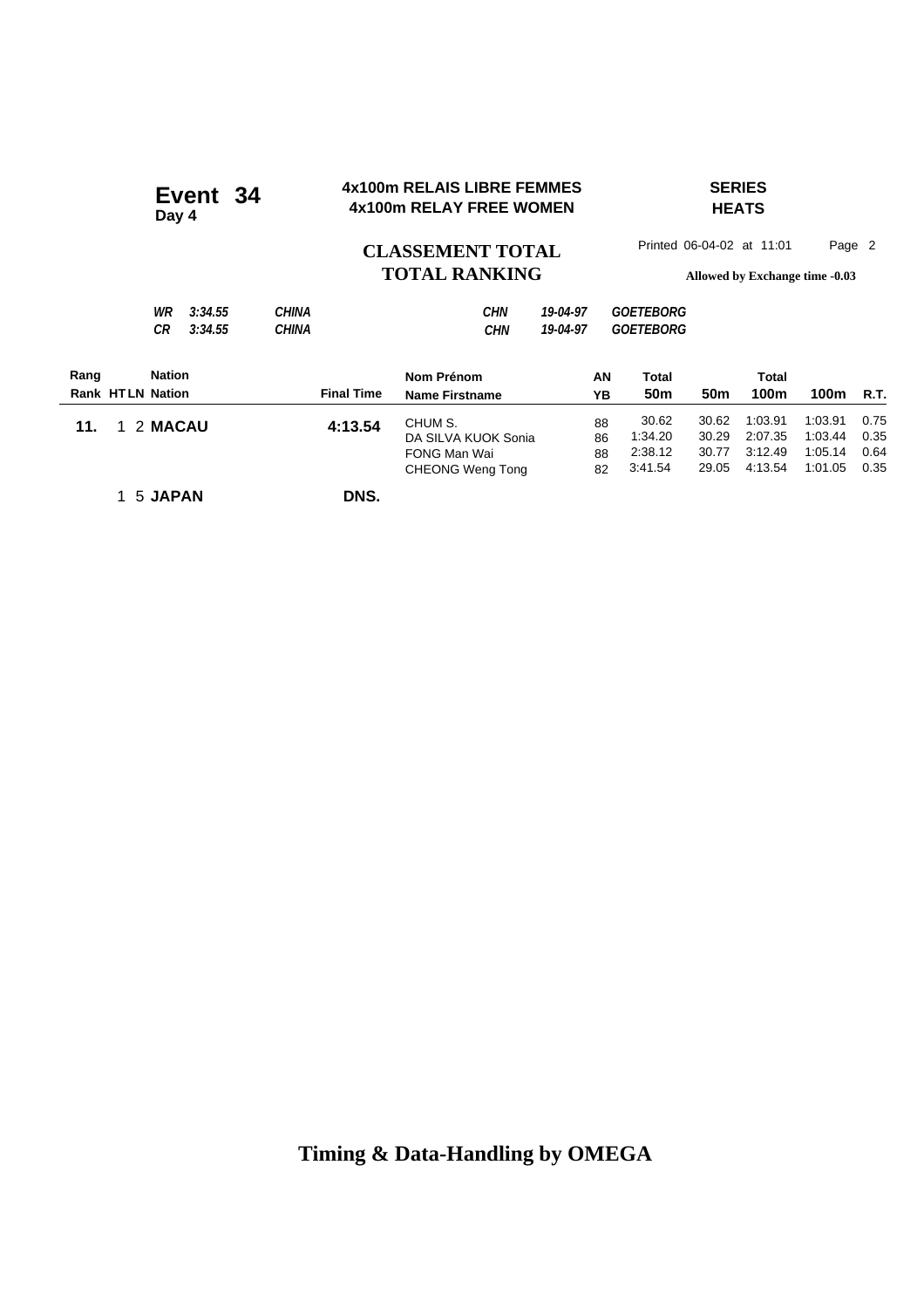# Event 34
**Day 4**

**4x100m RELAIS LIBRE FEMMES**
**4x100m RELAY FREE WOMEN**

**SERIES**
**HEATS**

## CLASSEMENT TOTAL
## TOTAL RANKING

Printed 06-04-02 at 11:01

**Allowed by Exchange time -0.03**

| | | | | | |
|---|---|---|---|---|---|
| *WR* | *3:34.55* | *CHINA* | *CHN* | *19-04-97* | *GOETEBORG* |
| *CR* | *3:34.55* | *CHINA* | *CHN* | *19-04-97* | *GOETEBORG* |

| Rang / Rank | HT | LN | Nation | Final Time | Nom Prénom / Name Firstname | AN / YB | Total 50m | 50m | Total 100m | 100m | R.T. |
|---|---|---|---|---|---|---|---|---|---|---|---|
| **11.** | 1 | 2 | **MACAU** | **4:13.54** | CHUM S. | 88 | 30.62 | 30.62 | 1:03.91 | 1:03.91 | 0.75 |
| | | | | | DA SILVA KUOK Sonia | 86 | 1:34.20 | 30.29 | 2:07.35 | 1:03.44 | 0.35 |
| | | | | | FONG Man Wai | 88 | 2:38.12 | 30.77 | 3:12.49 | 1:05.14 | 0.64 |
| | | | | | CHEONG Weng Tong | 82 | 3:41.54 | 29.05 | 4:13.54 | 1:01.05 | 0.35 |
| | 1 | 5 | **JAPAN** | **DNS.** | | | | | | | |

**Timing & Data-Handling by OMEGA**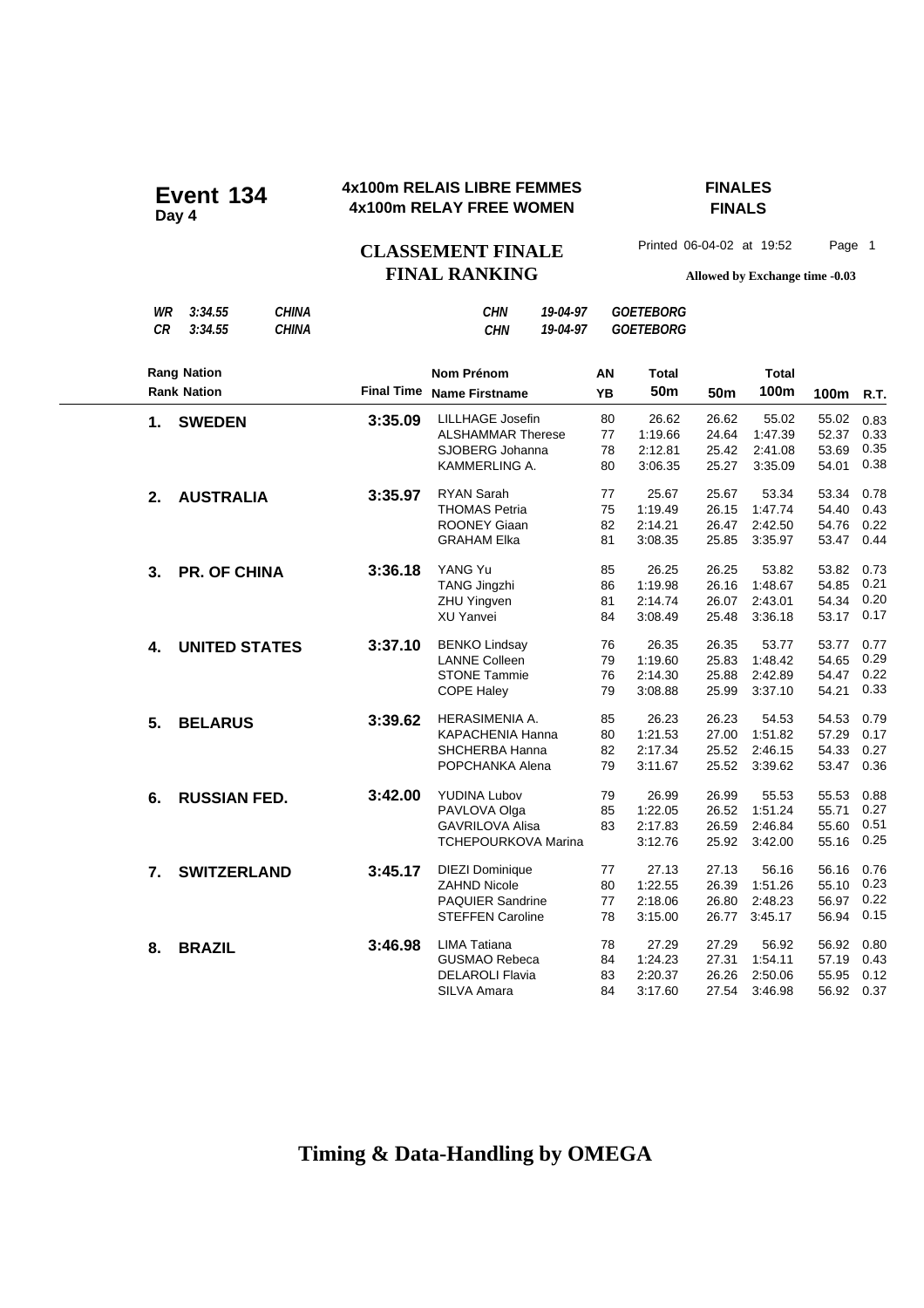# Event 134
**Day 4**

**4x100m RELAIS LIBRE FEMMES**
**4x100m RELAY FREE WOMEN**

**FINALES**
**FINALS**

## CLASSEMENT FINALE
## FINAL RANKING

Printed 06-04-02 at 19:52

**Allowed by Exchange time -0.03**

| | | | | | |
|---|---|---|---|---|---|
| *WR* | *3:34.55* | *CHINA* | *CHN* | *19-04-97* | *GOETEBORG* |
| *CR* | *3:34.55* | *CHINA* | *CHN* | *19-04-97* | *GOETEBORG* |

| Rang Nation / Rank Nation | | Final Time | Nom Prénom / Name Firstname | AN / YB | Total 50m | 50m | Total 100m | 100m | R.T. |
|---|---|---|---|---|---|---|---|---|---|
| **1.** | **SWEDEN** | **3:35.09** | LILLHAGE Josefin | 80 | 26.62 | 26.62 | 55.02 | 55.02 | 0.83 |
| | | | ALSHAMMAR Therese | 77 | 1:19.66 | 24.64 | 1:47.39 | 52.37 | 0.33 |
| | | | SJOBERG Johanna | 78 | 2:12.81 | 25.42 | 2:41.08 | 53.69 | 0.35 |
| | | | KAMMERLING A. | 80 | 3:06.35 | 25.27 | 3:35.09 | 54.01 | 0.38 |
| **2.** | **AUSTRALIA** | **3:35.97** | RYAN Sarah | 77 | 25.67 | 25.67 | 53.34 | 53.34 | 0.78 |
| | | | THOMAS Petria | 75 | 1:19.49 | 26.15 | 1:47.74 | 54.40 | 0.43 |
| | | | ROONEY Giaan | 82 | 2:14.21 | 26.47 | 2:42.50 | 54.76 | 0.22 |
| | | | GRAHAM Elka | 81 | 3:08.35 | 25.85 | 3:35.97 | 53.47 | 0.44 |
| **3.** | **PR. OF CHINA** | **3:36.18** | YANG Yu | 85 | 26.25 | 26.25 | 53.82 | 53.82 | 0.73 |
| | | | TANG Jingzhi | 86 | 1:19.98 | 26.16 | 1:48.67 | 54.85 | 0.21 |
| | | | ZHU Yingven | 81 | 2:14.74 | 26.07 | 2:43.01 | 54.34 | 0.20 |
| | | | XU Yanvei | 84 | 3:08.49 | 25.48 | 3:36.18 | 53.17 | 0.17 |
| **4.** | **UNITED STATES** | **3:37.10** | BENKO Lindsay | 76 | 26.35 | 26.35 | 53.77 | 53.77 | 0.77 |
| | | | LANNE Colleen | 79 | 1:19.60 | 25.83 | 1:48.42 | 54.65 | 0.29 |
| | | | STONE Tammie | 76 | 2:14.30 | 25.88 | 2:42.89 | 54.47 | 0.22 |
| | | | COPE Haley | 79 | 3:08.88 | 25.99 | 3:37.10 | 54.21 | 0.33 |
| **5.** | **BELARUS** | **3:39.62** | HERASIMENIA A. | 85 | 26.23 | 26.23 | 54.53 | 54.53 | 0.79 |
| | | | KAPACHENIA Hanna | 80 | 1:21.53 | 27.00 | 1:51.82 | 57.29 | 0.17 |
| | | | SHCHERBA Hanna | 82 | 2:17.34 | 25.52 | 2:46.15 | 54.33 | 0.27 |
| | | | POPCHANKA Alena | 79 | 3:11.67 | 25.52 | 3:39.62 | 53.47 | 0.36 |
| **6.** | **RUSSIAN FED.** | **3:42.00** | YUDINA Lubov | 79 | 26.99 | 26.99 | 55.53 | 55.53 | 0.88 |
| | | | PAVLOVA Olga | 85 | 1:22.05 | 26.52 | 1:51.24 | 55.71 | 0.27 |
| | | | GAVRILOVA Alisa | 83 | 2:17.83 | 26.59 | 2:46.84 | 55.60 | 0.51 |
| | | | TCHEPOURKOVA Marina | | 3:12.76 | 25.92 | 3:42.00 | 55.16 | 0.25 |
| **7.** | **SWITZERLAND** | **3:45.17** | DIEZI Dominique | 77 | 27.13 | 27.13 | 56.16 | 56.16 | 0.76 |
| | | | ZAHND Nicole | 80 | 1:22.55 | 26.39 | 1:51.26 | 55.10 | 0.23 |
| | | | PAQUIER Sandrine | 77 | 2:18.06 | 26.80 | 2:48.23 | 56.97 | 0.22 |
| | | | STEFFEN Caroline | 78 | 3:15.00 | 26.77 | 3:45.17 | 56.94 | 0.15 |
| **8.** | **BRAZIL** | **3:46.98** | LIMA Tatiana | 78 | 27.29 | 27.29 | 56.92 | 56.92 | 0.80 |
| | | | GUSMAO Rebeca | 84 | 1:24.23 | 27.31 | 1:54.11 | 57.19 | 0.43 |
| | | | DELAROLI Flavia | 83 | 2:20.37 | 26.26 | 2:50.06 | 55.95 | 0.12 |
| | | | SILVA Amara | 84 | 3:17.60 | 27.54 | 3:46.98 | 56.92 | 0.37 |

**Timing & Data-Handling by OMEGA**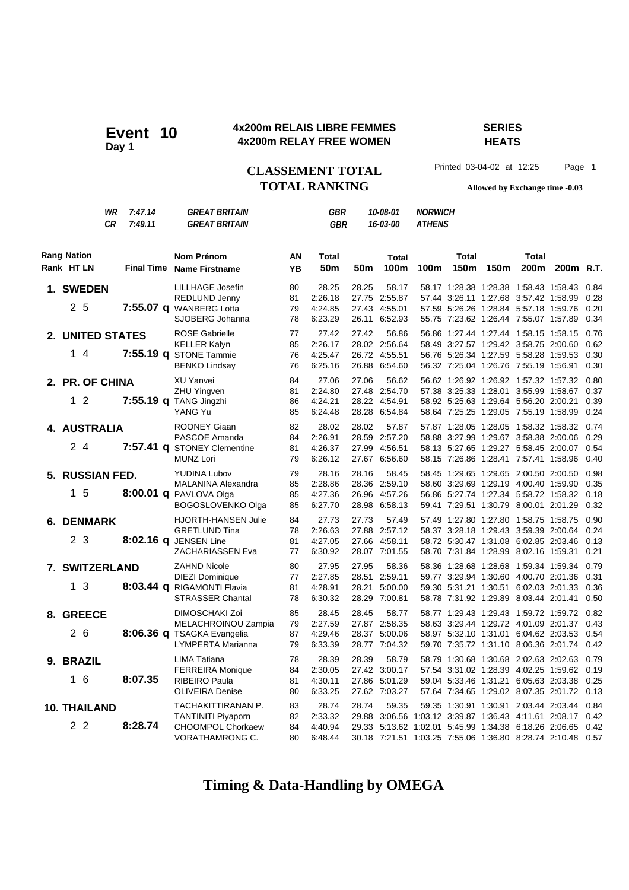# Event 10
**Day 1**

**4x200m RELAIS LIBRE FEMMES**
**4x200m RELAY FREE WOMEN**

**SERIES**
**HEATS**

**CLASSEMENT TOTAL**
**TOTAL RANKING**

Printed 03-04-02 at 12:25 Page 1

**Allowed by Exchange time -0.03**

| | | | | | |
|---|---|---|---|---|---|
| *WR* | *7:47.14* | *GREAT BRITAIN* | *GBR* | *10-08-01* | *NORWICH* |
| *CR* | *7:49.11* | *GREAT BRITAIN* | *GBR* | *16-03-00* | *ATHENS* |

| Rang Rank | Nation HT LN | Final Time | Nom Prénom Name Firstname | AN YB | Total 50m | 50m | Total 100m | 100m | Total 150m | 150m | Total 200m | 200m | R.T. |
|---|---|---|---|---|---|---|---|---|---|---|---|---|---|
| **1.** | **SWEDEN** | | LILLHAGE Josefin | 80 | 28.25 | 28.25 | 58.17 | 58.17 | 1:28.38 | 1:28.38 | 1:58.43 | 1:58.43 | 0.84 |
| | | | REDLUND Jenny | 81 | 2:26.18 | 27.75 | 2:55.87 | 57.44 | 3:26.11 | 1:27.68 | 3:57.42 | 1:58.99 | 0.28 |
| | 2 5 | **7:55.07 q** | WANBERG Lotta | 79 | 4:24.85 | 27.43 | 4:55.01 | 57.59 | 5:26.26 | 1:28.84 | 5:57.18 | 1:59.76 | 0.20 |
| | | | SJOBERG Johanna | 78 | 6:23.29 | 26.11 | 6:52.93 | 55.75 | 7:23.62 | 1:26.44 | 7:55.07 | 1:57.89 | 0.34 |
| **2.** | **UNITED STATES** | | ROSE Gabrielle | 77 | 27.42 | 27.42 | 56.86 | 56.86 | 1:27.44 | 1:27.44 | 1:58.15 | 1:58.15 | 0.76 |
| | | | KELLER Kalyn | 85 | 2:26.17 | 28.02 | 2:56.64 | 58.49 | 3:27.57 | 1:29.42 | 3:58.75 | 2:00.60 | 0.62 |
| | 1 4 | **7:55.19 q** | STONE Tammie | 76 | 4:25.47 | 26.72 | 4:55.51 | 56.76 | 5:26.34 | 1:27.59 | 5:58.28 | 1:59.53 | 0.30 |
| | | | BENKO Lindsay | 76 | 6:25.16 | 26.88 | 6:54.60 | 56.32 | 7:25.04 | 1:26.76 | 7:55.19 | 1:56.91 | 0.30 |
| **2.** | **PR. OF CHINA** | | XU Yanvei | 84 | 27.06 | 27.06 | 56.62 | 56.62 | 1:26.92 | 1:26.92 | 1:57.32 | 1:57.32 | 0.80 |
| | | | ZHU Yingven | 81 | 2:24.80 | 27.48 | 2:54.70 | 57.38 | 3:25.33 | 1:28.01 | 3:55.99 | 1:58.67 | 0.37 |
| | 1 2 | **7:55.19 q** | TANG Jingzhi | 86 | 4:24.21 | 28.22 | 4:54.91 | 58.92 | 5:25.63 | 1:29.64 | 5:56.20 | 2:00.21 | 0.39 |
| | | | YANG Yu | 85 | 6:24.48 | 28.28 | 6:54.84 | 58.64 | 7:25.25 | 1:29.05 | 7:55.19 | 1:58.99 | 0.24 |
| **4.** | **AUSTRALIA** | | ROONEY Giaan | 82 | 28.02 | 28.02 | 57.87 | 57.87 | 1:28.05 | 1:28.05 | 1:58.32 | 1:58.32 | 0.74 |
| | | | PASCOE Amanda | 84 | 2:26.91 | 28.59 | 2:57.20 | 58.88 | 3:27.99 | 1:29.67 | 3:58.38 | 2:00.06 | 0.29 |
| | 2 4 | **7:57.41 q** | STONEY Clementine | 81 | 4:26.37 | 27.99 | 4:56.51 | 58.13 | 5:27.65 | 1:29.27 | 5:58.45 | 2:00.07 | 0.54 |
| | | | MUNZ Lori | 79 | 6:26.12 | 27.67 | 6:56.60 | 58.15 | 7:26.86 | 1:28.41 | 7:57.41 | 1:58.96 | 0.40 |
| **5.** | **RUSSIAN FED.** | | YUDINA Lubov | 79 | 28.16 | 28.16 | 58.45 | 58.45 | 1:29.65 | 1:29.65 | 2:00.50 | 2:00.50 | 0.98 |
| | | | MALANINA Alexandra | 85 | 2:28.86 | 28.36 | 2:59.10 | 58.60 | 3:29.69 | 1:29.19 | 4:00.40 | 1:59.90 | 0.35 |
| | 1 5 | **8:00.01 q** | PAVLOVA Olga | 85 | 4:27.36 | 26.96 | 4:57.26 | 56.86 | 5:27.74 | 1:27.34 | 5:58.72 | 1:58.32 | 0.18 |
| | | | BOGOSLOVENKO Olga | 85 | 6:27.70 | 28.98 | 6:58.13 | 59.41 | 7:29.51 | 1:30.79 | 8:00.01 | 2:01.29 | 0.32 |
| **6.** | **DENMARK** | | HJORTH-HANSEN Julie | 84 | 27.73 | 27.73 | 57.49 | 57.49 | 1:27.80 | 1:27.80 | 1:58.75 | 1:58.75 | 0.90 |
| | | | GRETLUND Tina | 78 | 2:26.63 | 27.88 | 2:57.12 | 58.37 | 3:28.18 | 1:29.43 | 3:59.39 | 2:00.64 | 0.24 |
| | 2 3 | **8:02.16 q** | JENSEN Line | 81 | 4:27.05 | 27.66 | 4:58.11 | 58.72 | 5:30.47 | 1:31.08 | 6:02.85 | 2:03.46 | 0.13 |
| | | | ZACHARIASSEN Eva | 77 | 6:30.92 | 28.07 | 7:01.55 | 58.70 | 7:31.84 | 1:28.99 | 8:02.16 | 1:59.31 | 0.21 |
| **7.** | **SWITZERLAND** | | ZAHND Nicole | 80 | 27.95 | 27.95 | 58.36 | 58.36 | 1:28.68 | 1:28.68 | 1:59.34 | 1:59.34 | 0.79 |
| | | | DIEZI Dominique | 77 | 2:27.85 | 28.51 | 2:59.11 | 59.77 | 3:29.94 | 1:30.60 | 4:00.70 | 2:01.36 | 0.31 |
| | 1 3 | **8:03.44 q** | RIGAMONTI Flavia | 81 | 4:28.91 | 28.21 | 5:00.00 | 59.30 | 5:31.21 | 1:30.51 | 6:02.03 | 2:01.33 | 0.36 |
| | | | STRASSER Chantal | 78 | 6:30.32 | 28.29 | 7:00.81 | 58.78 | 7:31.92 | 1:29.89 | 8:03.44 | 2:01.41 | 0.50 |
| **8.** | **GREECE** | | DIMOSCHAKI Zoi | 85 | 28.45 | 28.45 | 58.77 | 58.77 | 1:29.43 | 1:29.43 | 1:59.72 | 1:59.72 | 0.82 |
| | | | MELACHROINOU Zampia | 79 | 2:27.59 | 27.87 | 2:58.35 | 58.63 | 3:29.44 | 1:29.72 | 4:01.09 | 2:01.37 | 0.43 |
| | 2 6 | **8:06.36 q** | TSAGKA Evangelia | 87 | 4:29.46 | 28.37 | 5:00.06 | 58.97 | 5:32.10 | 1:31.01 | 6:04.62 | 2:03.53 | 0.54 |
| | | | LYMPERTA Marianna | 79 | 6:33.39 | 28.77 | 7:04.32 | 59.70 | 7:35.72 | 1:31.10 | 8:06.36 | 2:01.74 | 0.42 |
| **9.** | **BRAZIL** | | LIMA Tatiana | 78 | 28.39 | 28.39 | 58.79 | 58.79 | 1:30.68 | 1:30.68 | 2:02.63 | 2:02.63 | 0.79 |
| | | | FERREIRA Monique | 84 | 2:30.05 | 27.42 | 3:00.17 | 57.54 | 3:31.02 | 1:28.39 | 4:02.25 | 1:59.62 | 0.19 |
| | 1 6 | **8:07.35** | RIBEIRO Paula | 81 | 4:30.11 | 27.86 | 5:01.29 | 59.04 | 5:33.46 | 1:31.21 | 6:05.63 | 2:03.38 | 0.25 |
| | | | OLIVEIRA Denise | 80 | 6:33.25 | 27.62 | 7:03.27 | 57.64 | 7:34.65 | 1:29.02 | 8:07.35 | 2:01.72 | 0.13 |
| **10.** | **THAILAND** | | TACHAKITTIRANAN P. | 83 | 28.74 | 28.74 | 59.35 | 59.35 | 1:30.91 | 1:30.91 | 2:03.44 | 2:03.44 | 0.84 |
| | | | TANTINITI Piyaporn | 82 | 2:33.32 | 29.88 | 3:06.56 | 1:03.12 | 3:39.87 | 1:36.43 | 4:11.61 | 2:08.17 | 0.42 |
| | 2 2 | **8:28.74** | CHOOMPOL Chorkaew | 84 | 4:40.94 | 29.33 | 5:13.62 | 1:02.01 | 5:45.99 | 1:34.38 | 6:18.26 | 2:06.65 | 0.42 |
| | | | VORATHAMRONG C. | 80 | 6:48.44 | 30.18 | 7:21.51 | 1:03.25 | 7:55.06 | 1:36.80 | 8:28.74 | 2:10.48 | 0.57 |

**Timing & Data-Handling by OMEGA**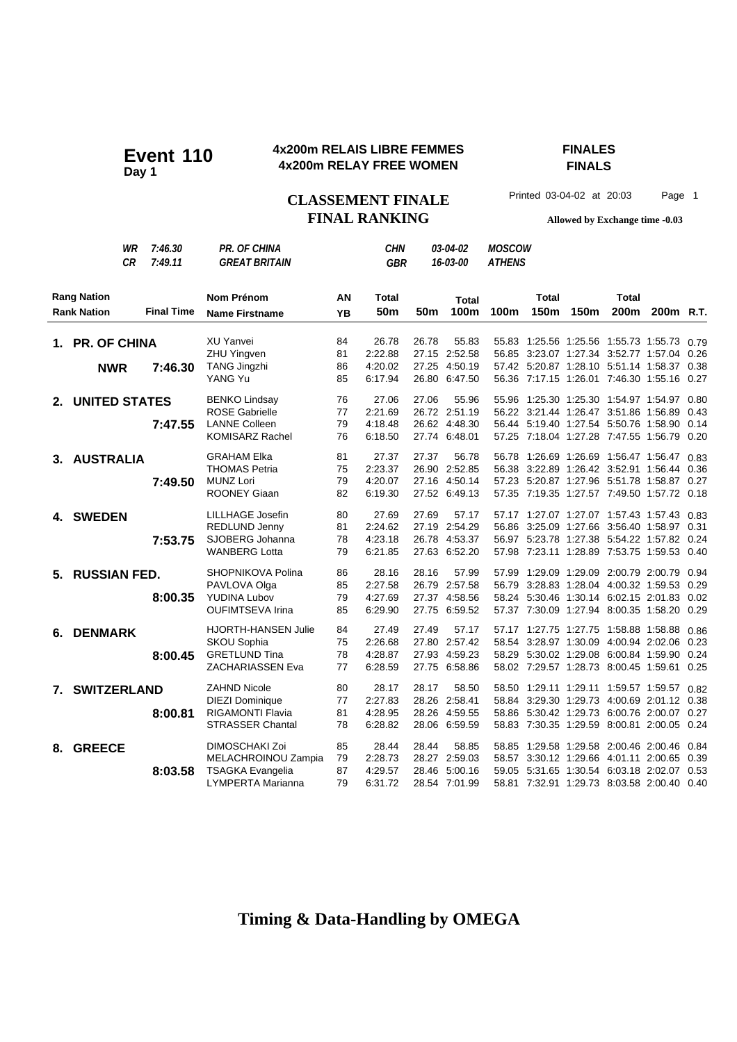# Event 110

**Day 1**

**4x200m RELAIS LIBRE FEMMES**
**4x200m RELAY FREE WOMEN**

**FINALES**
**FINALS**

**CLASSEMENT FINALE**
**FINAL RANKING**

Printed 03-04-02 at 20:03

**Allowed by Exchange time -0.03**

| | | | | | |
|---|---|---|---|---|---|
| *WR* | *7:46.30* | *PR. OF CHINA* | *CHN* | *03-04-02* | *MOSCOW* |
| *CR* | *7:49.11* | *GREAT BRITAIN* | *GBR* | *16-03-00* | *ATHENS* |

| Rang Nation / Rank Nation | Final Time | Nom Prénom / Name Firstname | AN / YB | Total 50m | 50m | Total 100m | 100m | Total 150m | 150m | Total 200m | 200m | R.T. |
|---|---|---|---|---|---|---|---|---|---|---|---|---|
| **1. PR. OF CHINA** | | XU Yanvei | 84 | 26.78 | 26.78 | 55.83 | 55.83 | 1:25.56 | 1:25.56 | 1:55.73 | 1:55.73 | 0.79 |
| | | ZHU Yingven | 81 | 2:22.88 | 27.15 | 2:52.58 | 56.85 | 3:23.07 | 1:27.34 | 3:52.77 | 1:57.04 | 0.26 |
| **NWR** | **7:46.30** | TANG Jingzhi | 86 | 4:20.02 | 27.25 | 4:50.19 | 57.42 | 5:20.87 | 1:28.10 | 5:51.14 | 1:58.37 | 0.38 |
| | | YANG Yu | 85 | 6:17.94 | 26.80 | 6:47.50 | 56.36 | 7:17.15 | 1:26.01 | 7:46.30 | 1:55.16 | 0.27 |
| **2. UNITED STATES** | | BENKO Lindsay | 76 | 27.06 | 27.06 | 55.96 | 55.96 | 1:25.30 | 1:25.30 | 1:54.97 | 1:54.97 | 0.80 |
| | | ROSE Gabrielle | 77 | 2:21.69 | 26.72 | 2:51.19 | 56.22 | 3:21.44 | 1:26.47 | 3:51.86 | 1:56.89 | 0.43 |
| | **7:47.55** | LANNE Colleen | 79 | 4:18.48 | 26.62 | 4:48.30 | 56.44 | 5:19.40 | 1:27.54 | 5:50.76 | 1:58.90 | 0.14 |
| | | KOMISARZ Rachel | 76 | 6:18.50 | 27.74 | 6:48.01 | 57.25 | 7:18.04 | 1:27.28 | 7:47.55 | 1:56.79 | 0.20 |
| **3. AUSTRALIA** | | GRAHAM Elka | 81 | 27.37 | 27.37 | 56.78 | 56.78 | 1:26.69 | 1:26.69 | 1:56.47 | 1:56.47 | 0.83 |
| | | THOMAS Petria | 75 | 2:23.37 | 26.90 | 2:52.85 | 56.38 | 3:22.89 | 1:26.42 | 3:52.91 | 1:56.44 | 0.36 |
| | **7:49.50** | MUNZ Lori | 79 | 4:20.07 | 27.16 | 4:50.14 | 57.23 | 5:20.87 | 1:27.96 | 5:51.78 | 1:58.87 | 0.27 |
| | | ROONEY Giaan | 82 | 6:19.30 | 27.52 | 6:49.13 | 57.35 | 7:19.35 | 1:27.57 | 7:49.50 | 1:57.72 | 0.18 |
| **4. SWEDEN** | | LILLHAGE Josefin | 80 | 27.69 | 27.69 | 57.17 | 57.17 | 1:27.07 | 1:27.07 | 1:57.43 | 1:57.43 | 0.83 |
| | | REDLUND Jenny | 81 | 2:24.62 | 27.19 | 2:54.29 | 56.86 | 3:25.09 | 1:27.66 | 3:56.40 | 1:58.97 | 0.31 |
| | **7:53.75** | SJOBERG Johanna | 78 | 4:23.18 | 26.78 | 4:53.37 | 56.97 | 5:23.78 | 1:27.38 | 5:54.22 | 1:57.82 | 0.24 |
| | | WANBERG Lotta | 79 | 6:21.85 | 27.63 | 6:52.20 | 57.98 | 7:23.11 | 1:28.89 | 7:53.75 | 1:59.53 | 0.40 |
| **5. RUSSIAN FED.** | | SHOPNIKOVA Polina | 86 | 28.16 | 28.16 | 57.99 | 57.99 | 1:29.09 | 1:29.09 | 2:00.79 | 2:00.79 | 0.94 |
| | | PAVLOVA Olga | 85 | 2:27.58 | 26.79 | 2:57.58 | 56.79 | 3:28.83 | 1:28.04 | 4:00.32 | 1:59.53 | 0.29 |
| | **8:00.35** | YUDINA Lubov | 79 | 4:27.69 | 27.37 | 4:58.56 | 58.24 | 5:30.46 | 1:30.14 | 6:02.15 | 2:01.83 | 0.02 |
| | | OUFIMTSEVA Irina | 85 | 6:29.90 | 27.75 | 6:59.52 | 57.37 | 7:30.09 | 1:27.94 | 8:00.35 | 1:58.20 | 0.29 |
| **6. DENMARK** | | HJORTH-HANSEN Julie | 84 | 27.49 | 27.49 | 57.17 | 57.17 | 1:27.75 | 1:27.75 | 1:58.88 | 1:58.88 | 0.86 |
| | | SKOU Sophia | 75 | 2:26.68 | 27.80 | 2:57.42 | 58.54 | 3:28.97 | 1:30.09 | 4:00.94 | 2:02.06 | 0.23 |
| | **8:00.45** | GRETLUND Tina | 78 | 4:28.87 | 27.93 | 4:59.23 | 58.29 | 5:30.02 | 1:29.08 | 6:00.84 | 1:59.90 | 0.24 |
| | | ZACHARIASSEN Eva | 77 | 6:28.59 | 27.75 | 6:58.86 | 58.02 | 7:29.57 | 1:28.73 | 8:00.45 | 1:59.61 | 0.25 |
| **7. SWITZERLAND** | | ZAHND Nicole | 80 | 28.17 | 28.17 | 58.50 | 58.50 | 1:29.11 | 1:29.11 | 1:59.57 | 1:59.57 | 0.82 |
| | | DIEZI Dominique | 77 | 2:27.83 | 28.26 | 2:58.41 | 58.84 | 3:29.30 | 1:29.73 | 4:00.69 | 2:01.12 | 0.38 |
| | **8:00.81** | RIGAMONTI Flavia | 81 | 4:28.95 | 28.26 | 4:59.55 | 58.86 | 5:30.42 | 1:29.73 | 6:00.76 | 2:00.07 | 0.27 |
| | | STRASSER Chantal | 78 | 6:28.82 | 28.06 | 6:59.59 | 58.83 | 7:30.35 | 1:29.59 | 8:00.81 | 2:00.05 | 0.24 |
| **8. GREECE** | | DIMOSCHAKI Zoi | 85 | 28.44 | 28.44 | 58.85 | 58.85 | 1:29.58 | 1:29.58 | 2:00.46 | 2:00.46 | 0.84 |
| | | MELACHROINOU Zampia | 79 | 2:28.73 | 28.27 | 2:59.03 | 58.57 | 3:30.12 | 1:29.66 | 4:01.11 | 2:00.65 | 0.39 |
| | **8:03.58** | TSAGKA Evangelia | 87 | 4:29.57 | 28.46 | 5:00.16 | 59.05 | 5:31.65 | 1:30.54 | 6:03.18 | 2:02.07 | 0.53 |
| | | LYMPERTA Marianna | 79 | 6:31.72 | 28.54 | 7:01.99 | 58.81 | 7:32.91 | 1:29.73 | 8:03.58 | 2:00.40 | 0.40 |

**Timing & Data-Handling by OMEGA**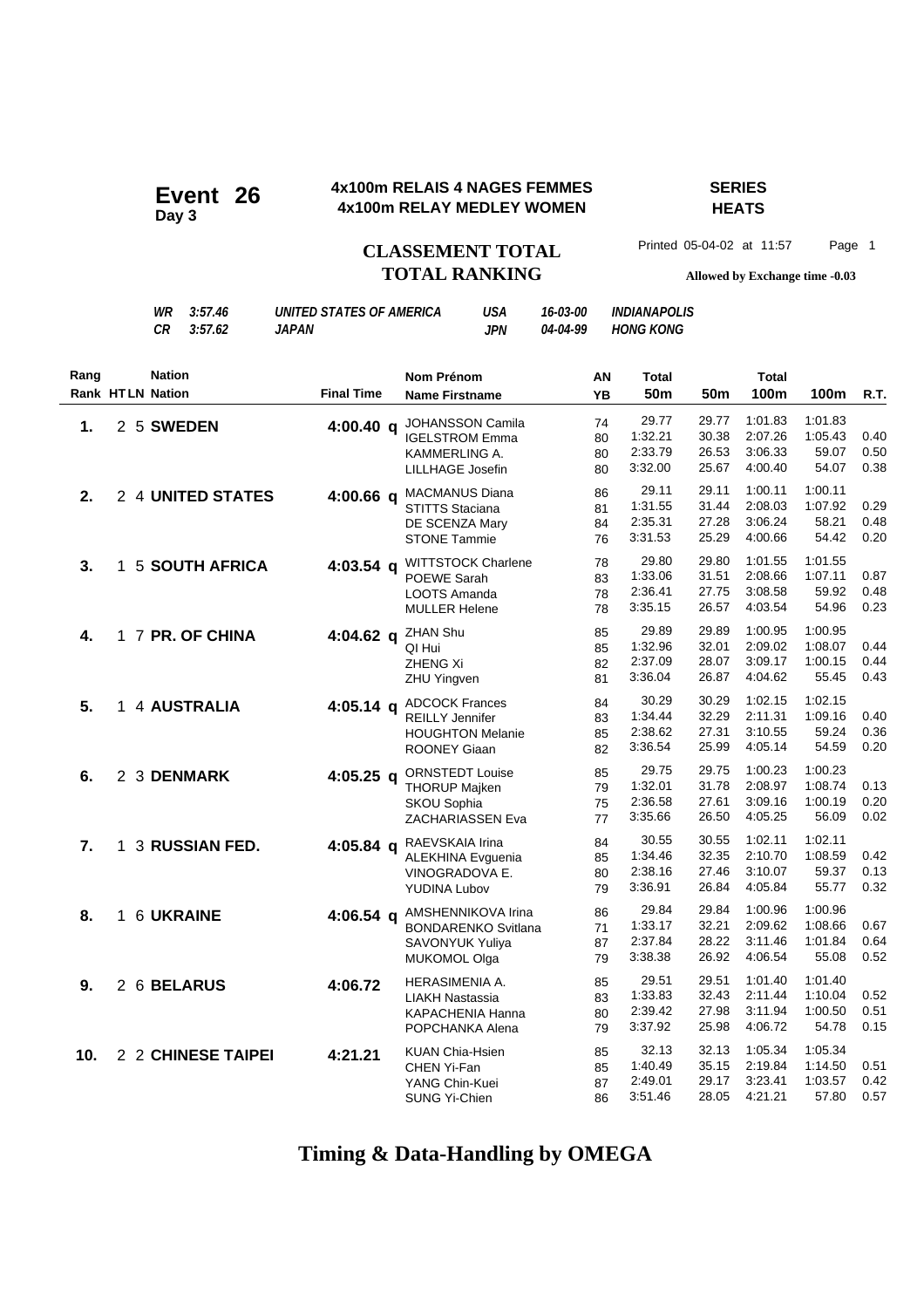# Event 26
**Day 3**

**4x100m RELAIS 4 NAGES FEMMES**
**4x100m RELAY MEDLEY WOMEN**

**SERIES**
**HEATS**

## CLASSEMENT TOTAL
## TOTAL RANKING

Printed 05-04-02 at 11:57 Page 1

**Allowed by Exchange time -0.03**

| | | | | | |
|---|---|---|---|---|---|
| *WR* | *3:57.46* | *UNITED STATES OF AMERICA* | *USA* | *16-03-00* | *INDIANAPOLIS* |
| *CR* | *3:57.62* | *JAPAN* | *JPN* | *04-04-99* | *HONG KONG* |

| Rang / Rank | HT | LN | Nation | Final Time | Nom Prénom / Name Firstname | AN / YB | Total 50m | 50m | Total 100m | 100m | R.T. |
|---|---|---|---|---|---|---|---|---|---|---|---|
| **1.** | 2 | 5 | **SWEDEN** | **4:00.40 q** | JOHANSSON Camila | 74 | 29.77 | 29.77 | 1:01.83 | 1:01.83 | |
| | | | | | IGELSTROM Emma | 80 | 1:32.21 | 30.38 | 2:07.26 | 1:05.43 | 0.40 |
| | | | | | KAMMERLING A. | 80 | 2:33.79 | 26.53 | 3:06.33 | 59.07 | 0.50 |
| | | | | | LILLHAGE Josefin | 80 | 3:32.00 | 25.67 | 4:00.40 | 54.07 | 0.38 |
| **2.** | 2 | 4 | **UNITED STATES** | **4:00.66 q** | MACMANUS Diana | 86 | 29.11 | 29.11 | 1:00.11 | 1:00.11 | |
| | | | | | STITTS Staciana | 81 | 1:31.55 | 31.44 | 2:08.03 | 1:07.92 | 0.29 |
| | | | | | DE SCENZA Mary | 84 | 2:35.31 | 27.28 | 3:06.24 | 58.21 | 0.48 |
| | | | | | STONE Tammie | 76 | 3:31.53 | 25.29 | 4:00.66 | 54.42 | 0.20 |
| **3.** | 1 | 5 | **SOUTH AFRICA** | **4:03.54 q** | WITTSTOCK Charlene | 78 | 29.80 | 29.80 | 1:01.55 | 1:01.55 | |
| | | | | | POEWE Sarah | 83 | 1:33.06 | 31.51 | 2:08.66 | 1:07.11 | 0.87 |
| | | | | | LOOTS Amanda | 78 | 2:36.41 | 27.75 | 3:08.58 | 59.92 | 0.48 |
| | | | | | MULLER Helene | 78 | 3:35.15 | 26.57 | 4:03.54 | 54.96 | 0.23 |
| **4.** | 1 | 7 | **PR. OF CHINA** | **4:04.62 q** | ZHAN Shu | 85 | 29.89 | 29.89 | 1:00.95 | 1:00.95 | |
| | | | | | QI Hui | 85 | 1:32.96 | 32.01 | 2:09.02 | 1:08.07 | 0.44 |
| | | | | | ZHENG Xi | 82 | 2:37.09 | 28.07 | 3:09.17 | 1:00.15 | 0.44 |
| | | | | | ZHU Yingven | 81 | 3:36.04 | 26.87 | 4:04.62 | 55.45 | 0.43 |
| **5.** | 1 | 4 | **AUSTRALIA** | **4:05.14 q** | ADCOCK Frances | 84 | 30.29 | 30.29 | 1:02.15 | 1:02.15 | |
| | | | | | REILLY Jennifer | 83 | 1:34.44 | 32.29 | 2:11.31 | 1:09.16 | 0.40 |
| | | | | | HOUGHTON Melanie | 85 | 2:38.62 | 27.31 | 3:10.55 | 59.24 | 0.36 |
| | | | | | ROONEY Giaan | 82 | 3:36.54 | 25.99 | 4:05.14 | 54.59 | 0.20 |
| **6.** | 2 | 3 | **DENMARK** | **4:05.25 q** | ORNSTEDT Louise | 85 | 29.75 | 29.75 | 1:00.23 | 1:00.23 | |
| | | | | | THORUP Majken | 79 | 1:32.01 | 31.78 | 2:08.97 | 1:08.74 | 0.13 |
| | | | | | SKOU Sophia | 75 | 2:36.58 | 27.61 | 3:09.16 | 1:00.19 | 0.20 |
| | | | | | ZACHARIASSEN Eva | 77 | 3:35.66 | 26.50 | 4:05.25 | 56.09 | 0.02 |
| **7.** | 1 | 3 | **RUSSIAN FED.** | **4:05.84 q** | RAEVSKAIA Irina | 84 | 30.55 | 30.55 | 1:02.11 | 1:02.11 | |
| | | | | | ALEKHINA Evguenia | 85 | 1:34.46 | 32.35 | 2:10.70 | 1:08.59 | 0.42 |
| | | | | | VINOGRADOVA E. | 80 | 2:38.16 | 27.46 | 3:10.07 | 59.37 | 0.13 |
| | | | | | YUDINA Lubov | 79 | 3:36.91 | 26.84 | 4:05.84 | 55.77 | 0.32 |
| **8.** | 1 | 6 | **UKRAINE** | **4:06.54 q** | AMSHENNIKOVA Irina | 86 | 29.84 | 29.84 | 1:00.96 | 1:00.96 | |
| | | | | | BONDARENKO Svitlana | 71 | 1:33.17 | 32.21 | 2:09.62 | 1:08.66 | 0.67 |
| | | | | | SAVONYUK Yuliya | 87 | 2:37.84 | 28.22 | 3:11.46 | 1:01.84 | 0.64 |
| | | | | | MUKOMOL Olga | 79 | 3:38.38 | 26.92 | 4:06.54 | 55.08 | 0.52 |
| **9.** | 2 | 6 | **BELARUS** | **4:06.72** | HERASIMENIA A. | 85 | 29.51 | 29.51 | 1:01.40 | 1:01.40 | |
| | | | | | LIAKH Nastassia | 83 | 1:33.83 | 32.43 | 2:11.44 | 1:10.04 | 0.52 |
| | | | | | KAPACHENIA Hanna | 80 | 2:39.42 | 27.98 | 3:11.94 | 1:00.50 | 0.51 |
| | | | | | POPCHANKA Alena | 79 | 3:37.92 | 25.98 | 4:06.72 | 54.78 | 0.15 |
| **10.** | 2 | 2 | **CHINESE TAIPEI** | **4:21.21** | KUAN Chia-Hsien | 85 | 32.13 | 32.13 | 1:05.34 | 1:05.34 | |
| | | | | | CHEN Yi-Fan | 85 | 1:40.49 | 35.15 | 2:19.84 | 1:14.50 | 0.51 |
| | | | | | YANG Chin-Kuei | 87 | 2:49.01 | 29.17 | 3:23.41 | 1:03.57 | 0.42 |
| | | | | | SUNG Yi-Chien | 86 | 3:51.46 | 28.05 | 4:21.21 | 57.80 | 0.57 |

**Timing & Data-Handling by OMEGA**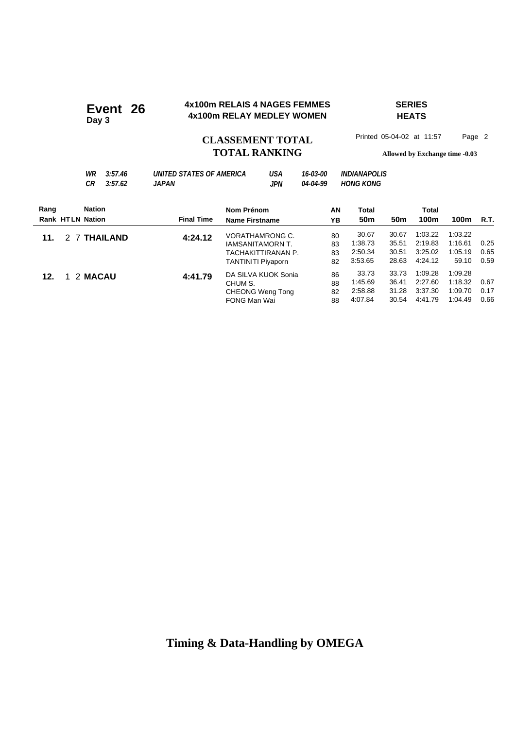# Event 26

**Day 3**

**4x100m RELAIS 4 NAGES FEMMES**
**4x100m RELAY MEDLEY WOMEN**

**SERIES**
**HEATS**

## CLASSEMENT TOTAL
## TOTAL RANKING

Printed 05-04-02 at 11:57 Page 2

**Allowed by Exchange time -0.03**

| | | | | | | |
|---|---|---|---|---|---|---|
| *WR* | *3:57.46* | *UNITED STATES OF AMERICA* | *USA* | *16-03-00* | *INDIANAPOLIS* |
| *CR* | *3:57.62* | *JAPAN* | *JPN* | *04-04-99* | *HONG KONG* |

| Rang / Rank | HT | LN | Nation | Final Time | Nom Prénom / Name Firstname | AN / YB | Total 50m | 50m | Total 100m | 100m | R.T. |
|---|---|---|---|---|---|---|---|---|---|---|---|
| **11.** | 2 | 7 | **THAILAND** | **4:24.12** | VORATHAMRONG C. | 80 | 30.67 | 30.67 | 1:03.22 | 1:03.22 | |
| | | | | | IAMSANITAMORN T. | 83 | 1:38.73 | 35.51 | 2:19.83 | 1:16.61 | 0.25 |
| | | | | | TACHAKITTIRANAN P. | 83 | 2:50.34 | 30.51 | 3:25.02 | 1:05.19 | 0.65 |
| | | | | | TANTINITI Piyaporn | 82 | 3:53.65 | 28.63 | 4:24.12 | 59.10 | 0.59 |
| **12.** | 1 | 2 | **MACAU** | **4:41.79** | DA SILVA KUOK Sonia | 86 | 33.73 | 33.73 | 1:09.28 | 1:09.28 | |
| | | | | | CHUM S. | 88 | 1:45.69 | 36.41 | 2:27.60 | 1:18.32 | 0.67 |
| | | | | | CHEONG Weng Tong | 82 | 2:58.88 | 31.28 | 3:37.30 | 1:09.70 | 0.17 |
| | | | | | FONG Man Wai | 88 | 4:07.84 | 30.54 | 4:41.79 | 1:04.49 | 0.66 |

**Timing & Data-Handling by OMEGA**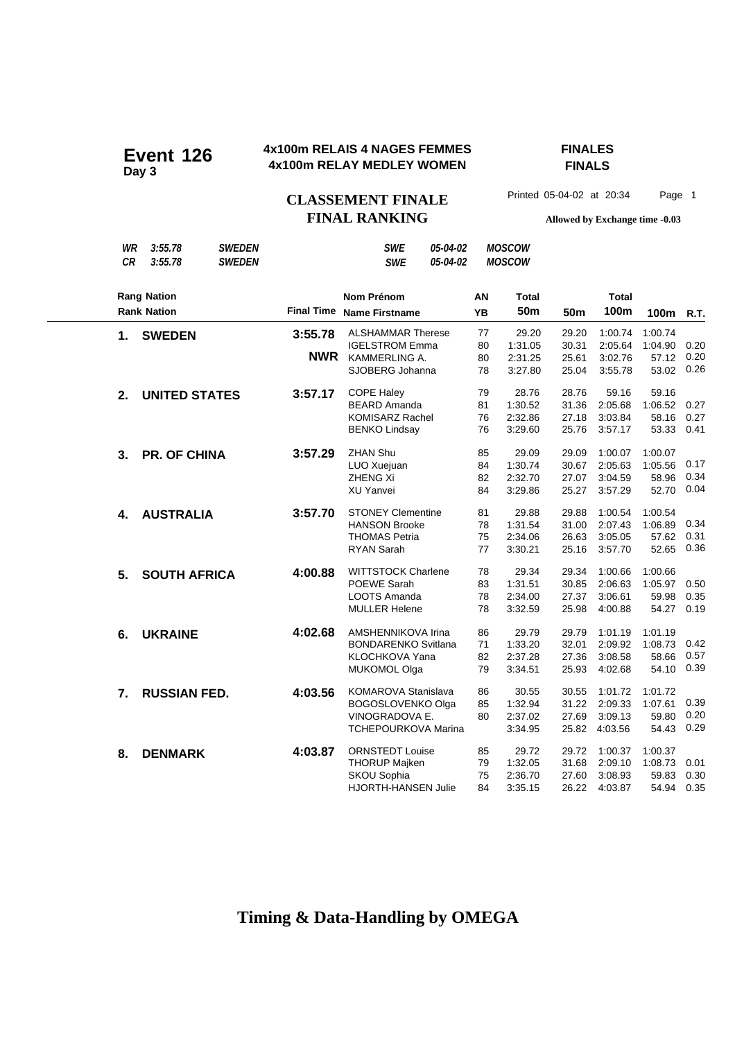# Event 126
**Day 3**

**4x100m RELAIS 4 NAGES FEMMES**
**4x100m RELAY MEDLEY WOMEN**

**FINALES**
**FINALS**

## CLASSEMENT FINALE
## FINAL RANKING

Printed 05-04-02 at 20:34

**Allowed by Exchange time -0.03**

| | | | | | |
|---|---|---|---|---|---|
| *WR* | *3:55.78* | *SWEDEN* | *SWE* | *05-04-02* | *MOSCOW* |
| *CR* | *3:55.78* | *SWEDEN* | *SWE* | *05-04-02* | *MOSCOW* |

| Rang Nation / Rank Nation | | Final Time | Nom Prénom / Name Firstname | AN / YB | Total 50m | 50m | Total 100m | 100m | R.T. |
|---|---|---|---|---|---|---|---|---|---|
| **1.** | **SWEDEN** | **3:55.78** | ALSHAMMAR Therese | 77 | 29.20 | 29.20 | 1:00.74 | 1:00.74 | |
| | | **NWR** | IGELSTROM Emma | 80 | 1:31.05 | 30.31 | 2:05.64 | 1:04.90 | 0.20 |
| | | | KAMMERLING A. | 80 | 2:31.25 | 25.61 | 3:02.76 | 57.12 | 0.20 |
| | | | SJOBERG Johanna | 78 | 3:27.80 | 25.04 | 3:55.78 | 53.02 | 0.26 |
| **2.** | **UNITED STATES** | **3:57.17** | COPE Haley | 79 | 28.76 | 28.76 | 59.16 | 59.16 | |
| | | | BEARD Amanda | 81 | 1:30.52 | 31.36 | 2:05.68 | 1:06.52 | 0.27 |
| | | | KOMISARZ Rachel | 76 | 2:32.86 | 27.18 | 3:03.84 | 58.16 | 0.27 |
| | | | BENKO Lindsay | 76 | 3:29.60 | 25.76 | 3:57.17 | 53.33 | 0.41 |
| **3.** | **PR. OF CHINA** | **3:57.29** | ZHAN Shu | 85 | 29.09 | 29.09 | 1:00.07 | 1:00.07 | |
| | | | LUO Xuejuan | 84 | 1:30.74 | 30.67 | 2:05.63 | 1:05.56 | 0.17 |
| | | | ZHENG Xi | 82 | 2:32.70 | 27.07 | 3:04.59 | 58.96 | 0.34 |
| | | | XU Yanvei | 84 | 3:29.86 | 25.27 | 3:57.29 | 52.70 | 0.04 |
| **4.** | **AUSTRALIA** | **3:57.70** | STONEY Clementine | 81 | 29.88 | 29.88 | 1:00.54 | 1:00.54 | |
| | | | HANSON Brooke | 78 | 1:31.54 | 31.00 | 2:07.43 | 1:06.89 | 0.34 |
| | | | THOMAS Petria | 75 | 2:34.06 | 26.63 | 3:05.05 | 57.62 | 0.31 |
| | | | RYAN Sarah | 77 | 3:30.21 | 25.16 | 3:57.70 | 52.65 | 0.36 |
| **5.** | **SOUTH AFRICA** | **4:00.88** | WITTSTOCK Charlene | 78 | 29.34 | 29.34 | 1:00.66 | 1:00.66 | |
| | | | POEWE Sarah | 83 | 1:31.51 | 30.85 | 2:06.63 | 1:05.97 | 0.50 |
| | | | LOOTS Amanda | 78 | 2:34.00 | 27.37 | 3:06.61 | 59.98 | 0.35 |
| | | | MULLER Helene | 78 | 3:32.59 | 25.98 | 4:00.88 | 54.27 | 0.19 |
| **6.** | **UKRAINE** | **4:02.68** | AMSHENNIKOVA Irina | 86 | 29.79 | 29.79 | 1:01.19 | 1:01.19 | |
| | | | BONDARENKO Svitlana | 71 | 1:33.20 | 32.01 | 2:09.92 | 1:08.73 | 0.42 |
| | | | KLOCHKOVA Yana | 82 | 2:37.28 | 27.36 | 3:08.58 | 58.66 | 0.57 |
| | | | MUKOMOL Olga | 79 | 3:34.51 | 25.93 | 4:02.68 | 54.10 | 0.39 |
| **7.** | **RUSSIAN FED.** | **4:03.56** | KOMAROVA Stanislava | 86 | 30.55 | 30.55 | 1:01.72 | 1:01.72 | |
| | | | BOGOSLOVENKO Olga | 85 | 1:32.94 | 31.22 | 2:09.33 | 1:07.61 | 0.39 |
| | | | VINOGRADOVA E. | 80 | 2:37.02 | 27.69 | 3:09.13 | 59.80 | 0.20 |
| | | | TCHEPOURKOVA Marina | | 3:34.95 | 25.82 | 4:03.56 | 54.43 | 0.29 |
| **8.** | **DENMARK** | **4:03.87** | ORNSTEDT Louise | 85 | 29.72 | 29.72 | 1:00.37 | 1:00.37 | |
| | | | THORUP Majken | 79 | 1:32.05 | 31.68 | 2:09.10 | 1:08.73 | 0.01 |
| | | | SKOU Sophia | 75 | 2:36.70 | 27.60 | 3:08.93 | 59.83 | 0.30 |
| | | | HJORTH-HANSEN Julie | 84 | 3:35.15 | 26.22 | 4:03.87 | 54.94 | 0.35 |

**Timing & Data-Handling by OMEGA**